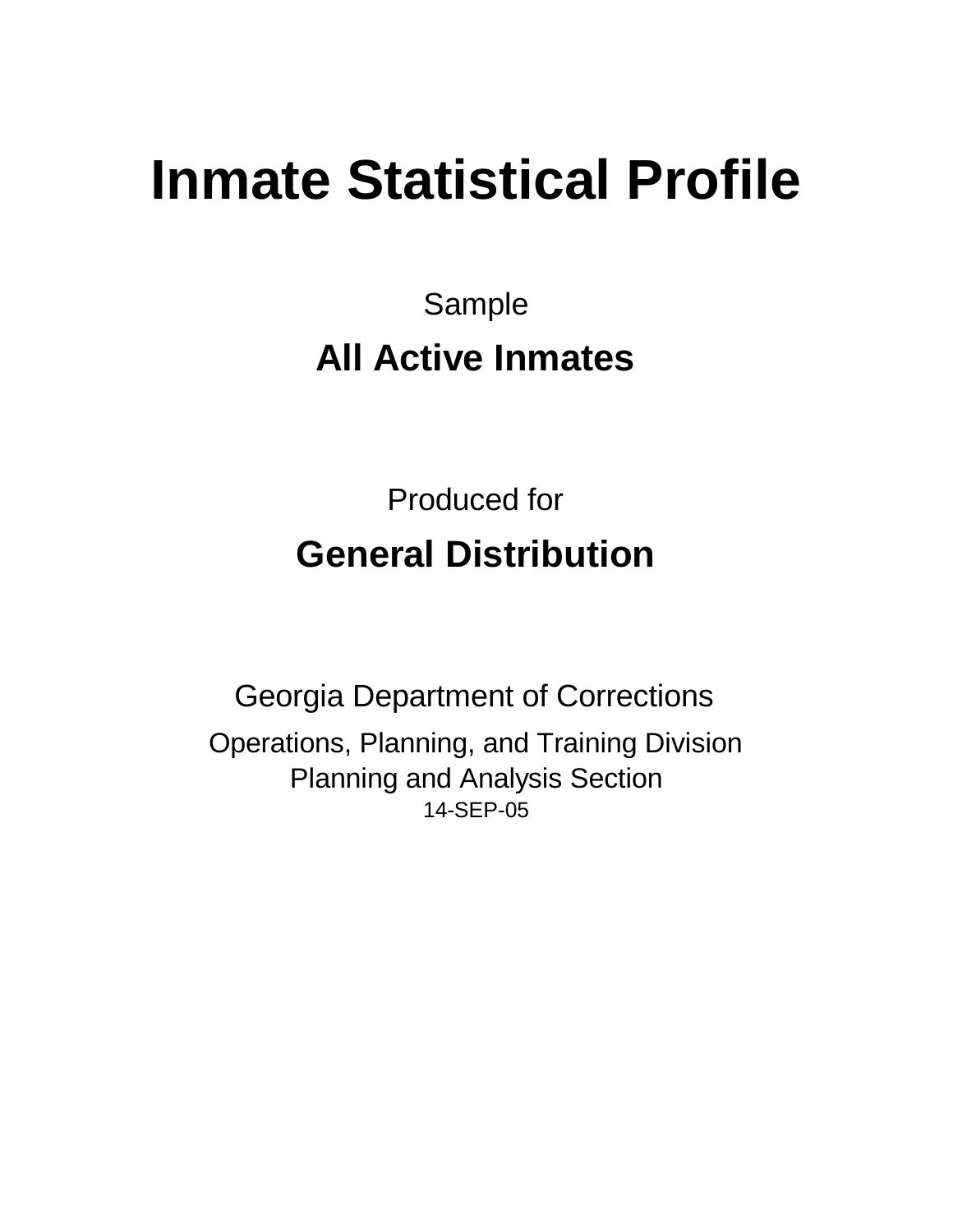# Inmate Statistical Profile

Sample

## All Active Inmates

Produced for

## General Distribution

Georgia Department of Corrections

Operations, Planning, and Training Division
Planning and Analysis Section
14-SEP-05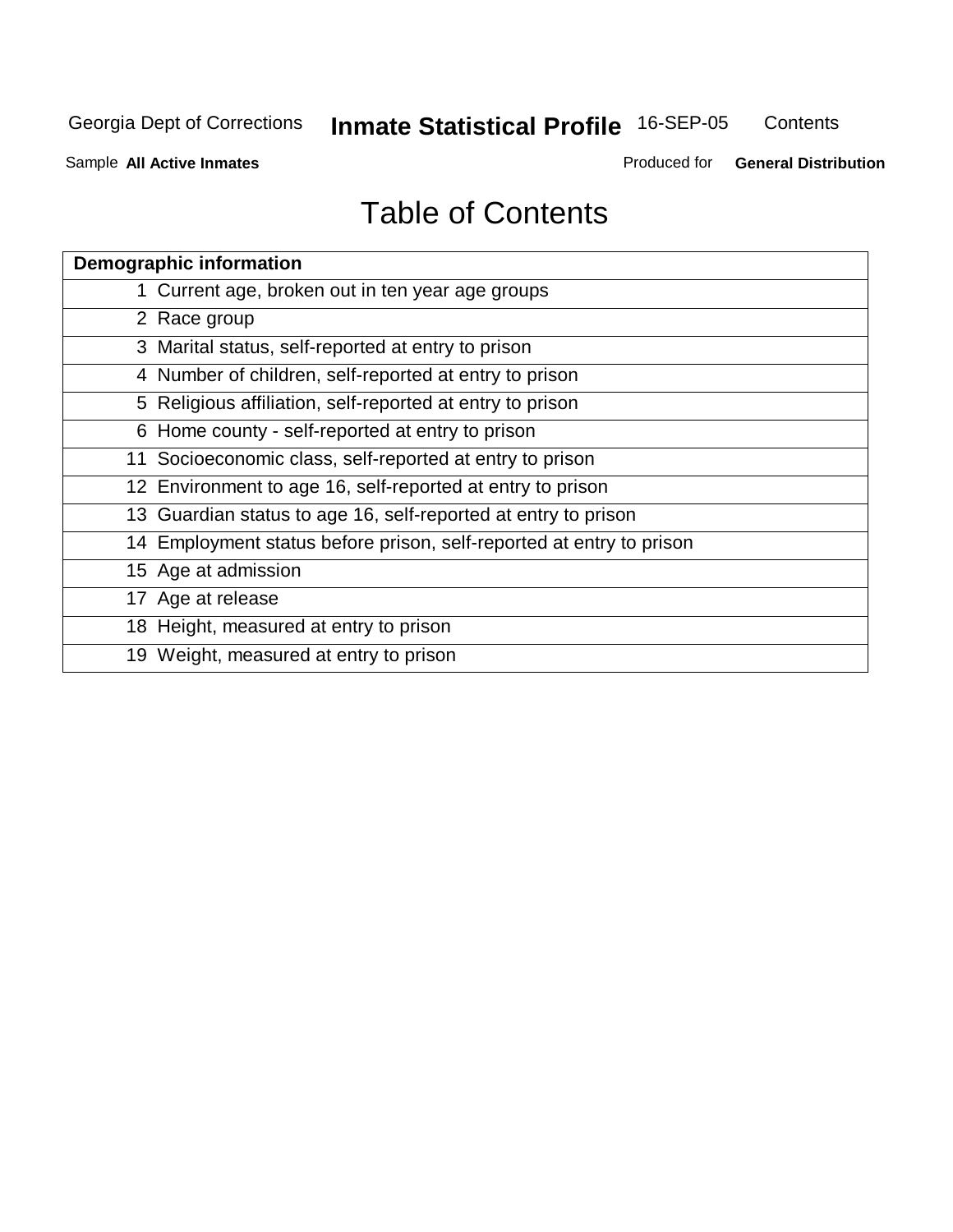# Table of Contents

| Demographic information | |
|---|---|
| 1 | Current age, broken out in ten year age groups |
| 2 | Race group |
| 3 | Marital status, self-reported at entry to prison |
| 4 | Number of children, self-reported at entry to prison |
| 5 | Religious affiliation, self-reported at entry to prison |
| 6 | Home county - self-reported at entry to prison |
| 11 | Socioeconomic class, self-reported at entry to prison |
| 12 | Environment to age 16, self-reported at entry to prison |
| 13 | Guardian status to age 16, self-reported at entry to prison |
| 14 | Employment status before prison, self-reported at entry to prison |
| 15 | Age at admission |
| 17 | Age at release |
| 18 | Height, measured at entry to prison |
| 19 | Weight, measured at entry to prison |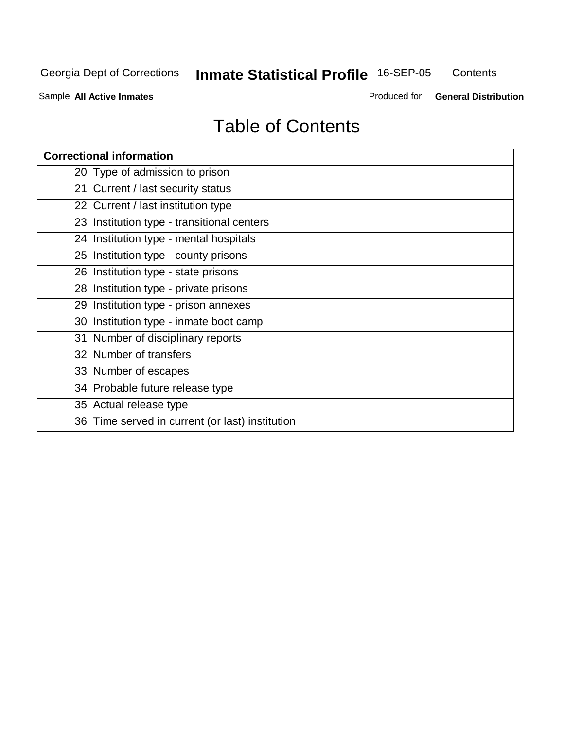# Table of Contents

| Correctional information |
| --- |
| 20 Type of admission to prison |
| 21 Current / last security status |
| 22 Current / last institution type |
| 23 Institution type - transitional centers |
| 24 Institution type - mental hospitals |
| 25 Institution type - county prisons |
| 26 Institution type - state prisons |
| 28 Institution type - private prisons |
| 29 Institution type - prison annexes |
| 30 Institution type - inmate boot camp |
| 31 Number of disciplinary reports |
| 32 Number of transfers |
| 33 Number of escapes |
| 34 Probable future release type |
| 35 Actual release type |
| 36 Time served in current (or last) institution |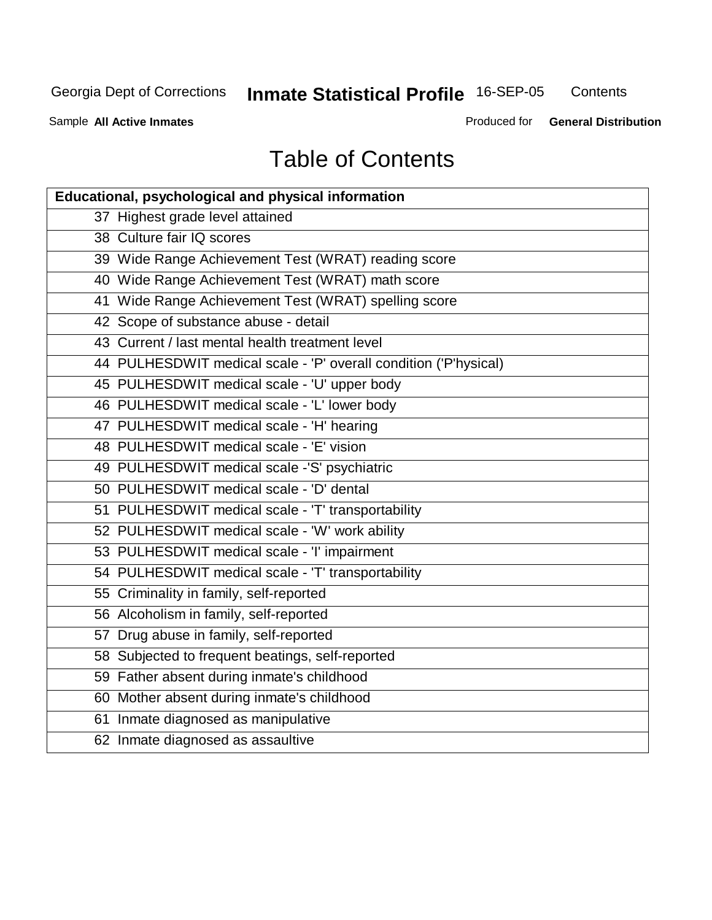# Table of Contents

| Educational, psychological and physical information |
| --- |
| 37 Highest grade level attained |
| 38 Culture fair IQ scores |
| 39 Wide Range Achievement Test (WRAT) reading score |
| 40 Wide Range Achievement Test (WRAT) math score |
| 41 Wide Range Achievement Test (WRAT) spelling score |
| 42 Scope of substance abuse - detail |
| 43 Current / last mental health treatment level |
| 44 PULHESDWIT medical scale - 'P' overall condition ('P'hysical) |
| 45 PULHESDWIT medical scale - 'U' upper body |
| 46 PULHESDWIT medical scale - 'L' lower body |
| 47 PULHESDWIT medical scale - 'H' hearing |
| 48 PULHESDWIT medical scale - 'E' vision |
| 49 PULHESDWIT medical scale -'S' psychiatric |
| 50 PULHESDWIT medical scale - 'D' dental |
| 51 PULHESDWIT medical scale - 'T' transportability |
| 52 PULHESDWIT medical scale - 'W' work ability |
| 53 PULHESDWIT medical scale - 'I' impairment |
| 54 PULHESDWIT medical scale - 'T' transportability |
| 55 Criminality in family, self-reported |
| 56 Alcoholism in family, self-reported |
| 57 Drug abuse in family, self-reported |
| 58 Subjected to frequent beatings, self-reported |
| 59 Father absent during inmate's childhood |
| 60 Mother absent during inmate's childhood |
| 61 Inmate diagnosed as manipulative |
| 62 Inmate diagnosed as assaultive |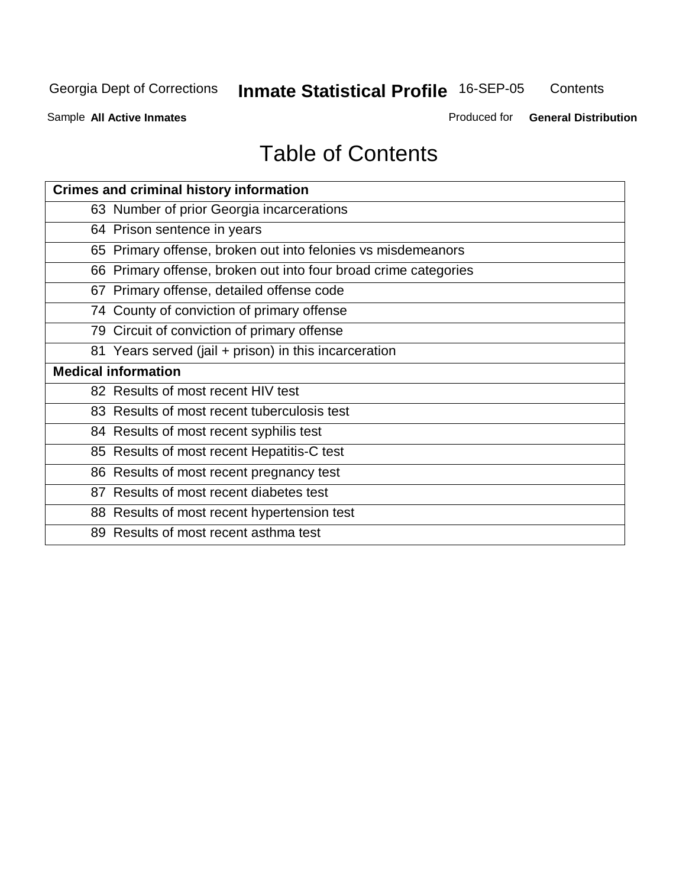# Table of Contents

| Crimes and criminal history information |
|---|
| 63 Number of prior Georgia incarcerations |
| 64 Prison sentence in years |
| 65 Primary offense, broken out into felonies vs misdemeanors |
| 66 Primary offense, broken out into four broad crime categories |
| 67 Primary offense, detailed offense code |
| 74 County of conviction of primary offense |
| 79 Circuit of conviction of primary offense |
| 81 Years served (jail + prison) in this incarceration |
| **Medical information** |
| 82 Results of most recent HIV test |
| 83 Results of most recent tuberculosis test |
| 84 Results of most recent syphilis test |
| 85 Results of most recent Hepatitis-C test |
| 86 Results of most recent pregnancy test |
| 87 Results of most recent diabetes test |
| 88 Results of most recent hypertension test |
| 89 Results of most recent asthma test |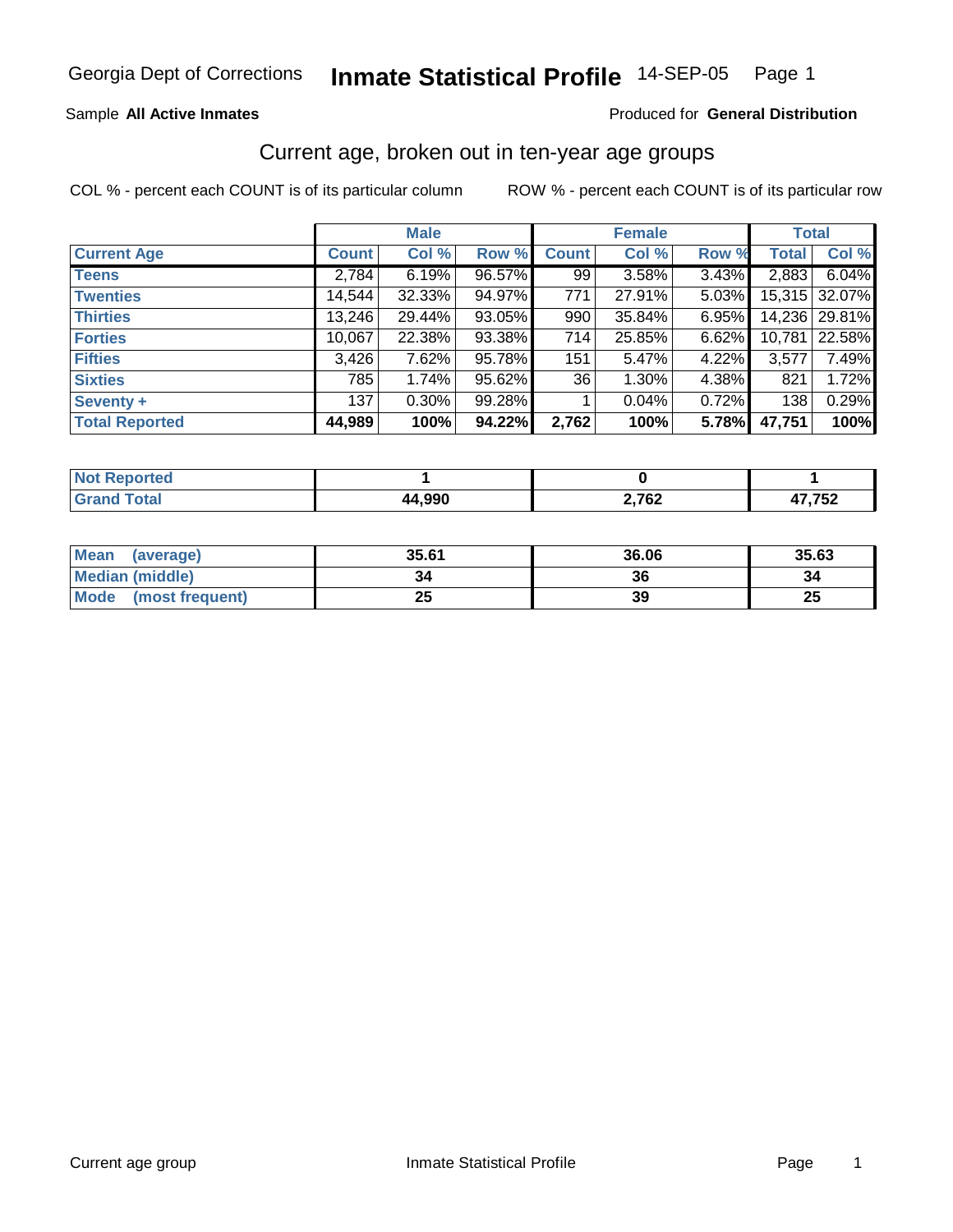Georgia Dept of Corrections **Inmate Statistical Profile** 14-SEP-05

Sample **All Active Inmates**

Produced for **General Distribution**

## Current age, broken out in ten-year age groups

COL % - percent each COUNT is of its particular column

ROW % - percent each COUNT is of its particular row

| | Male | | | Female | | | Total | |
|---|---|---|---|---|---|---|---|---|
| **Current Age** | **Count** | **Col %** | **Row %** | **Count** | **Col %** | **Row %** | **Total** | **Col %** |
| **Teens** | 2,784 | 6.19% | 96.57% | 99 | 3.58% | 3.43% | 2,883 | 6.04% |
| **Twenties** | 14,544 | 32.33% | 94.97% | 771 | 27.91% | 5.03% | 15,315 | 32.07% |
| **Thirties** | 13,246 | 29.44% | 93.05% | 990 | 35.84% | 6.95% | 14,236 | 29.81% |
| **Forties** | 10,067 | 22.38% | 93.38% | 714 | 25.85% | 6.62% | 10,781 | 22.58% |
| **Fifties** | 3,426 | 7.62% | 95.78% | 151 | 5.47% | 4.22% | 3,577 | 7.49% |
| **Sixties** | 785 | 1.74% | 95.62% | 36 | 1.30% | 4.38% | 821 | 1.72% |
| **Seventy +** | 137 | 0.30% | 99.28% | 1 | 0.04% | 0.72% | 138 | 0.29% |
| **Total Reported** | **44,989** | **100%** | **94.22%** | **2,762** | **100%** | **5.78%** | **47,751** | **100%** |

| | Male | Female | Total |
|---|---|---|---|
| **Not Reported** | **1** | **0** | **1** |
| **Grand Total** | **44,990** | **2,762** | **47,752** |

| | Male | Female | Total |
|---|---|---|---|
| **Mean (average)** | **35.61** | **36.06** | **35.63** |
| **Median (middle)** | **34** | **36** | **34** |
| **Mode (most frequent)** | **25** | **39** | **25** |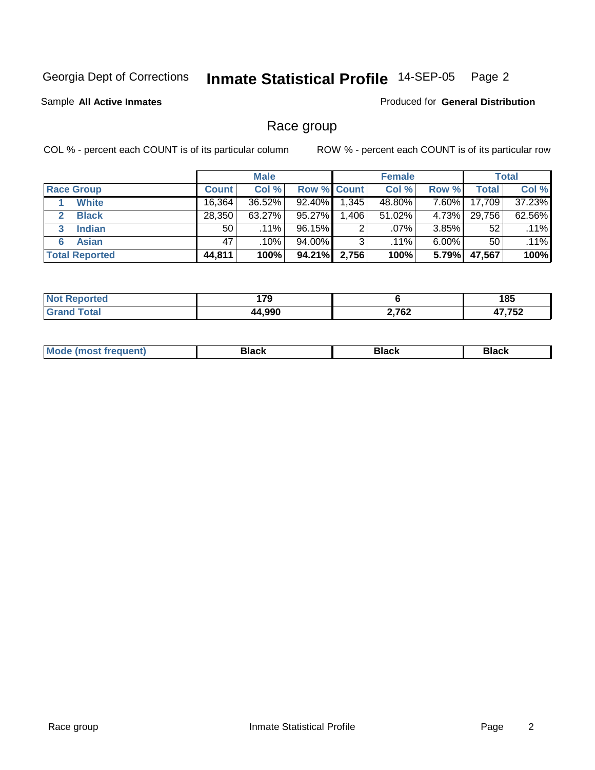Georgia Dept of Corrections **Inmate Statistical Profile** 14-SEP-05

Sample **All Active Inmates**

Produced for **General Distribution**

## Race group

COL % - percent each COUNT is of its particular column

ROW % - percent each COUNT is of its particular row

| | Male | | | Female | | | Total | |
|---|---|---|---|---|---|---|---|---|
| **Race Group** | **Count** | **Col %** | **Row %** | **Count** | **Col %** | **Row %** | **Total** | **Col %** |
| 1 White | 16,364 | 36.52% | 92.40% | 1,345 | 48.80% | 7.60% | 17,709 | 37.23% |
| 2 Black | 28,350 | 63.27% | 95.27% | 1,406 | 51.02% | 4.73% | 29,756 | 62.56% |
| 3 Indian | 50 | .11% | 96.15% | 2 | .07% | 3.85% | 52 | .11% |
| 6 Asian | 47 | .10% | 94.00% | 3 | .11% | 6.00% | 50 | .11% |
| **Total Reported** | **44,811** | **100%** | **94.21%** | **2,756** | **100%** | **5.79%** | **47,567** | **100%** |

| | Male | Female | Total |
|---|---|---|---|
| **Not Reported** | **179** | **6** | **185** |
| **Grand Total** | **44,990** | **2,762** | **47,752** |

| | Male | Female | Total |
|---|---|---|---|
| **Mode (most frequent)** | **Black** | **Black** | **Black** |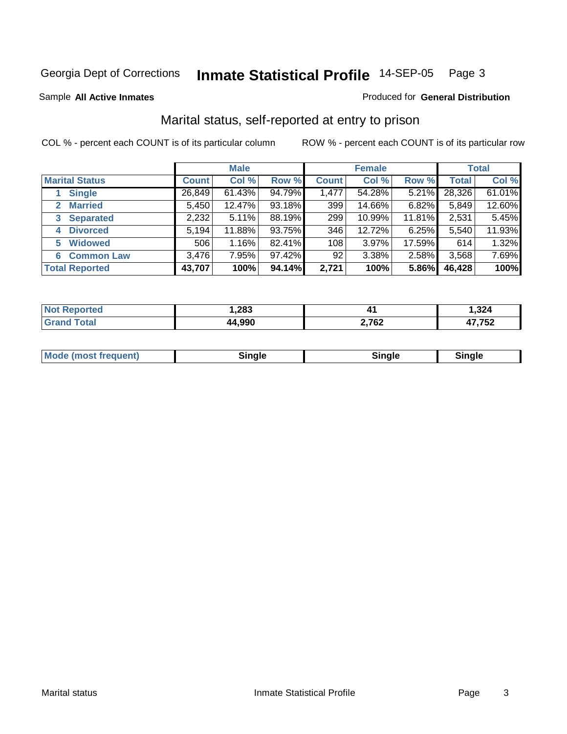Georgia Dept of Corrections **Inmate Statistical Profile** 14-SEP-05 Page 3

Sample **All Active Inmates**

Produced for **General Distribution**

## Marital status, self-reported at entry to prison

COL % - percent each COUNT is of its particular column

ROW % - percent each COUNT is of its particular row

| | Male | | | Female | | | Total | |
|---|---|---|---|---|---|---|---|---|
| **Marital Status** | **Count** | **Col %** | **Row %** | **Count** | **Col %** | **Row %** | **Total** | **Col %** |
| 1 **Single** | 26,849 | 61.43% | 94.79% | 1,477 | 54.28% | 5.21% | 28,326 | 61.01% |
| 2 **Married** | 5,450 | 12.47% | 93.18% | 399 | 14.66% | 6.82% | 5,849 | 12.60% |
| 3 **Separated** | 2,232 | 5.11% | 88.19% | 299 | 10.99% | 11.81% | 2,531 | 5.45% |
| 4 **Divorced** | 5,194 | 11.88% | 93.75% | 346 | 12.72% | 6.25% | 5,540 | 11.93% |
| 5 **Widowed** | 506 | 1.16% | 82.41% | 108 | 3.97% | 17.59% | 614 | 1.32% |
| 6 **Common Law** | 3,476 | 7.95% | 97.42% | 92 | 3.38% | 2.58% | 3,568 | 7.69% |
| **Total Reported** | **43,707** | **100%** | **94.14%** | **2,721** | **100%** | **5.86%** | **46,428** | **100%** |

| | Male | Female | Total |
|---|---|---|---|
| **Not Reported** | **1,283** | **41** | **1,324** |
| **Grand Total** | **44,990** | **2,762** | **47,752** |

| | Male | Female | Total |
|---|---|---|---|
| **Mode (most frequent)** | **Single** | **Single** | **Single** |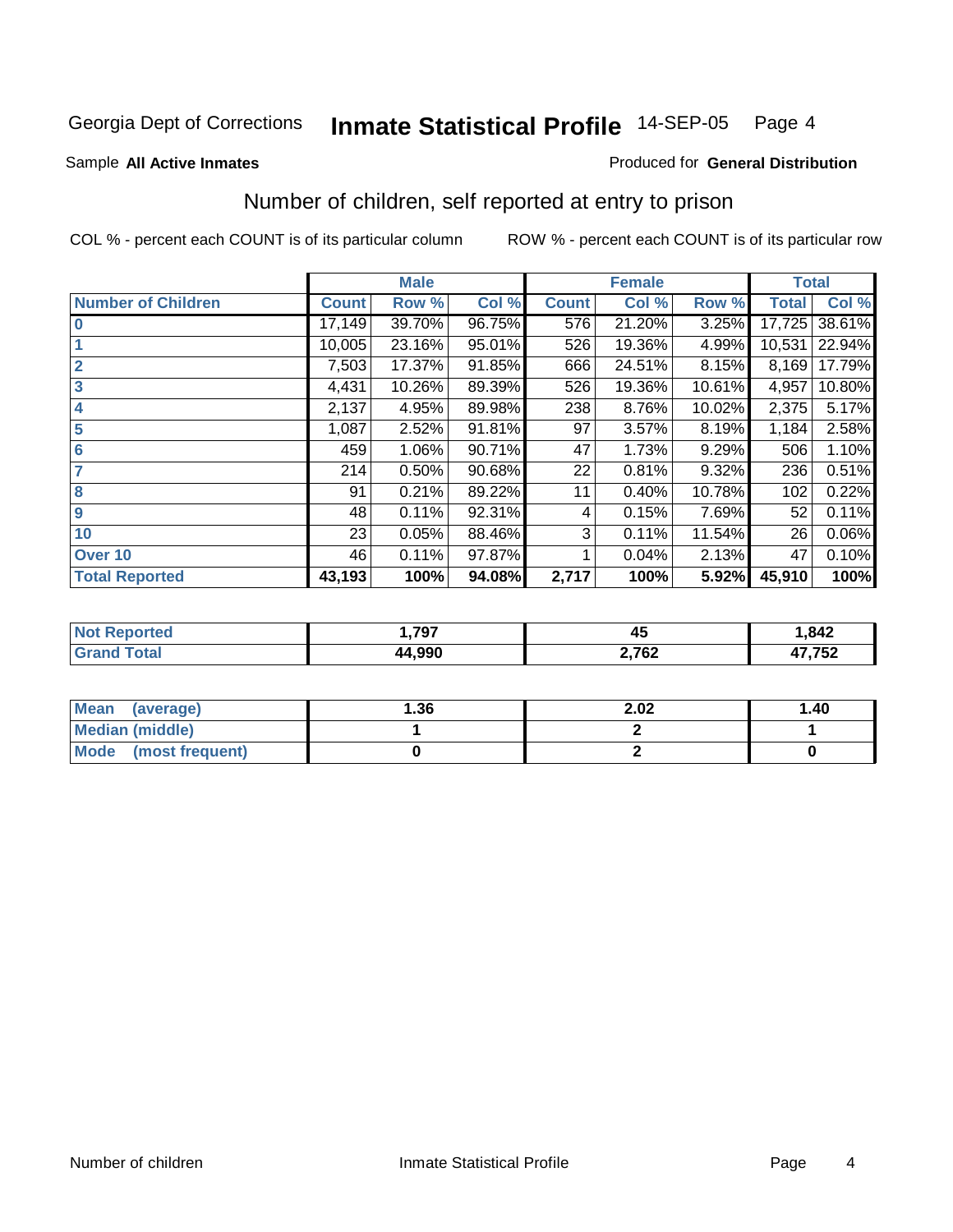Georgia Dept of Corrections **Inmate Statistical Profile** 14-SEP-05

Sample **All Active Inmates**

Produced for **General Distribution**

## Number of children, self reported at entry to prison

COL % - percent each COUNT is of its particular column

ROW % - percent each COUNT is of its particular row

| | Male | | | Female | | | Total | |
|---|---|---|---|---|---|---|---|---|
| Number of Children | Count | Row % | Col % | Count | Col % | Row % | Total | Col % |
| 0 | 17,149 | 39.70% | 96.75% | 576 | 21.20% | 3.25% | 17,725 | 38.61% |
| 1 | 10,005 | 23.16% | 95.01% | 526 | 19.36% | 4.99% | 10,531 | 22.94% |
| 2 | 7,503 | 17.37% | 91.85% | 666 | 24.51% | 8.15% | 8,169 | 17.79% |
| 3 | 4,431 | 10.26% | 89.39% | 526 | 19.36% | 10.61% | 4,957 | 10.80% |
| 4 | 2,137 | 4.95% | 89.98% | 238 | 8.76% | 10.02% | 2,375 | 5.17% |
| 5 | 1,087 | 2.52% | 91.81% | 97 | 3.57% | 8.19% | 1,184 | 2.58% |
| 6 | 459 | 1.06% | 90.71% | 47 | 1.73% | 9.29% | 506 | 1.10% |
| 7 | 214 | 0.50% | 90.68% | 22 | 0.81% | 9.32% | 236 | 0.51% |
| 8 | 91 | 0.21% | 89.22% | 11 | 0.40% | 10.78% | 102 | 0.22% |
| 9 | 48 | 0.11% | 92.31% | 4 | 0.15% | 7.69% | 52 | 0.11% |
| 10 | 23 | 0.05% | 88.46% | 3 | 0.11% | 11.54% | 26 | 0.06% |
| Over 10 | 46 | 0.11% | 97.87% | 1 | 0.04% | 2.13% | 47 | 0.10% |
| **Total Reported** | **43,193** | **100%** | **94.08%** | **2,717** | **100%** | **5.92%** | **45,910** | **100%** |

| | Male | Female | Total |
|---|---|---|---|
| Not Reported | 1,797 | 45 | 1,842 |
| Grand Total | 44,990 | 2,762 | 47,752 |

| | Male | Female | Total |
|---|---|---|---|
| Mean (average) | 1.36 | 2.02 | 1.40 |
| Median (middle) | 1 | 2 | 1 |
| Mode (most frequent) | 0 | 2 | 0 |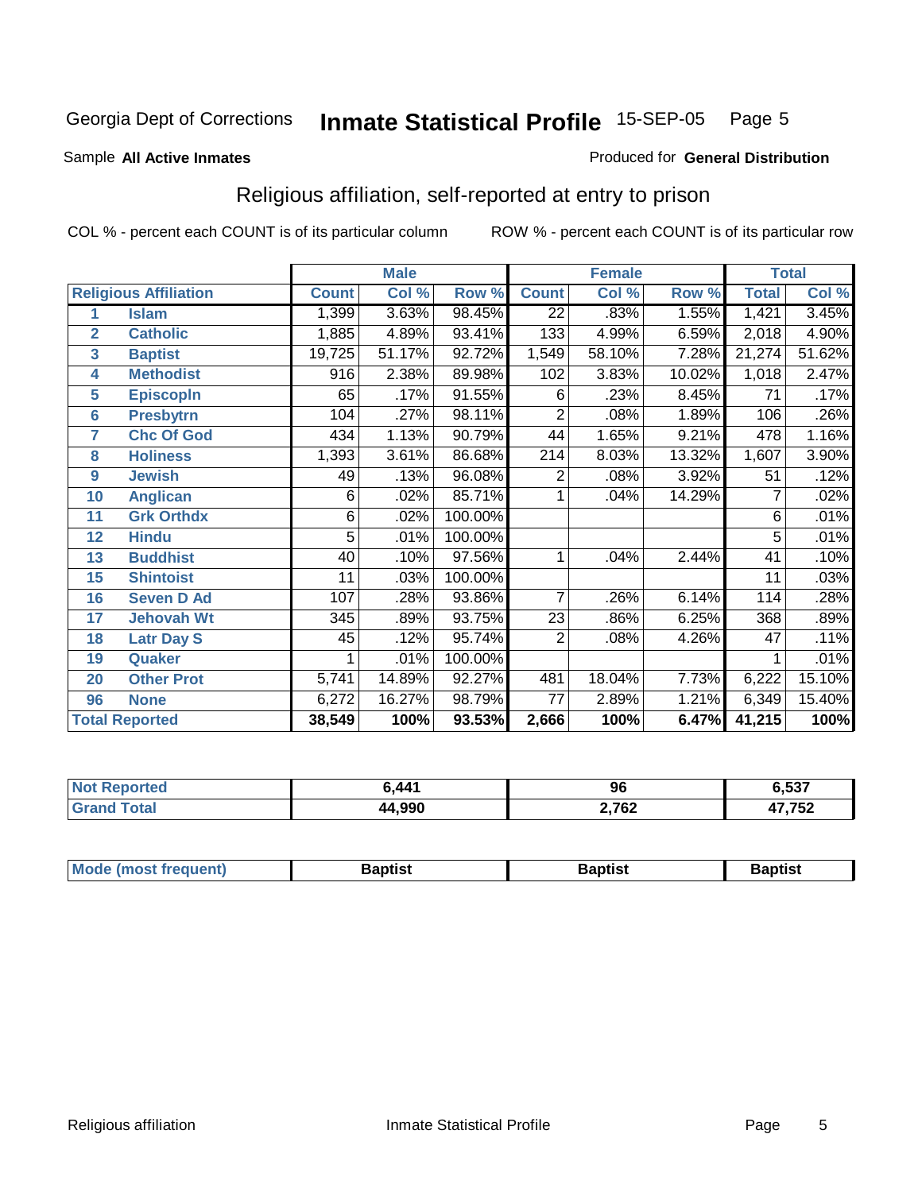Georgia Dept of Corrections **Inmate Statistical Profile** 15-SEP-05

Sample **All Active Inmates**

Produced for **General Distribution**

## Religious affiliation, self-reported at entry to prison

COL % - percent each COUNT is of its particular column

ROW % - percent each COUNT is of its particular row

| Religious Affiliation | | Male | | | Female | | | Total | |
|---|---|---|---|---|---|---|---|---|---|
| | | Count | Col % | Row % | Count | Col % | Row % | Total | Col % |
| 1 | Islam | 1,399 | 3.63% | 98.45% | 22 | .83% | 1.55% | 1,421 | 3.45% |
| 2 | Catholic | 1,885 | 4.89% | 93.41% | 133 | 4.99% | 6.59% | 2,018 | 4.90% |
| 3 | Baptist | 19,725 | 51.17% | 92.72% | 1,549 | 58.10% | 7.28% | 21,274 | 51.62% |
| 4 | Methodist | 916 | 2.38% | 89.98% | 102 | 3.83% | 10.02% | 1,018 | 2.47% |
| 5 | Episcopln | 65 | .17% | 91.55% | 6 | .23% | 8.45% | 71 | .17% |
| 6 | Presbytrn | 104 | .27% | 98.11% | 2 | .08% | 1.89% | 106 | .26% |
| 7 | Chc Of God | 434 | 1.13% | 90.79% | 44 | 1.65% | 9.21% | 478 | 1.16% |
| 8 | Holiness | 1,393 | 3.61% | 86.68% | 214 | 8.03% | 13.32% | 1,607 | 3.90% |
| 9 | Jewish | 49 | .13% | 96.08% | 2 | .08% | 3.92% | 51 | .12% |
| 10 | Anglican | 6 | .02% | 85.71% | 1 | .04% | 14.29% | 7 | .02% |
| 11 | Grk Orthdx | 6 | .02% | 100.00% | | | | 6 | .01% |
| 12 | Hindu | 5 | .01% | 100.00% | | | | 5 | .01% |
| 13 | Buddhist | 40 | .10% | 97.56% | 1 | .04% | 2.44% | 41 | .10% |
| 15 | Shintoist | 11 | .03% | 100.00% | | | | 11 | .03% |
| 16 | Seven D Ad | 107 | .28% | 93.86% | 7 | .26% | 6.14% | 114 | .28% |
| 17 | Jehovah Wt | 345 | .89% | 93.75% | 23 | .86% | 6.25% | 368 | .89% |
| 18 | Latr Day S | 45 | .12% | 95.74% | 2 | .08% | 4.26% | 47 | .11% |
| 19 | Quaker | 1 | .01% | 100.00% | | | | 1 | .01% |
| 20 | Other Prot | 5,741 | 14.89% | 92.27% | 481 | 18.04% | 7.73% | 6,222 | 15.10% |
| 96 | None | 6,272 | 16.27% | 98.79% | 77 | 2.89% | 1.21% | 6,349 | 15.40% |
| **Total Reported** | | **38,549** | **100%** | **93.53%** | **2,666** | **100%** | **6.47%** | **41,215** | **100%** |

| | Male | Female | Total |
|---|---|---|---|
| Not Reported | 6,441 | 96 | 6,537 |
| Grand Total | 44,990 | 2,762 | 47,752 |

| | Male | Female | Total |
|---|---|---|---|
| Mode (most frequent) | Baptist | Baptist | Baptist |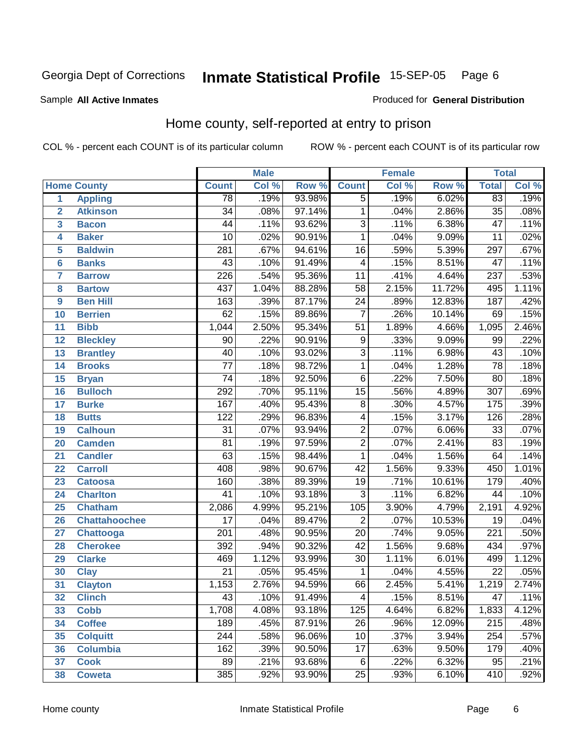Georgia Dept of Corrections **Inmate Statistical Profile** 15-SEP-05

Sample **All Active Inmates**

Produced for **General Distribution**

## Home county, self-reported at entry to prison

COL % - percent each COUNT is of its particular column

ROW % - percent each COUNT is of its particular row

| | | Male | | | Female | | | Total | |
|---|---|---|---|---|---|---|---|---|---|
| Home County | | Count | Col % | Row % | Count | Col % | Row % | Total | Col % |
| 1 | Appling | 78 | .19% | 93.98% | 5 | .19% | 6.02% | 83 | .19% |
| 2 | Atkinson | 34 | .08% | 97.14% | 1 | .04% | 2.86% | 35 | .08% |
| 3 | Bacon | 44 | .11% | 93.62% | 3 | .11% | 6.38% | 47 | .11% |
| 4 | Baker | 10 | .02% | 90.91% | 1 | .04% | 9.09% | 11 | .02% |
| 5 | Baldwin | 281 | .67% | 94.61% | 16 | .59% | 5.39% | 297 | .67% |
| 6 | Banks | 43 | .10% | 91.49% | 4 | .15% | 8.51% | 47 | .11% |
| 7 | Barrow | 226 | .54% | 95.36% | 11 | .41% | 4.64% | 237 | .53% |
| 8 | Bartow | 437 | 1.04% | 88.28% | 58 | 2.15% | 11.72% | 495 | 1.11% |
| 9 | Ben Hill | 163 | .39% | 87.17% | 24 | .89% | 12.83% | 187 | .42% |
| 10 | Berrien | 62 | .15% | 89.86% | 7 | .26% | 10.14% | 69 | .15% |
| 11 | Bibb | 1,044 | 2.50% | 95.34% | 51 | 1.89% | 4.66% | 1,095 | 2.46% |
| 12 | Bleckley | 90 | .22% | 90.91% | 9 | .33% | 9.09% | 99 | .22% |
| 13 | Brantley | 40 | .10% | 93.02% | 3 | .11% | 6.98% | 43 | .10% |
| 14 | Brooks | 77 | .18% | 98.72% | 1 | .04% | 1.28% | 78 | .18% |
| 15 | Bryan | 74 | .18% | 92.50% | 6 | .22% | 7.50% | 80 | .18% |
| 16 | Bulloch | 292 | .70% | 95.11% | 15 | .56% | 4.89% | 307 | .69% |
| 17 | Burke | 167 | .40% | 95.43% | 8 | .30% | 4.57% | 175 | .39% |
| 18 | Butts | 122 | .29% | 96.83% | 4 | .15% | 3.17% | 126 | .28% |
| 19 | Calhoun | 31 | .07% | 93.94% | 2 | .07% | 6.06% | 33 | .07% |
| 20 | Camden | 81 | .19% | 97.59% | 2 | .07% | 2.41% | 83 | .19% |
| 21 | Candler | 63 | .15% | 98.44% | 1 | .04% | 1.56% | 64 | .14% |
| 22 | Carroll | 408 | .98% | 90.67% | 42 | 1.56% | 9.33% | 450 | 1.01% |
| 23 | Catoosa | 160 | .38% | 89.39% | 19 | .71% | 10.61% | 179 | .40% |
| 24 | Charlton | 41 | .10% | 93.18% | 3 | .11% | 6.82% | 44 | .10% |
| 25 | Chatham | 2,086 | 4.99% | 95.21% | 105 | 3.90% | 4.79% | 2,191 | 4.92% |
| 26 | Chattahoochee | 17 | .04% | 89.47% | 2 | .07% | 10.53% | 19 | .04% |
| 27 | Chattooga | 201 | .48% | 90.95% | 20 | .74% | 9.05% | 221 | .50% |
| 28 | Cherokee | 392 | .94% | 90.32% | 42 | 1.56% | 9.68% | 434 | .97% |
| 29 | Clarke | 469 | 1.12% | 93.99% | 30 | 1.11% | 6.01% | 499 | 1.12% |
| 30 | Clay | 21 | .05% | 95.45% | 1 | .04% | 4.55% | 22 | .05% |
| 31 | Clayton | 1,153 | 2.76% | 94.59% | 66 | 2.45% | 5.41% | 1,219 | 2.74% |
| 32 | Clinch | 43 | .10% | 91.49% | 4 | .15% | 8.51% | 47 | .11% |
| 33 | Cobb | 1,708 | 4.08% | 93.18% | 125 | 4.64% | 6.82% | 1,833 | 4.12% |
| 34 | Coffee | 189 | .45% | 87.91% | 26 | .96% | 12.09% | 215 | .48% |
| 35 | Colquitt | 244 | .58% | 96.06% | 10 | .37% | 3.94% | 254 | .57% |
| 36 | Columbia | 162 | .39% | 90.50% | 17 | .63% | 9.50% | 179 | .40% |
| 37 | Cook | 89 | .21% | 93.68% | 6 | .22% | 6.32% | 95 | .21% |
| 38 | Coweta | 385 | .92% | 93.90% | 25 | .93% | 6.10% | 410 | .92% |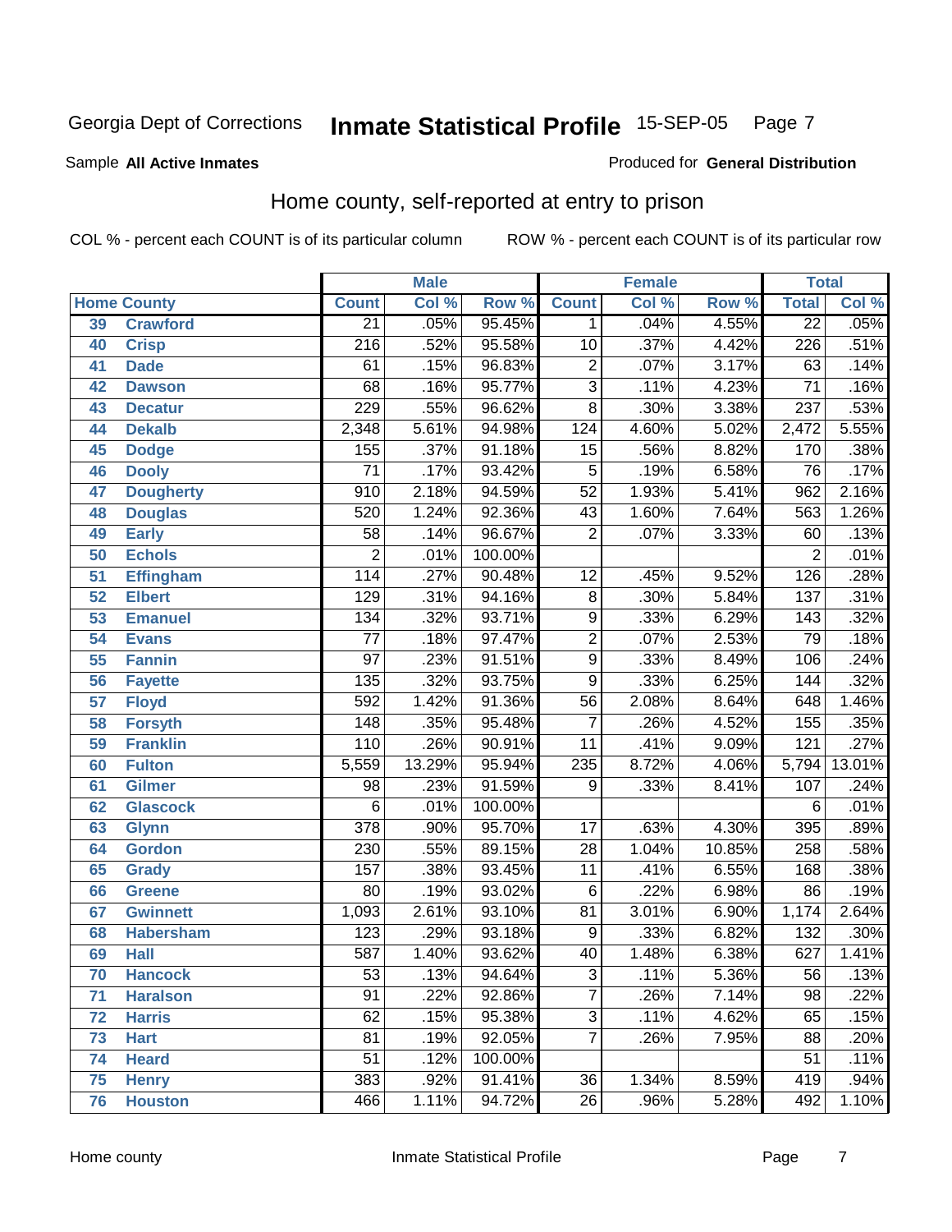Georgia Dept of Corrections **Inmate Statistical Profile** 15-SEP-05

Sample **All Active Inmates**

Produced for **General Distribution**

## Home county, self-reported at entry to prison

COL % - percent each COUNT is of its particular column

ROW % - percent each COUNT is of its particular row

| Home County | | Male | | | Female | | | Total | |
|---|---|---|---|---|---|---|---|---|---|
| | | Count | Col % | Row % | Count | Col % | Row % | Total | Col % |
| 39 | Crawford | 21 | .05% | 95.45% | 1 | .04% | 4.55% | 22 | .05% |
| 40 | Crisp | 216 | .52% | 95.58% | 10 | .37% | 4.42% | 226 | .51% |
| 41 | Dade | 61 | .15% | 96.83% | 2 | .07% | 3.17% | 63 | .14% |
| 42 | Dawson | 68 | .16% | 95.77% | 3 | .11% | 4.23% | 71 | .16% |
| 43 | Decatur | 229 | .55% | 96.62% | 8 | .30% | 3.38% | 237 | .53% |
| 44 | Dekalb | 2,348 | 5.61% | 94.98% | 124 | 4.60% | 5.02% | 2,472 | 5.55% |
| 45 | Dodge | 155 | .37% | 91.18% | 15 | .56% | 8.82% | 170 | .38% |
| 46 | Dooly | 71 | .17% | 93.42% | 5 | .19% | 6.58% | 76 | .17% |
| 47 | Dougherty | 910 | 2.18% | 94.59% | 52 | 1.93% | 5.41% | 962 | 2.16% |
| 48 | Douglas | 520 | 1.24% | 92.36% | 43 | 1.60% | 7.64% | 563 | 1.26% |
| 49 | Early | 58 | .14% | 96.67% | 2 | .07% | 3.33% | 60 | .13% |
| 50 | Echols | 2 | .01% | 100.00% | | | | 2 | .01% |
| 51 | Effingham | 114 | .27% | 90.48% | 12 | .45% | 9.52% | 126 | .28% |
| 52 | Elbert | 129 | .31% | 94.16% | 8 | .30% | 5.84% | 137 | .31% |
| 53 | Emanuel | 134 | .32% | 93.71% | 9 | .33% | 6.29% | 143 | .32% |
| 54 | Evans | 77 | .18% | 97.47% | 2 | .07% | 2.53% | 79 | .18% |
| 55 | Fannin | 97 | .23% | 91.51% | 9 | .33% | 8.49% | 106 | .24% |
| 56 | Fayette | 135 | .32% | 93.75% | 9 | .33% | 6.25% | 144 | .32% |
| 57 | Floyd | 592 | 1.42% | 91.36% | 56 | 2.08% | 8.64% | 648 | 1.46% |
| 58 | Forsyth | 148 | .35% | 95.48% | 7 | .26% | 4.52% | 155 | .35% |
| 59 | Franklin | 110 | .26% | 90.91% | 11 | .41% | 9.09% | 121 | .27% |
| 60 | Fulton | 5,559 | 13.29% | 95.94% | 235 | 8.72% | 4.06% | 5,794 | 13.01% |
| 61 | Gilmer | 98 | .23% | 91.59% | 9 | .33% | 8.41% | 107 | .24% |
| 62 | Glascock | 6 | .01% | 100.00% | | | | 6 | .01% |
| 63 | Glynn | 378 | .90% | 95.70% | 17 | .63% | 4.30% | 395 | .89% |
| 64 | Gordon | 230 | .55% | 89.15% | 28 | 1.04% | 10.85% | 258 | .58% |
| 65 | Grady | 157 | .38% | 93.45% | 11 | .41% | 6.55% | 168 | .38% |
| 66 | Greene | 80 | .19% | 93.02% | 6 | .22% | 6.98% | 86 | .19% |
| 67 | Gwinnett | 1,093 | 2.61% | 93.10% | 81 | 3.01% | 6.90% | 1,174 | 2.64% |
| 68 | Habersham | 123 | .29% | 93.18% | 9 | .33% | 6.82% | 132 | .30% |
| 69 | Hall | 587 | 1.40% | 93.62% | 40 | 1.48% | 6.38% | 627 | 1.41% |
| 70 | Hancock | 53 | .13% | 94.64% | 3 | .11% | 5.36% | 56 | .13% |
| 71 | Haralson | 91 | .22% | 92.86% | 7 | .26% | 7.14% | 98 | .22% |
| 72 | Harris | 62 | .15% | 95.38% | 3 | .11% | 4.62% | 65 | .15% |
| 73 | Hart | 81 | .19% | 92.05% | 7 | .26% | 7.95% | 88 | .20% |
| 74 | Heard | 51 | .12% | 100.00% | | | | 51 | .11% |
| 75 | Henry | 383 | .92% | 91.41% | 36 | 1.34% | 8.59% | 419 | .94% |
| 76 | Houston | 466 | 1.11% | 94.72% | 26 | .96% | 5.28% | 492 | 1.10% |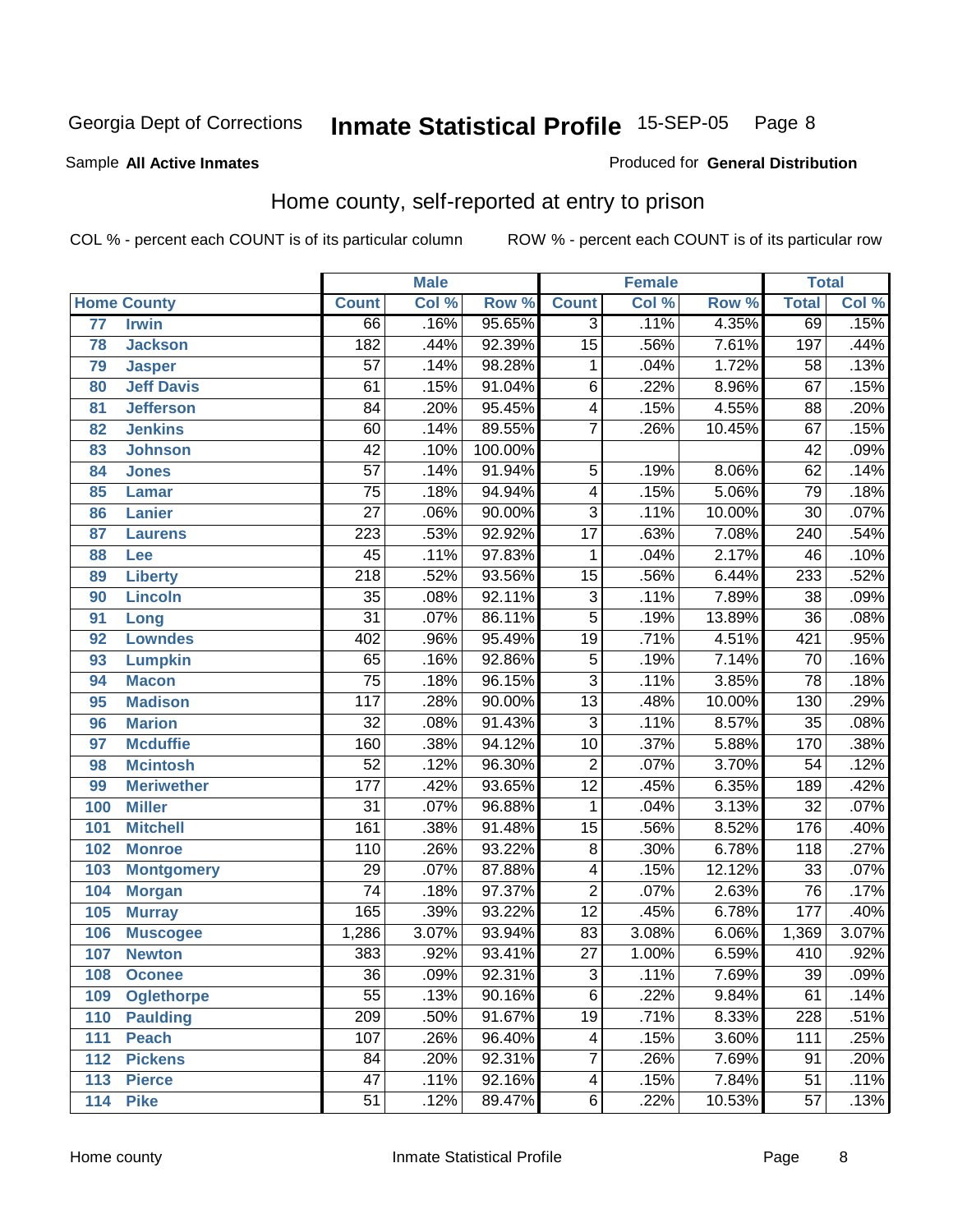Georgia Dept of Corrections **Inmate Statistical Profile** 15-SEP-05

Sample **All Active Inmates**

Produced for **General Distribution**

## Home county, self-reported at entry to prison

COL % - percent each COUNT is of its particular column

ROW % - percent each COUNT is of its particular row

| Home County | | Male | | | Female | | | Total | |
|---|---|---|---|---|---|---|---|---|---|
| | | Count | Col % | Row % | Count | Col % | Row % | Total | Col % |
| 77 | Irwin | 66 | .16% | 95.65% | 3 | .11% | 4.35% | 69 | .15% |
| 78 | Jackson | 182 | .44% | 92.39% | 15 | .56% | 7.61% | 197 | .44% |
| 79 | Jasper | 57 | .14% | 98.28% | 1 | .04% | 1.72% | 58 | .13% |
| 80 | Jeff Davis | 61 | .15% | 91.04% | 6 | .22% | 8.96% | 67 | .15% |
| 81 | Jefferson | 84 | .20% | 95.45% | 4 | .15% | 4.55% | 88 | .20% |
| 82 | Jenkins | 60 | .14% | 89.55% | 7 | .26% | 10.45% | 67 | .15% |
| 83 | Johnson | 42 | .10% | 100.00% | | | | 42 | .09% |
| 84 | Jones | 57 | .14% | 91.94% | 5 | .19% | 8.06% | 62 | .14% |
| 85 | Lamar | 75 | .18% | 94.94% | 4 | .15% | 5.06% | 79 | .18% |
| 86 | Lanier | 27 | .06% | 90.00% | 3 | .11% | 10.00% | 30 | .07% |
| 87 | Laurens | 223 | .53% | 92.92% | 17 | .63% | 7.08% | 240 | .54% |
| 88 | Lee | 45 | .11% | 97.83% | 1 | .04% | 2.17% | 46 | .10% |
| 89 | Liberty | 218 | .52% | 93.56% | 15 | .56% | 6.44% | 233 | .52% |
| 90 | Lincoln | 35 | .08% | 92.11% | 3 | .11% | 7.89% | 38 | .09% |
| 91 | Long | 31 | .07% | 86.11% | 5 | .19% | 13.89% | 36 | .08% |
| 92 | Lowndes | 402 | .96% | 95.49% | 19 | .71% | 4.51% | 421 | .95% |
| 93 | Lumpkin | 65 | .16% | 92.86% | 5 | .19% | 7.14% | 70 | .16% |
| 94 | Macon | 75 | .18% | 96.15% | 3 | .11% | 3.85% | 78 | .18% |
| 95 | Madison | 117 | .28% | 90.00% | 13 | .48% | 10.00% | 130 | .29% |
| 96 | Marion | 32 | .08% | 91.43% | 3 | .11% | 8.57% | 35 | .08% |
| 97 | Mcduffie | 160 | .38% | 94.12% | 10 | .37% | 5.88% | 170 | .38% |
| 98 | Mcintosh | 52 | .12% | 96.30% | 2 | .07% | 3.70% | 54 | .12% |
| 99 | Meriwether | 177 | .42% | 93.65% | 12 | .45% | 6.35% | 189 | .42% |
| 100 | Miller | 31 | .07% | 96.88% | 1 | .04% | 3.13% | 32 | .07% |
| 101 | Mitchell | 161 | .38% | 91.48% | 15 | .56% | 8.52% | 176 | .40% |
| 102 | Monroe | 110 | .26% | 93.22% | 8 | .30% | 6.78% | 118 | .27% |
| 103 | Montgomery | 29 | .07% | 87.88% | 4 | .15% | 12.12% | 33 | .07% |
| 104 | Morgan | 74 | .18% | 97.37% | 2 | .07% | 2.63% | 76 | .17% |
| 105 | Murray | 165 | .39% | 93.22% | 12 | .45% | 6.78% | 177 | .40% |
| 106 | Muscogee | 1,286 | 3.07% | 93.94% | 83 | 3.08% | 6.06% | 1,369 | 3.07% |
| 107 | Newton | 383 | .92% | 93.41% | 27 | 1.00% | 6.59% | 410 | .92% |
| 108 | Oconee | 36 | .09% | 92.31% | 3 | .11% | 7.69% | 39 | .09% |
| 109 | Oglethorpe | 55 | .13% | 90.16% | 6 | .22% | 9.84% | 61 | .14% |
| 110 | Paulding | 209 | .50% | 91.67% | 19 | .71% | 8.33% | 228 | .51% |
| 111 | Peach | 107 | .26% | 96.40% | 4 | .15% | 3.60% | 111 | .25% |
| 112 | Pickens | 84 | .20% | 92.31% | 7 | .26% | 7.69% | 91 | .20% |
| 113 | Pierce | 47 | .11% | 92.16% | 4 | .15% | 7.84% | 51 | .11% |
| 114 | Pike | 51 | .12% | 89.47% | 6 | .22% | 10.53% | 57 | .13% |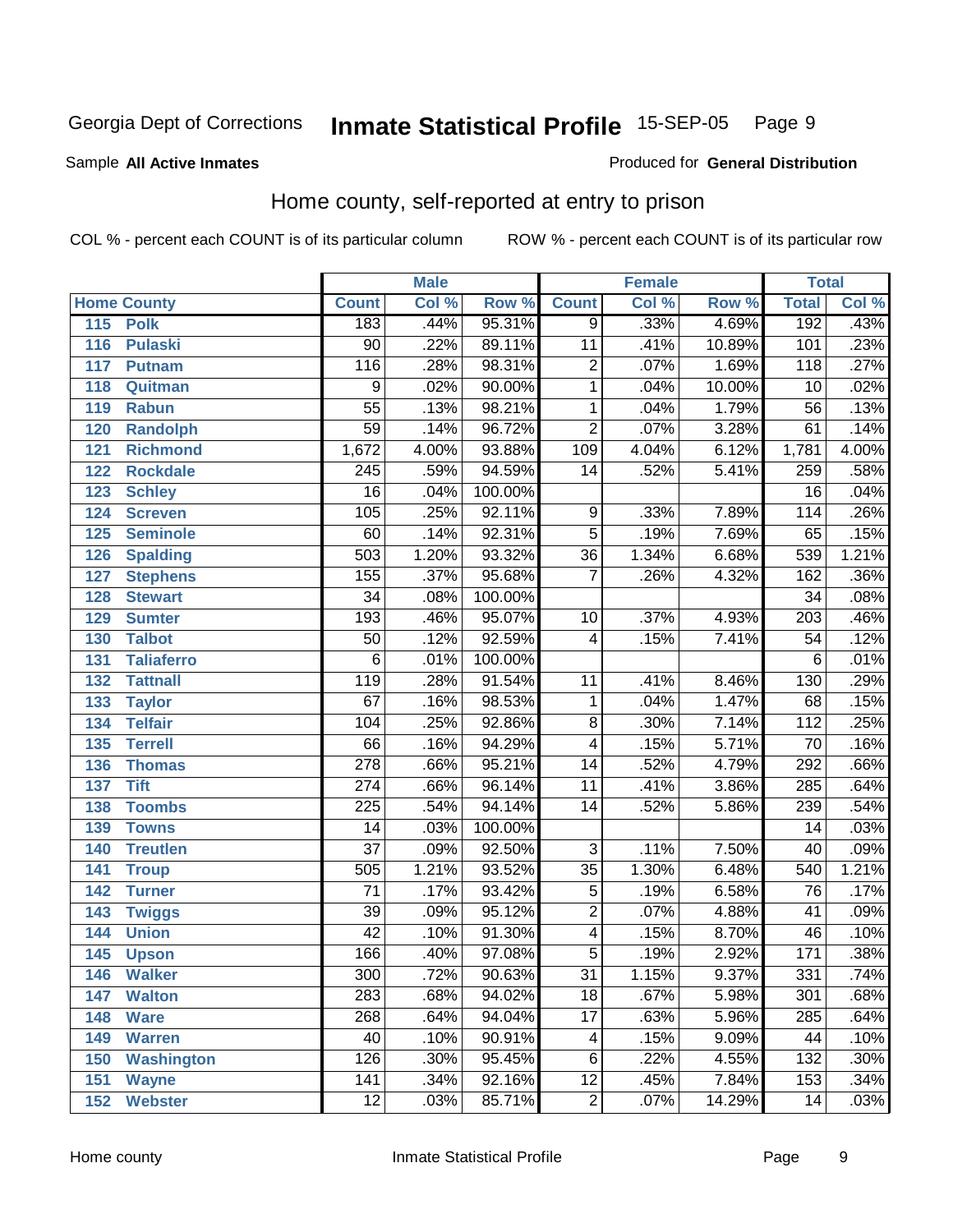Georgia Dept of Corrections **Inmate Statistical Profile** 15-SEP-05

Sample **All Active Inmates**

Produced for **General Distribution**

## Home county, self-reported at entry to prison

COL % - percent each COUNT is of its particular column ROW % - percent each COUNT is of its particular row

| Home County | | Male | | | Female | | | Total | |
|---|---|---|---|---|---|---|---|---|---|
| | | Count | Col % | Row % | Count | Col % | Row % | Total | Col % |
| 115 | Polk | 183 | .44% | 95.31% | 9 | .33% | 4.69% | 192 | .43% |
| 116 | Pulaski | 90 | .22% | 89.11% | 11 | .41% | 10.89% | 101 | .23% |
| 117 | Putnam | 116 | .28% | 98.31% | 2 | .07% | 1.69% | 118 | .27% |
| 118 | Quitman | 9 | .02% | 90.00% | 1 | .04% | 10.00% | 10 | .02% |
| 119 | Rabun | 55 | .13% | 98.21% | 1 | .04% | 1.79% | 56 | .13% |
| 120 | Randolph | 59 | .14% | 96.72% | 2 | .07% | 3.28% | 61 | .14% |
| 121 | Richmond | 1,672 | 4.00% | 93.88% | 109 | 4.04% | 6.12% | 1,781 | 4.00% |
| 122 | Rockdale | 245 | .59% | 94.59% | 14 | .52% | 5.41% | 259 | .58% |
| 123 | Schley | 16 | .04% | 100.00% | | | | 16 | .04% |
| 124 | Screven | 105 | .25% | 92.11% | 9 | .33% | 7.89% | 114 | .26% |
| 125 | Seminole | 60 | .14% | 92.31% | 5 | .19% | 7.69% | 65 | .15% |
| 126 | Spalding | 503 | 1.20% | 93.32% | 36 | 1.34% | 6.68% | 539 | 1.21% |
| 127 | Stephens | 155 | .37% | 95.68% | 7 | .26% | 4.32% | 162 | .36% |
| 128 | Stewart | 34 | .08% | 100.00% | | | | 34 | .08% |
| 129 | Sumter | 193 | .46% | 95.07% | 10 | .37% | 4.93% | 203 | .46% |
| 130 | Talbot | 50 | .12% | 92.59% | 4 | .15% | 7.41% | 54 | .12% |
| 131 | Taliaferro | 6 | .01% | 100.00% | | | | 6 | .01% |
| 132 | Tattnall | 119 | .28% | 91.54% | 11 | .41% | 8.46% | 130 | .29% |
| 133 | Taylor | 67 | .16% | 98.53% | 1 | .04% | 1.47% | 68 | .15% |
| 134 | Telfair | 104 | .25% | 92.86% | 8 | .30% | 7.14% | 112 | .25% |
| 135 | Terrell | 66 | .16% | 94.29% | 4 | .15% | 5.71% | 70 | .16% |
| 136 | Thomas | 278 | .66% | 95.21% | 14 | .52% | 4.79% | 292 | .66% |
| 137 | Tift | 274 | .66% | 96.14% | 11 | .41% | 3.86% | 285 | .64% |
| 138 | Toombs | 225 | .54% | 94.14% | 14 | .52% | 5.86% | 239 | .54% |
| 139 | Towns | 14 | .03% | 100.00% | | | | 14 | .03% |
| 140 | Treutlen | 37 | .09% | 92.50% | 3 | .11% | 7.50% | 40 | .09% |
| 141 | Troup | 505 | 1.21% | 93.52% | 35 | 1.30% | 6.48% | 540 | 1.21% |
| 142 | Turner | 71 | .17% | 93.42% | 5 | .19% | 6.58% | 76 | .17% |
| 143 | Twiggs | 39 | .09% | 95.12% | 2 | .07% | 4.88% | 41 | .09% |
| 144 | Union | 42 | .10% | 91.30% | 4 | .15% | 8.70% | 46 | .10% |
| 145 | Upson | 166 | .40% | 97.08% | 5 | .19% | 2.92% | 171 | .38% |
| 146 | Walker | 300 | .72% | 90.63% | 31 | 1.15% | 9.37% | 331 | .74% |
| 147 | Walton | 283 | .68% | 94.02% | 18 | .67% | 5.98% | 301 | .68% |
| 148 | Ware | 268 | .64% | 94.04% | 17 | .63% | 5.96% | 285 | .64% |
| 149 | Warren | 40 | .10% | 90.91% | 4 | .15% | 9.09% | 44 | .10% |
| 150 | Washington | 126 | .30% | 95.45% | 6 | .22% | 4.55% | 132 | .30% |
| 151 | Wayne | 141 | .34% | 92.16% | 12 | .45% | 7.84% | 153 | .34% |
| 152 | Webster | 12 | .03% | 85.71% | 2 | .07% | 14.29% | 14 | .03% |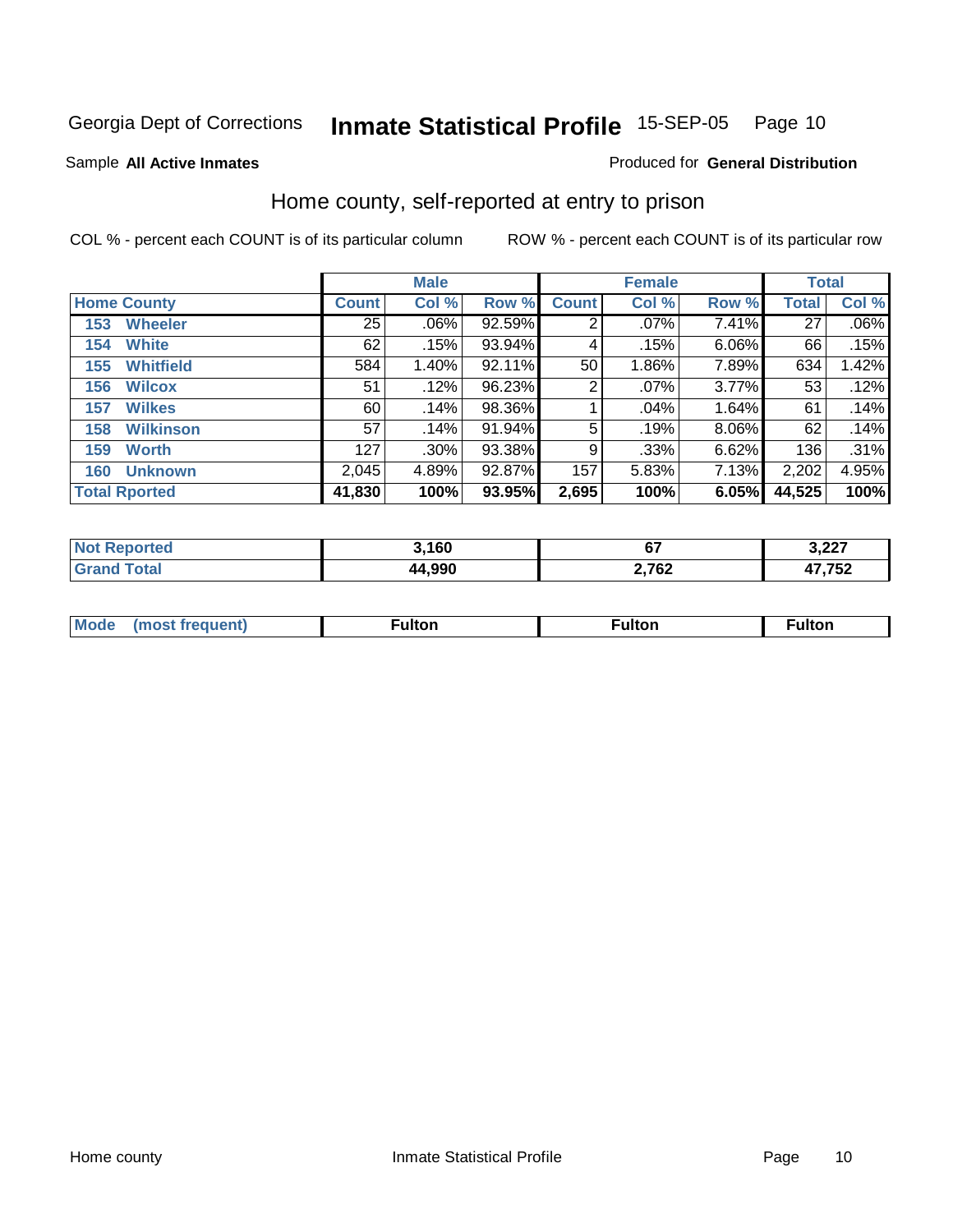Georgia Dept of Corrections **Inmate Statistical Profile** 15-SEP-05

Sample **All Active Inmates**

Produced for **General Distribution**

## Home county, self-reported at entry to prison

COL % - percent each COUNT is of its particular column

ROW % - percent each COUNT is of its particular row

| Home County | Male | | | Female | | | Total | |
|---|---|---|---|---|---|---|---|---|
| | Count | Col % | Row % | Count | Col % | Row % | Total | Col % |
| 153 Wheeler | 25 | .06% | 92.59% | 2 | .07% | 7.41% | 27 | .06% |
| 154 White | 62 | .15% | 93.94% | 4 | .15% | 6.06% | 66 | .15% |
| 155 Whitfield | 584 | 1.40% | 92.11% | 50 | 1.86% | 7.89% | 634 | 1.42% |
| 156 Wilcox | 51 | .12% | 96.23% | 2 | .07% | 3.77% | 53 | .12% |
| 157 Wilkes | 60 | .14% | 98.36% | 1 | .04% | 1.64% | 61 | .14% |
| 158 Wilkinson | 57 | .14% | 91.94% | 5 | .19% | 8.06% | 62 | .14% |
| 159 Worth | 127 | .30% | 93.38% | 9 | .33% | 6.62% | 136 | .31% |
| 160 Unknown | 2,045 | 4.89% | 92.87% | 157 | 5.83% | 7.13% | 2,202 | 4.95% |
| **Total Rported** | **41,830** | **100%** | **93.95%** | **2,695** | **100%** | **6.05%** | **44,525** | **100%** |

| | Male | Female | Total |
|---|---|---|---|
| Not Reported | 3,160 | 67 | 3,227 |
| Grand Total | 44,990 | 2,762 | 47,752 |

| | Male | Female | Total |
|---|---|---|---|
| Mode (most frequent) | Fulton | Fulton | Fulton |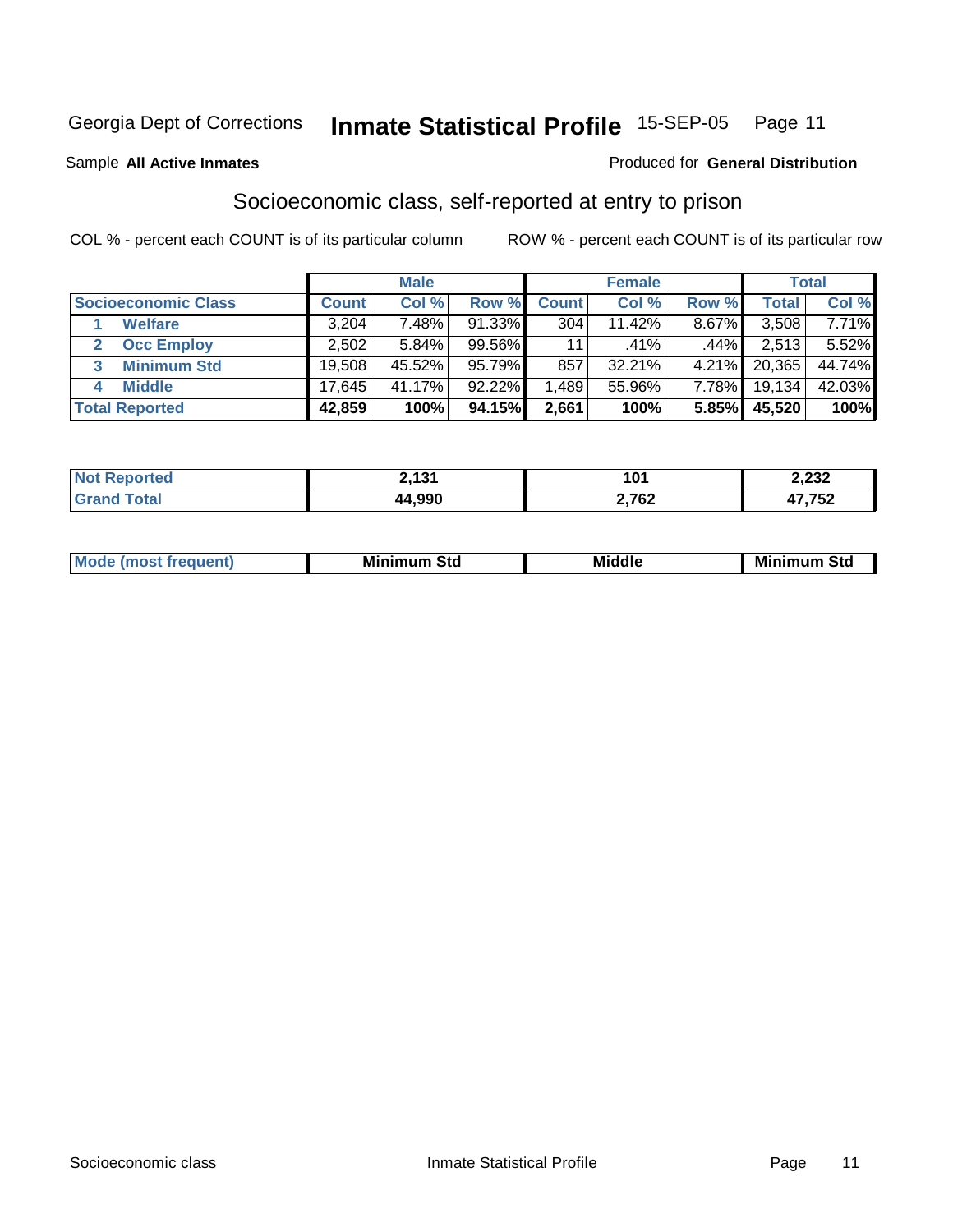Georgia Dept of Corrections **Inmate Statistical Profile** 15-SEP-05

Sample **All Active Inmates**

Produced for **General Distribution**

## Socioeconomic class, self-reported at entry to prison

COL % - percent each COUNT is of its particular column

ROW % - percent each COUNT is of its particular row

| | Male | | | Female | | | Total | |
|---|---|---|---|---|---|---|---|---|
| **Socioeconomic Class** | **Count** | **Col %** | **Row %** | **Count** | **Col %** | **Row %** | **Total** | **Col %** |
| 1 **Welfare** | 3,204 | 7.48% | 91.33% | 304 | 11.42% | 8.67% | 3,508 | 7.71% |
| 2 **Occ Employ** | 2,502 | 5.84% | 99.56% | 11 | .41% | .44% | 2,513 | 5.52% |
| 3 **Minimum Std** | 19,508 | 45.52% | 95.79% | 857 | 32.21% | 4.21% | 20,365 | 44.74% |
| 4 **Middle** | 17,645 | 41.17% | 92.22% | 1,489 | 55.96% | 7.78% | 19,134 | 42.03% |
| **Total Reported** | **42,859** | **100%** | **94.15%** | **2,661** | **100%** | **5.85%** | **45,520** | **100%** |

| | Male | Female | Total |
|---|---|---|---|
| **Not Reported** | **2,131** | **101** | **2,232** |
| **Grand Total** | **44,990** | **2,762** | **47,752** |

| | Male | Female | Total |
|---|---|---|---|
| **Mode (most frequent)** | **Minimum Std** | **Middle** | **Minimum Std** |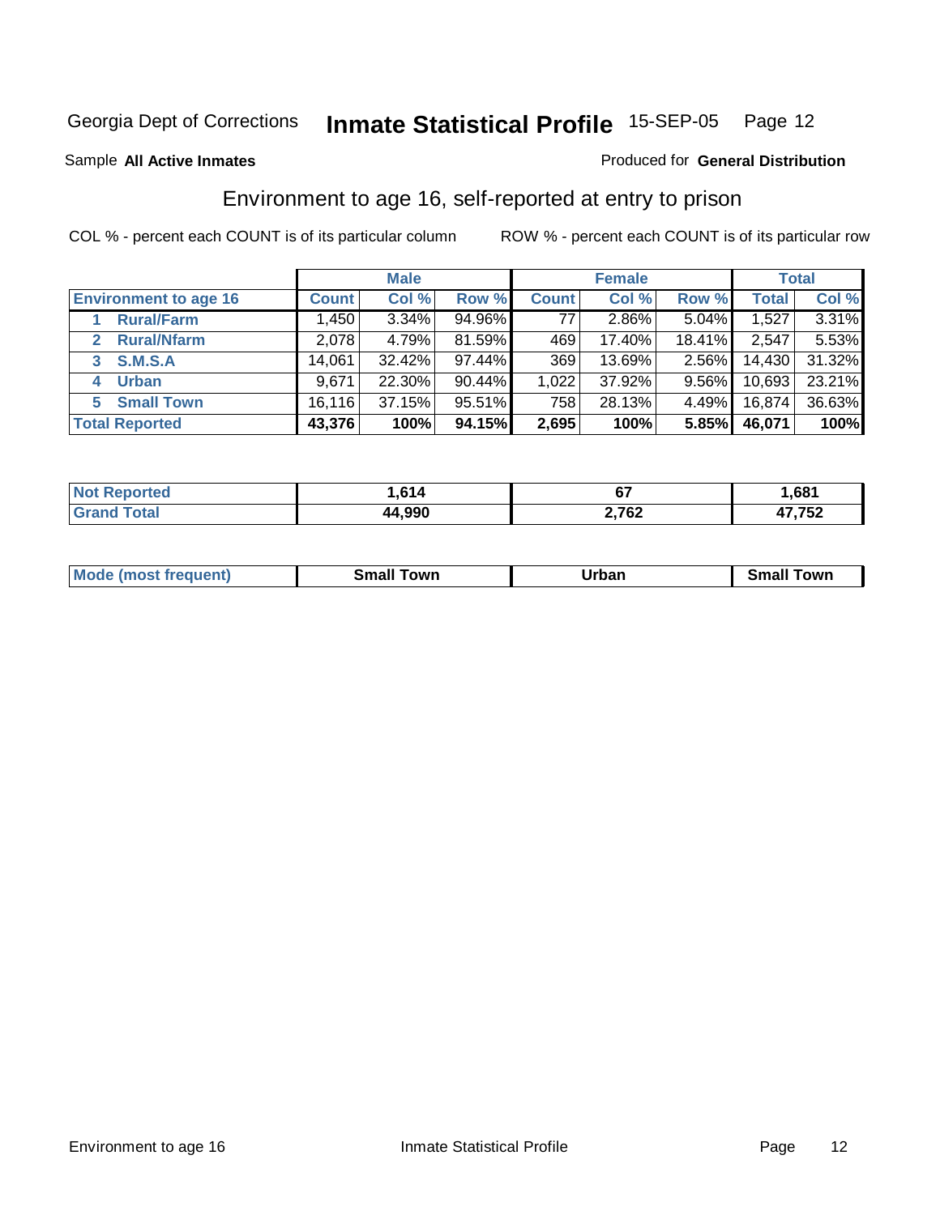Georgia Dept of Corrections **Inmate Statistical Profile** 15-SEP-05 Page 12

Sample **All Active Inmates**

Produced for **General Distribution**

## Environment to age 16, self-reported at entry to prison

COL % - percent each COUNT is of its particular column

ROW % - percent each COUNT is of its particular row

| | Male | | | Female | | | Total | |
|---|---|---|---|---|---|---|---|---|
| **Environment to age 16** | **Count** | **Col %** | **Row %** | **Count** | **Col %** | **Row %** | **Total** | **Col %** |
| 1 **Rural/Farm** | 1,450 | 3.34% | 94.96% | 77 | 2.86% | 5.04% | 1,527 | 3.31% |
| 2 **Rural/Nfarm** | 2,078 | 4.79% | 81.59% | 469 | 17.40% | 18.41% | 2,547 | 5.53% |
| 3 **S.M.S.A** | 14,061 | 32.42% | 97.44% | 369 | 13.69% | 2.56% | 14,430 | 31.32% |
| 4 **Urban** | 9,671 | 22.30% | 90.44% | 1,022 | 37.92% | 9.56% | 10,693 | 23.21% |
| 5 **Small Town** | 16,116 | 37.15% | 95.51% | 758 | 28.13% | 4.49% | 16,874 | 36.63% |
| **Total Reported** | **43,376** | **100%** | **94.15%** | **2,695** | **100%** | **5.85%** | **46,071** | **100%** |

| | Male | Female | Total |
|---|---|---|---|
| **Not Reported** | **1,614** | **67** | **1,681** |
| **Grand Total** | **44,990** | **2,762** | **47,752** |

| | Male | Female | Total |
|---|---|---|---|
| **Mode (most frequent)** | **Small Town** | **Urban** | **Small Town** |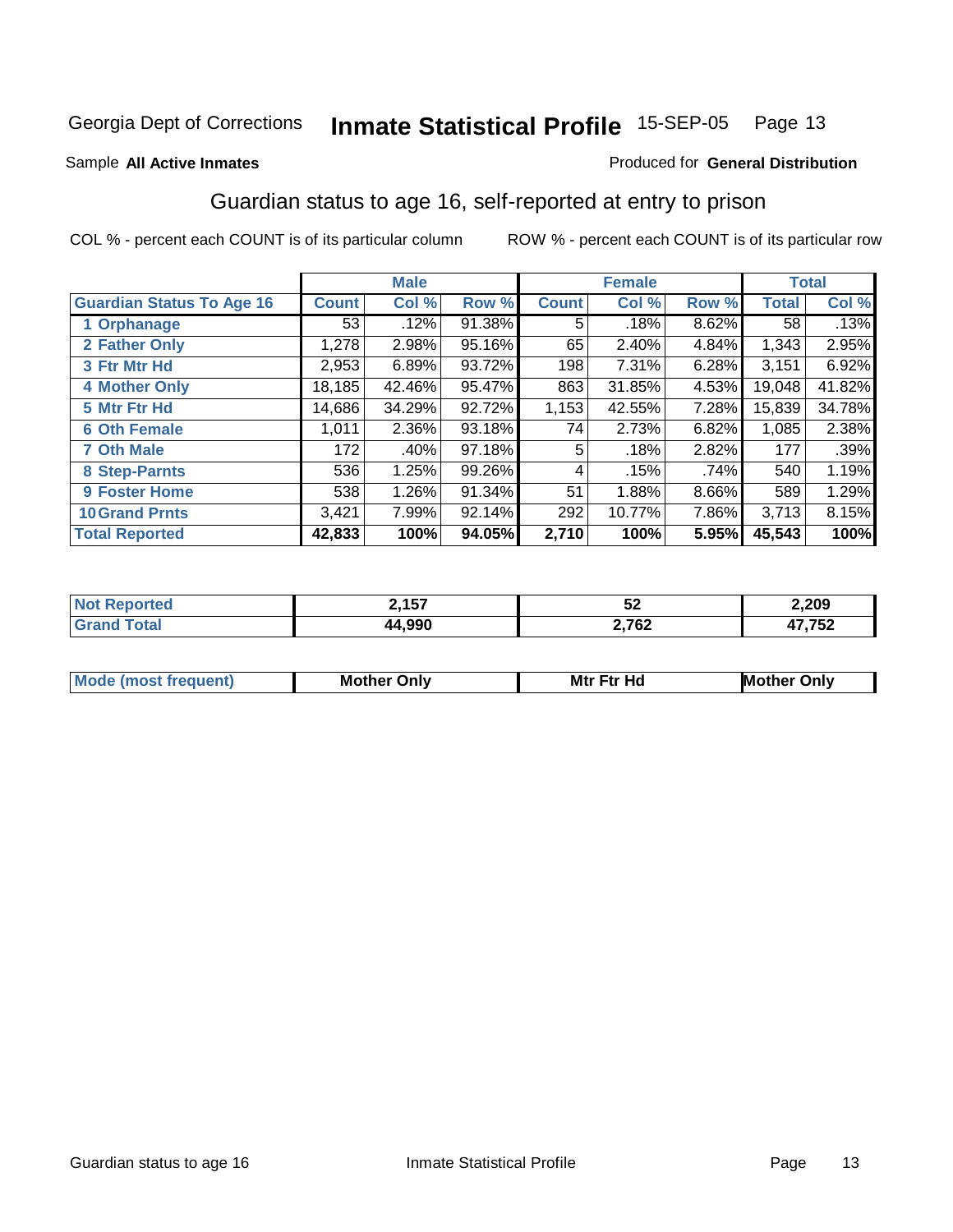Georgia Dept of Corrections **Inmate Statistical Profile** 15-SEP-05

Sample **All Active Inmates**

Produced for **General Distribution**

## Guardian status to age 16, self-reported at entry to prison

COL % - percent each COUNT is of its particular column

ROW % - percent each COUNT is of its particular row

| | Male | | | Female | | | Total | |
|---|---|---|---|---|---|---|---|---|
| **Guardian Status To Age 16** | **Count** | **Col %** | **Row %** | **Count** | **Col %** | **Row %** | **Total** | **Col %** |
| **1 Orphanage** | 53 | .12% | 91.38% | 5 | .18% | 8.62% | 58 | .13% |
| **2 Father Only** | 1,278 | 2.98% | 95.16% | 65 | 2.40% | 4.84% | 1,343 | 2.95% |
| **3 Ftr Mtr Hd** | 2,953 | 6.89% | 93.72% | 198 | 7.31% | 6.28% | 3,151 | 6.92% |
| **4 Mother Only** | 18,185 | 42.46% | 95.47% | 863 | 31.85% | 4.53% | 19,048 | 41.82% |
| **5 Mtr Ftr Hd** | 14,686 | 34.29% | 92.72% | 1,153 | 42.55% | 7.28% | 15,839 | 34.78% |
| **6 Oth Female** | 1,011 | 2.36% | 93.18% | 74 | 2.73% | 6.82% | 1,085 | 2.38% |
| **7 Oth Male** | 172 | .40% | 97.18% | 5 | .18% | 2.82% | 177 | .39% |
| **8 Step-Parnts** | 536 | 1.25% | 99.26% | 4 | .15% | .74% | 540 | 1.19% |
| **9 Foster Home** | 538 | 1.26% | 91.34% | 51 | 1.88% | 8.66% | 589 | 1.29% |
| **10 Grand Prnts** | 3,421 | 7.99% | 92.14% | 292 | 10.77% | 7.86% | 3,713 | 8.15% |
| **Total Reported** | **42,833** | **100%** | **94.05%** | **2,710** | **100%** | **5.95%** | **45,543** | **100%** |

| | Male | Female | Total |
|---|---|---|---|
| **Not Reported** | **2,157** | **52** | **2,209** |
| **Grand Total** | **44,990** | **2,762** | **47,752** |

| | Male | Female | Total |
|---|---|---|---|
| **Mode (most frequent)** | **Mother Only** | **Mtr Ftr Hd** | **Mother Only** |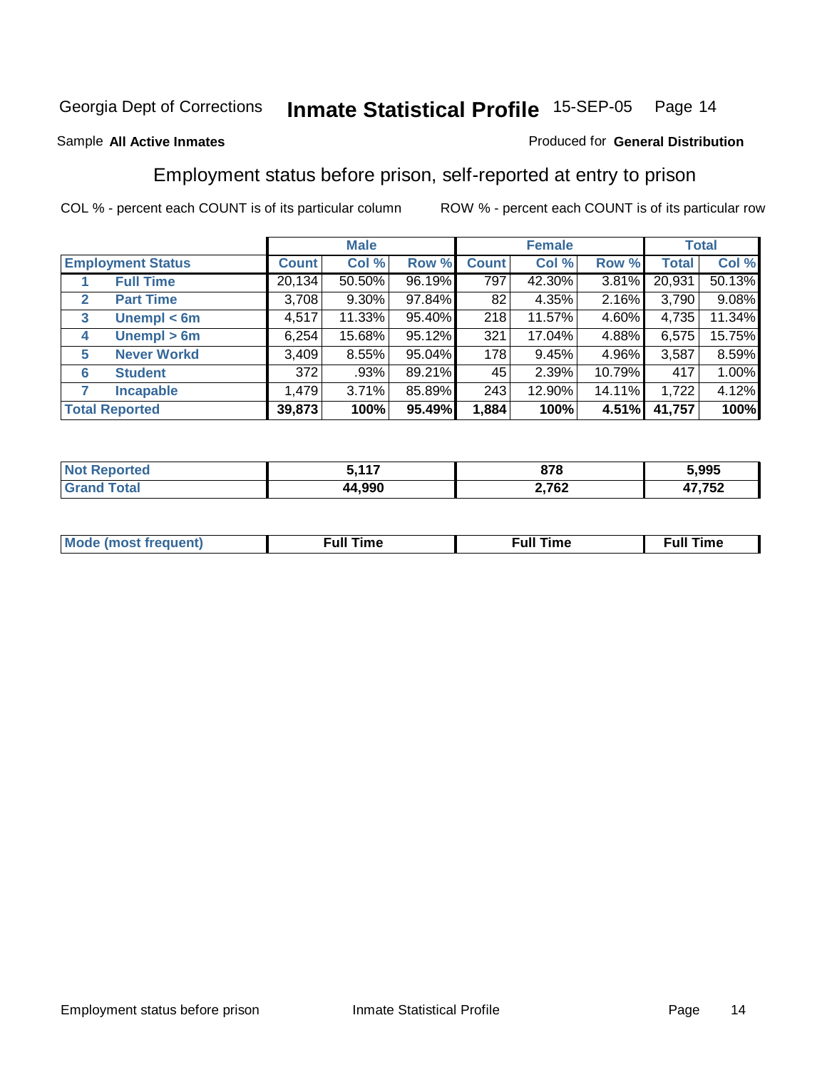Georgia Dept of Corrections **Inmate Statistical Profile** 15-SEP-05

Sample **All Active Inmates**

Produced for **General Distribution**

## Employment status before prison, self-reported at entry to prison

COL % - percent each COUNT is of its particular column

ROW % - percent each COUNT is of its particular row

| | | Male | | | Female | | | Total | |
|---|---|---|---|---|---|---|---|---|---|
| **Employment Status** | | **Count** | **Col %** | **Row %** | **Count** | **Col %** | **Row %** | **Total** | **Col %** |
| 1 | Full Time | 20,134 | 50.50% | 96.19% | 797 | 42.30% | 3.81% | 20,931 | 50.13% |
| 2 | Part Time | 3,708 | 9.30% | 97.84% | 82 | 4.35% | 2.16% | 3,790 | 9.08% |
| 3 | Unempl < 6m | 4,517 | 11.33% | 95.40% | 218 | 11.57% | 4.60% | 4,735 | 11.34% |
| 4 | Unempl > 6m | 6,254 | 15.68% | 95.12% | 321 | 17.04% | 4.88% | 6,575 | 15.75% |
| 5 | Never Workd | 3,409 | 8.55% | 95.04% | 178 | 9.45% | 4.96% | 3,587 | 8.59% |
| 6 | Student | 372 | .93% | 89.21% | 45 | 2.39% | 10.79% | 417 | 1.00% |
| 7 | Incapable | 1,479 | 3.71% | 85.89% | 243 | 12.90% | 14.11% | 1,722 | 4.12% |
| **Total Reported** | | **39,873** | **100%** | **95.49%** | **1,884** | **100%** | **4.51%** | **41,757** | **100%** |

| | Male | Female | Total |
|---|---|---|---|
| **Not Reported** | **5,117** | **878** | **5,995** |
| **Grand Total** | **44,990** | **2,762** | **47,752** |

| | Male | Female | Total |
|---|---|---|---|
| **Mode (most frequent)** | **Full Time** | **Full Time** | **Full Time** |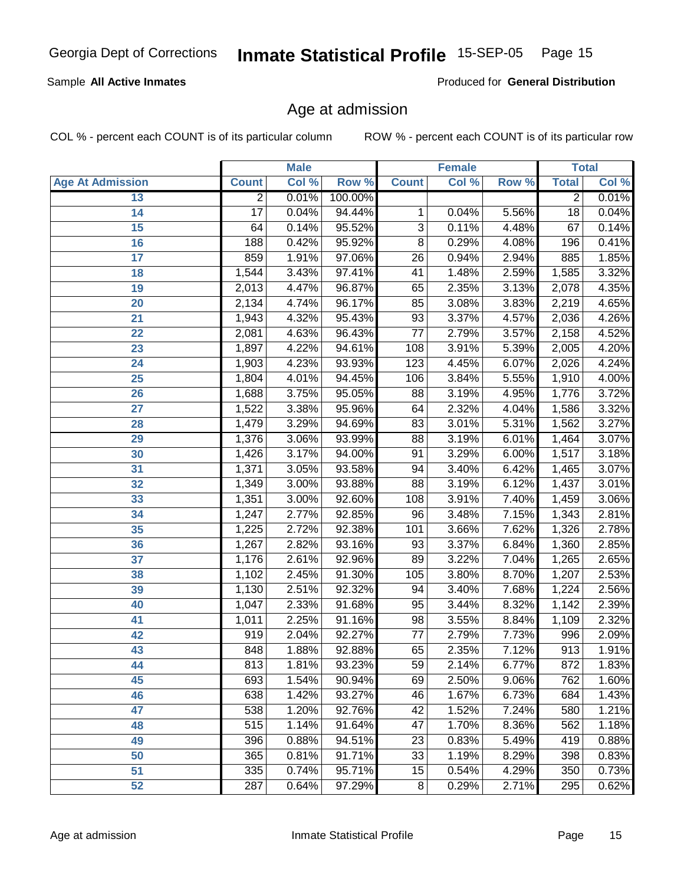Sample **All Active Inmates**

Produced for **General Distribution**

## Age at admission

COL % - percent each COUNT is of its particular column

ROW % - percent each COUNT is of its particular row

| | Male | | | Female | | | Total | |
|---|---|---|---|---|---|---|---|---|
| Age At Admission | Count | Col % | Row % | Count | Col % | Row % | Total | Col % |
| 13 | 2 | 0.01% | 100.00% | | | | 2 | 0.01% |
| 14 | 17 | 0.04% | 94.44% | 1 | 0.04% | 5.56% | 18 | 0.04% |
| 15 | 64 | 0.14% | 95.52% | 3 | 0.11% | 4.48% | 67 | 0.14% |
| 16 | 188 | 0.42% | 95.92% | 8 | 0.29% | 4.08% | 196 | 0.41% |
| 17 | 859 | 1.91% | 97.06% | 26 | 0.94% | 2.94% | 885 | 1.85% |
| 18 | 1,544 | 3.43% | 97.41% | 41 | 1.48% | 2.59% | 1,585 | 3.32% |
| 19 | 2,013 | 4.47% | 96.87% | 65 | 2.35% | 3.13% | 2,078 | 4.35% |
| 20 | 2,134 | 4.74% | 96.17% | 85 | 3.08% | 3.83% | 2,219 | 4.65% |
| 21 | 1,943 | 4.32% | 95.43% | 93 | 3.37% | 4.57% | 2,036 | 4.26% |
| 22 | 2,081 | 4.63% | 96.43% | 77 | 2.79% | 3.57% | 2,158 | 4.52% |
| 23 | 1,897 | 4.22% | 94.61% | 108 | 3.91% | 5.39% | 2,005 | 4.20% |
| 24 | 1,903 | 4.23% | 93.93% | 123 | 4.45% | 6.07% | 2,026 | 4.24% |
| 25 | 1,804 | 4.01% | 94.45% | 106 | 3.84% | 5.55% | 1,910 | 4.00% |
| 26 | 1,688 | 3.75% | 95.05% | 88 | 3.19% | 4.95% | 1,776 | 3.72% |
| 27 | 1,522 | 3.38% | 95.96% | 64 | 2.32% | 4.04% | 1,586 | 3.32% |
| 28 | 1,479 | 3.29% | 94.69% | 83 | 3.01% | 5.31% | 1,562 | 3.27% |
| 29 | 1,376 | 3.06% | 93.99% | 88 | 3.19% | 6.01% | 1,464 | 3.07% |
| 30 | 1,426 | 3.17% | 94.00% | 91 | 3.29% | 6.00% | 1,517 | 3.18% |
| 31 | 1,371 | 3.05% | 93.58% | 94 | 3.40% | 6.42% | 1,465 | 3.07% |
| 32 | 1,349 | 3.00% | 93.88% | 88 | 3.19% | 6.12% | 1,437 | 3.01% |
| 33 | 1,351 | 3.00% | 92.60% | 108 | 3.91% | 7.40% | 1,459 | 3.06% |
| 34 | 1,247 | 2.77% | 92.85% | 96 | 3.48% | 7.15% | 1,343 | 2.81% |
| 35 | 1,225 | 2.72% | 92.38% | 101 | 3.66% | 7.62% | 1,326 | 2.78% |
| 36 | 1,267 | 2.82% | 93.16% | 93 | 3.37% | 6.84% | 1,360 | 2.85% |
| 37 | 1,176 | 2.61% | 92.96% | 89 | 3.22% | 7.04% | 1,265 | 2.65% |
| 38 | 1,102 | 2.45% | 91.30% | 105 | 3.80% | 8.70% | 1,207 | 2.53% |
| 39 | 1,130 | 2.51% | 92.32% | 94 | 3.40% | 7.68% | 1,224 | 2.56% |
| 40 | 1,047 | 2.33% | 91.68% | 95 | 3.44% | 8.32% | 1,142 | 2.39% |
| 41 | 1,011 | 2.25% | 91.16% | 98 | 3.55% | 8.84% | 1,109 | 2.32% |
| 42 | 919 | 2.04% | 92.27% | 77 | 2.79% | 7.73% | 996 | 2.09% |
| 43 | 848 | 1.88% | 92.88% | 65 | 2.35% | 7.12% | 913 | 1.91% |
| 44 | 813 | 1.81% | 93.23% | 59 | 2.14% | 6.77% | 872 | 1.83% |
| 45 | 693 | 1.54% | 90.94% | 69 | 2.50% | 9.06% | 762 | 1.60% |
| 46 | 638 | 1.42% | 93.27% | 46 | 1.67% | 6.73% | 684 | 1.43% |
| 47 | 538 | 1.20% | 92.76% | 42 | 1.52% | 7.24% | 580 | 1.21% |
| 48 | 515 | 1.14% | 91.64% | 47 | 1.70% | 8.36% | 562 | 1.18% |
| 49 | 396 | 0.88% | 94.51% | 23 | 0.83% | 5.49% | 419 | 0.88% |
| 50 | 365 | 0.81% | 91.71% | 33 | 1.19% | 8.29% | 398 | 0.83% |
| 51 | 335 | 0.74% | 95.71% | 15 | 0.54% | 4.29% | 350 | 0.73% |
| 52 | 287 | 0.64% | 97.29% | 8 | 0.29% | 2.71% | 295 | 0.62% |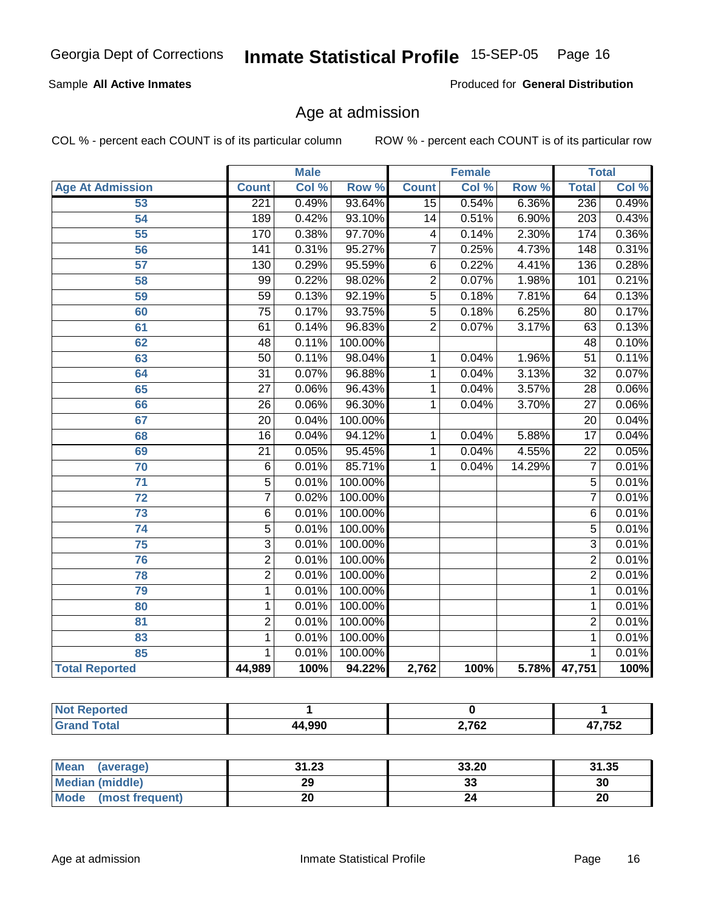Georgia Dept of Corrections **Inmate Statistical Profile** 15-SEP-05

Sample **All Active Inmates**

Produced for **General Distribution**

## Age at admission

COL % - percent each COUNT is of its particular column

ROW % - percent each COUNT is of its particular row

| | Male | | | Female | | | Total | |
|---|---|---|---|---|---|---|---|---|
| **Age At Admission** | **Count** | **Col %** | **Row %** | **Count** | **Col %** | **Row %** | **Total** | **Col %** |
| 53 | 221 | 0.49% | 93.64% | 15 | 0.54% | 6.36% | 236 | 0.49% |
| 54 | 189 | 0.42% | 93.10% | 14 | 0.51% | 6.90% | 203 | 0.43% |
| 55 | 170 | 0.38% | 97.70% | 4 | 0.14% | 2.30% | 174 | 0.36% |
| 56 | 141 | 0.31% | 95.27% | 7 | 0.25% | 4.73% | 148 | 0.31% |
| 57 | 130 | 0.29% | 95.59% | 6 | 0.22% | 4.41% | 136 | 0.28% |
| 58 | 99 | 0.22% | 98.02% | 2 | 0.07% | 1.98% | 101 | 0.21% |
| 59 | 59 | 0.13% | 92.19% | 5 | 0.18% | 7.81% | 64 | 0.13% |
| 60 | 75 | 0.17% | 93.75% | 5 | 0.18% | 6.25% | 80 | 0.17% |
| 61 | 61 | 0.14% | 96.83% | 2 | 0.07% | 3.17% | 63 | 0.13% |
| 62 | 48 | 0.11% | 100.00% | | | | 48 | 0.10% |
| 63 | 50 | 0.11% | 98.04% | 1 | 0.04% | 1.96% | 51 | 0.11% |
| 64 | 31 | 0.07% | 96.88% | 1 | 0.04% | 3.13% | 32 | 0.07% |
| 65 | 27 | 0.06% | 96.43% | 1 | 0.04% | 3.57% | 28 | 0.06% |
| 66 | 26 | 0.06% | 96.30% | 1 | 0.04% | 3.70% | 27 | 0.06% |
| 67 | 20 | 0.04% | 100.00% | | | | 20 | 0.04% |
| 68 | 16 | 0.04% | 94.12% | 1 | 0.04% | 5.88% | 17 | 0.04% |
| 69 | 21 | 0.05% | 95.45% | 1 | 0.04% | 4.55% | 22 | 0.05% |
| 70 | 6 | 0.01% | 85.71% | 1 | 0.04% | 14.29% | 7 | 0.01% |
| 71 | 5 | 0.01% | 100.00% | | | | 5 | 0.01% |
| 72 | 7 | 0.02% | 100.00% | | | | 7 | 0.01% |
| 73 | 6 | 0.01% | 100.00% | | | | 6 | 0.01% |
| 74 | 5 | 0.01% | 100.00% | | | | 5 | 0.01% |
| 75 | 3 | 0.01% | 100.00% | | | | 3 | 0.01% |
| 76 | 2 | 0.01% | 100.00% | | | | 2 | 0.01% |
| 78 | 2 | 0.01% | 100.00% | | | | 2 | 0.01% |
| 79 | 1 | 0.01% | 100.00% | | | | 1 | 0.01% |
| 80 | 1 | 0.01% | 100.00% | | | | 1 | 0.01% |
| 81 | 2 | 0.01% | 100.00% | | | | 2 | 0.01% |
| 83 | 1 | 0.01% | 100.00% | | | | 1 | 0.01% |
| 85 | 1 | 0.01% | 100.00% | | | | 1 | 0.01% |
| **Total Reported** | **44,989** | **100%** | **94.22%** | **2,762** | **100%** | **5.78%** | **47,751** | **100%** |

| | Male | Female | Total |
|---|---|---|---|
| **Not Reported** | **1** | **0** | **1** |
| **Grand Total** | **44,990** | **2,762** | **47,752** |

| | Male | Female | Total |
|---|---|---|---|
| **Mean (average)** | **31.23** | **33.20** | **31.35** |
| **Median (middle)** | **29** | **33** | **30** |
| **Mode (most frequent)** | **20** | **24** | **20** |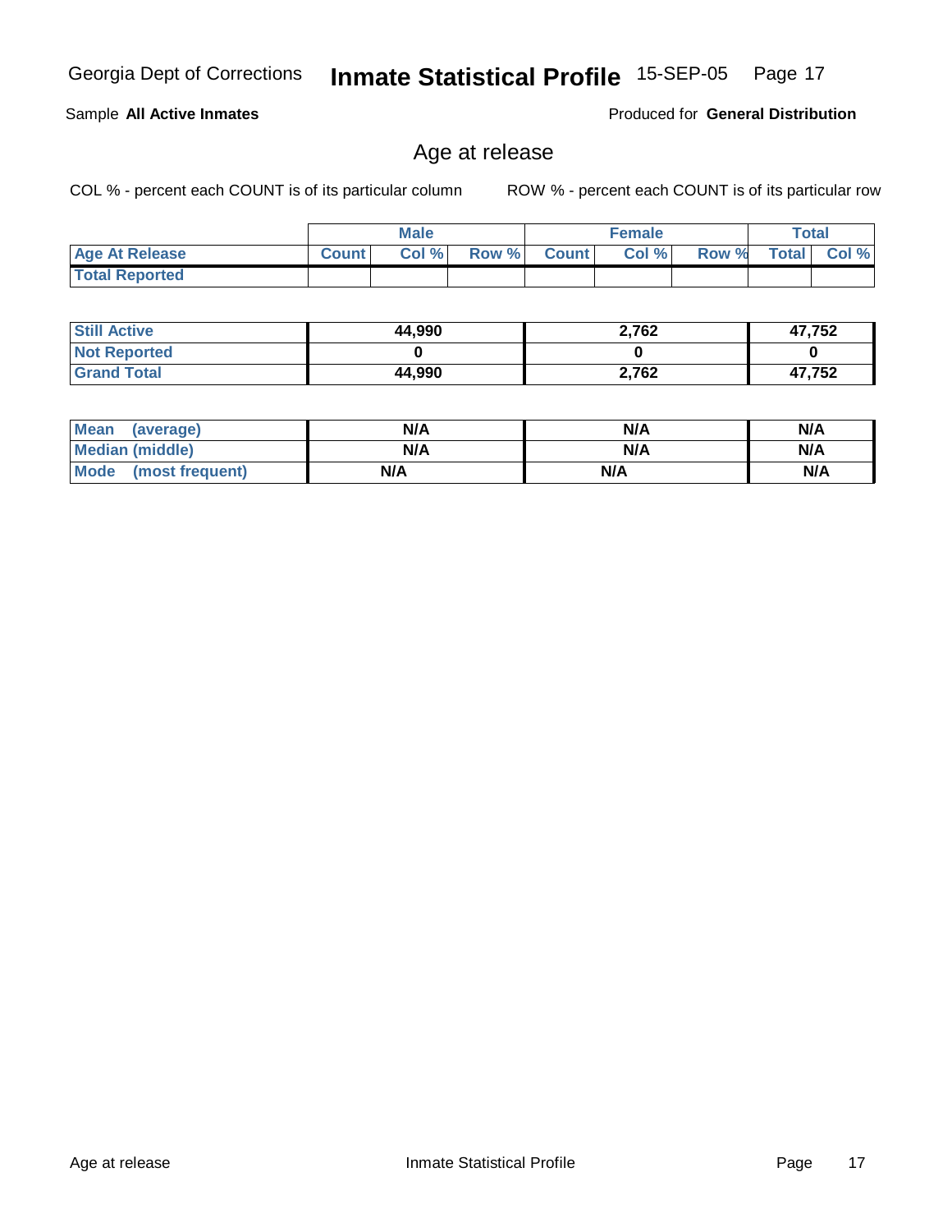Sample **All Active Inmates**

Produced for **General Distribution**

## Age at release

COL % - percent each COUNT is of its particular column

ROW % - percent each COUNT is of its particular row

| | Male | | | Female | | | Total | |
|---|---|---|---|---|---|---|---|---|
| **Age At Release** | **Count** | **Col %** | **Row %** | **Count** | **Col %** | **Row %** | **Total** | **Col %** |
| **Total Reported** | | | | | | | | |

| | Male | Female | Total |
|---|---|---|---|
| **Still Active** | **44,990** | **2,762** | **47,752** |
| **Not Reported** | **0** | **0** | **0** |
| **Grand Total** | **44,990** | **2,762** | **47,752** |

| | Male | Female | Total |
|---|---|---|---|
| **Mean (average)** | **N/A** | **N/A** | **N/A** |
| **Median (middle)** | **N/A** | **N/A** | **N/A** |
| **Mode (most frequent)** | **N/A** | **N/A** | **N/A** |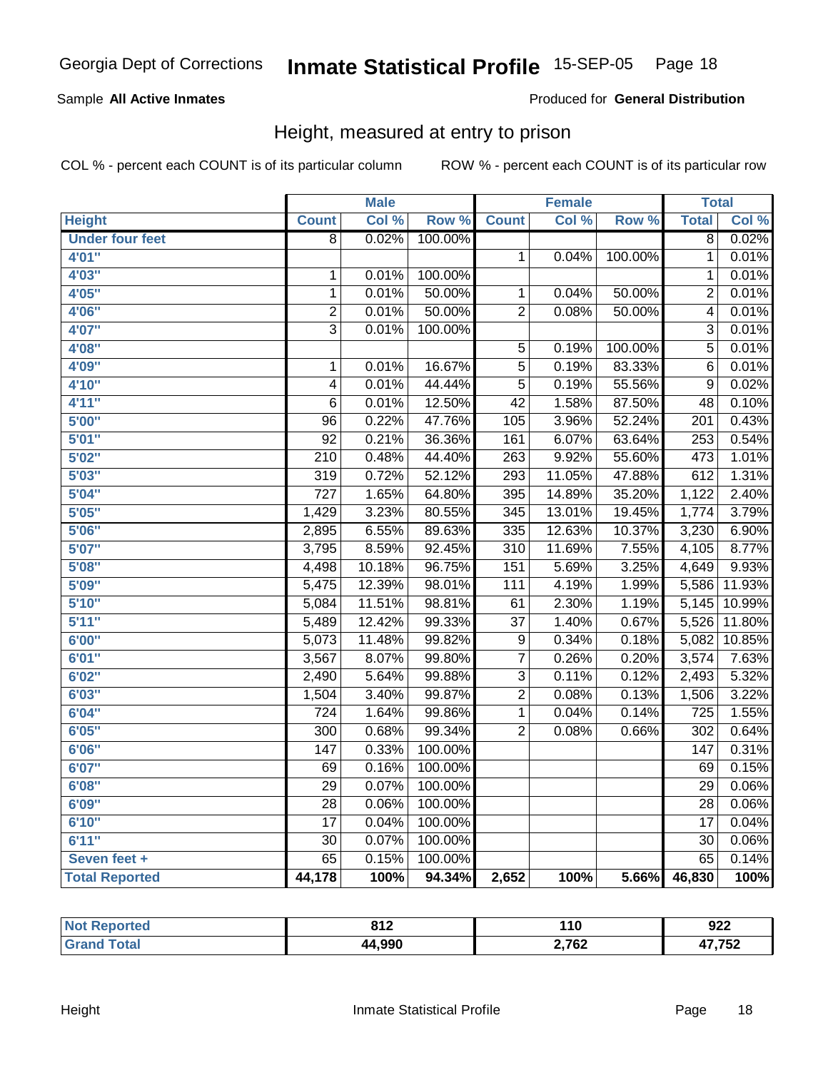Georgia Dept of Corrections **Inmate Statistical Profile** 15-SEP-05

Sample **All Active Inmates**

Produced for **General Distribution**

## Height, measured at entry to prison

COL % - percent each COUNT is of its particular column

ROW % - percent each COUNT is of its particular row

| | Male | | | Female | | | Total | |
|---|---|---|---|---|---|---|---|---|
| **Height** | **Count** | **Col %** | **Row %** | **Count** | **Col %** | **Row %** | **Total** | **Col %** |
| **Under four feet** | 8 | 0.02% | 100.00% | | | | 8 | 0.02% |
| **4'01"** | | | | 1 | 0.04% | 100.00% | 1 | 0.01% |
| **4'03"** | 1 | 0.01% | 100.00% | | | | 1 | 0.01% |
| **4'05"** | 1 | 0.01% | 50.00% | 1 | 0.04% | 50.00% | 2 | 0.01% |
| **4'06"** | 2 | 0.01% | 50.00% | 2 | 0.08% | 50.00% | 4 | 0.01% |
| **4'07"** | 3 | 0.01% | 100.00% | | | | 3 | 0.01% |
| **4'08"** | | | | 5 | 0.19% | 100.00% | 5 | 0.01% |
| **4'09"** | 1 | 0.01% | 16.67% | 5 | 0.19% | 83.33% | 6 | 0.01% |
| **4'10"** | 4 | 0.01% | 44.44% | 5 | 0.19% | 55.56% | 9 | 0.02% |
| **4'11"** | 6 | 0.01% | 12.50% | 42 | 1.58% | 87.50% | 48 | 0.10% |
| **5'00"** | 96 | 0.22% | 47.76% | 105 | 3.96% | 52.24% | 201 | 0.43% |
| **5'01"** | 92 | 0.21% | 36.36% | 161 | 6.07% | 63.64% | 253 | 0.54% |
| **5'02"** | 210 | 0.48% | 44.40% | 263 | 9.92% | 55.60% | 473 | 1.01% |
| **5'03"** | 319 | 0.72% | 52.12% | 293 | 11.05% | 47.88% | 612 | 1.31% |
| **5'04"** | 727 | 1.65% | 64.80% | 395 | 14.89% | 35.20% | 1,122 | 2.40% |
| **5'05"** | 1,429 | 3.23% | 80.55% | 345 | 13.01% | 19.45% | 1,774 | 3.79% |
| **5'06"** | 2,895 | 6.55% | 89.63% | 335 | 12.63% | 10.37% | 3,230 | 6.90% |
| **5'07"** | 3,795 | 8.59% | 92.45% | 310 | 11.69% | 7.55% | 4,105 | 8.77% |
| **5'08"** | 4,498 | 10.18% | 96.75% | 151 | 5.69% | 3.25% | 4,649 | 9.93% |
| **5'09"** | 5,475 | 12.39% | 98.01% | 111 | 4.19% | 1.99% | 5,586 | 11.93% |
| **5'10"** | 5,084 | 11.51% | 98.81% | 61 | 2.30% | 1.19% | 5,145 | 10.99% |
| **5'11"** | 5,489 | 12.42% | 99.33% | 37 | 1.40% | 0.67% | 5,526 | 11.80% |
| **6'00"** | 5,073 | 11.48% | 99.82% | 9 | 0.34% | 0.18% | 5,082 | 10.85% |
| **6'01"** | 3,567 | 8.07% | 99.80% | 7 | 0.26% | 0.20% | 3,574 | 7.63% |
| **6'02"** | 2,490 | 5.64% | 99.88% | 3 | 0.11% | 0.12% | 2,493 | 5.32% |
| **6'03"** | 1,504 | 3.40% | 99.87% | 2 | 0.08% | 0.13% | 1,506 | 3.22% |
| **6'04"** | 724 | 1.64% | 99.86% | 1 | 0.04% | 0.14% | 725 | 1.55% |
| **6'05"** | 300 | 0.68% | 99.34% | 2 | 0.08% | 0.66% | 302 | 0.64% |
| **6'06"** | 147 | 0.33% | 100.00% | | | | 147 | 0.31% |
| **6'07"** | 69 | 0.16% | 100.00% | | | | 69 | 0.15% |
| **6'08"** | 29 | 0.07% | 100.00% | | | | 29 | 0.06% |
| **6'09"** | 28 | 0.06% | 100.00% | | | | 28 | 0.06% |
| **6'10"** | 17 | 0.04% | 100.00% | | | | 17 | 0.04% |
| **6'11"** | 30 | 0.07% | 100.00% | | | | 30 | 0.06% |
| **Seven feet +** | 65 | 0.15% | 100.00% | | | | 65 | 0.14% |
| **Total Reported** | **44,178** | **100%** | **94.34%** | **2,652** | **100%** | **5.66%** | **46,830** | **100%** |

| | Male | Female | Total |
|---|---|---|---|
| **Not Reported** | **812** | **110** | **922** |
| **Grand Total** | **44,990** | **2,762** | **47,752** |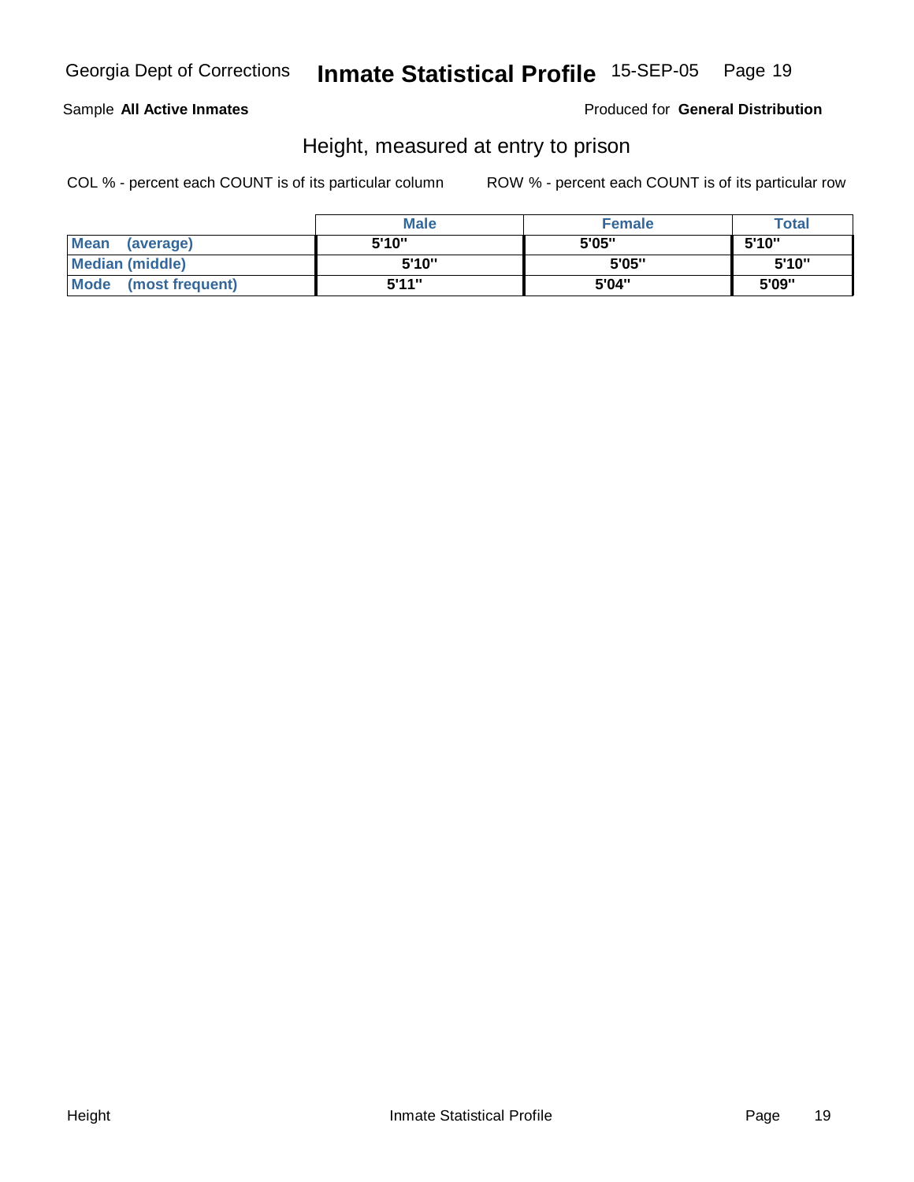Sample **All Active Inmates**

Produced for **General Distribution**

## Height, measured at entry to prison

COL % - percent each COUNT is of its particular column

ROW % - percent each COUNT is of its particular row

| | Male | Female | Total |
|---|---|---|---|
| **Mean (average)** | 5'10" | 5'05" | 5'10" |
| **Median (middle)** | 5'10" | 5'05" | 5'10" |
| **Mode (most frequent)** | 5'11" | 5'04" | 5'09" |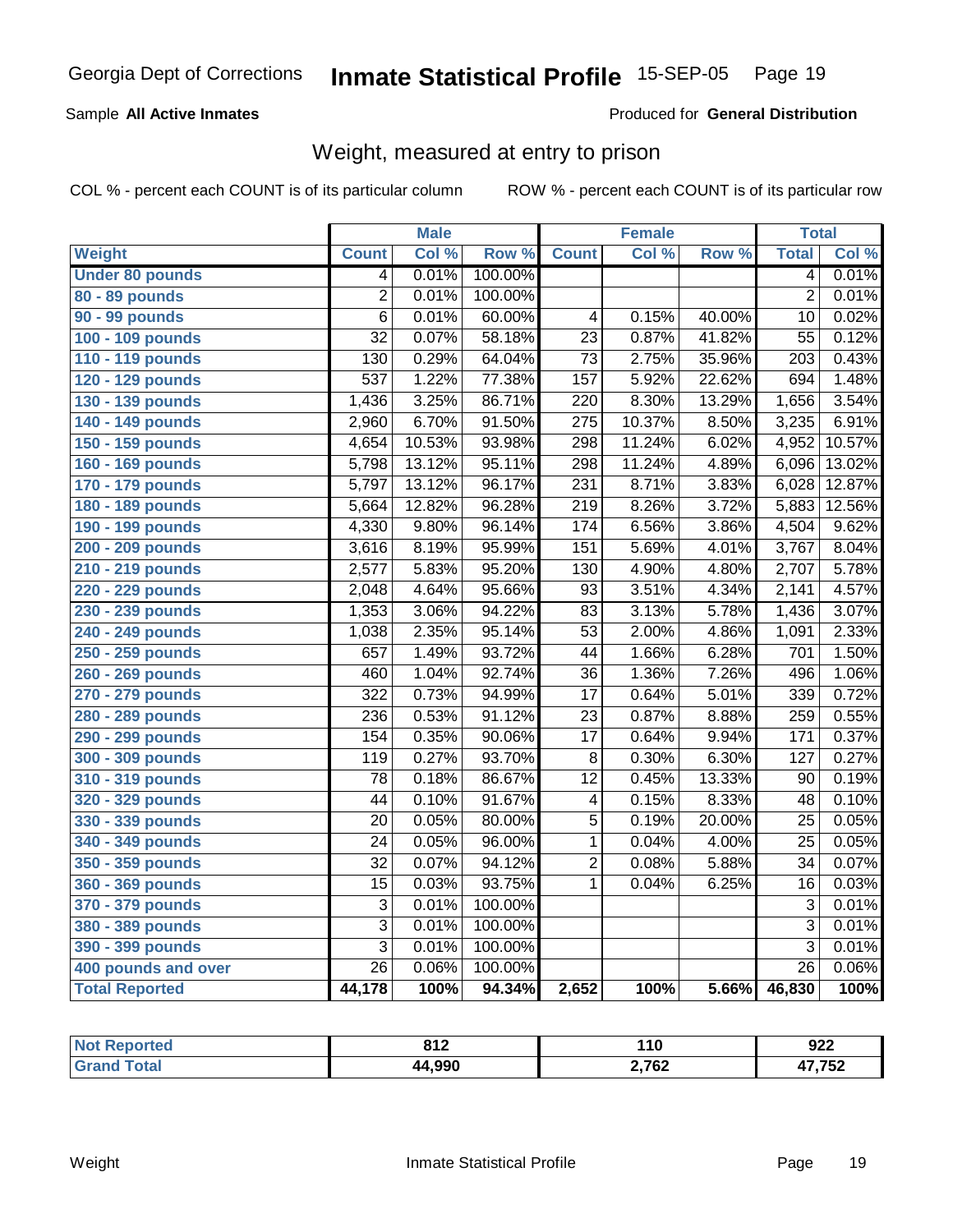Sample **All Active Inmates**

Produced for **General Distribution**

## Weight, measured at entry to prison

COL % - percent each COUNT is of its particular column

ROW % - percent each COUNT is of its particular row

| | Male | | | Female | | | Total | |
|---|---|---|---|---|---|---|---|---|
| **Weight** | **Count** | **Col %** | **Row %** | **Count** | **Col %** | **Row %** | **Total** | **Col %** |
| **Under 80 pounds** | 4 | 0.01% | 100.00% | | | | 4 | 0.01% |
| **80 - 89 pounds** | 2 | 0.01% | 100.00% | | | | 2 | 0.01% |
| **90 - 99 pounds** | 6 | 0.01% | 60.00% | 4 | 0.15% | 40.00% | 10 | 0.02% |
| **100 - 109 pounds** | 32 | 0.07% | 58.18% | 23 | 0.87% | 41.82% | 55 | 0.12% |
| **110 - 119 pounds** | 130 | 0.29% | 64.04% | 73 | 2.75% | 35.96% | 203 | 0.43% |
| **120 - 129 pounds** | 537 | 1.22% | 77.38% | 157 | 5.92% | 22.62% | 694 | 1.48% |
| **130 - 139 pounds** | 1,436 | 3.25% | 86.71% | 220 | 8.30% | 13.29% | 1,656 | 3.54% |
| **140 - 149 pounds** | 2,960 | 6.70% | 91.50% | 275 | 10.37% | 8.50% | 3,235 | 6.91% |
| **150 - 159 pounds** | 4,654 | 10.53% | 93.98% | 298 | 11.24% | 6.02% | 4,952 | 10.57% |
| **160 - 169 pounds** | 5,798 | 13.12% | 95.11% | 298 | 11.24% | 4.89% | 6,096 | 13.02% |
| **170 - 179 pounds** | 5,797 | 13.12% | 96.17% | 231 | 8.71% | 3.83% | 6,028 | 12.87% |
| **180 - 189 pounds** | 5,664 | 12.82% | 96.28% | 219 | 8.26% | 3.72% | 5,883 | 12.56% |
| **190 - 199 pounds** | 4,330 | 9.80% | 96.14% | 174 | 6.56% | 3.86% | 4,504 | 9.62% |
| **200 - 209 pounds** | 3,616 | 8.19% | 95.99% | 151 | 5.69% | 4.01% | 3,767 | 8.04% |
| **210 - 219 pounds** | 2,577 | 5.83% | 95.20% | 130 | 4.90% | 4.80% | 2,707 | 5.78% |
| **220 - 229 pounds** | 2,048 | 4.64% | 95.66% | 93 | 3.51% | 4.34% | 2,141 | 4.57% |
| **230 - 239 pounds** | 1,353 | 3.06% | 94.22% | 83 | 3.13% | 5.78% | 1,436 | 3.07% |
| **240 - 249 pounds** | 1,038 | 2.35% | 95.14% | 53 | 2.00% | 4.86% | 1,091 | 2.33% |
| **250 - 259 pounds** | 657 | 1.49% | 93.72% | 44 | 1.66% | 6.28% | 701 | 1.50% |
| **260 - 269 pounds** | 460 | 1.04% | 92.74% | 36 | 1.36% | 7.26% | 496 | 1.06% |
| **270 - 279 pounds** | 322 | 0.73% | 94.99% | 17 | 0.64% | 5.01% | 339 | 0.72% |
| **280 - 289 pounds** | 236 | 0.53% | 91.12% | 23 | 0.87% | 8.88% | 259 | 0.55% |
| **290 - 299 pounds** | 154 | 0.35% | 90.06% | 17 | 0.64% | 9.94% | 171 | 0.37% |
| **300 - 309 pounds** | 119 | 0.27% | 93.70% | 8 | 0.30% | 6.30% | 127 | 0.27% |
| **310 - 319 pounds** | 78 | 0.18% | 86.67% | 12 | 0.45% | 13.33% | 90 | 0.19% |
| **320 - 329 pounds** | 44 | 0.10% | 91.67% | 4 | 0.15% | 8.33% | 48 | 0.10% |
| **330 - 339 pounds** | 20 | 0.05% | 80.00% | 5 | 0.19% | 20.00% | 25 | 0.05% |
| **340 - 349 pounds** | 24 | 0.05% | 96.00% | 1 | 0.04% | 4.00% | 25 | 0.05% |
| **350 - 359 pounds** | 32 | 0.07% | 94.12% | 2 | 0.08% | 5.88% | 34 | 0.07% |
| **360 - 369 pounds** | 15 | 0.03% | 93.75% | 1 | 0.04% | 6.25% | 16 | 0.03% |
| **370 - 379 pounds** | 3 | 0.01% | 100.00% | | | | 3 | 0.01% |
| **380 - 389 pounds** | 3 | 0.01% | 100.00% | | | | 3 | 0.01% |
| **390 - 399 pounds** | 3 | 0.01% | 100.00% | | | | 3 | 0.01% |
| **400 pounds and over** | 26 | 0.06% | 100.00% | | | | 26 | 0.06% |
| **Total Reported** | **44,178** | **100%** | **94.34%** | **2,652** | **100%** | **5.66%** | **46,830** | **100%** |

| | Male | Female | Total |
|---|---|---|---|
| **Not Reported** | **812** | **110** | **922** |
| **Grand Total** | **44,990** | **2,762** | **47,752** |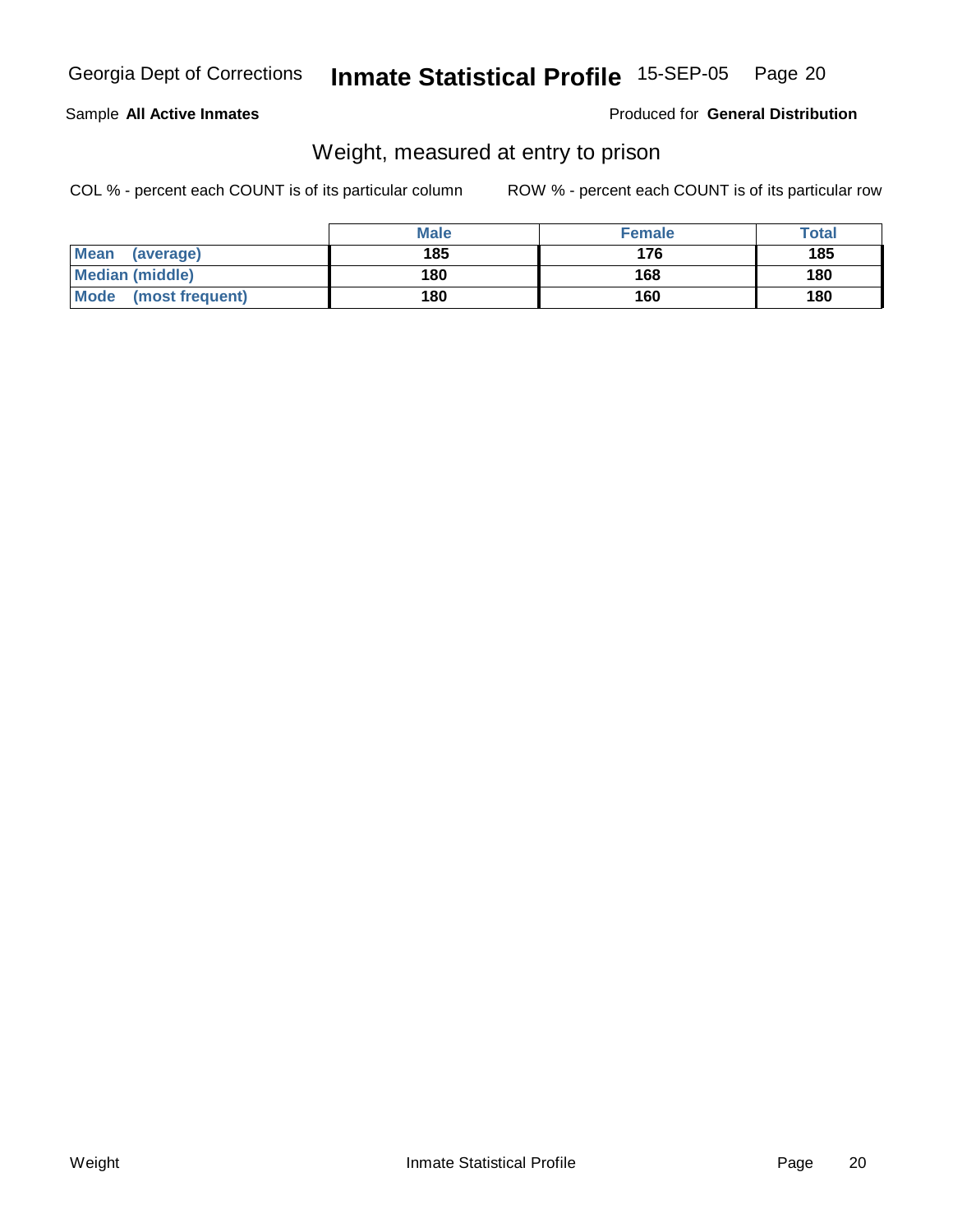Sample **All Active Inmates** Produced for **General Distribution**

## Weight, measured at entry to prison

COL % - percent each COUNT is of its particular column ROW % - percent each COUNT is of its particular row

| | Male | Female | Total |
|---|---|---|---|
| Mean (average) | 185 | 176 | 185 |
| Median (middle) | 180 | 168 | 180 |
| Mode (most frequent) | 180 | 160 | 180 |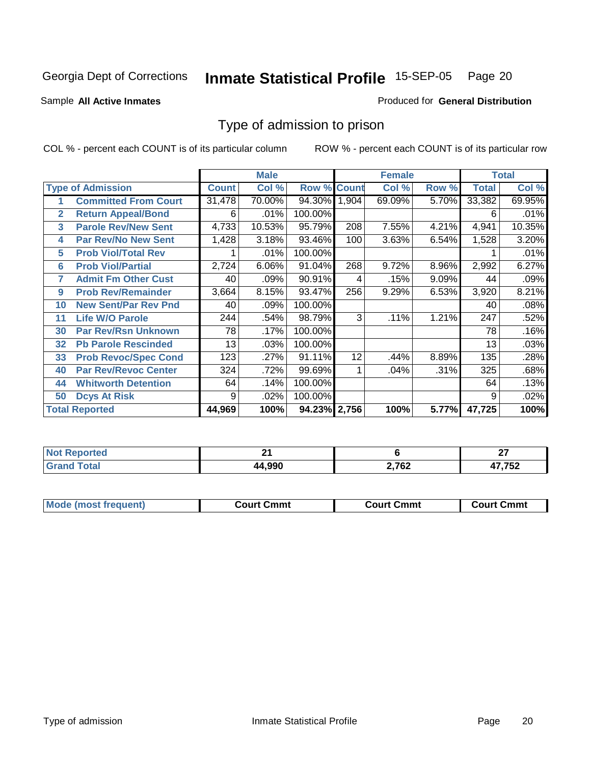Georgia Dept of Corrections **Inmate Statistical Profile** 15-SEP-05

Sample **All Active Inmates**

Produced for **General Distribution**

## Type of admission to prison

COL % - percent each COUNT is of its particular column

ROW % - percent each COUNT is of its particular row

| | | Male | | | Female | | | Total | |
|---|---|---|---|---|---|---|---|---|---|
| | **Type of Admission** | **Count** | **Col %** | **Row %** | **Count** | **Col %** | **Row %** | **Total** | **Col %** |
| 1 | **Committed From Court** | 31,478 | 70.00% | 94.30% | 1,904 | 69.09% | 5.70% | 33,382 | 69.95% |
| 2 | **Return Appeal/Bond** | 6 | .01% | 100.00% | | | | 6 | .01% |
| 3 | **Parole Rev/New Sent** | 4,733 | 10.53% | 95.79% | 208 | 7.55% | 4.21% | 4,941 | 10.35% |
| 4 | **Par Rev/No New Sent** | 1,428 | 3.18% | 93.46% | 100 | 3.63% | 6.54% | 1,528 | 3.20% |
| 5 | **Prob Viol/Total Rev** | 1 | .01% | 100.00% | | | | 1 | .01% |
| 6 | **Prob Viol/Partial** | 2,724 | 6.06% | 91.04% | 268 | 9.72% | 8.96% | 2,992 | 6.27% |
| 7 | **Admit Fm Other Cust** | 40 | .09% | 90.91% | 4 | .15% | 9.09% | 44 | .09% |
| 9 | **Prob Rev/Remainder** | 3,664 | 8.15% | 93.47% | 256 | 9.29% | 6.53% | 3,920 | 8.21% |
| 10 | **New Sent/Par Rev Pnd** | 40 | .09% | 100.00% | | | | 40 | .08% |
| 11 | **Life W/O Parole** | 244 | .54% | 98.79% | 3 | .11% | 1.21% | 247 | .52% |
| 30 | **Par Rev/Rsn Unknown** | 78 | .17% | 100.00% | | | | 78 | .16% |
| 32 | **Pb Parole Rescinded** | 13 | .03% | 100.00% | | | | 13 | .03% |
| 33 | **Prob Revoc/Spec Cond** | 123 | .27% | 91.11% | 12 | .44% | 8.89% | 135 | .28% |
| 40 | **Par Rev/Revoc Center** | 324 | .72% | 99.69% | 1 | .04% | .31% | 325 | .68% |
| 44 | **Whitworth Detention** | 64 | .14% | 100.00% | | | | 64 | .13% |
| 50 | **Dcys At Risk** | 9 | .02% | 100.00% | | | | 9 | .02% |
| **Total Reported** | | **44,969** | **100%** | **94.23%** | **2,756** | **100%** | **5.77%** | **47,725** | **100%** |

| | Male | Female | Total |
|---|---|---|---|
| **Not Reported** | **21** | **6** | **27** |
| **Grand Total** | **44,990** | **2,762** | **47,752** |

| | Male | Female | Total |
|---|---|---|---|
| **Mode (most frequent)** | **Court Cmmt** | **Court Cmmt** | **Court Cmmt** |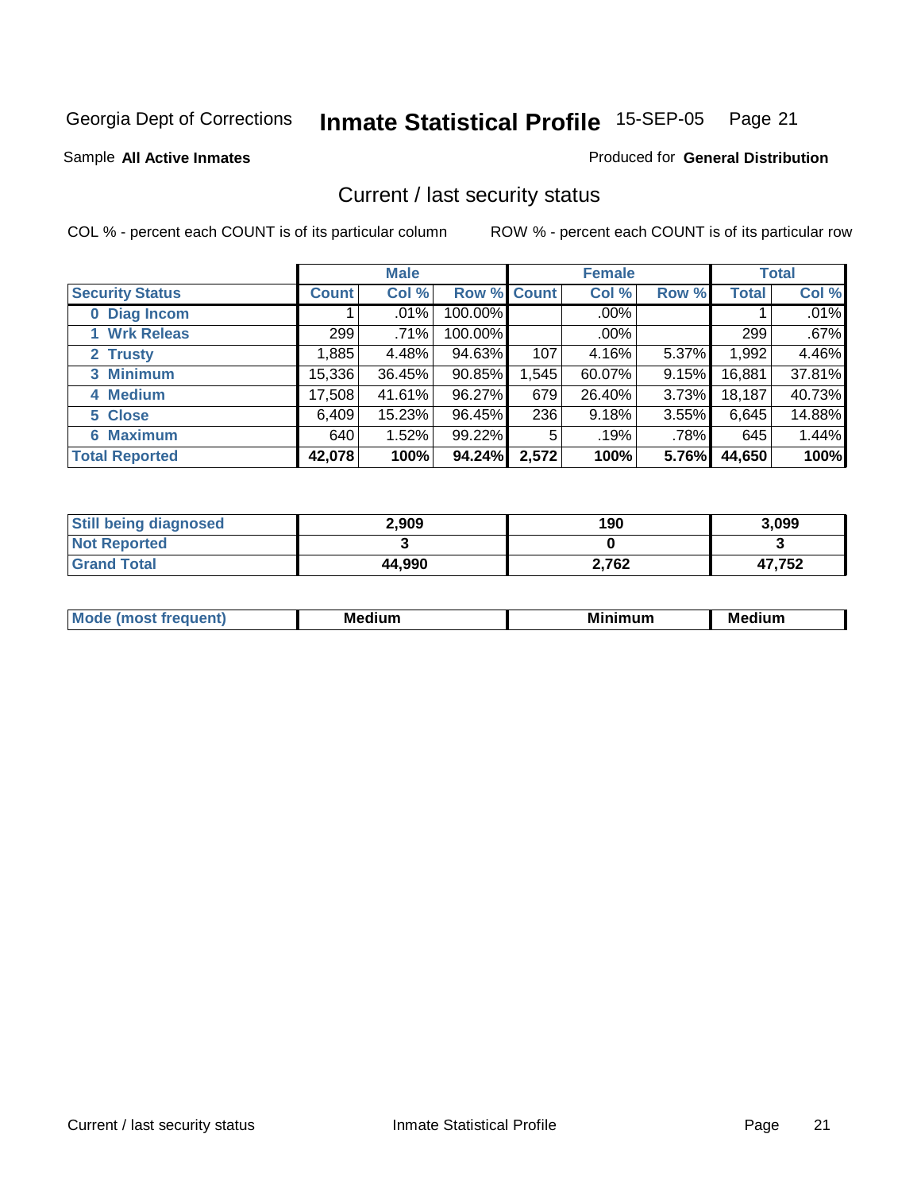Georgia Dept of Corrections **Inmate Statistical Profile** 15-SEP-05 Page 21

Sample **All Active Inmates**

Produced for **General Distribution**

## Current / last security status

COL % - percent each COUNT is of its particular column

ROW % - percent each COUNT is of its particular row

| | Male | | | Female | | | Total | |
|---|---|---|---|---|---|---|---|---|
| **Security Status** | **Count** | **Col %** | **Row %** | **Count** | **Col %** | **Row %** | **Total** | **Col %** |
| 0 Diag Incom | 1 | .01% | 100.00% | | .00% | | 1 | .01% |
| 1 Wrk Releas | 299 | .71% | 100.00% | | .00% | | 299 | .67% |
| 2 Trusty | 1,885 | 4.48% | 94.63% | 107 | 4.16% | 5.37% | 1,992 | 4.46% |
| 3 Minimum | 15,336 | 36.45% | 90.85% | 1,545 | 60.07% | 9.15% | 16,881 | 37.81% |
| 4 Medium | 17,508 | 41.61% | 96.27% | 679 | 26.40% | 3.73% | 18,187 | 40.73% |
| 5 Close | 6,409 | 15.23% | 96.45% | 236 | 9.18% | 3.55% | 6,645 | 14.88% |
| 6 Maximum | 640 | 1.52% | 99.22% | 5 | .19% | .78% | 645 | 1.44% |
| **Total Reported** | **42,078** | **100%** | **94.24%** | **2,572** | **100%** | **5.76%** | **44,650** | **100%** |

| | Male | Female | Total |
|---|---|---|---|
| Still being diagnosed | **2,909** | **190** | **3,099** |
| Not Reported | **3** | **0** | **3** |
| Grand Total | **44,990** | **2,762** | **47,752** |

| | Male | Female | Total |
|---|---|---|---|
| Mode (most frequent) | **Medium** | **Minimum** | **Medium** |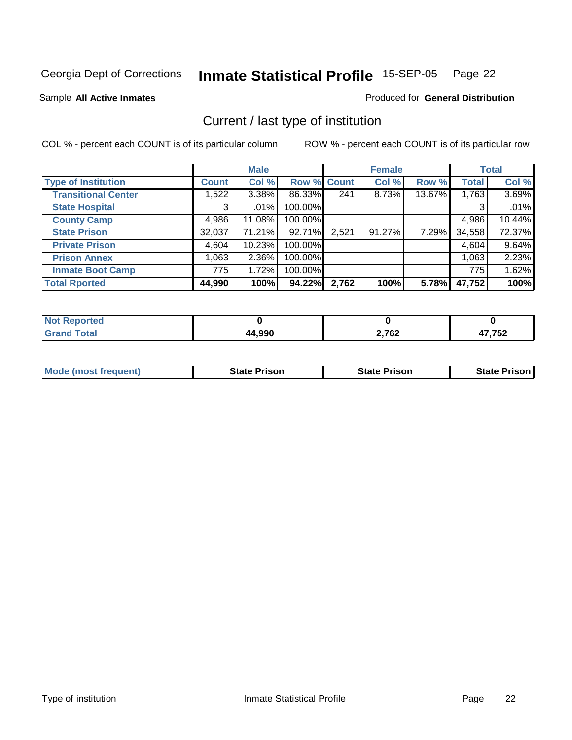Georgia Dept of Corrections **Inmate Statistical Profile** 15-SEP-05 Page 22

Sample **All Active Inmates**

Produced for **General Distribution**

## Current / last type of institution

COL % - percent each COUNT is of its particular column

ROW % - percent each COUNT is of its particular row

| | Male | | | Female | | | Total | |
|---|---|---|---|---|---|---|---|---|
| **Type of Institution** | **Count** | **Col %** | **Row %** | **Count** | **Col %** | **Row %** | **Total** | **Col %** |
| **Transitional Center** | 1,522 | 3.38% | 86.33% | 241 | 8.73% | 13.67% | 1,763 | 3.69% |
| **State Hospital** | 3 | .01% | 100.00% | | | | 3 | .01% |
| **County Camp** | 4,986 | 11.08% | 100.00% | | | | 4,986 | 10.44% |
| **State Prison** | 32,037 | 71.21% | 92.71% | 2,521 | 91.27% | 7.29% | 34,558 | 72.37% |
| **Private Prison** | 4,604 | 10.23% | 100.00% | | | | 4,604 | 9.64% |
| **Prison Annex** | 1,063 | 2.36% | 100.00% | | | | 1,063 | 2.23% |
| **Inmate Boot Camp** | 775 | 1.72% | 100.00% | | | | 775 | 1.62% |
| **Total Rported** | **44,990** | **100%** | **94.22%** | **2,762** | **100%** | **5.78%** | **47,752** | **100%** |

| | Male | Female | Total |
|---|---|---|---|
| **Not Reported** | **0** | **0** | **0** |
| **Grand Total** | **44,990** | **2,762** | **47,752** |

| | Male | Female | Total |
|---|---|---|---|
| **Mode (most frequent)** | **State Prison** | **State Prison** | **State Prison** |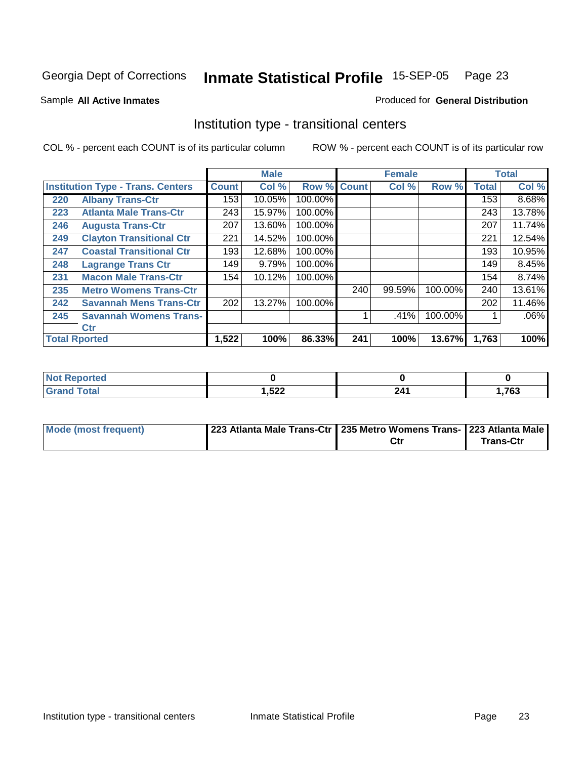Georgia Dept of Corrections **Inmate Statistical Profile** 15-SEP-05

Sample **All Active Inmates**

Produced for **General Distribution**

## Institution type - transitional centers

COL % - percent each COUNT is of its particular column

ROW % - percent each COUNT is of its particular row

| | | Male | | | Female | | | Total | |
|---|---|---|---|---|---|---|---|---|---|
| Institution Type - Trans. Centers | | Count | Col % | Row % | Count | Col % | Row % | Total | Col % |
| 220 | Albany Trans-Ctr | 153 | 10.05% | 100.00% | | | | 153 | 8.68% |
| 223 | Atlanta Male Trans-Ctr | 243 | 15.97% | 100.00% | | | | 243 | 13.78% |
| 246 | Augusta Trans-Ctr | 207 | 13.60% | 100.00% | | | | 207 | 11.74% |
| 249 | Clayton Transitional Ctr | 221 | 14.52% | 100.00% | | | | 221 | 12.54% |
| 247 | Coastal Transitional Ctr | 193 | 12.68% | 100.00% | | | | 193 | 10.95% |
| 248 | Lagrange Trans Ctr | 149 | 9.79% | 100.00% | | | | 149 | 8.45% |
| 231 | Macon Male Trans-Ctr | 154 | 10.12% | 100.00% | | | | 154 | 8.74% |
| 235 | Metro Womens Trans-Ctr | | | | 240 | 99.59% | 100.00% | 240 | 13.61% |
| 242 | Savannah Mens Trans-Ctr | 202 | 13.27% | 100.00% | | | | 202 | 11.46% |
| 245 | Savannah Womens Trans-Ctr | | | | 1 | .41% | 100.00% | 1 | .06% |
| **Total Rported** | | **1,522** | **100%** | **86.33%** | **241** | **100%** | **13.67%** | **1,763** | **100%** |

| | Male | Female | Total |
|---|---|---|---|
| Not Reported | **0** | **0** | **0** |
| Grand Total | **1,522** | **241** | **1,763** |

| | Male | Female | Total |
|---|---|---|---|
| Mode (most frequent) | **223 Atlanta Male Trans-Ctr** | **235 Metro Womens Trans-Ctr** | **223 Atlanta Male Trans-Ctr** |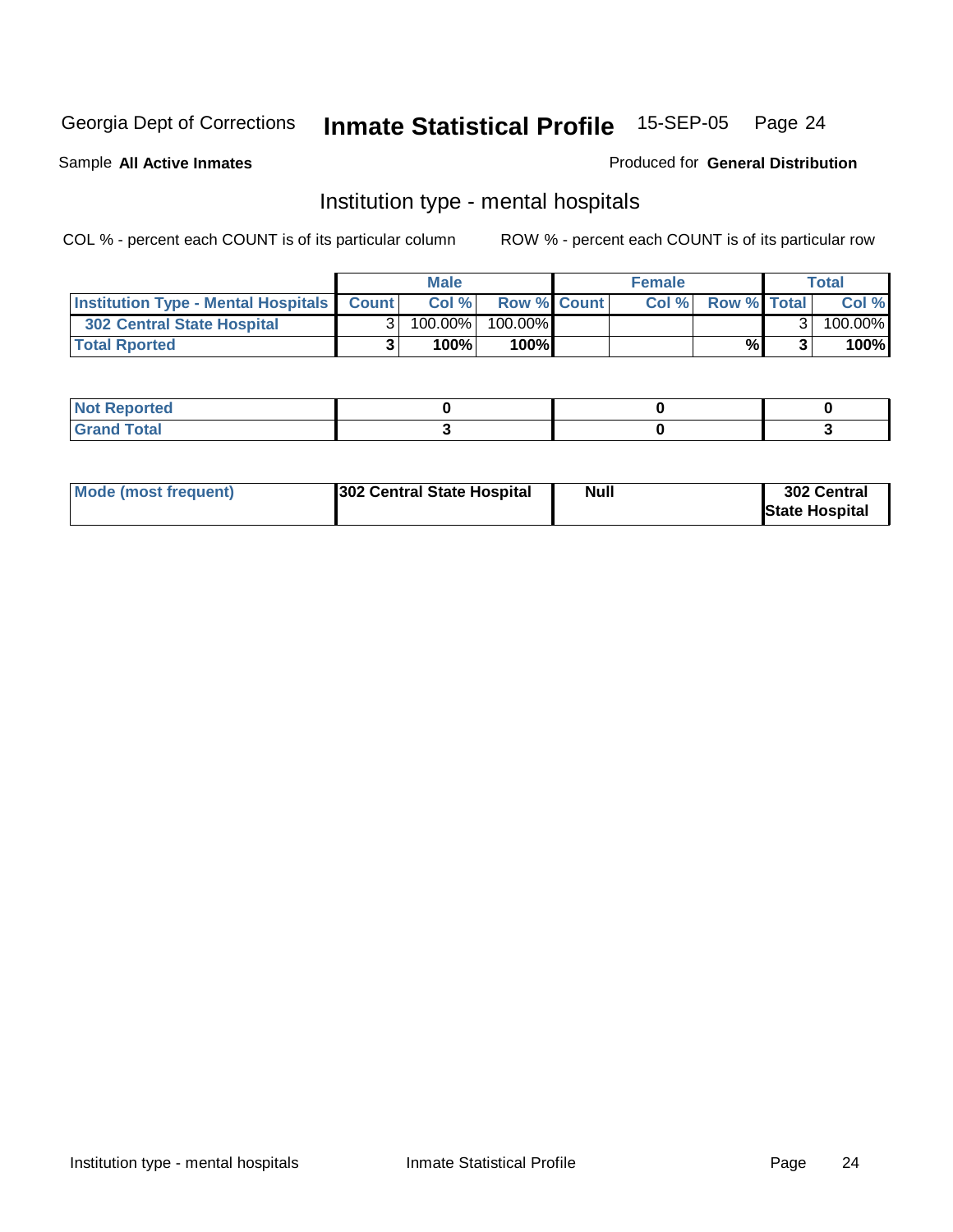Georgia Dept of Corrections **Inmate Statistical Profile** 15-SEP-05 Page 24

Sample **All Active Inmates**

Produced for **General Distribution**

## Institution type - mental hospitals

COL % - percent each COUNT is of its particular column

ROW % - percent each COUNT is of its particular row

| | Male | | | Female | | | Total | |
|---|---|---|---|---|---|---|---|---|
| **Institution Type - Mental Hospitals** | **Count** | **Col %** | **Row %** | **Count** | **Col %** | **Row %** | **Total** | **Col %** |
| **302 Central State Hospital** | 3 | 100.00% | 100.00% | | | | 3 | 100.00% |
| **Total Rported** | **3** | **100%** | **100%** | | | **%** | **3** | **100%** |

| | Male | Female | Total |
|---|---|---|---|
| **Not Reported** | **0** | **0** | **0** |
| **Grand Total** | **3** | **0** | **3** |

| | Male | Female | Total |
|---|---|---|---|
| **Mode (most frequent)** | **302 Central State Hospital** | **Null** | **302 Central State Hospital** |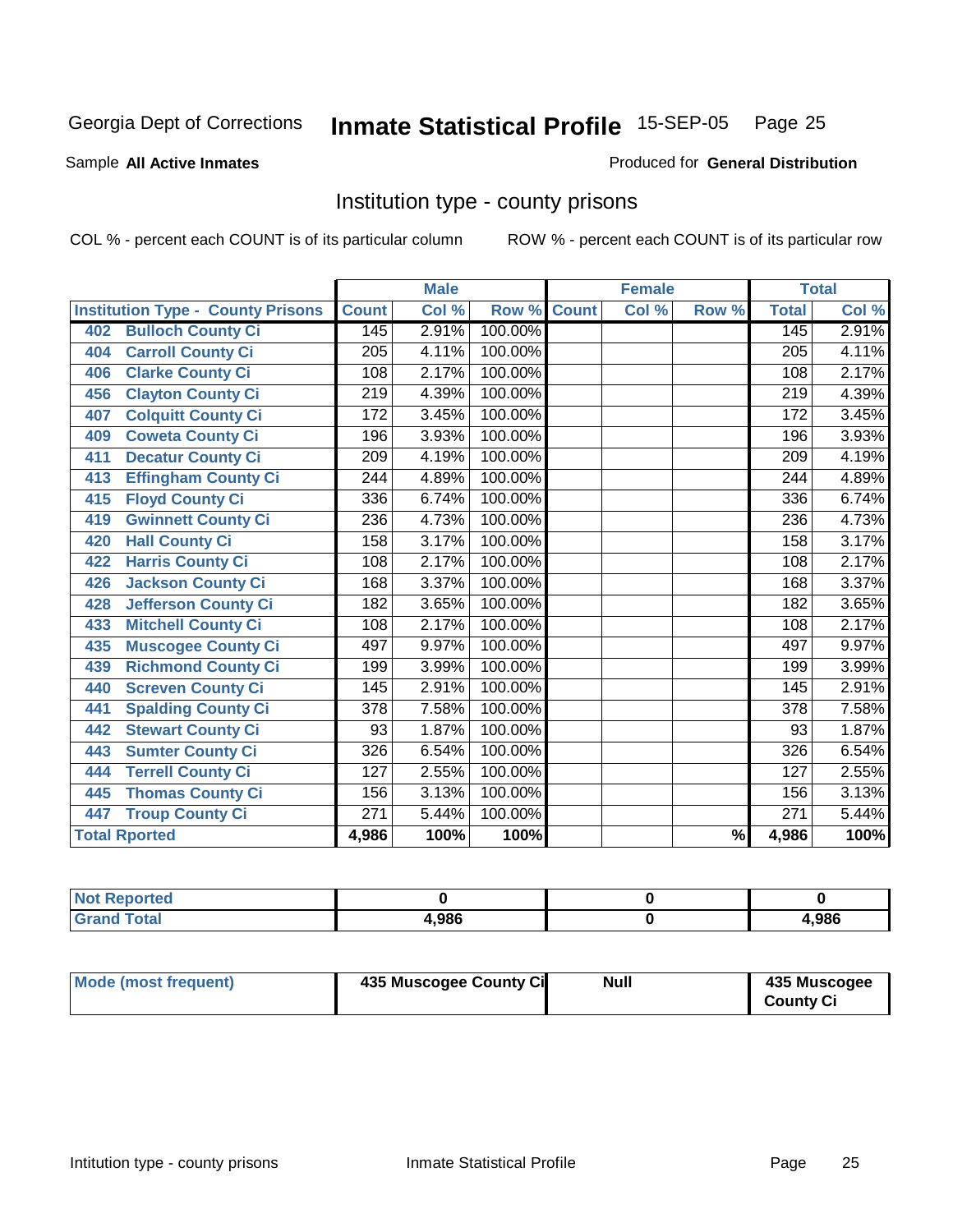Georgia Dept of Corrections **Inmate Statistical Profile** 15-SEP-05

Sample **All Active Inmates**

Produced for **General Distribution**

## Institution type - county prisons

COL % - percent each COUNT is of its particular column

ROW % - percent each COUNT is of its particular row

| Institution Type - County Prisons | Male | | | Female | | | Total | |
|---|---|---|---|---|---|---|---|---|
| | Count | Col % | Row % | Count | Col % | Row % | Total | Col % |
| 402 Bulloch County Ci | 145 | 2.91% | 100.00% | | | | 145 | 2.91% |
| 404 Carroll County Ci | 205 | 4.11% | 100.00% | | | | 205 | 4.11% |
| 406 Clarke County Ci | 108 | 2.17% | 100.00% | | | | 108 | 2.17% |
| 456 Clayton County Ci | 219 | 4.39% | 100.00% | | | | 219 | 4.39% |
| 407 Colquitt County Ci | 172 | 3.45% | 100.00% | | | | 172 | 3.45% |
| 409 Coweta County Ci | 196 | 3.93% | 100.00% | | | | 196 | 3.93% |
| 411 Decatur County Ci | 209 | 4.19% | 100.00% | | | | 209 | 4.19% |
| 413 Effingham County Ci | 244 | 4.89% | 100.00% | | | | 244 | 4.89% |
| 415 Floyd County Ci | 336 | 6.74% | 100.00% | | | | 336 | 6.74% |
| 419 Gwinnett County Ci | 236 | 4.73% | 100.00% | | | | 236 | 4.73% |
| 420 Hall County Ci | 158 | 3.17% | 100.00% | | | | 158 | 3.17% |
| 422 Harris County Ci | 108 | 2.17% | 100.00% | | | | 108 | 2.17% |
| 426 Jackson County Ci | 168 | 3.37% | 100.00% | | | | 168 | 3.37% |
| 428 Jefferson County Ci | 182 | 3.65% | 100.00% | | | | 182 | 3.65% |
| 433 Mitchell County Ci | 108 | 2.17% | 100.00% | | | | 108 | 2.17% |
| 435 Muscogee County Ci | 497 | 9.97% | 100.00% | | | | 497 | 9.97% |
| 439 Richmond County Ci | 199 | 3.99% | 100.00% | | | | 199 | 3.99% |
| 440 Screven County Ci | 145 | 2.91% | 100.00% | | | | 145 | 2.91% |
| 441 Spalding County Ci | 378 | 7.58% | 100.00% | | | | 378 | 7.58% |
| 442 Stewart County Ci | 93 | 1.87% | 100.00% | | | | 93 | 1.87% |
| 443 Sumter County Ci | 326 | 6.54% | 100.00% | | | | 326 | 6.54% |
| 444 Terrell County Ci | 127 | 2.55% | 100.00% | | | | 127 | 2.55% |
| 445 Thomas County Ci | 156 | 3.13% | 100.00% | | | | 156 | 3.13% |
| 447 Troup County Ci | 271 | 5.44% | 100.00% | | | | 271 | 5.44% |
| **Total Rported** | **4,986** | **100%** | **100%** | | | **%** | **4,986** | **100%** |

| | Male | Female | Total |
|---|---|---|---|
| Not Reported | 0 | 0 | 0 |
| Grand Total | 4,986 | 0 | 4,986 |

| | Male | Female | Total |
|---|---|---|---|
| Mode (most frequent) | 435 Muscogee County Ci | Null | 435 Muscogee County Ci |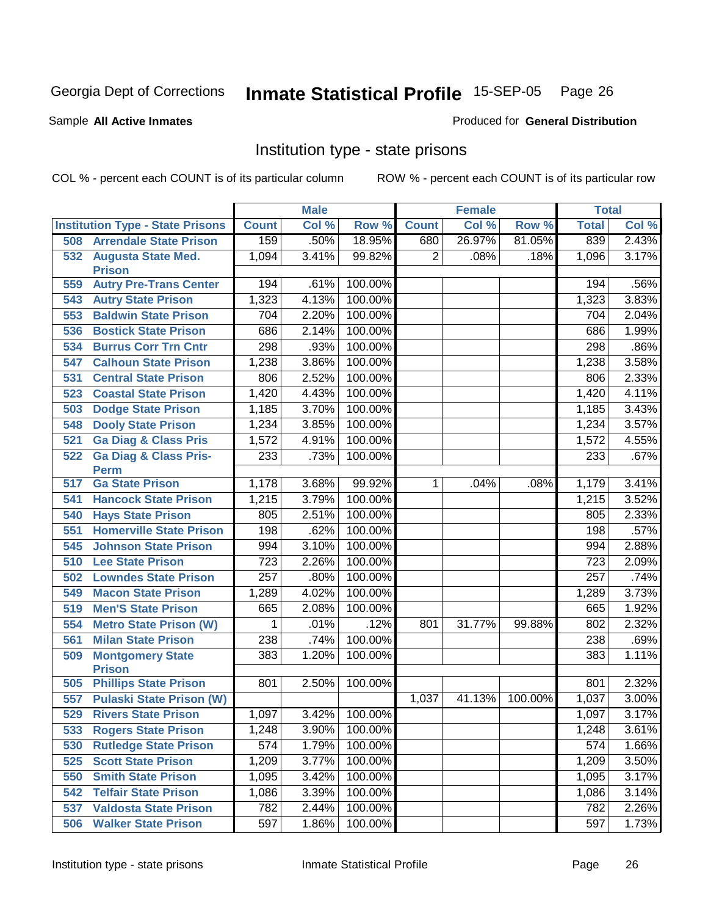Georgia Dept of Corrections **Inmate Statistical Profile** 15-SEP-05

Sample **All Active Inmates**

Produced for **General Distribution**

## Institution type - state prisons

COL % - percent each COUNT is of its particular column

ROW % - percent each COUNT is of its particular row

| Institution Type - State Prisons | Male | | | Female | | | Total | |
|---|---|---|---|---|---|---|---|---|
| | Count | Col % | Row % | Count | Col % | Row % | Total | Col % |
| 508 Arrendale State Prison | 159 | .50% | 18.95% | 680 | 26.97% | 81.05% | 839 | 2.43% |
| 532 Augusta State Med. Prison | 1,094 | 3.41% | 99.82% | 2 | .08% | .18% | 1,096 | 3.17% |
| 559 Autry Pre-Trans Center | 194 | .61% | 100.00% | | | | 194 | .56% |
| 543 Autry State Prison | 1,323 | 4.13% | 100.00% | | | | 1,323 | 3.83% |
| 553 Baldwin State Prison | 704 | 2.20% | 100.00% | | | | 704 | 2.04% |
| 536 Bostick State Prison | 686 | 2.14% | 100.00% | | | | 686 | 1.99% |
| 534 Burrus Corr Trn Cntr | 298 | .93% | 100.00% | | | | 298 | .86% |
| 547 Calhoun State Prison | 1,238 | 3.86% | 100.00% | | | | 1,238 | 3.58% |
| 531 Central State Prison | 806 | 2.52% | 100.00% | | | | 806 | 2.33% |
| 523 Coastal State Prison | 1,420 | 4.43% | 100.00% | | | | 1,420 | 4.11% |
| 503 Dodge State Prison | 1,185 | 3.70% | 100.00% | | | | 1,185 | 3.43% |
| 548 Dooly State Prison | 1,234 | 3.85% | 100.00% | | | | 1,234 | 3.57% |
| 521 Ga Diag & Class Pris | 1,572 | 4.91% | 100.00% | | | | 1,572 | 4.55% |
| 522 Ga Diag & Class Pris-Perm | 233 | .73% | 100.00% | | | | 233 | .67% |
| 517 Ga State Prison | 1,178 | 3.68% | 99.92% | 1 | .04% | .08% | 1,179 | 3.41% |
| 541 Hancock State Prison | 1,215 | 3.79% | 100.00% | | | | 1,215 | 3.52% |
| 540 Hays State Prison | 805 | 2.51% | 100.00% | | | | 805 | 2.33% |
| 551 Homerville State Prison | 198 | .62% | 100.00% | | | | 198 | .57% |
| 545 Johnson State Prison | 994 | 3.10% | 100.00% | | | | 994 | 2.88% |
| 510 Lee State Prison | 723 | 2.26% | 100.00% | | | | 723 | 2.09% |
| 502 Lowndes State Prison | 257 | .80% | 100.00% | | | | 257 | .74% |
| 549 Macon State Prison | 1,289 | 4.02% | 100.00% | | | | 1,289 | 3.73% |
| 519 Men'S State Prison | 665 | 2.08% | 100.00% | | | | 665 | 1.92% |
| 554 Metro State Prison (W) | 1 | .01% | .12% | 801 | 31.77% | 99.88% | 802 | 2.32% |
| 561 Milan State Prison | 238 | .74% | 100.00% | | | | 238 | .69% |
| 509 Montgomery State Prison | 383 | 1.20% | 100.00% | | | | 383 | 1.11% |
| 505 Phillips State Prison | 801 | 2.50% | 100.00% | | | | 801 | 2.32% |
| 557 Pulaski State Prison (W) | | | | 1,037 | 41.13% | 100.00% | 1,037 | 3.00% |
| 529 Rivers State Prison | 1,097 | 3.42% | 100.00% | | | | 1,097 | 3.17% |
| 533 Rogers State Prison | 1,248 | 3.90% | 100.00% | | | | 1,248 | 3.61% |
| 530 Rutledge State Prison | 574 | 1.79% | 100.00% | | | | 574 | 1.66% |
| 525 Scott State Prison | 1,209 | 3.77% | 100.00% | | | | 1,209 | 3.50% |
| 550 Smith State Prison | 1,095 | 3.42% | 100.00% | | | | 1,095 | 3.17% |
| 542 Telfair State Prison | 1,086 | 3.39% | 100.00% | | | | 1,086 | 3.14% |
| 537 Valdosta State Prison | 782 | 2.44% | 100.00% | | | | 782 | 2.26% |
| 506 Walker State Prison | 597 | 1.86% | 100.00% | | | | 597 | 1.73% |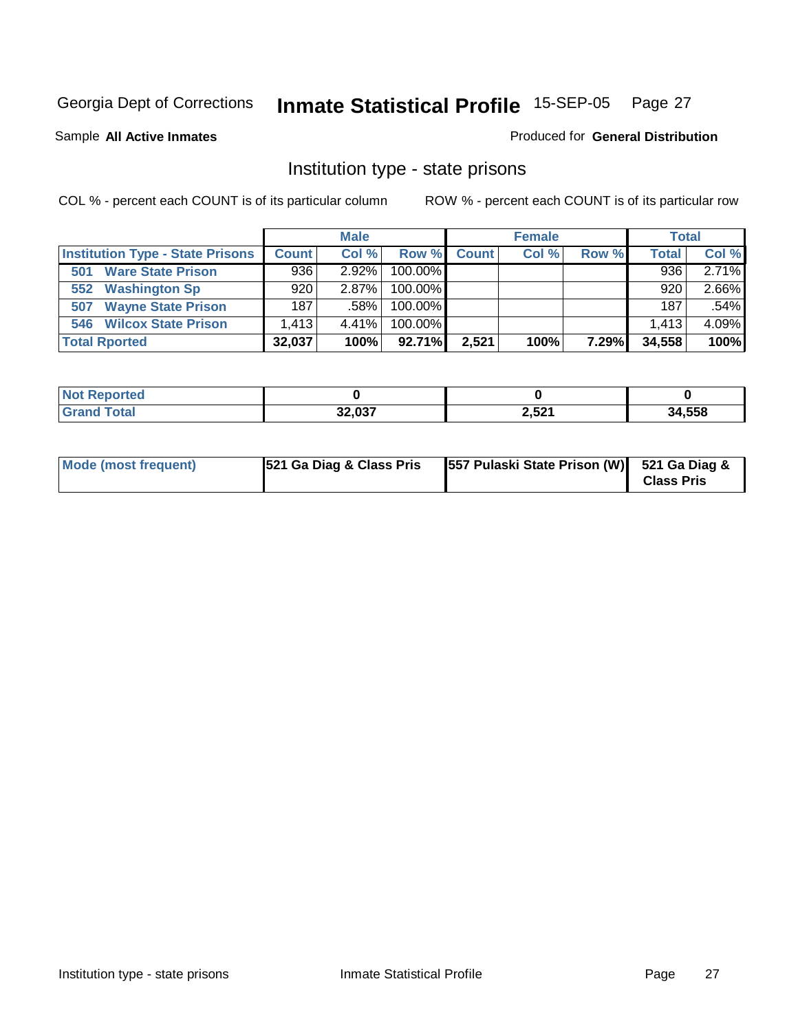Georgia Dept of Corrections **Inmate Statistical Profile** 15-SEP-05

Sample **All Active Inmates**

Produced for **General Distribution**

## Institution type - state prisons

COL % - percent each COUNT is of its particular column

ROW % - percent each COUNT is of its particular row

| | Male | | | Female | | | Total | |
|---|---|---|---|---|---|---|---|---|
| **Institution Type - State Prisons** | **Count** | **Col %** | **Row %** | **Count** | **Col %** | **Row %** | **Total** | **Col %** |
| **501 Ware State Prison** | 936 | 2.92% | 100.00% | | | | 936 | 2.71% |
| **552 Washington Sp** | 920 | 2.87% | 100.00% | | | | 920 | 2.66% |
| **507 Wayne State Prison** | 187 | .58% | 100.00% | | | | 187 | .54% |
| **546 Wilcox State Prison** | 1,413 | 4.41% | 100.00% | | | | 1,413 | 4.09% |
| **Total Rported** | **32,037** | **100%** | **92.71%** | **2,521** | **100%** | **7.29%** | **34,558** | **100%** |

| | Male | Female | Total |
|---|---|---|---|
| **Not Reported** | **0** | **0** | **0** |
| **Grand Total** | **32,037** | **2,521** | **34,558** |

| | Male | Female | Total |
|---|---|---|---|
| **Mode (most frequent)** | **521 Ga Diag & Class Pris** | **557 Pulaski State Prison (W)** | **521 Ga Diag & Class Pris** |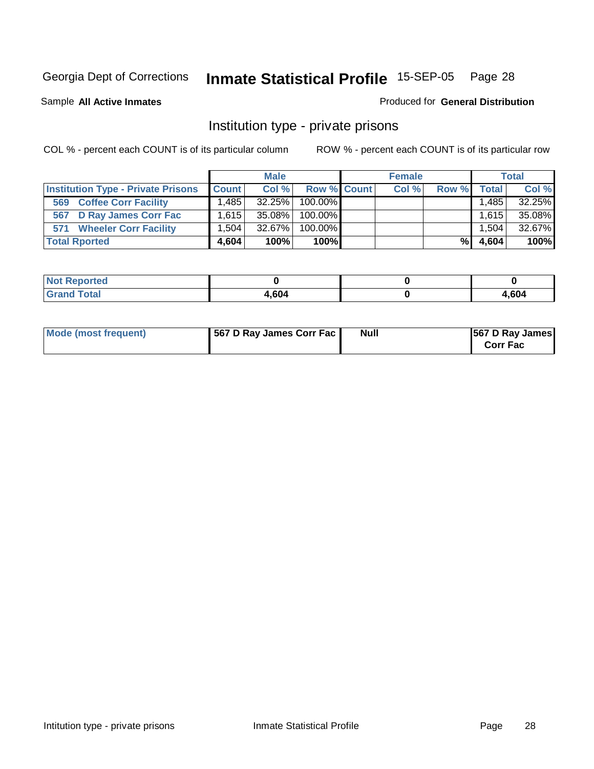Georgia Dept of Corrections **Inmate Statistical Profile** 15-SEP-05

Sample **All Active Inmates**

Produced for **General Distribution**

## Institution type - private prisons

COL % - percent each COUNT is of its particular column

ROW % - percent each COUNT is of its particular row

| | Male | | | Female | | | Total | |
|---|---|---|---|---|---|---|---|---|
| **Institution Type - Private Prisons** | **Count** | **Col %** | **Row %** | **Count** | **Col %** | **Row %** | **Total** | **Col %** |
| 569 Coffee Corr Facility | 1,485 | 32.25% | 100.00% | | | | 1,485 | 32.25% |
| 567 D Ray James Corr Fac | 1,615 | 35.08% | 100.00% | | | | 1,615 | 35.08% |
| 571 Wheeler Corr Facility | 1,504 | 32.67% | 100.00% | | | | 1,504 | 32.67% |
| **Total Rported** | **4,604** | **100%** | **100%** | | | **%** | **4,604** | **100%** |

| | Male | Female | Total |
|---|---|---|---|
| **Not Reported** | **0** | **0** | **0** |
| **Grand Total** | **4,604** | **0** | **4,604** |

| | Male | Female | Total |
|---|---|---|---|
| **Mode (most frequent)** | **567 D Ray James Corr Fac** | **Null** | **567 D Ray James Corr Fac** |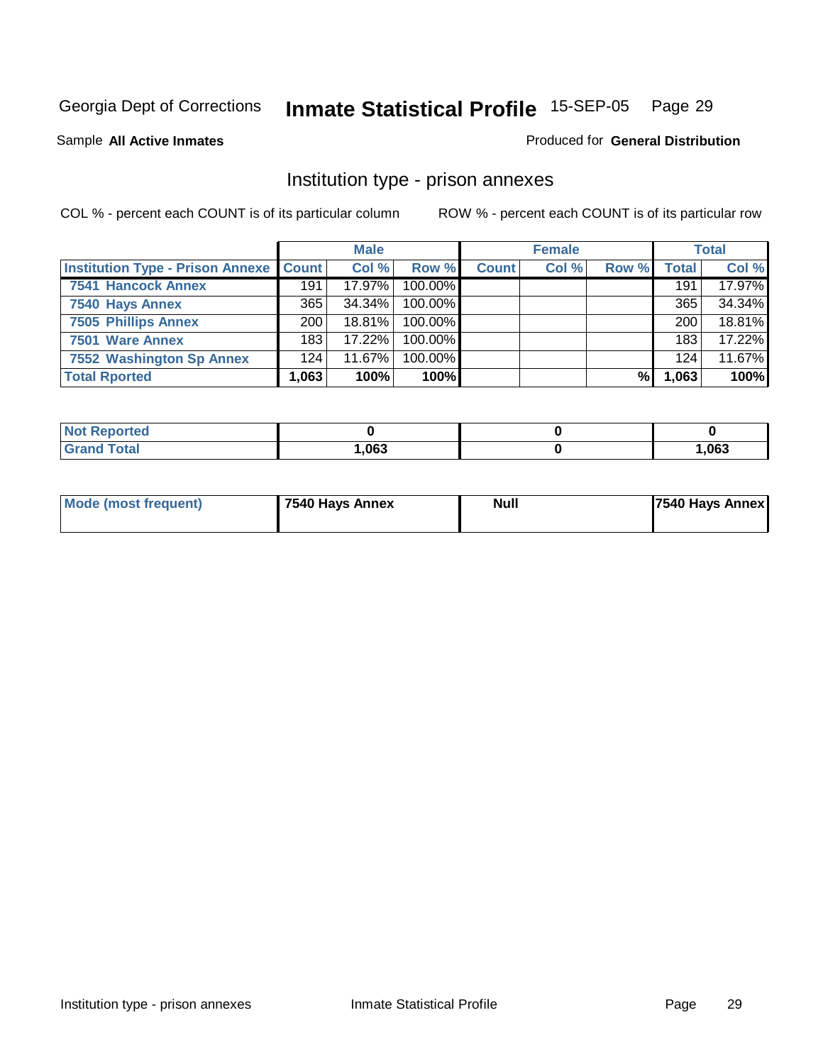Georgia Dept of Corrections **Inmate Statistical Profile** 15-SEP-05 Page 29

Sample **All Active Inmates**

Produced for **General Distribution**

## Institution type - prison annexes

COL % - percent each COUNT is of its particular column

ROW % - percent each COUNT is of its particular row

| | Male | | | Female | | | Total | |
|---|---|---|---|---|---|---|---|---|
| **Institution Type - Prison Annexe** | **Count** | **Col %** | **Row %** | **Count** | **Col %** | **Row %** | **Total** | **Col %** |
| **7541 Hancock Annex** | 191 | 17.97% | 100.00% | | | | 191 | 17.97% |
| **7540 Hays Annex** | 365 | 34.34% | 100.00% | | | | 365 | 34.34% |
| **7505 Phillips Annex** | 200 | 18.81% | 100.00% | | | | 200 | 18.81% |
| **7501 Ware Annex** | 183 | 17.22% | 100.00% | | | | 183 | 17.22% |
| **7552 Washington Sp Annex** | 124 | 11.67% | 100.00% | | | | 124 | 11.67% |
| **Total Rported** | **1,063** | **100%** | **100%** | | | **%** | **1,063** | **100%** |

| | Male | Female | Total |
|---|---|---|---|
| **Not Reported** | **0** | **0** | **0** |
| **Grand Total** | **1,063** | **0** | **1,063** |

| | Male | Female | Total |
|---|---|---|---|
| **Mode (most frequent)** | **7540 Hays Annex** | **Null** | **7540 Hays Annex** |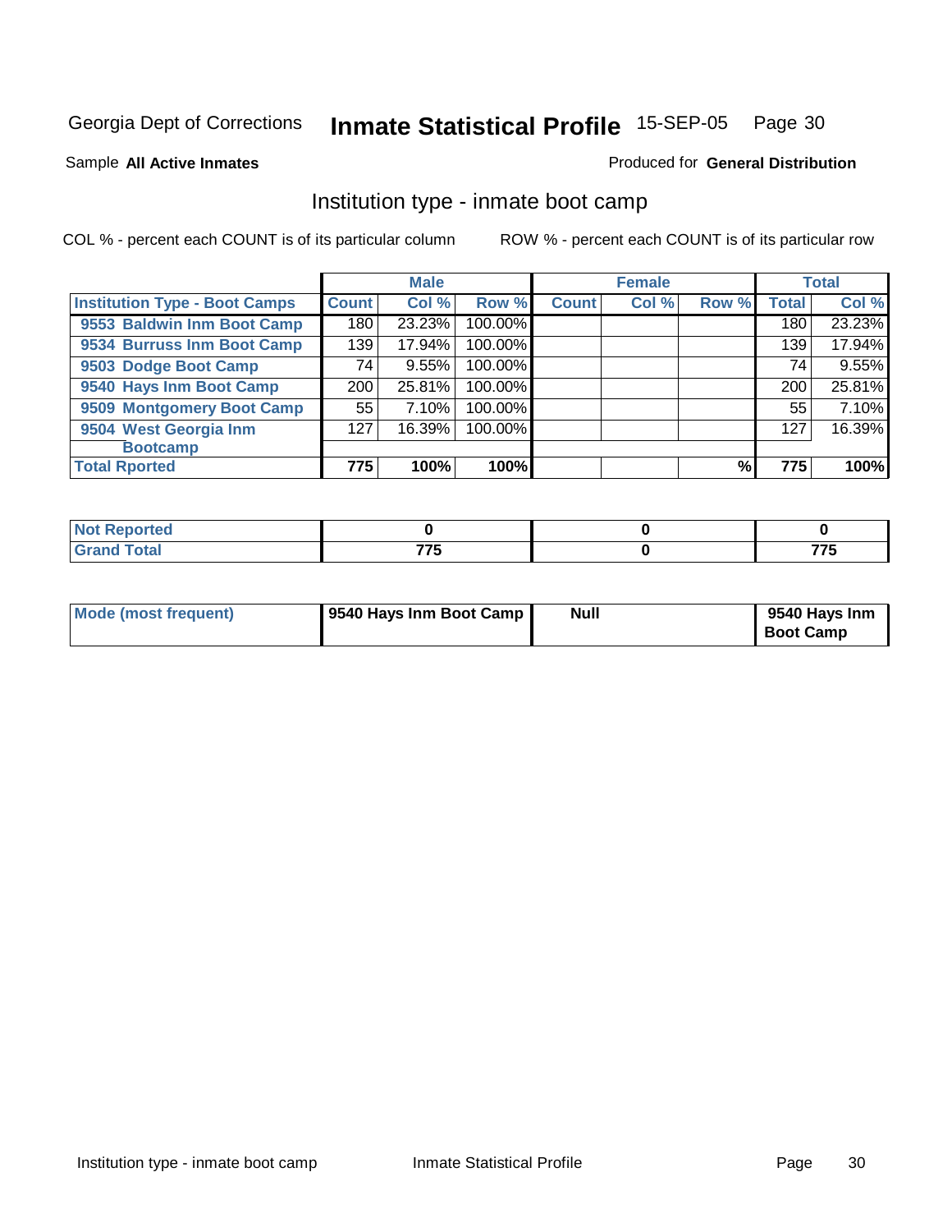Georgia Dept of Corrections **Inmate Statistical Profile** 15-SEP-05

Sample **All Active Inmates**

Produced for **General Distribution**

## Institution type - inmate boot camp

COL % - percent each COUNT is of its particular column

ROW % - percent each COUNT is of its particular row

| | Male | | | Female | | | Total | |
|---|---|---|---|---|---|---|---|---|
| **Institution Type - Boot Camps** | **Count** | **Col %** | **Row %** | **Count** | **Col %** | **Row %** | **Total** | **Col %** |
| **9553 Baldwin Inm Boot Camp** | 180 | 23.23% | 100.00% | | | | 180 | 23.23% |
| **9534 Burruss Inm Boot Camp** | 139 | 17.94% | 100.00% | | | | 139 | 17.94% |
| **9503 Dodge Boot Camp** | 74 | 9.55% | 100.00% | | | | 74 | 9.55% |
| **9540 Hays Inm Boot Camp** | 200 | 25.81% | 100.00% | | | | 200 | 25.81% |
| **9509 Montgomery Boot Camp** | 55 | 7.10% | 100.00% | | | | 55 | 7.10% |
| **9504 West Georgia Inm Bootcamp** | 127 | 16.39% | 100.00% | | | | 127 | 16.39% |
| **Total Rported** | **775** | **100%** | **100%** | | | **%** | **775** | **100%** |

| | Male | Female | Total |
|---|---|---|---|
| **Not Reported** | **0** | **0** | **0** |
| **Grand Total** | **775** | **0** | **775** |

| | Male | Female | Total |
|---|---|---|---|
| **Mode (most frequent)** | **9540 Hays Inm Boot Camp** | **Null** | **9540 Hays Inm Boot Camp** |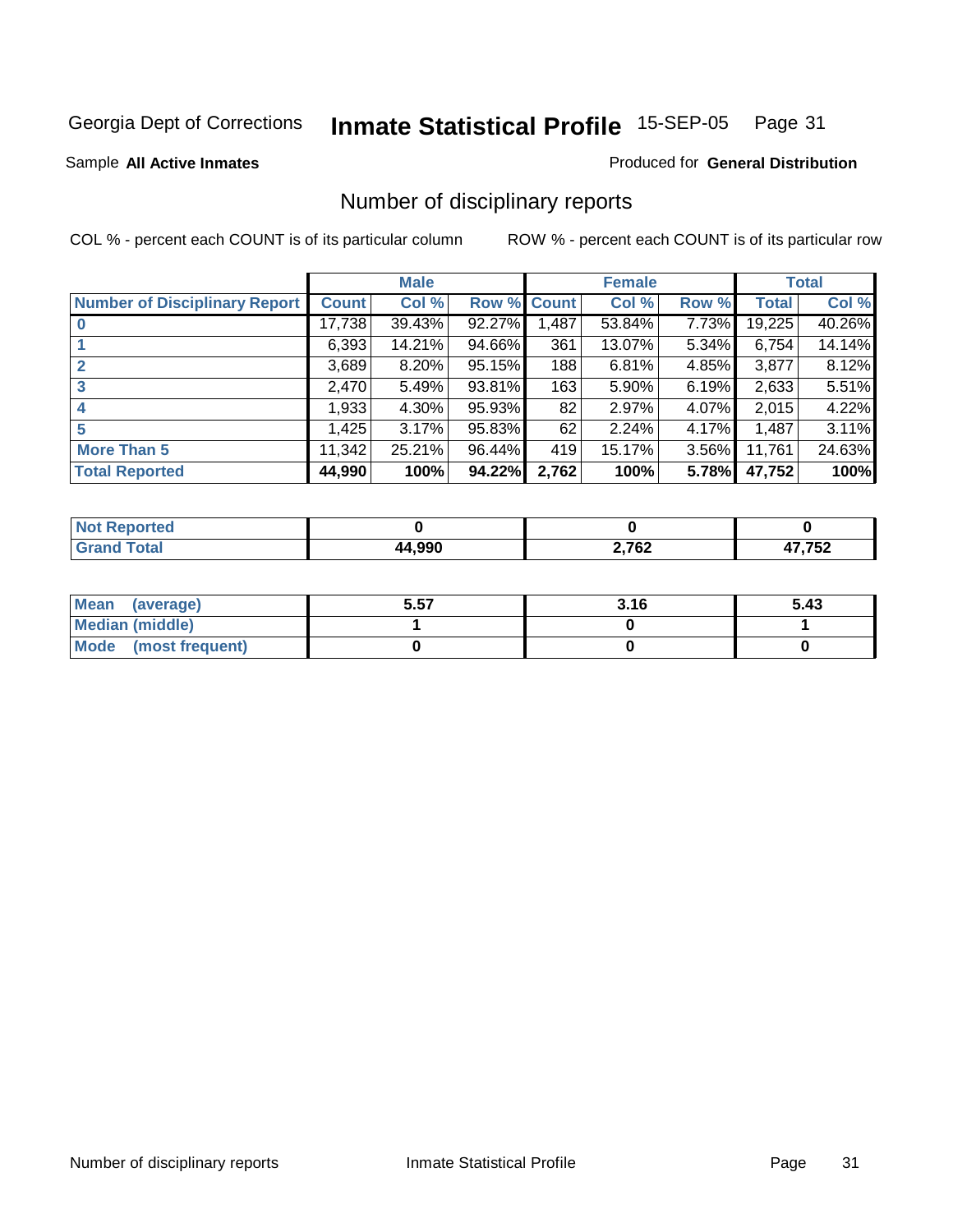Georgia Dept of Corrections **Inmate Statistical Profile** 15-SEP-05

Sample **All Active Inmates**

Produced for **General Distribution**

## Number of disciplinary reports

COL % - percent each COUNT is of its particular column

ROW % - percent each COUNT is of its particular row

| | Male | | | Female | | | Total | |
|---|---|---|---|---|---|---|---|---|
| **Number of Disciplinary Report** | **Count** | **Col %** | **Row %** | **Count** | **Col %** | **Row %** | **Total** | **Col %** |
| **0** | 17,738 | 39.43% | 92.27% | 1,487 | 53.84% | 7.73% | 19,225 | 40.26% |
| **1** | 6,393 | 14.21% | 94.66% | 361 | 13.07% | 5.34% | 6,754 | 14.14% |
| **2** | 3,689 | 8.20% | 95.15% | 188 | 6.81% | 4.85% | 3,877 | 8.12% |
| **3** | 2,470 | 5.49% | 93.81% | 163 | 5.90% | 6.19% | 2,633 | 5.51% |
| **4** | 1,933 | 4.30% | 95.93% | 82 | 2.97% | 4.07% | 2,015 | 4.22% |
| **5** | 1,425 | 3.17% | 95.83% | 62 | 2.24% | 4.17% | 1,487 | 3.11% |
| **More Than 5** | 11,342 | 25.21% | 96.44% | 419 | 15.17% | 3.56% | 11,761 | 24.63% |
| **Total Reported** | **44,990** | **100%** | **94.22%** | **2,762** | **100%** | **5.78%** | **47,752** | **100%** |

| | Male | Female | Total |
|---|---|---|---|
| **Not Reported** | **0** | **0** | **0** |
| **Grand Total** | **44,990** | **2,762** | **47,752** |

| | Male | Female | Total |
|---|---|---|---|
| **Mean (average)** | **5.57** | **3.16** | **5.43** |
| **Median (middle)** | **1** | **0** | **1** |
| **Mode (most frequent)** | **0** | **0** | **0** |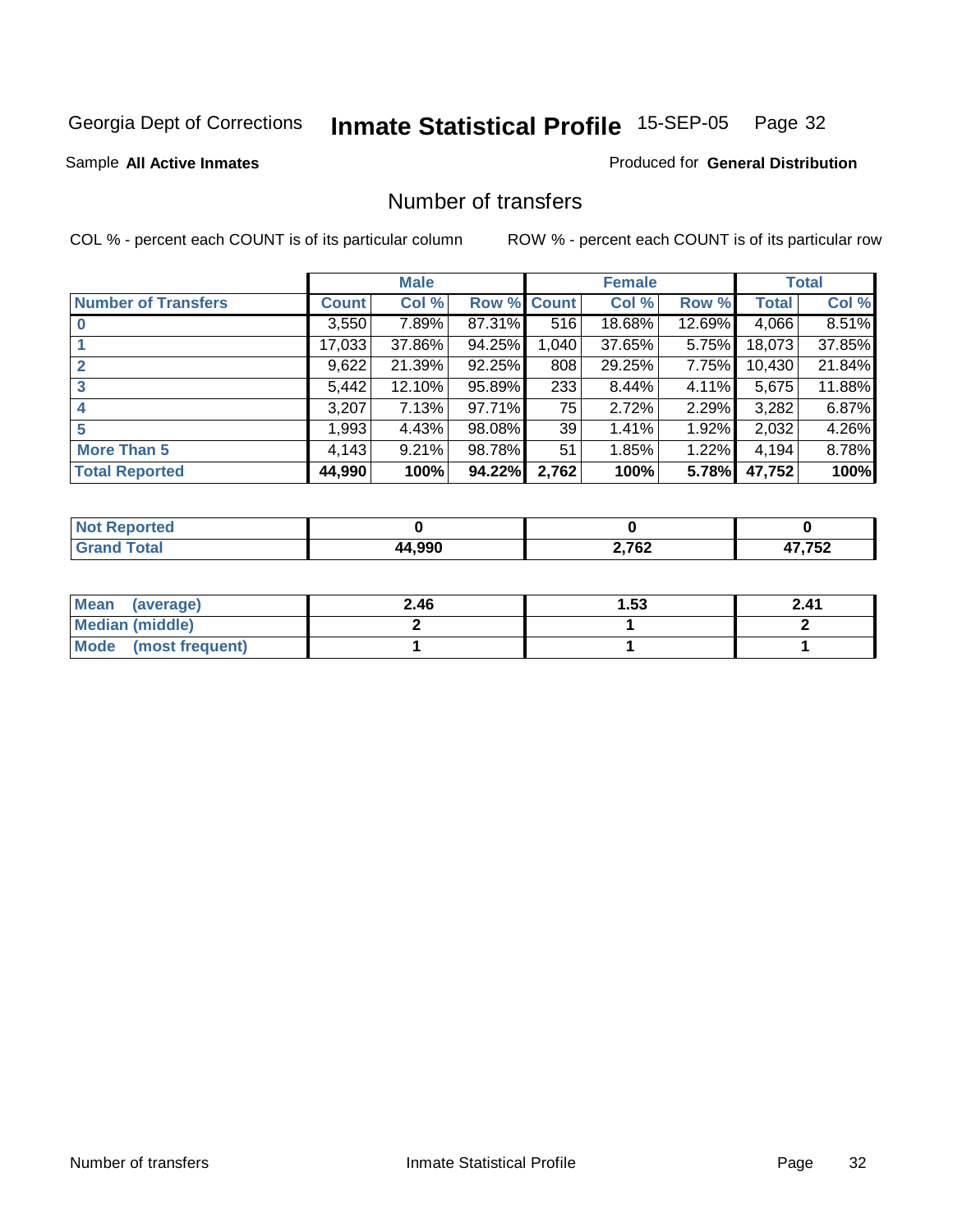Georgia Dept of Corrections **Inmate Statistical Profile** 15-SEP-05 Page 32

Sample **All Active Inmates**

Produced for **General Distribution**

# Number of transfers

COL % - percent each COUNT is of its particular column

ROW % - percent each COUNT is of its particular row

| | Male | | | Female | | | Total | |
|---|---|---|---|---|---|---|---|---|
| **Number of Transfers** | **Count** | **Col %** | **Row %** | **Count** | **Col %** | **Row %** | **Total** | **Col %** |
| **0** | 3,550 | 7.89% | 87.31% | 516 | 18.68% | 12.69% | 4,066 | 8.51% |
| **1** | 17,033 | 37.86% | 94.25% | 1,040 | 37.65% | 5.75% | 18,073 | 37.85% |
| **2** | 9,622 | 21.39% | 92.25% | 808 | 29.25% | 7.75% | 10,430 | 21.84% |
| **3** | 5,442 | 12.10% | 95.89% | 233 | 8.44% | 4.11% | 5,675 | 11.88% |
| **4** | 3,207 | 7.13% | 97.71% | 75 | 2.72% | 2.29% | 3,282 | 6.87% |
| **5** | 1,993 | 4.43% | 98.08% | 39 | 1.41% | 1.92% | 2,032 | 4.26% |
| **More Than 5** | 4,143 | 9.21% | 98.78% | 51 | 1.85% | 1.22% | 4,194 | 8.78% |
| **Total Reported** | **44,990** | **100%** | **94.22%** | **2,762** | **100%** | **5.78%** | **47,752** | **100%** |

| | Male | Female | Total |
|---|---|---|---|
| **Not Reported** | **0** | **0** | **0** |
| **Grand Total** | **44,990** | **2,762** | **47,752** |

| | Male | Female | Total |
|---|---|---|---|
| **Mean (average)** | **2.46** | **1.53** | **2.41** |
| **Median (middle)** | **2** | **1** | **2** |
| **Mode (most frequent)** | **1** | **1** | **1** |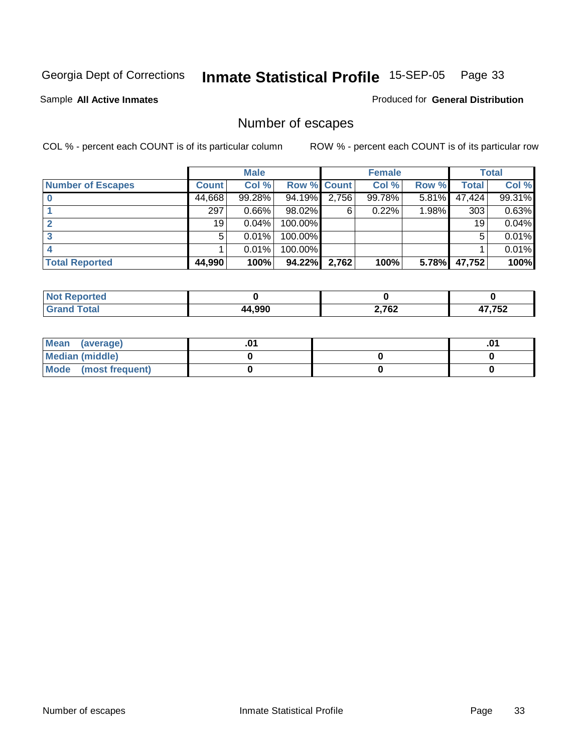Georgia Dept of Corrections **Inmate Statistical Profile** 15-SEP-05 Page 33

Sample **All Active Inmates**

Produced for **General Distribution**

## Number of escapes

COL % - percent each COUNT is of its particular column

ROW % - percent each COUNT is of its particular row

| | Male | | | Female | | | Total | |
|---|---|---|---|---|---|---|---|---|
| **Number of Escapes** | **Count** | **Col %** | **Row %** | **Count** | **Col %** | **Row %** | **Total** | **Col %** |
| **0** | 44,668 | 99.28% | 94.19% | 2,756 | 99.78% | 5.81% | 47,424 | 99.31% |
| **1** | 297 | 0.66% | 98.02% | 6 | 0.22% | 1.98% | 303 | 0.63% |
| **2** | 19 | 0.04% | 100.00% | | | | 19 | 0.04% |
| **3** | 5 | 0.01% | 100.00% | | | | 5 | 0.01% |
| **4** | 1 | 0.01% | 100.00% | | | | 1 | 0.01% |
| **Total Reported** | **44,990** | **100%** | **94.22%** | **2,762** | **100%** | **5.78%** | **47,752** | **100%** |

| | Male | Female | Total |
|---|---|---|---|
| **Not Reported** | **0** | **0** | **0** |
| **Grand Total** | **44,990** | **2,762** | **47,752** |

| | Male | Female | Total |
|---|---|---|---|
| **Mean (average)** | **.01** | | **.01** |
| **Median (middle)** | **0** | **0** | **0** |
| **Mode (most frequent)** | **0** | **0** | **0** |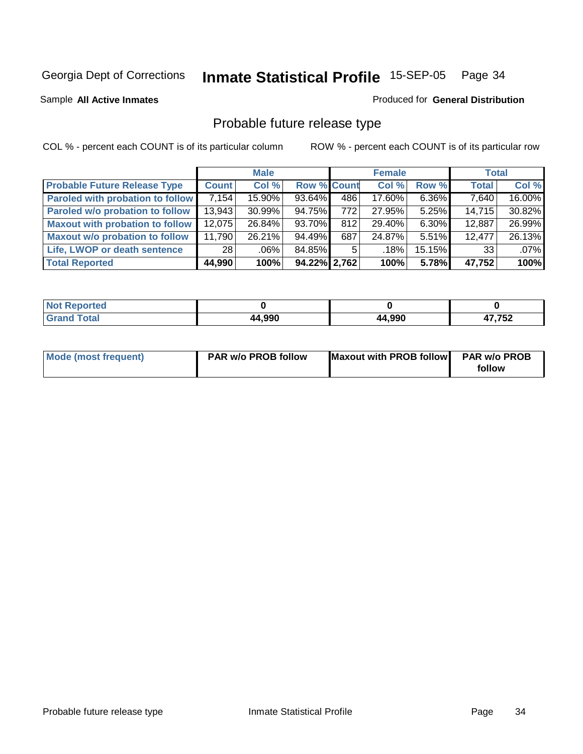Georgia Dept of Corrections **Inmate Statistical Profile** 15-SEP-05

Sample **All Active Inmates**

Produced for **General Distribution**

## Probable future release type

COL % - percent each COUNT is of its particular column

ROW % - percent each COUNT is of its particular row

| Probable Future Release Type | Male | | | Female | | | Total | |
|---|---|---|---|---|---|---|---|---|
| | Count | Col % | Row % | Count | Col % | Row % | Total | Col % |
| Paroled with probation to follow | 7,154 | 15.90% | 93.64% | 486 | 17.60% | 6.36% | 7,640 | 16.00% |
| Paroled w/o probation to follow | 13,943 | 30.99% | 94.75% | 772 | 27.95% | 5.25% | 14,715 | 30.82% |
| Maxout with probation to follow | 12,075 | 26.84% | 93.70% | 812 | 29.40% | 6.30% | 12,887 | 26.99% |
| Maxout w/o probation to follow | 11,790 | 26.21% | 94.49% | 687 | 24.87% | 5.51% | 12,477 | 26.13% |
| Life, LWOP or death sentence | 28 | .06% | 84.85% | 5 | .18% | 15.15% | 33 | .07% |
| **Total Reported** | **44,990** | **100%** | **94.22%** | **2,762** | **100%** | **5.78%** | **47,752** | **100%** |

| | Male | Female | Total |
|---|---|---|---|
| Not Reported | 0 | 0 | 0 |
| Grand Total | 44,990 | 44,990 | 47,752 |

| | Male | Female | Total |
|---|---|---|---|
| Mode (most frequent) | PAR w/o PROB follow | Maxout with PROB follow | PAR w/o PROB follow |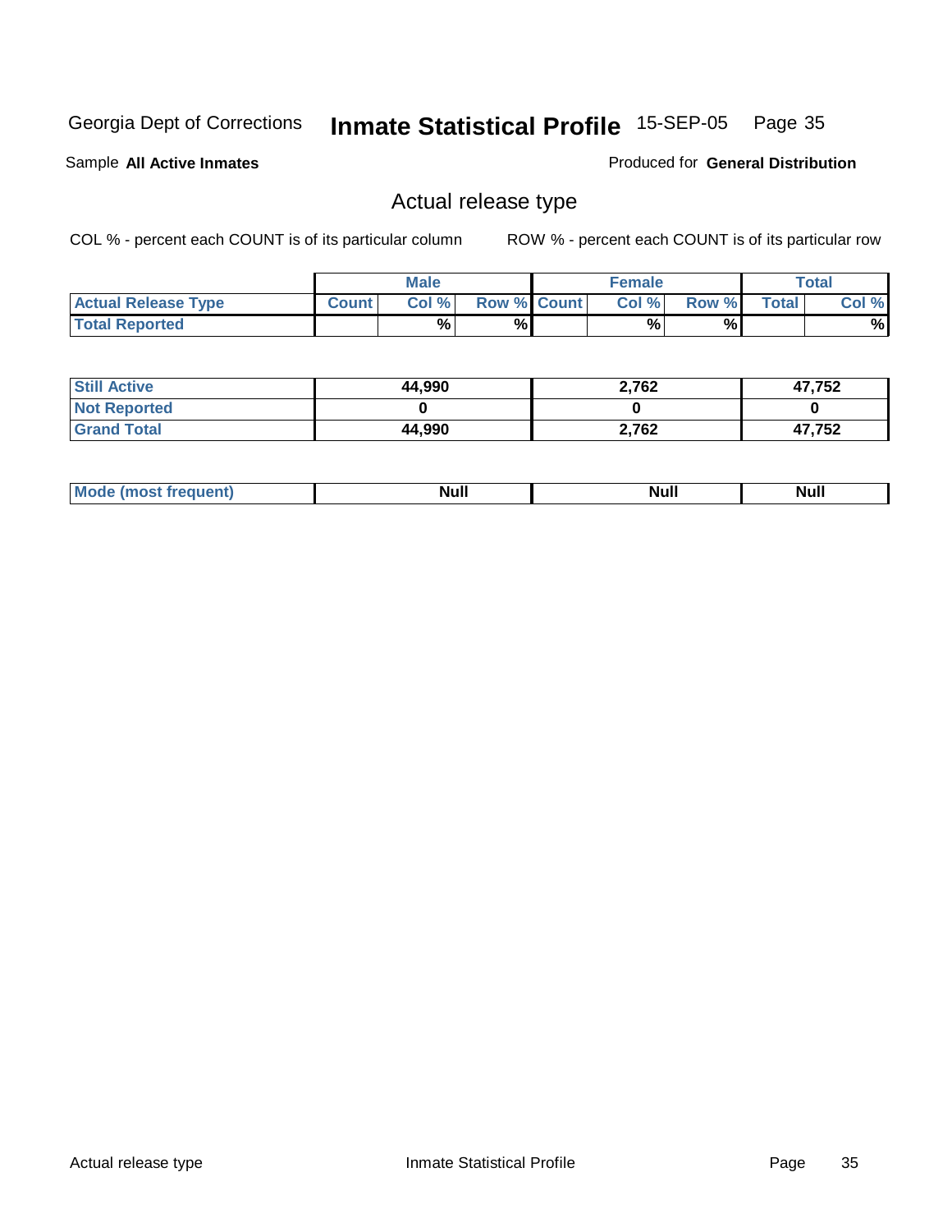Georgia Dept of Corrections **Inmate Statistical Profile** 15-SEP-05

Sample **All Active Inmates**

Produced for **General Distribution**

## Actual release type

COL % - percent each COUNT is of its particular column

ROW % - percent each COUNT is of its particular row

| | Male | | | Female | | | Total | |
|---|---|---|---|---|---|---|---|---|
| **Actual Release Type** | Count | Col % | Row % | Count | Col % | Row % | Total | Col % |
| **Total Reported** | | % | % | | % | % | | % |

| | Male | Female | Total |
|---|---|---|---|
| **Still Active** | 44,990 | 2,762 | 47,752 |
| **Not Reported** | 0 | 0 | 0 |
| **Grand Total** | 44,990 | 2,762 | 47,752 |

| | Male | Female | Total |
|---|---|---|---|
| **Mode (most frequent)** | Null | Null | Null |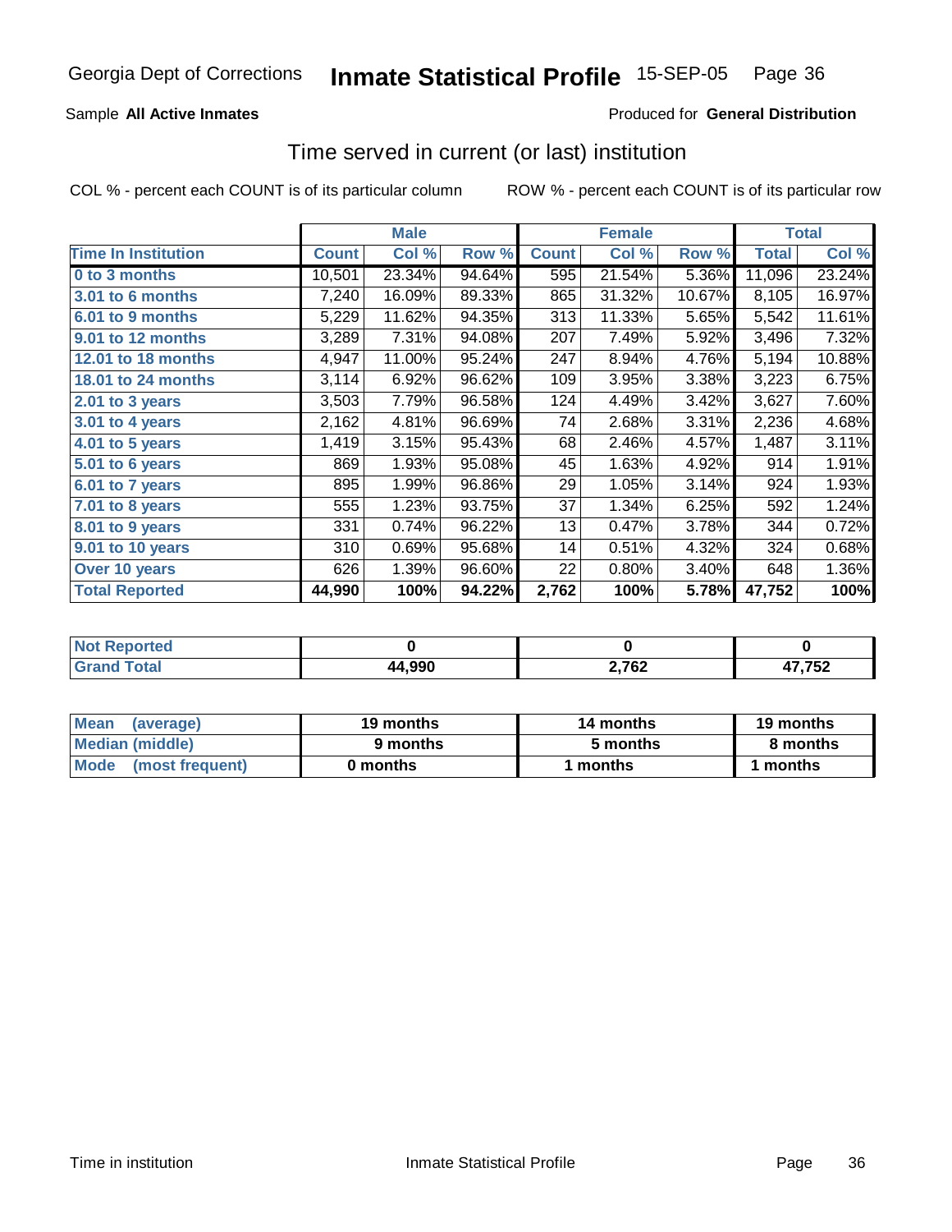Georgia Dept of Corrections **Inmate Statistical Profile** 15-SEP-05

Sample **All Active Inmates**

Produced for **General Distribution**

## Time served in current (or last) institution

COL % - percent each COUNT is of its particular column

ROW % - percent each COUNT is of its particular row

| | Male | | | Female | | | Total | |
|---|---|---|---|---|---|---|---|---|
| Time In Institution | Count | Col % | Row % | Count | Col % | Row % | Total | Col % |
| 0 to 3 months | 10,501 | 23.34% | 94.64% | 595 | 21.54% | 5.36% | 11,096 | 23.24% |
| 3.01 to 6 months | 7,240 | 16.09% | 89.33% | 865 | 31.32% | 10.67% | 8,105 | 16.97% |
| 6.01 to 9 months | 5,229 | 11.62% | 94.35% | 313 | 11.33% | 5.65% | 5,542 | 11.61% |
| 9.01 to 12 months | 3,289 | 7.31% | 94.08% | 207 | 7.49% | 5.92% | 3,496 | 7.32% |
| 12.01 to 18 months | 4,947 | 11.00% | 95.24% | 247 | 8.94% | 4.76% | 5,194 | 10.88% |
| 18.01 to 24 months | 3,114 | 6.92% | 96.62% | 109 | 3.95% | 3.38% | 3,223 | 6.75% |
| 2.01 to 3 years | 3,503 | 7.79% | 96.58% | 124 | 4.49% | 3.42% | 3,627 | 7.60% |
| 3.01 to 4 years | 2,162 | 4.81% | 96.69% | 74 | 2.68% | 3.31% | 2,236 | 4.68% |
| 4.01 to 5 years | 1,419 | 3.15% | 95.43% | 68 | 2.46% | 4.57% | 1,487 | 3.11% |
| 5.01 to 6 years | 869 | 1.93% | 95.08% | 45 | 1.63% | 4.92% | 914 | 1.91% |
| 6.01 to 7 years | 895 | 1.99% | 96.86% | 29 | 1.05% | 3.14% | 924 | 1.93% |
| 7.01 to 8 years | 555 | 1.23% | 93.75% | 37 | 1.34% | 6.25% | 592 | 1.24% |
| 8.01 to 9 years | 331 | 0.74% | 96.22% | 13 | 0.47% | 3.78% | 344 | 0.72% |
| 9.01 to 10 years | 310 | 0.69% | 95.68% | 14 | 0.51% | 4.32% | 324 | 0.68% |
| Over 10 years | 626 | 1.39% | 96.60% | 22 | 0.80% | 3.40% | 648 | 1.36% |
| **Total Reported** | **44,990** | **100%** | **94.22%** | **2,762** | **100%** | **5.78%** | **47,752** | **100%** |

| | Male | Female | Total |
|---|---|---|---|
| Not Reported | 0 | 0 | 0 |
| Grand Total | 44,990 | 2,762 | 47,752 |

| | Male | Female | Total |
|---|---|---|---|
| Mean (average) | 19 months | 14 months | 19 months |
| Median (middle) | 9 months | 5 months | 8 months |
| Mode (most frequent) | 0 months | 1 months | 1 months |

Time in institution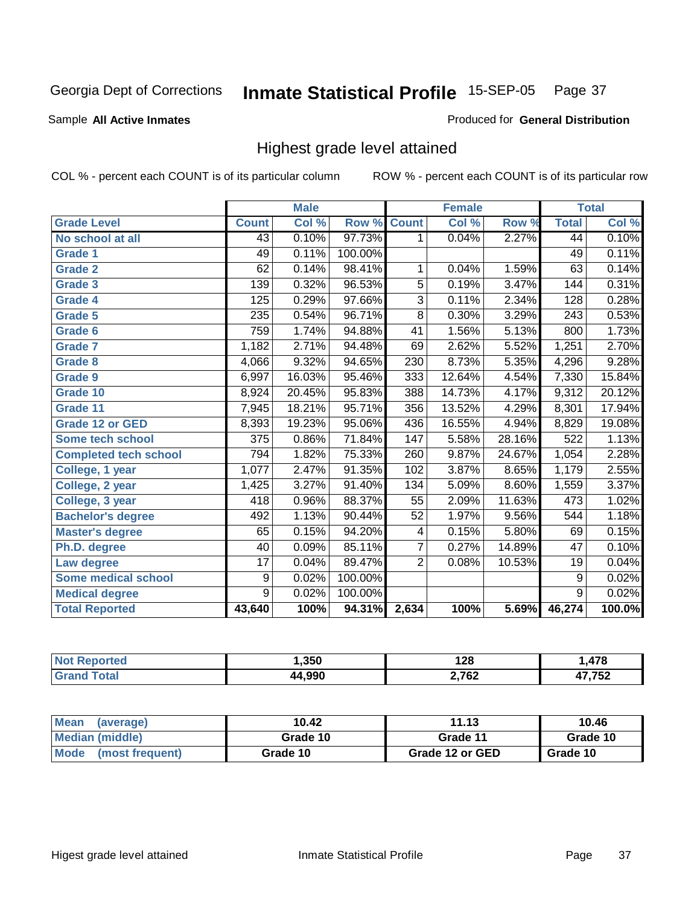Georgia Dept of Corrections **Inmate Statistical Profile** 15-SEP-05

Sample **All Active Inmates**

Produced for **General Distribution**

## Highest grade level attained

COL % - percent each COUNT is of its particular column

ROW % - percent each COUNT is of its particular row

| | Male | | | Female | | | Total | |
|---|---|---|---|---|---|---|---|---|
| Grade Level | Count | Col % | Row % | Count | Col % | Row % | Total | Col % |
| No school at all | 43 | 0.10% | 97.73% | 1 | 0.04% | 2.27% | 44 | 0.10% |
| Grade 1 | 49 | 0.11% | 100.00% | | | | 49 | 0.11% |
| Grade 2 | 62 | 0.14% | 98.41% | 1 | 0.04% | 1.59% | 63 | 0.14% |
| Grade 3 | 139 | 0.32% | 96.53% | 5 | 0.19% | 3.47% | 144 | 0.31% |
| Grade 4 | 125 | 0.29% | 97.66% | 3 | 0.11% | 2.34% | 128 | 0.28% |
| Grade 5 | 235 | 0.54% | 96.71% | 8 | 0.30% | 3.29% | 243 | 0.53% |
| Grade 6 | 759 | 1.74% | 94.88% | 41 | 1.56% | 5.13% | 800 | 1.73% |
| Grade 7 | 1,182 | 2.71% | 94.48% | 69 | 2.62% | 5.52% | 1,251 | 2.70% |
| Grade 8 | 4,066 | 9.32% | 94.65% | 230 | 8.73% | 5.35% | 4,296 | 9.28% |
| Grade 9 | 6,997 | 16.03% | 95.46% | 333 | 12.64% | 4.54% | 7,330 | 15.84% |
| Grade 10 | 8,924 | 20.45% | 95.83% | 388 | 14.73% | 4.17% | 9,312 | 20.12% |
| Grade 11 | 7,945 | 18.21% | 95.71% | 356 | 13.52% | 4.29% | 8,301 | 17.94% |
| Grade 12 or GED | 8,393 | 19.23% | 95.06% | 436 | 16.55% | 4.94% | 8,829 | 19.08% |
| Some tech school | 375 | 0.86% | 71.84% | 147 | 5.58% | 28.16% | 522 | 1.13% |
| Completed tech school | 794 | 1.82% | 75.33% | 260 | 9.87% | 24.67% | 1,054 | 2.28% |
| College, 1 year | 1,077 | 2.47% | 91.35% | 102 | 3.87% | 8.65% | 1,179 | 2.55% |
| College, 2 year | 1,425 | 3.27% | 91.40% | 134 | 5.09% | 8.60% | 1,559 | 3.37% |
| College, 3 year | 418 | 0.96% | 88.37% | 55 | 2.09% | 11.63% | 473 | 1.02% |
| Bachelor's degree | 492 | 1.13% | 90.44% | 52 | 1.97% | 9.56% | 544 | 1.18% |
| Master's degree | 65 | 0.15% | 94.20% | 4 | 0.15% | 5.80% | 69 | 0.15% |
| Ph.D. degree | 40 | 0.09% | 85.11% | 7 | 0.27% | 14.89% | 47 | 0.10% |
| Law degree | 17 | 0.04% | 89.47% | 2 | 0.08% | 10.53% | 19 | 0.04% |
| Some medical school | 9 | 0.02% | 100.00% | | | | 9 | 0.02% |
| Medical degree | 9 | 0.02% | 100.00% | | | | 9 | 0.02% |
| **Total Reported** | **43,640** | **100%** | **94.31%** | **2,634** | **100%** | **5.69%** | **46,274** | **100.0%** |

| | Male | Female | Total |
|---|---|---|---|
| Not Reported | 1,350 | 128 | 1,478 |
| Grand Total | 44,990 | 2,762 | 47,752 |

| | Male | Female | Total |
|---|---|---|---|
| Mean (average) | 10.42 | 11.13 | 10.46 |
| Median (middle) | Grade 10 | Grade 11 | Grade 10 |
| Mode (most frequent) | Grade 10 | Grade 12 or GED | Grade 10 |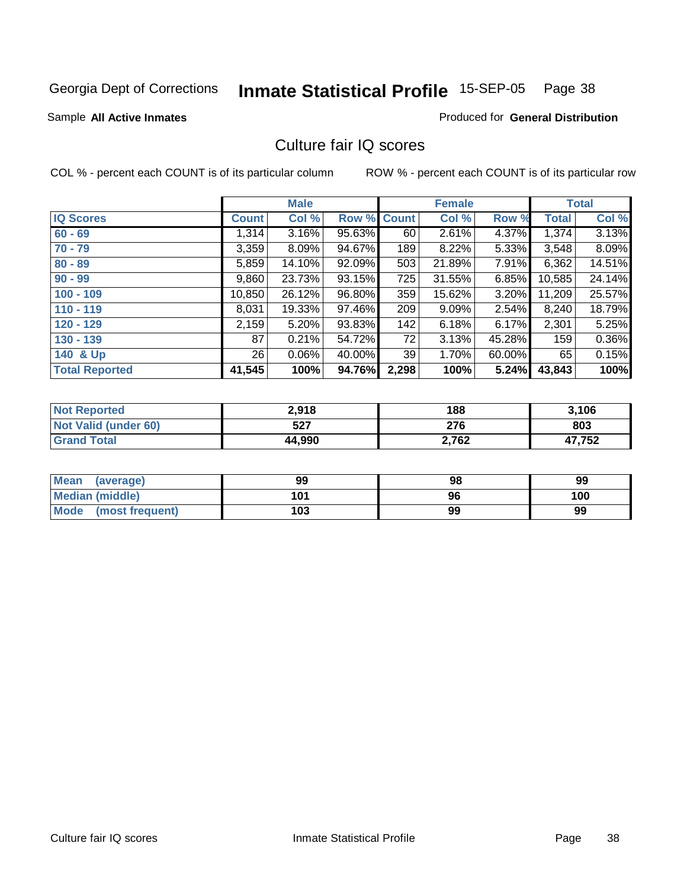Georgia Dept of Corrections **Inmate Statistical Profile** 15-SEP-05

Sample **All Active Inmates** Produced for **General Distribution**

## Culture fair IQ scores

COL % - percent each COUNT is of its particular column ROW % - percent each COUNT is of its particular row

| | Male | | | Female | | | Total | |
|---|---|---|---|---|---|---|---|---|
| **IQ Scores** | **Count** | **Col %** | **Row %** | **Count** | **Col %** | **Row %** | **Total** | **Col %** |
| **60 - 69** | 1,314 | 3.16% | 95.63% | 60 | 2.61% | 4.37% | 1,374 | 3.13% |
| **70 - 79** | 3,359 | 8.09% | 94.67% | 189 | 8.22% | 5.33% | 3,548 | 8.09% |
| **80 - 89** | 5,859 | 14.10% | 92.09% | 503 | 21.89% | 7.91% | 6,362 | 14.51% |
| **90 - 99** | 9,860 | 23.73% | 93.15% | 725 | 31.55% | 6.85% | 10,585 | 24.14% |
| **100 - 109** | 10,850 | 26.12% | 96.80% | 359 | 15.62% | 3.20% | 11,209 | 25.57% |
| **110 - 119** | 8,031 | 19.33% | 97.46% | 209 | 9.09% | 2.54% | 8,240 | 18.79% |
| **120 - 129** | 2,159 | 5.20% | 93.83% | 142 | 6.18% | 6.17% | 2,301 | 5.25% |
| **130 - 139** | 87 | 0.21% | 54.72% | 72 | 3.13% | 45.28% | 159 | 0.36% |
| **140 & Up** | 26 | 0.06% | 40.00% | 39 | 1.70% | 60.00% | 65 | 0.15% |
| **Total Reported** | **41,545** | **100%** | **94.76%** | **2,298** | **100%** | **5.24%** | **43,843** | **100%** |

| | Male | Female | Total |
|---|---|---|---|
| **Not Reported** | **2,918** | **188** | **3,106** |
| **Not Valid (under 60)** | **527** | **276** | **803** |
| **Grand Total** | **44,990** | **2,762** | **47,752** |

| | Male | Female | Total |
|---|---|---|---|
| **Mean (average)** | **99** | **98** | **99** |
| **Median (middle)** | **101** | **96** | **100** |
| **Mode (most frequent)** | **103** | **99** | **99** |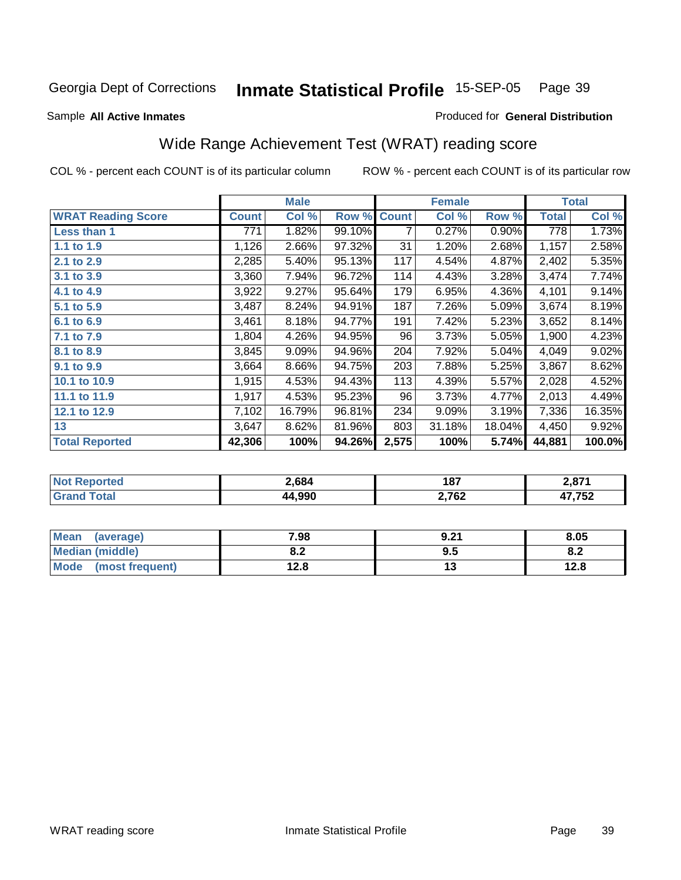Georgia Dept of Corrections **Inmate Statistical Profile** 15-SEP-05

Sample **All Active Inmates**

Produced for **General Distribution**

## Wide Range Achievement Test (WRAT) reading score

COL % - percent each COUNT is of its particular column

ROW % - percent each COUNT is of its particular row

| | Male | | | Female | | | Total | |
|---|---|---|---|---|---|---|---|---|
| **WRAT Reading Score** | **Count** | **Col %** | **Row %** | **Count** | **Col %** | **Row %** | **Total** | **Col %** |
| **Less than 1** | 771 | 1.82% | 99.10% | 7 | 0.27% | 0.90% | 778 | 1.73% |
| **1.1 to 1.9** | 1,126 | 2.66% | 97.32% | 31 | 1.20% | 2.68% | 1,157 | 2.58% |
| **2.1 to 2.9** | 2,285 | 5.40% | 95.13% | 117 | 4.54% | 4.87% | 2,402 | 5.35% |
| **3.1 to 3.9** | 3,360 | 7.94% | 96.72% | 114 | 4.43% | 3.28% | 3,474 | 7.74% |
| **4.1 to 4.9** | 3,922 | 9.27% | 95.64% | 179 | 6.95% | 4.36% | 4,101 | 9.14% |
| **5.1 to 5.9** | 3,487 | 8.24% | 94.91% | 187 | 7.26% | 5.09% | 3,674 | 8.19% |
| **6.1 to 6.9** | 3,461 | 8.18% | 94.77% | 191 | 7.42% | 5.23% | 3,652 | 8.14% |
| **7.1 to 7.9** | 1,804 | 4.26% | 94.95% | 96 | 3.73% | 5.05% | 1,900 | 4.23% |
| **8.1 to 8.9** | 3,845 | 9.09% | 94.96% | 204 | 7.92% | 5.04% | 4,049 | 9.02% |
| **9.1 to 9.9** | 3,664 | 8.66% | 94.75% | 203 | 7.88% | 5.25% | 3,867 | 8.62% |
| **10.1 to 10.9** | 1,915 | 4.53% | 94.43% | 113 | 4.39% | 5.57% | 2,028 | 4.52% |
| **11.1 to 11.9** | 1,917 | 4.53% | 95.23% | 96 | 3.73% | 4.77% | 2,013 | 4.49% |
| **12.1 to 12.9** | 7,102 | 16.79% | 96.81% | 234 | 9.09% | 3.19% | 7,336 | 16.35% |
| **13** | 3,647 | 8.62% | 81.96% | 803 | 31.18% | 18.04% | 4,450 | 9.92% |
| **Total Reported** | **42,306** | **100%** | **94.26%** | **2,575** | **100%** | **5.74%** | **44,881** | **100.0%** |

| | Male | Female | Total |
|---|---|---|---|
| **Not Reported** | **2,684** | **187** | **2,871** |
| **Grand Total** | **44,990** | **2,762** | **47,752** |

| | Male | Female | Total |
|---|---|---|---|
| **Mean (average)** | **7.98** | **9.21** | **8.05** |
| **Median (middle)** | **8.2** | **9.5** | **8.2** |
| **Mode (most frequent)** | **12.8** | **13** | **12.8** |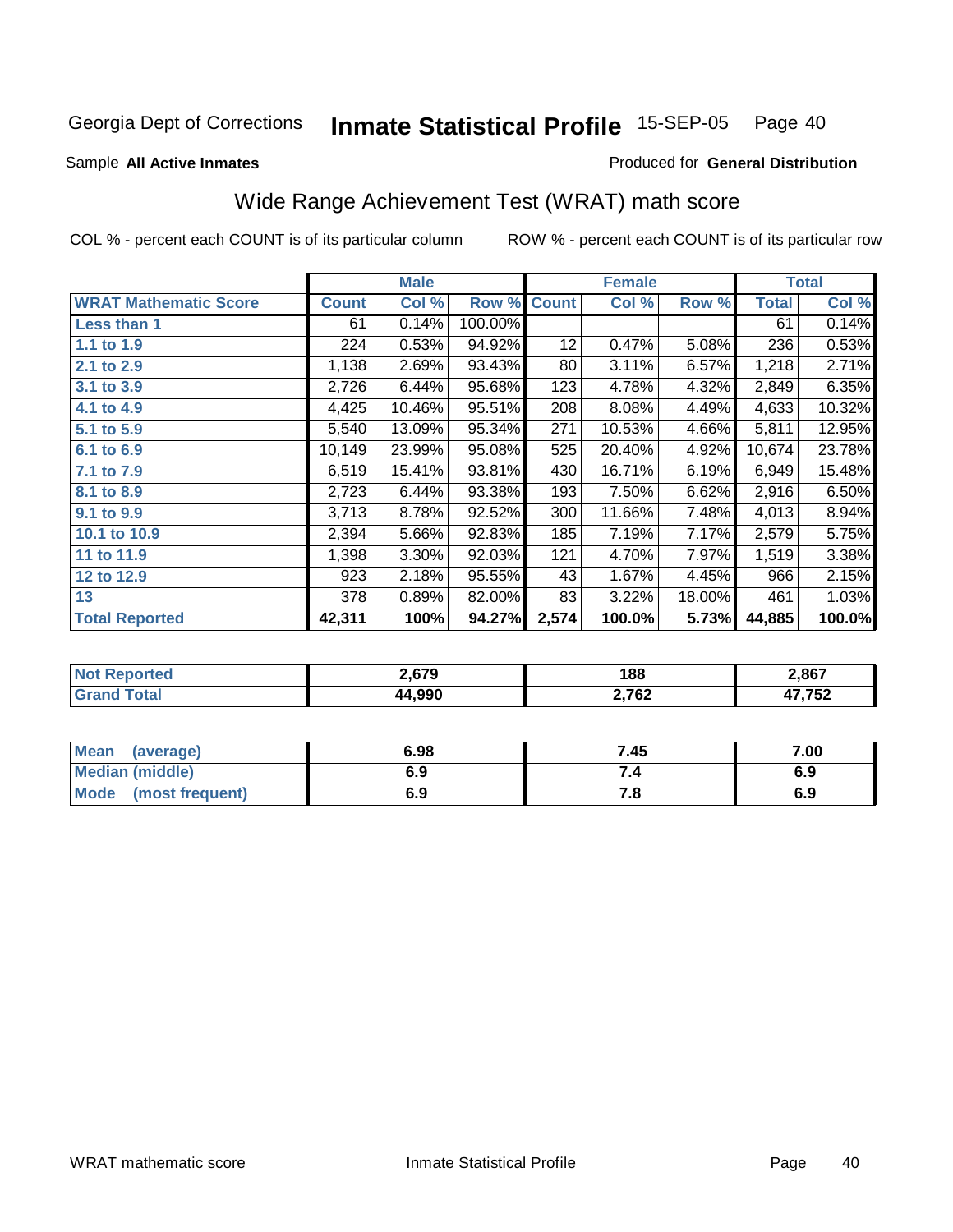Georgia Dept of Corrections **Inmate Statistical Profile** 15-SEP-05

Sample **All Active Inmates**

Produced for **General Distribution**

## Wide Range Achievement Test (WRAT) math score

COL % - percent each COUNT is of its particular column    ROW % - percent each COUNT is of its particular row

| | Male | | | Female | | | Total | |
|---|---|---|---|---|---|---|---|---|
| **WRAT Mathematic Score** | **Count** | **Col %** | **Row %** | **Count** | **Col %** | **Row %** | **Total** | **Col %** |
| **Less than 1** | 61 | 0.14% | 100.00% | | | | 61 | 0.14% |
| **1.1 to 1.9** | 224 | 0.53% | 94.92% | 12 | 0.47% | 5.08% | 236 | 0.53% |
| **2.1 to 2.9** | 1,138 | 2.69% | 93.43% | 80 | 3.11% | 6.57% | 1,218 | 2.71% |
| **3.1 to 3.9** | 2,726 | 6.44% | 95.68% | 123 | 4.78% | 4.32% | 2,849 | 6.35% |
| **4.1 to 4.9** | 4,425 | 10.46% | 95.51% | 208 | 8.08% | 4.49% | 4,633 | 10.32% |
| **5.1 to 5.9** | 5,540 | 13.09% | 95.34% | 271 | 10.53% | 4.66% | 5,811 | 12.95% |
| **6.1 to 6.9** | 10,149 | 23.99% | 95.08% | 525 | 20.40% | 4.92% | 10,674 | 23.78% |
| **7.1 to 7.9** | 6,519 | 15.41% | 93.81% | 430 | 16.71% | 6.19% | 6,949 | 15.48% |
| **8.1 to 8.9** | 2,723 | 6.44% | 93.38% | 193 | 7.50% | 6.62% | 2,916 | 6.50% |
| **9.1 to 9.9** | 3,713 | 8.78% | 92.52% | 300 | 11.66% | 7.48% | 4,013 | 8.94% |
| **10.1 to 10.9** | 2,394 | 5.66% | 92.83% | 185 | 7.19% | 7.17% | 2,579 | 5.75% |
| **11 to 11.9** | 1,398 | 3.30% | 92.03% | 121 | 4.70% | 7.97% | 1,519 | 3.38% |
| **12 to 12.9** | 923 | 2.18% | 95.55% | 43 | 1.67% | 4.45% | 966 | 2.15% |
| **13** | 378 | 0.89% | 82.00% | 83 | 3.22% | 18.00% | 461 | 1.03% |
| **Total Reported** | **42,311** | **100%** | **94.27%** | **2,574** | **100.0%** | **5.73%** | **44,885** | **100.0%** |

| | Male | Female | Total |
|---|---|---|---|
| **Not Reported** | **2,679** | **188** | **2,867** |
| **Grand Total** | **44,990** | **2,762** | **47,752** |

| | Male | Female | Total |
|---|---|---|---|
| **Mean (average)** | **6.98** | **7.45** | **7.00** |
| **Median (middle)** | **6.9** | **7.4** | **6.9** |
| **Mode (most frequent)** | **6.9** | **7.8** | **6.9** |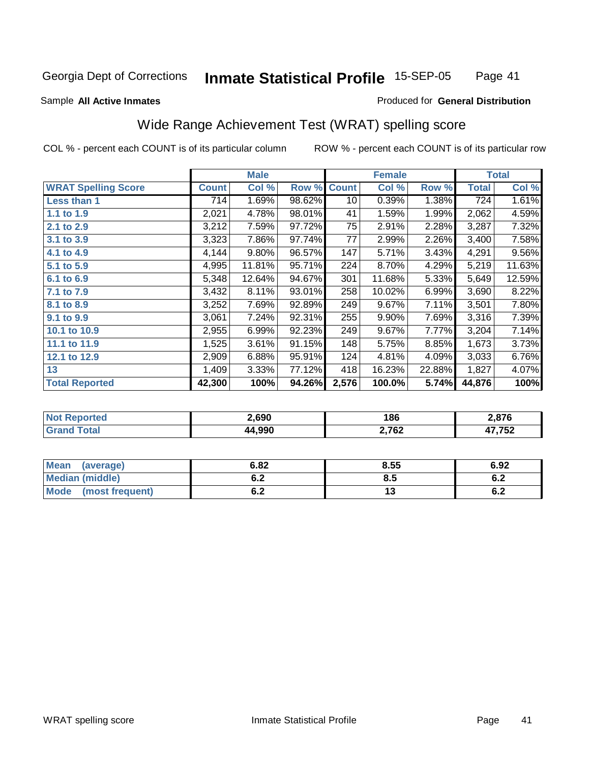Georgia Dept of Corrections **Inmate Statistical Profile** 15-SEP-05

Sample **All Active Inmates**

Produced for **General Distribution**

## Wide Range Achievement Test (WRAT) spelling score

COL % - percent each COUNT is of its particular column

ROW % - percent each COUNT is of its particular row

| | Male | | | Female | | | Total | |
|---|---|---|---|---|---|---|---|---|
| **WRAT Spelling Score** | **Count** | **Col %** | **Row %** | **Count** | **Col %** | **Row %** | **Total** | **Col %** |
| **Less than 1** | 714 | 1.69% | 98.62% | 10 | 0.39% | 1.38% | 724 | 1.61% |
| **1.1 to 1.9** | 2,021 | 4.78% | 98.01% | 41 | 1.59% | 1.99% | 2,062 | 4.59% |
| **2.1 to 2.9** | 3,212 | 7.59% | 97.72% | 75 | 2.91% | 2.28% | 3,287 | 7.32% |
| **3.1 to 3.9** | 3,323 | 7.86% | 97.74% | 77 | 2.99% | 2.26% | 3,400 | 7.58% |
| **4.1 to 4.9** | 4,144 | 9.80% | 96.57% | 147 | 5.71% | 3.43% | 4,291 | 9.56% |
| **5.1 to 5.9** | 4,995 | 11.81% | 95.71% | 224 | 8.70% | 4.29% | 5,219 | 11.63% |
| **6.1 to 6.9** | 5,348 | 12.64% | 94.67% | 301 | 11.68% | 5.33% | 5,649 | 12.59% |
| **7.1 to 7.9** | 3,432 | 8.11% | 93.01% | 258 | 10.02% | 6.99% | 3,690 | 8.22% |
| **8.1 to 8.9** | 3,252 | 7.69% | 92.89% | 249 | 9.67% | 7.11% | 3,501 | 7.80% |
| **9.1 to 9.9** | 3,061 | 7.24% | 92.31% | 255 | 9.90% | 7.69% | 3,316 | 7.39% |
| **10.1 to 10.9** | 2,955 | 6.99% | 92.23% | 249 | 9.67% | 7.77% | 3,204 | 7.14% |
| **11.1 to 11.9** | 1,525 | 3.61% | 91.15% | 148 | 5.75% | 8.85% | 1,673 | 3.73% |
| **12.1 to 12.9** | 2,909 | 6.88% | 95.91% | 124 | 4.81% | 4.09% | 3,033 | 6.76% |
| **13** | 1,409 | 3.33% | 77.12% | 418 | 16.23% | 22.88% | 1,827 | 4.07% |
| **Total Reported** | **42,300** | **100%** | **94.26%** | **2,576** | **100.0%** | **5.74%** | **44,876** | **100%** |

| | Male | Female | Total |
|---|---|---|---|
| **Not Reported** | **2,690** | **186** | **2,876** |
| **Grand Total** | **44,990** | **2,762** | **47,752** |

| | Male | Female | Total |
|---|---|---|---|
| **Mean (average)** | **6.82** | **8.55** | **6.92** |
| **Median (middle)** | **6.2** | **8.5** | **6.2** |
| **Mode (most frequent)** | **6.2** | **13** | **6.2** |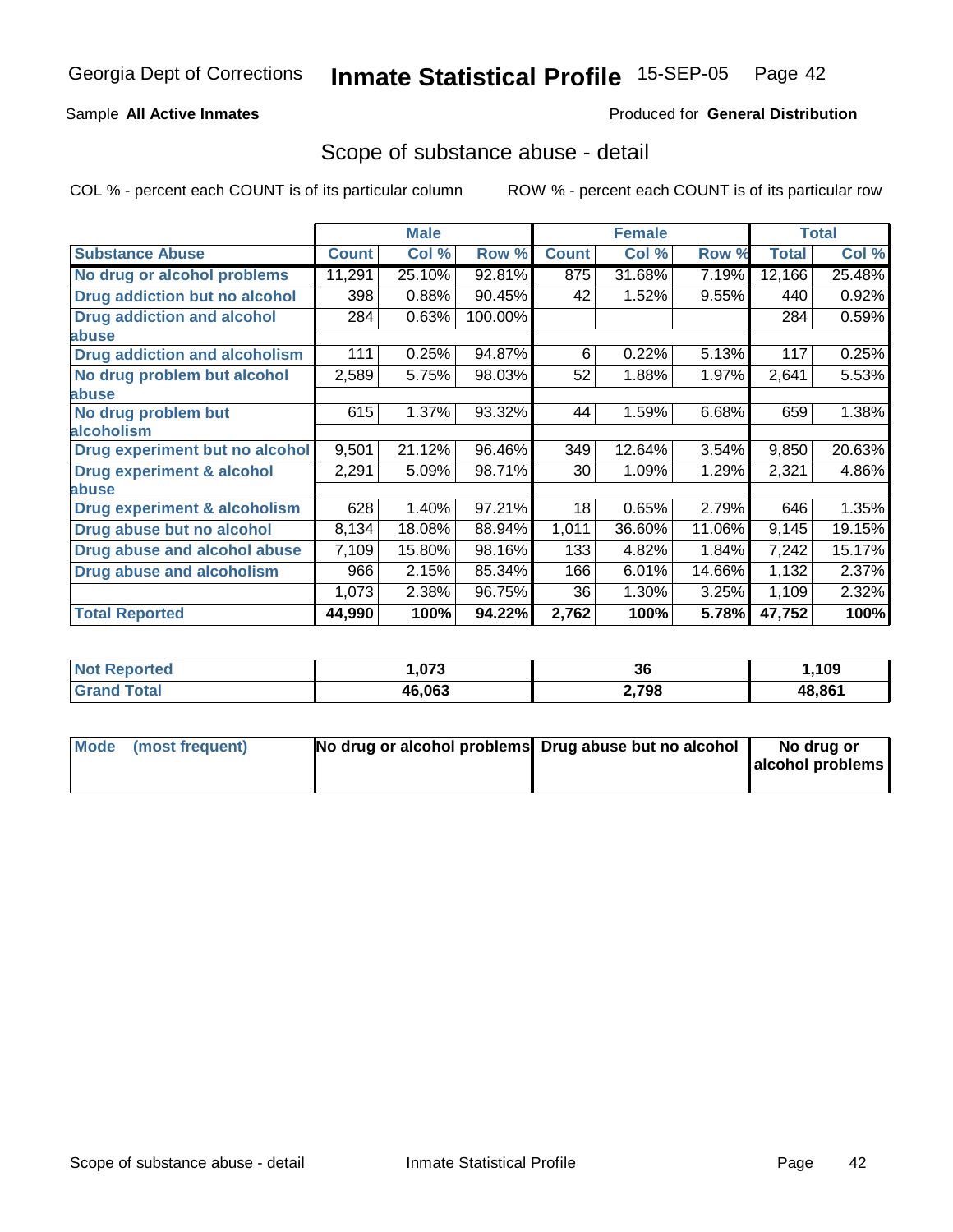Georgia Dept of Corrections **Inmate Statistical Profile** 15-SEP-05

Sample **All Active Inmates**

Produced for **General Distribution**

## Scope of substance abuse - detail

COL % - percent each COUNT is of its particular column    ROW % - percent each COUNT is of its particular row

| Substance Abuse | Male | | | Female | | | Total | |
|---|---|---|---|---|---|---|---|---|
| | Count | Col % | Row % | Count | Col % | Row % | Total | Col % |
| No drug or alcohol problems | 11,291 | 25.10% | 92.81% | 875 | 31.68% | 7.19% | 12,166 | 25.48% |
| Drug addiction but no alcohol | 398 | 0.88% | 90.45% | 42 | 1.52% | 9.55% | 440 | 0.92% |
| Drug addiction and alcohol abuse | 284 | 0.63% | 100.00% | | | | 284 | 0.59% |
| Drug addiction and alcoholism | 111 | 0.25% | 94.87% | 6 | 0.22% | 5.13% | 117 | 0.25% |
| No drug problem but alcohol abuse | 2,589 | 5.75% | 98.03% | 52 | 1.88% | 1.97% | 2,641 | 5.53% |
| No drug problem but alcoholism | 615 | 1.37% | 93.32% | 44 | 1.59% | 6.68% | 659 | 1.38% |
| Drug experiment but no alcohol | 9,501 | 21.12% | 96.46% | 349 | 12.64% | 3.54% | 9,850 | 20.63% |
| Drug experiment & alcohol abuse | 2,291 | 5.09% | 98.71% | 30 | 1.09% | 1.29% | 2,321 | 4.86% |
| Drug experiment & alcoholism | 628 | 1.40% | 97.21% | 18 | 0.65% | 2.79% | 646 | 1.35% |
| Drug abuse but no alcohol | 8,134 | 18.08% | 88.94% | 1,011 | 36.60% | 11.06% | 9,145 | 19.15% |
| Drug abuse and alcohol abuse | 7,109 | 15.80% | 98.16% | 133 | 4.82% | 1.84% | 7,242 | 15.17% |
| Drug abuse and alcoholism | 966 | 2.15% | 85.34% | 166 | 6.01% | 14.66% | 1,132 | 2.37% |
| | 1,073 | 2.38% | 96.75% | 36 | 1.30% | 3.25% | 1,109 | 2.32% |
| **Total Reported** | **44,990** | **100%** | **94.22%** | **2,762** | **100%** | **5.78%** | **47,752** | **100%** |

| | Male | Female | Total |
|---|---|---|---|
| Not Reported | 1,073 | 36 | 1,109 |
| Grand Total | 46,063 | 2,798 | 48,861 |

| | Male | Female | Total |
|---|---|---|---|
| Mode (most frequent) | No drug or alcohol problems | Drug abuse but no alcohol | No drug or alcohol problems |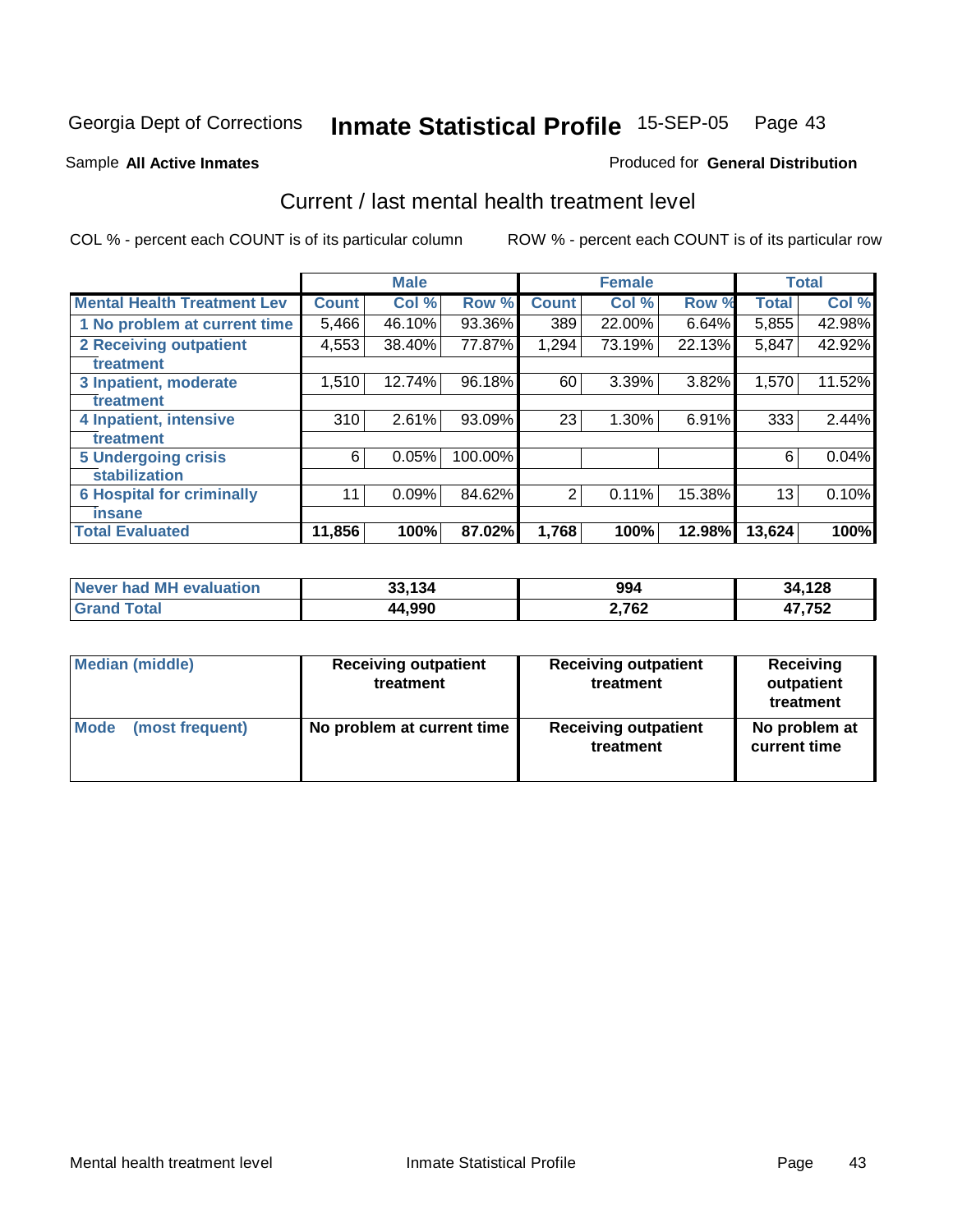Georgia Dept of Corrections **Inmate Statistical Profile** 15-SEP-05

Sample **All Active Inmates**

Produced for **General Distribution**

## Current / last mental health treatment level

COL % - percent each COUNT is of its particular column

ROW % - percent each COUNT is of its particular row

| | Male | | | Female | | | Total | |
|---|---|---|---|---|---|---|---|---|
| Mental Health Treatment Lev | Count | Col % | Row % | Count | Col % | Row % | Total | Col % |
| 1 No problem at current time | 5,466 | 46.10% | 93.36% | 389 | 22.00% | 6.64% | 5,855 | 42.98% |
| 2 Receiving outpatient treatment | 4,553 | 38.40% | 77.87% | 1,294 | 73.19% | 22.13% | 5,847 | 42.92% |
| 3 Inpatient, moderate treatment | 1,510 | 12.74% | 96.18% | 60 | 3.39% | 3.82% | 1,570 | 11.52% |
| 4 Inpatient, intensive treatment | 310 | 2.61% | 93.09% | 23 | 1.30% | 6.91% | 333 | 2.44% |
| 5 Undergoing crisis stabilization | 6 | 0.05% | 100.00% | | | | 6 | 0.04% |
| 6 Hospital for criminally insane | 11 | 0.09% | 84.62% | 2 | 0.11% | 15.38% | 13 | 0.10% |
| **Total Evaluated** | **11,856** | **100%** | **87.02%** | **1,768** | **100%** | **12.98%** | **13,624** | **100%** |

| | Male | Female | Total |
|---|---|---|---|
| Never had MH evaluation | 33,134 | 994 | 34,128 |
| Grand Total | 44,990 | 2,762 | 47,752 |

| | Male | Female | Total |
|---|---|---|---|
| Median (middle) | Receiving outpatient treatment | Receiving outpatient treatment | Receiving outpatient treatment |
| Mode (most frequent) | No problem at current time | Receiving outpatient treatment | No problem at current time |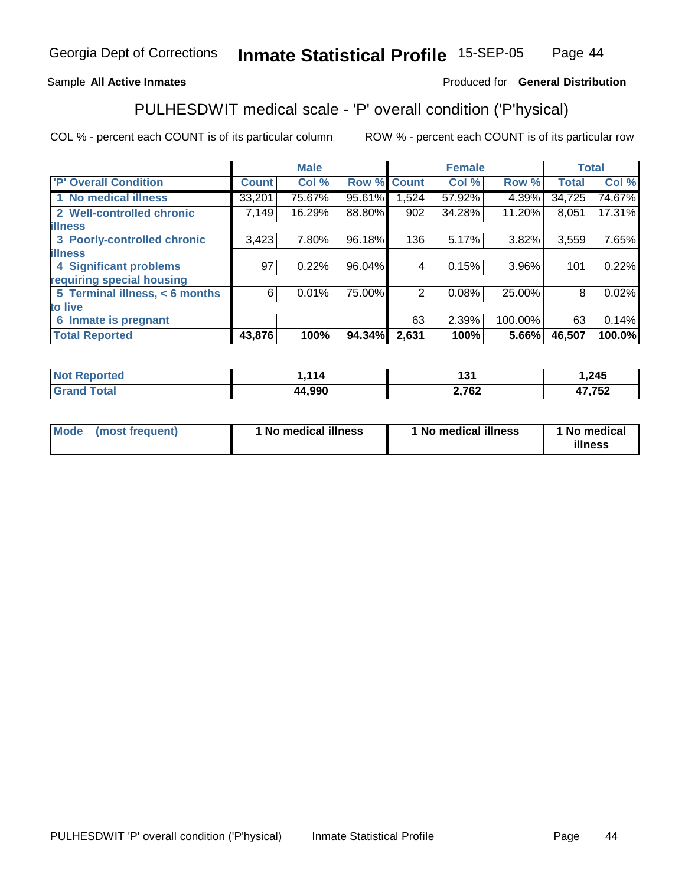Sample **All Active Inmates**

Produced for **General Distribution**

## PULHESDWIT medical scale - 'P' overall condition ('P'hysical)

COL % - percent each COUNT is of its particular column

ROW % - percent each COUNT is of its particular row

| | Male | | | Female | | | Total | |
|---|---|---|---|---|---|---|---|---|
| **'P' Overall Condition** | **Count** | **Col %** | **Row %** | **Count** | **Col %** | **Row %** | **Total** | **Col %** |
| **1 No medical illness** | 33,201 | 75.67% | 95.61% | 1,524 | 57.92% | 4.39% | 34,725 | 74.67% |
| **2 Well-controlled chronic illness** | 7,149 | 16.29% | 88.80% | 902 | 34.28% | 11.20% | 8,051 | 17.31% |
| **3 Poorly-controlled chronic illness** | 3,423 | 7.80% | 96.18% | 136 | 5.17% | 3.82% | 3,559 | 7.65% |
| **4 Significant problems requiring special housing** | 97 | 0.22% | 96.04% | 4 | 0.15% | 3.96% | 101 | 0.22% |
| **5 Terminal illness, < 6 months to live** | 6 | 0.01% | 75.00% | 2 | 0.08% | 25.00% | 8 | 0.02% |
| **6 Inmate is pregnant** | | | | 63 | 2.39% | 100.00% | 63 | 0.14% |
| **Total Reported** | **43,876** | **100%** | **94.34%** | **2,631** | **100%** | **5.66%** | **46,507** | **100.0%** |

| | Male | Female | Total |
|---|---|---|---|
| **Not Reported** | **1,114** | **131** | **1,245** |
| **Grand Total** | **44,990** | **2,762** | **47,752** |

| | Male | Female | Total |
|---|---|---|---|
| **Mode (most frequent)** | **1 No medical illness** | **1 No medical illness** | **1 No medical illness** |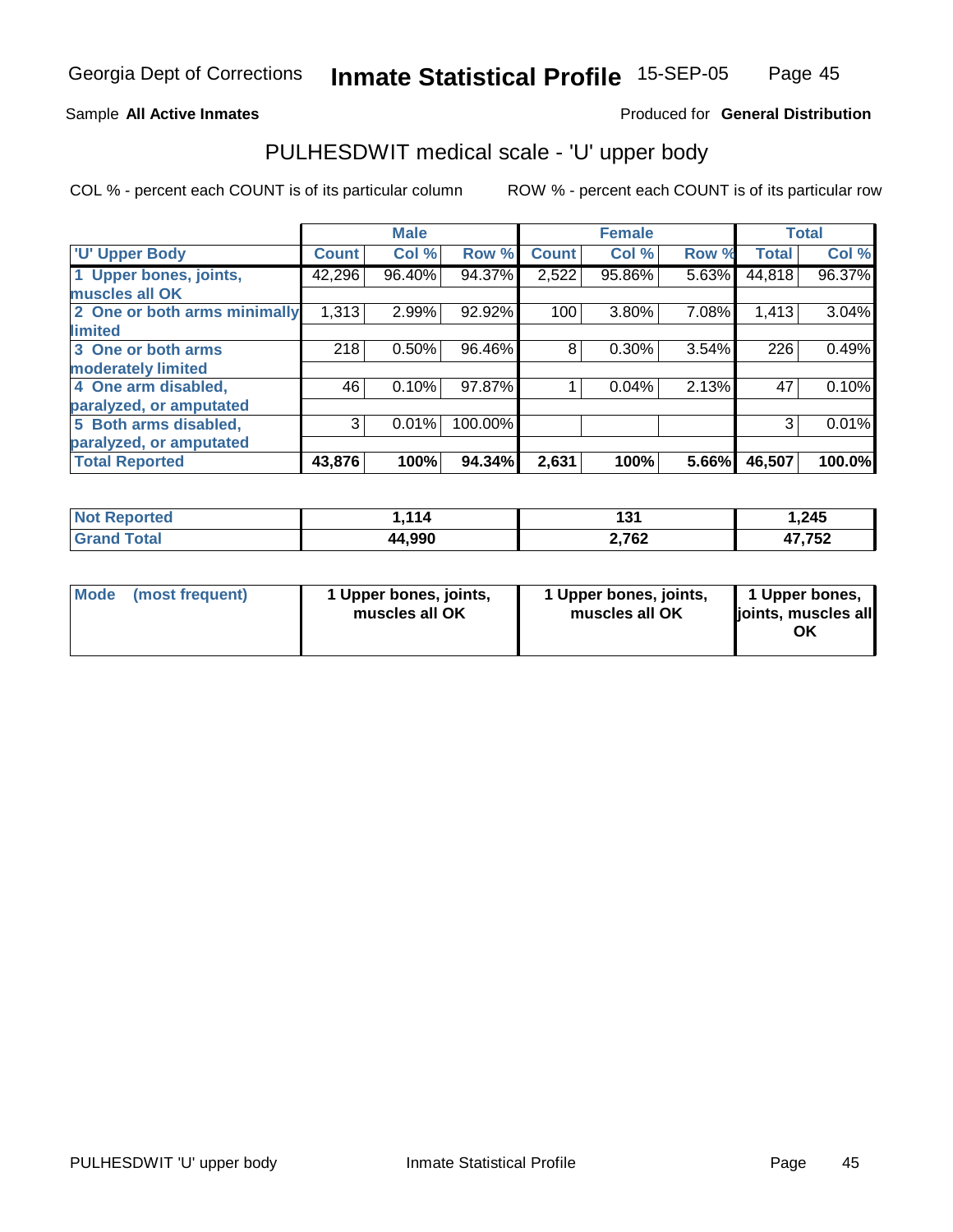Georgia Dept of Corrections **Inmate Statistical Profile** 15-SEP-05

Sample **All Active Inmates**

Produced for **General Distribution**

## PULHESDWIT medical scale - 'U' upper body

COL % - percent each COUNT is of its particular column

ROW % - percent each COUNT is of its particular row

| | Male | | | Female | | | Total | |
|---|---|---|---|---|---|---|---|---|
| 'U' Upper Body | Count | Col % | Row % | Count | Col % | Row % | Total | Col % |
| 1 Upper bones, joints, muscles all OK | 42,296 | 96.40% | 94.37% | 2,522 | 95.86% | 5.63% | 44,818 | 96.37% |
| 2 One or both arms minimally limited | 1,313 | 2.99% | 92.92% | 100 | 3.80% | 7.08% | 1,413 | 3.04% |
| 3 One or both arms moderately limited | 218 | 0.50% | 96.46% | 8 | 0.30% | 3.54% | 226 | 0.49% |
| 4 One arm disabled, paralyzed, or amputated | 46 | 0.10% | 97.87% | 1 | 0.04% | 2.13% | 47 | 0.10% |
| 5 Both arms disabled, paralyzed, or amputated | 3 | 0.01% | 100.00% | | | | 3 | 0.01% |
| **Total Reported** | **43,876** | **100%** | **94.34%** | **2,631** | **100%** | **5.66%** | **46,507** | **100.0%** |

| | Male | Female | Total |
|---|---|---|---|
| Not Reported | 1,114 | 131 | 1,245 |
| Grand Total | 44,990 | 2,762 | 47,752 |

| | Male | Female | Total |
|---|---|---|---|
| Mode (most frequent) | 1 Upper bones, joints, muscles all OK | 1 Upper bones, joints, muscles all OK | 1 Upper bones, joints, muscles all OK |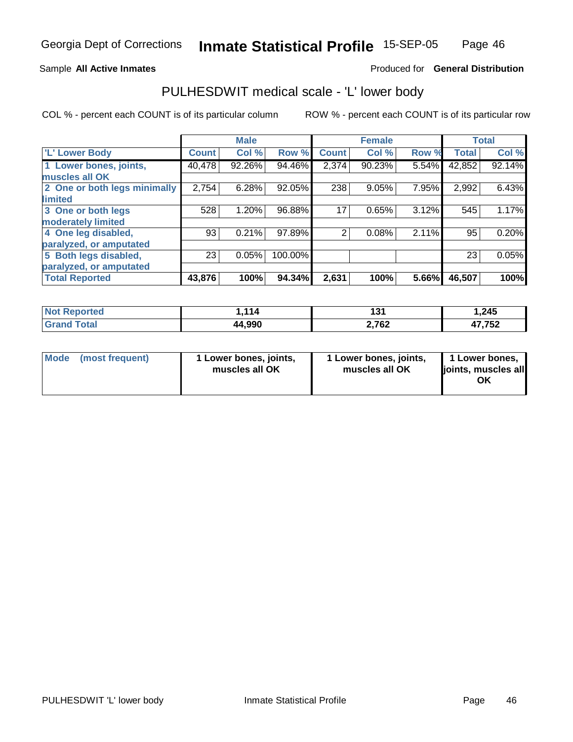Sample **All Active Inmates**

Produced for **General Distribution**

## PULHESDWIT medical scale - 'L' lower body

COL % - percent each COUNT is of its particular column

ROW % - percent each COUNT is of its particular row

| | Male | | | Female | | | Total | |
|---|---|---|---|---|---|---|---|---|
| 'L' Lower Body | Count | Col % | Row % | Count | Col % | Row % | Total | Col % |
| 1 Lower bones, joints, muscles all OK | 40,478 | 92.26% | 94.46% | 2,374 | 90.23% | 5.54% | 42,852 | 92.14% |
| 2 One or both legs minimally limited | 2,754 | 6.28% | 92.05% | 238 | 9.05% | 7.95% | 2,992 | 6.43% |
| 3 One or both legs moderately limited | 528 | 1.20% | 96.88% | 17 | 0.65% | 3.12% | 545 | 1.17% |
| 4 One leg disabled, paralyzed, or amputated | 93 | 0.21% | 97.89% | 2 | 0.08% | 2.11% | 95 | 0.20% |
| 5 Both legs disabled, paralyzed, or amputated | 23 | 0.05% | 100.00% | | | | 23 | 0.05% |
| **Total Reported** | **43,876** | **100%** | **94.34%** | **2,631** | **100%** | **5.66%** | **46,507** | **100%** |

| | Male | Female | Total |
|---|---|---|---|
| Not Reported | 1,114 | 131 | 1,245 |
| Grand Total | 44,990 | 2,762 | 47,752 |

| | Male | Female | Total |
|---|---|---|---|
| Mode (most frequent) | 1 Lower bones, joints, muscles all OK | 1 Lower bones, joints, muscles all OK | 1 Lower bones, joints, muscles all OK |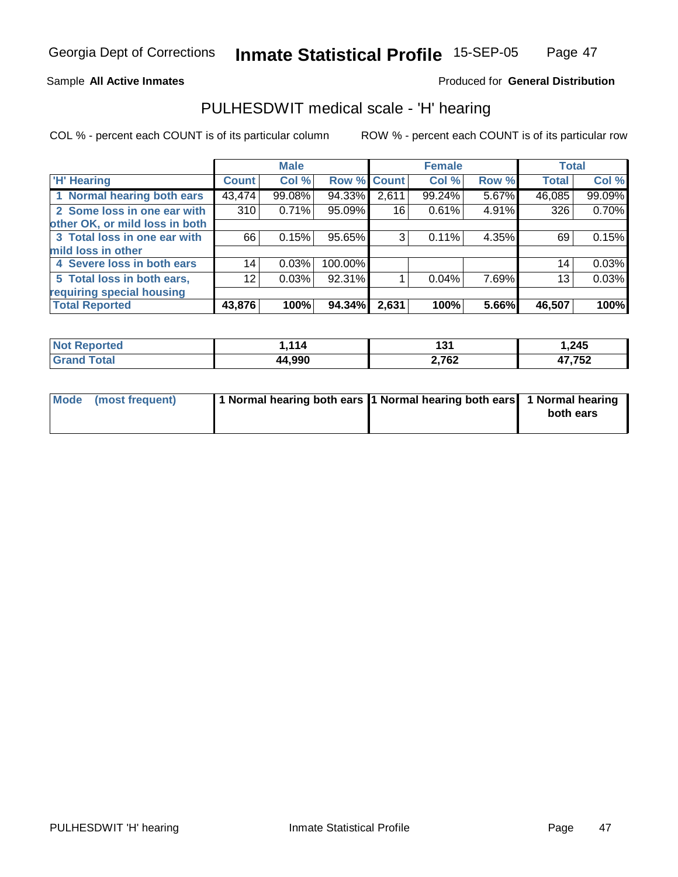Sample **All Active Inmates**

Produced for **General Distribution**

## PULHESDWIT medical scale - 'H' hearing

COL % - percent each COUNT is of its particular column

ROW % - percent each COUNT is of its particular row

| | Male | | | Female | | | Total | |
|---|---|---|---|---|---|---|---|---|
| 'H' Hearing | Count | Col % | Row % | Count | Col % | Row % | Total | Col % |
| 1 Normal hearing both ears | 43,474 | 99.08% | 94.33% | 2,611 | 99.24% | 5.67% | 46,085 | 99.09% |
| 2 Some loss in one ear with other OK, or mild loss in both | 310 | 0.71% | 95.09% | 16 | 0.61% | 4.91% | 326 | 0.70% |
| 3 Total loss in one ear with mild loss in other | 66 | 0.15% | 95.65% | 3 | 0.11% | 4.35% | 69 | 0.15% |
| 4 Severe loss in both ears | 14 | 0.03% | 100.00% | | | | 14 | 0.03% |
| 5 Total loss in both ears, requiring special housing | 12 | 0.03% | 92.31% | 1 | 0.04% | 7.69% | 13 | 0.03% |
| **Total Reported** | **43,876** | **100%** | **94.34%** | **2,631** | **100%** | **5.66%** | **46,507** | **100%** |

| | Male | Female | Total |
|---|---|---|---|
| **Not Reported** | **1,114** | **131** | **1,245** |
| **Grand Total** | **44,990** | **2,762** | **47,752** |

| | Male | Female | Total |
|---|---|---|---|
| **Mode (most frequent)** | **1 Normal hearing both ears** | **1 Normal hearing both ears** | **1 Normal hearing both ears** |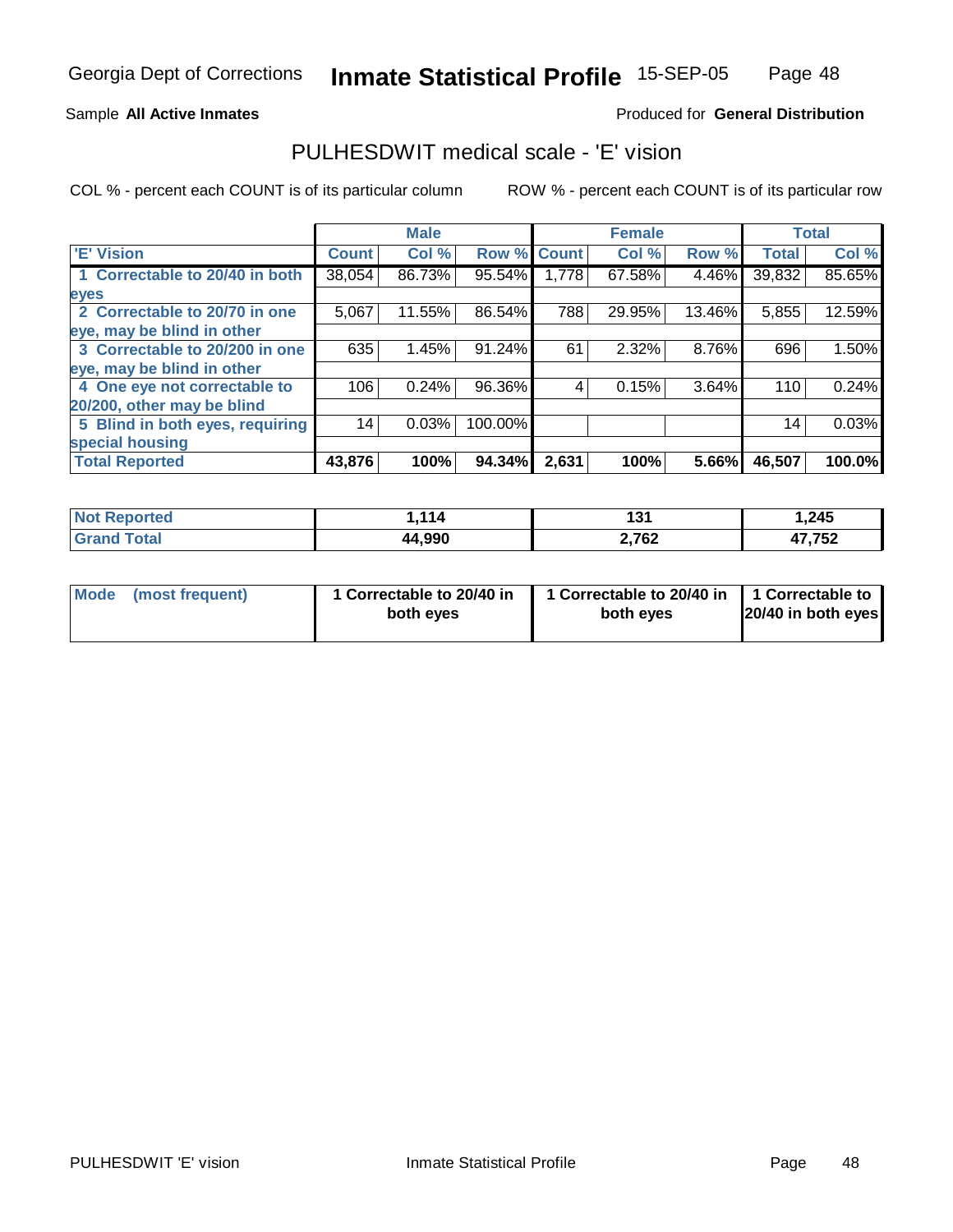Georgia Dept of Corrections **Inmate Statistical Profile** 15-SEP-05

Sample **All Active Inmates**

Produced for **General Distribution**

## PULHESDWIT medical scale - 'E' vision

COL % - percent each COUNT is of its particular column

ROW % - percent each COUNT is of its particular row

| | Male | | | Female | | | Total | |
|---|---|---|---|---|---|---|---|---|
| 'E' Vision | Count | Col % | Row % | Count | Col % | Row % | Total | Col % |
| 1 Correctable to 20/40 in both eyes | 38,054 | 86.73% | 95.54% | 1,778 | 67.58% | 4.46% | 39,832 | 85.65% |
| 2 Correctable to 20/70 in one eye, may be blind in other | 5,067 | 11.55% | 86.54% | 788 | 29.95% | 13.46% | 5,855 | 12.59% |
| 3 Correctable to 20/200 in one eye, may be blind in other | 635 | 1.45% | 91.24% | 61 | 2.32% | 8.76% | 696 | 1.50% |
| 4 One eye not correctable to 20/200, other may be blind | 106 | 0.24% | 96.36% | 4 | 0.15% | 3.64% | 110 | 0.24% |
| 5 Blind in both eyes, requiring special housing | 14 | 0.03% | 100.00% | | | | 14 | 0.03% |
| **Total Reported** | **43,876** | **100%** | **94.34%** | **2,631** | **100%** | **5.66%** | **46,507** | **100.0%** |

| | Male | Female | Total |
|---|---|---|---|
| Not Reported | 1,114 | 131 | 1,245 |
| Grand Total | 44,990 | 2,762 | 47,752 |

| | Male | Female | Total |
|---|---|---|---|
| Mode (most frequent) | 1 Correctable to 20/40 in both eyes | 1 Correctable to 20/40 in both eyes | 1 Correctable to 20/40 in both eyes |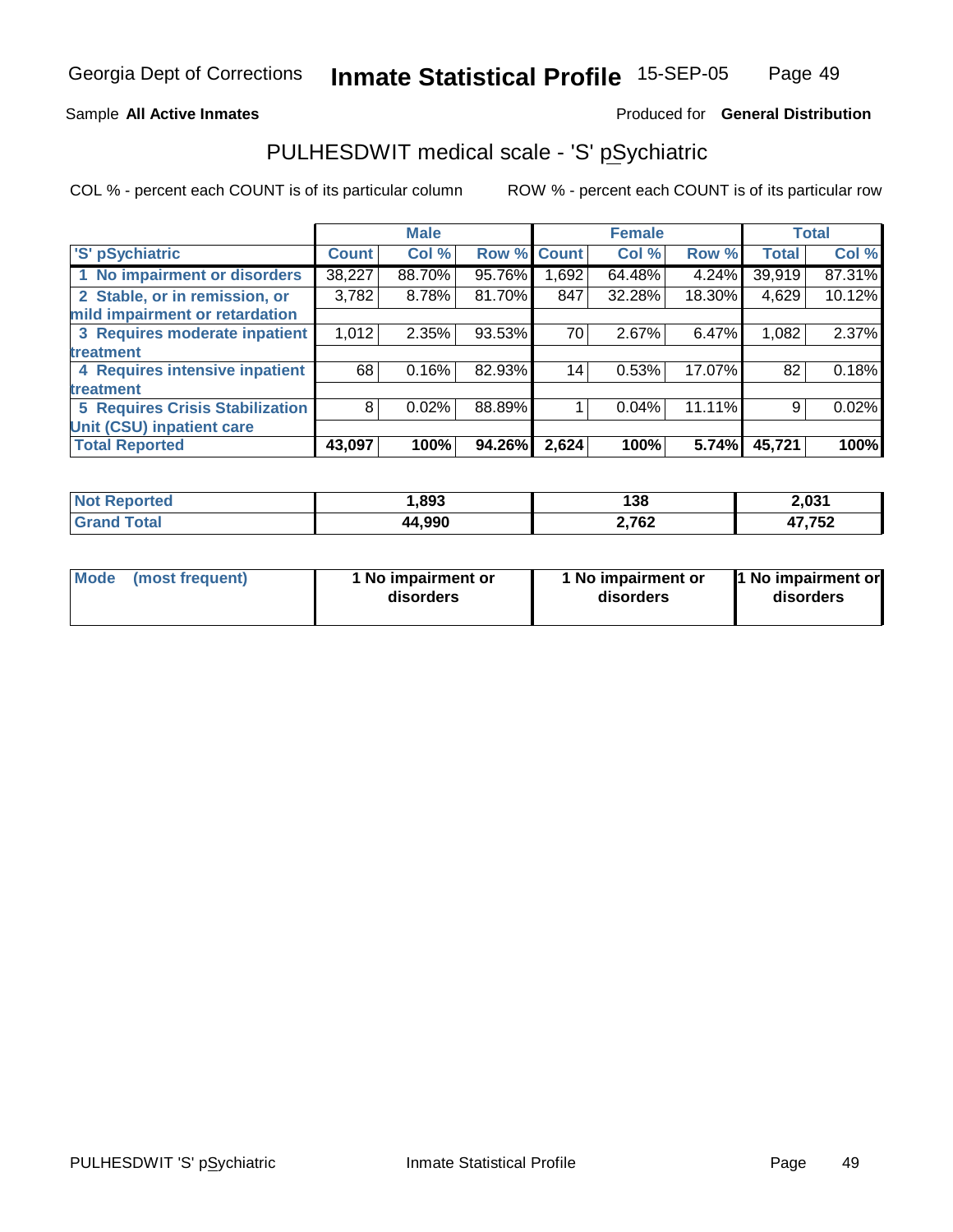Georgia Dept of Corrections **Inmate Statistical Profile** 15-SEP-05

Sample **All Active Inmates** Produced for **General Distribution**

## PULHESDWIT medical scale - 'S' pSychiatric

COL % - percent each COUNT is of its particular column ROW % - percent each COUNT is of its particular row

| | Male | | | Female | | | Total | |
|---|---|---|---|---|---|---|---|---|
| 'S' pSychiatric | Count | Col % | Row % | Count | Col % | Row % | Total | Col % |
| 1 No impairment or disorders | 38,227 | 88.70% | 95.76% | 1,692 | 64.48% | 4.24% | 39,919 | 87.31% |
| 2 Stable, or in remission, or mild impairment or retardation | 3,782 | 8.78% | 81.70% | 847 | 32.28% | 18.30% | 4,629 | 10.12% |
| 3 Requires moderate inpatient treatment | 1,012 | 2.35% | 93.53% | 70 | 2.67% | 6.47% | 1,082 | 2.37% |
| 4 Requires intensive inpatient treatment | 68 | 0.16% | 82.93% | 14 | 0.53% | 17.07% | 82 | 0.18% |
| 5 Requires Crisis Stabilization Unit (CSU) inpatient care | 8 | 0.02% | 88.89% | 1 | 0.04% | 11.11% | 9 | 0.02% |
| **Total Reported** | **43,097** | **100%** | **94.26%** | **2,624** | **100%** | **5.74%** | **45,721** | **100%** |

| | Male | Female | Total |
|---|---|---|---|
| Not Reported | 1,893 | 138 | 2,031 |
| Grand Total | 44,990 | 2,762 | 47,752 |

| | Male | Female | Total |
|---|---|---|---|
| Mode (most frequent) | 1 No impairment or disorders | 1 No impairment or disorders | 1 No impairment or disorders |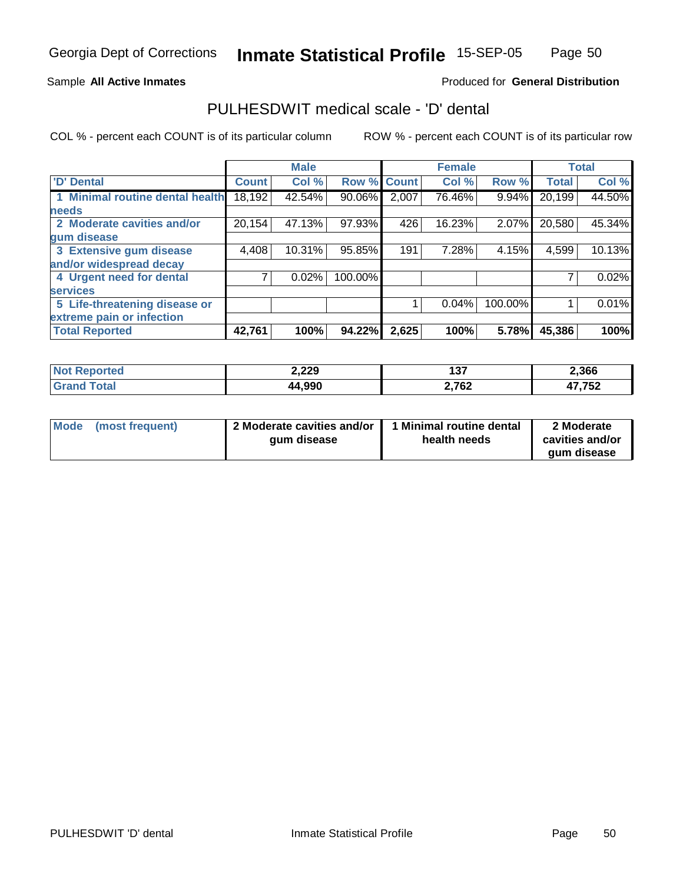Sample **All Active Inmates**

Produced for **General Distribution**

## PULHESDWIT medical scale - 'D' dental

COL % - percent each COUNT is of its particular column

ROW % - percent each COUNT is of its particular row

| | Male | | | Female | | | Total | |
|---|---|---|---|---|---|---|---|---|
| 'D' Dental | Count | Col % | Row % | Count | Col % | Row % | Total | Col % |
| 1 Minimal routine dental health needs | 18,192 | 42.54% | 90.06% | 2,007 | 76.46% | 9.94% | 20,199 | 44.50% |
| 2 Moderate cavities and/or gum disease | 20,154 | 47.13% | 97.93% | 426 | 16.23% | 2.07% | 20,580 | 45.34% |
| 3 Extensive gum disease and/or widespread decay | 4,408 | 10.31% | 95.85% | 191 | 7.28% | 4.15% | 4,599 | 10.13% |
| 4 Urgent need for dental services | 7 | 0.02% | 100.00% | | | | 7 | 0.02% |
| 5 Life-threatening disease or extreme pain or infection | | | | 1 | 0.04% | 100.00% | 1 | 0.01% |
| **Total Reported** | **42,761** | **100%** | **94.22%** | **2,625** | **100%** | **5.78%** | **45,386** | **100%** |

| | Male | Female | Total |
|---|---|---|---|
| Not Reported | 2,229 | 137 | 2,366 |
| Grand Total | 44,990 | 2,762 | 47,752 |

| | Male | Female | Total |
|---|---|---|---|
| Mode (most frequent) | 2 Moderate cavities and/or gum disease | 1 Minimal routine dental health needs | 2 Moderate cavities and/or gum disease |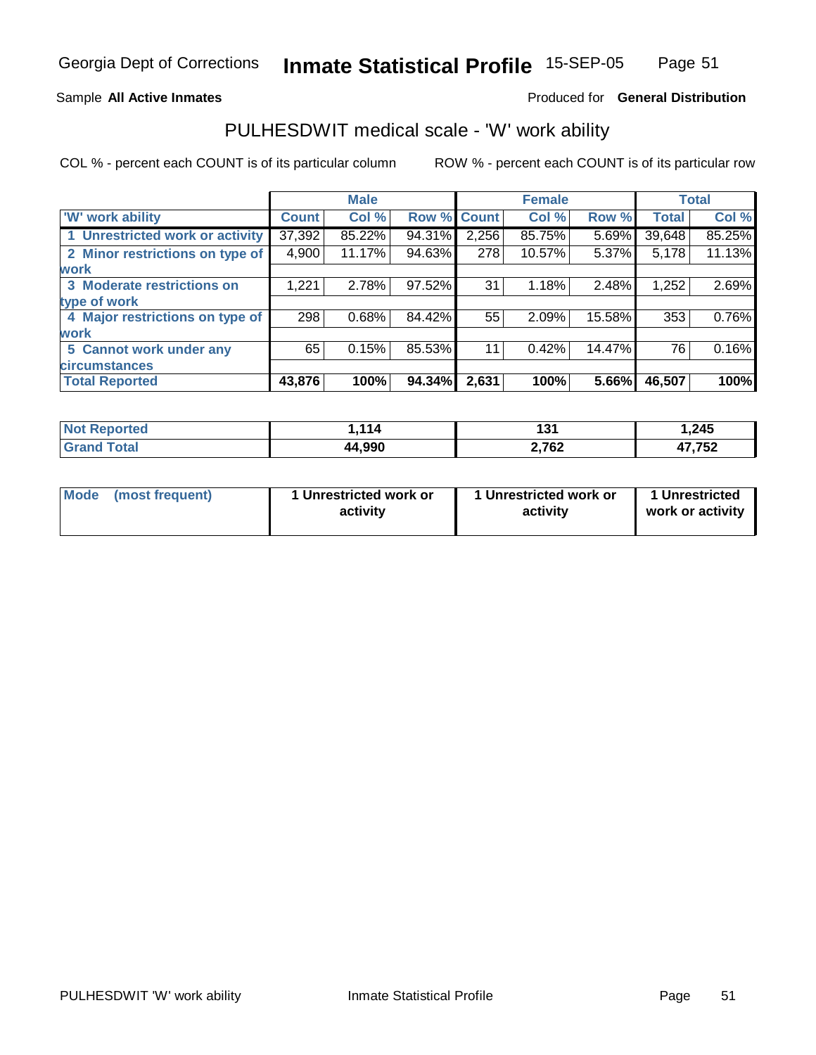Georgia Dept of Corrections **Inmate Statistical Profile** 15-SEP-05

Sample **All Active Inmates** Produced for **General Distribution**

## PULHESDWIT medical scale - 'W' work ability

COL % - percent each COUNT is of its particular column ROW % - percent each COUNT is of its particular row

| | Male | | | Female | | | Total | |
|---|---|---|---|---|---|---|---|---|
| 'W' work ability | Count | Col % | Row % | Count | Col % | Row % | Total | Col % |
| 1 Unrestricted work or activity | 37,392 | 85.22% | 94.31% | 2,256 | 85.75% | 5.69% | 39,648 | 85.25% |
| 2 Minor restrictions on type of work | 4,900 | 11.17% | 94.63% | 278 | 10.57% | 5.37% | 5,178 | 11.13% |
| 3 Moderate restrictions on type of work | 1,221 | 2.78% | 97.52% | 31 | 1.18% | 2.48% | 1,252 | 2.69% |
| 4 Major restrictions on type of work | 298 | 0.68% | 84.42% | 55 | 2.09% | 15.58% | 353 | 0.76% |
| 5 Cannot work under any circumstances | 65 | 0.15% | 85.53% | 11 | 0.42% | 14.47% | 76 | 0.16% |
| **Total Reported** | **43,876** | **100%** | **94.34%** | **2,631** | **100%** | **5.66%** | **46,507** | **100%** |

| | Male | Female | Total |
|---|---|---|---|
| Not Reported | **1,114** | **131** | **1,245** |
| Grand Total | **44,990** | **2,762** | **47,752** |

| | Male | Female | Total |
|---|---|---|---|
| Mode (most frequent) | **1 Unrestricted work or activity** | **1 Unrestricted work or activity** | **1 Unrestricted work or activity** |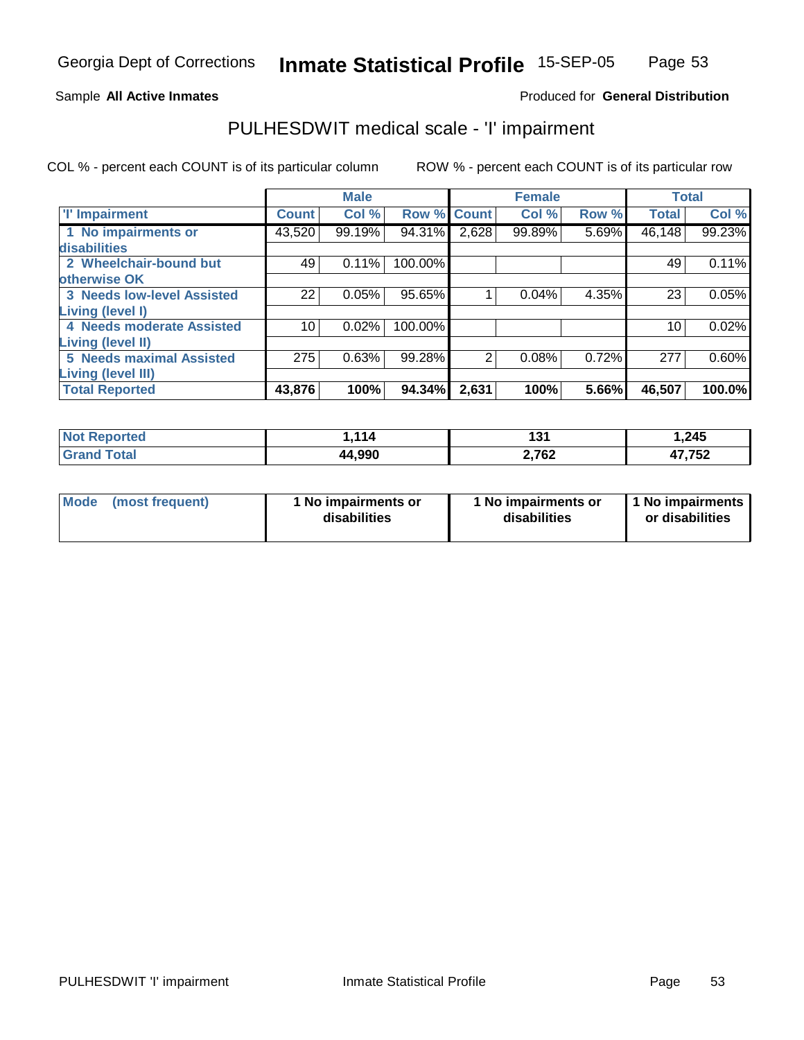Georgia Dept of Corrections **Inmate Statistical Profile** 15-SEP-05

Sample **All Active Inmates**

Produced for **General Distribution**

## PULHESDWIT medical scale - 'I' impairment

COL % - percent each COUNT is of its particular column

ROW % - percent each COUNT is of its particular row

| | Male | | | Female | | | Total | |
|---|---|---|---|---|---|---|---|---|
| 'I' Impairment | Count | Col % | Row % | Count | Col % | Row % | Total | Col % |
| 1 No impairments or disabilities | 43,520 | 99.19% | 94.31% | 2,628 | 99.89% | 5.69% | 46,148 | 99.23% |
| 2 Wheelchair-bound but otherwise OK | 49 | 0.11% | 100.00% | | | | 49 | 0.11% |
| 3 Needs low-level Assisted Living (level I) | 22 | 0.05% | 95.65% | 1 | 0.04% | 4.35% | 23 | 0.05% |
| 4 Needs moderate Assisted Living (level II) | 10 | 0.02% | 100.00% | | | | 10 | 0.02% |
| 5 Needs maximal Assisted Living (level III) | 275 | 0.63% | 99.28% | 2 | 0.08% | 0.72% | 277 | 0.60% |
| **Total Reported** | **43,876** | **100%** | **94.34%** | **2,631** | **100%** | **5.66%** | **46,507** | **100.0%** |

| | Male | Female | Total |
|---|---|---|---|
| Not Reported | **1,114** | **131** | **1,245** |
| Grand Total | **44,990** | **2,762** | **47,752** |

| | Male | Female | Total |
|---|---|---|---|
| Mode (most frequent) | **1 No impairments or disabilities** | **1 No impairments or disabilities** | **1 No impairments or disabilities** |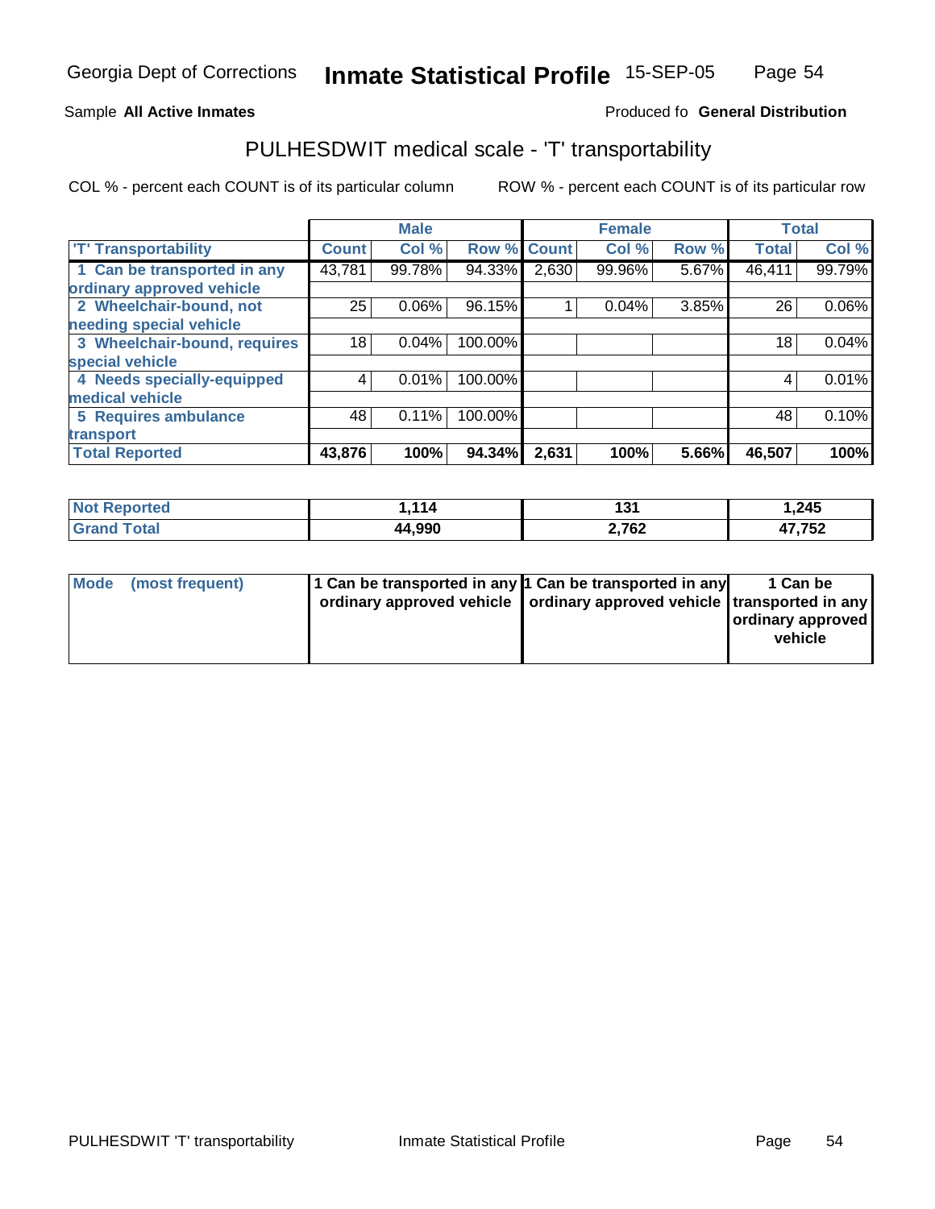Georgia Dept of Corrections **Inmate Statistical Profile** 15-SEP-05

Sample **All Active Inmates**

Produced fo **General Distribution**

## PULHESDWIT medical scale - 'T' transportability

COL % - percent each COUNT is of its particular column

ROW % - percent each COUNT is of its particular row

| | Male | | | Female | | | Total | |
|---|---|---|---|---|---|---|---|---|
| 'T' Transportability | Count | Col % | Row % | Count | Col % | Row % | Total | Col % |
| 1 Can be transported in any ordinary approved vehicle | 43,781 | 99.78% | 94.33% | 2,630 | 99.96% | 5.67% | 46,411 | 99.79% |
| 2 Wheelchair-bound, not needing special vehicle | 25 | 0.06% | 96.15% | 1 | 0.04% | 3.85% | 26 | 0.06% |
| 3 Wheelchair-bound, requires special vehicle | 18 | 0.04% | 100.00% | | | | 18 | 0.04% |
| 4 Needs specially-equipped medical vehicle | 4 | 0.01% | 100.00% | | | | 4 | 0.01% |
| 5 Requires ambulance transport | 48 | 0.11% | 100.00% | | | | 48 | 0.10% |
| **Total Reported** | **43,876** | **100%** | **94.34%** | **2,631** | **100%** | **5.66%** | **46,507** | **100%** |

| | Male | Female | Total |
|---|---|---|---|
| **Not Reported** | **1,114** | **131** | **1,245** |
| **Grand Total** | **44,990** | **2,762** | **47,752** |

| | Male | Female | Total |
|---|---|---|---|
| **Mode (most frequent)** | **1 Can be transported in any ordinary approved vehicle** | **1 Can be transported in any ordinary approved vehicle** | **1 Can be transported in any ordinary approved vehicle** |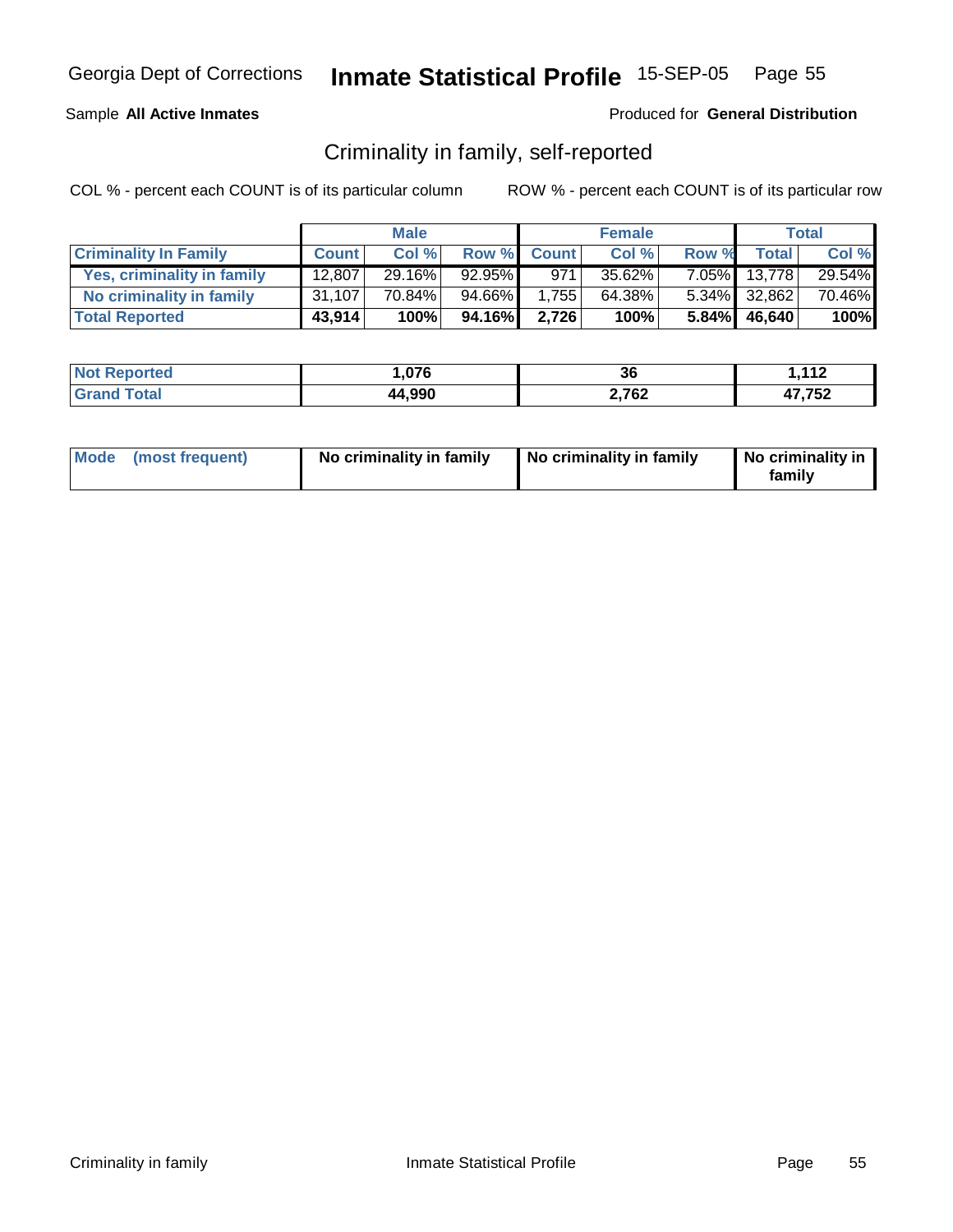Georgia Dept of Corrections **Inmate Statistical Profile** 15-SEP-05

Sample **All Active Inmates**

Produced for **General Distribution**

## Criminality in family, self-reported

COL % - percent each COUNT is of its particular column

ROW % - percent each COUNT is of its particular row

| | Male | | | Female | | | Total | |
|---|---|---|---|---|---|---|---|---|
| **Criminality In Family** | **Count** | **Col %** | **Row %** | **Count** | **Col %** | **Row %** | **Total** | **Col %** |
| **Yes, criminality in family** | 12,807 | 29.16% | 92.95% | 971 | 35.62% | 7.05% | 13,778 | 29.54% |
| **No criminality in family** | 31,107 | 70.84% | 94.66% | 1,755 | 64.38% | 5.34% | 32,862 | 70.46% |
| **Total Reported** | **43,914** | **100%** | **94.16%** | **2,726** | **100%** | **5.84%** | **46,640** | **100%** |

| | Male | Female | Total |
|---|---|---|---|
| **Not Reported** | **1,076** | **36** | **1,112** |
| **Grand Total** | **44,990** | **2,762** | **47,752** |

| | Male | Female | Total |
|---|---|---|---|
| **Mode (most frequent)** | **No criminality in family** | **No criminality in family** | **No criminality in family** |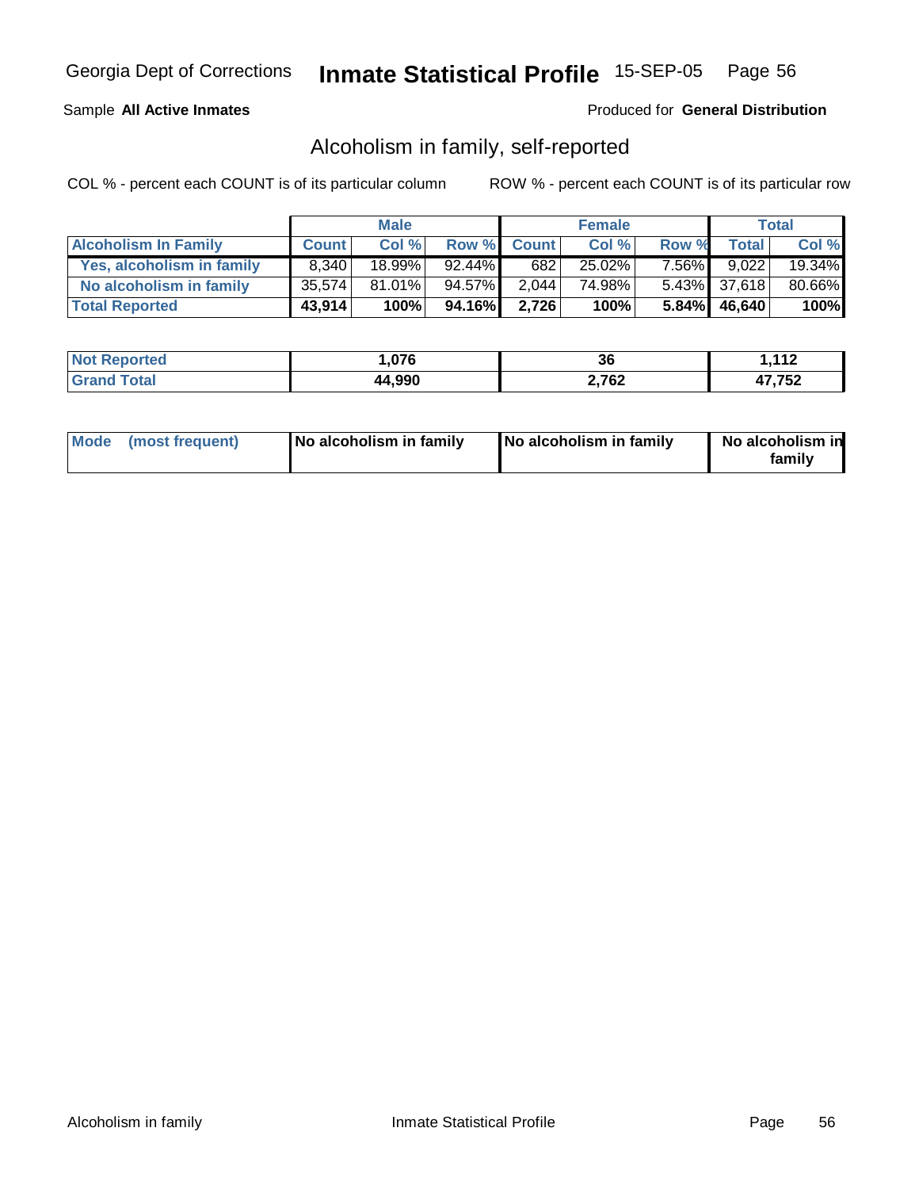Georgia Dept of Corrections **Inmate Statistical Profile** 15-SEP-05 Page 56

Sample **All Active Inmates**

Produced for **General Distribution**

## Alcoholism in family, self-reported

COL % - percent each COUNT is of its particular column

ROW % - percent each COUNT is of its particular row

| | Male | | | Female | | | Total | |
|---|---|---|---|---|---|---|---|---|
| **Alcoholism In Family** | **Count** | **Col %** | **Row %** | **Count** | **Col %** | **Row %** | **Total** | **Col %** |
| **Yes, alcoholism in family** | 8,340 | 18.99% | 92.44% | 682 | 25.02% | 7.56% | 9,022 | 19.34% |
| **No alcoholism in family** | 35,574 | 81.01% | 94.57% | 2,044 | 74.98% | 5.43% | 37,618 | 80.66% |
| **Total Reported** | **43,914** | **100%** | **94.16%** | **2,726** | **100%** | **5.84%** | **46,640** | **100%** |

| | Male | Female | Total |
|---|---|---|---|
| **Not Reported** | **1,076** | **36** | **1,112** |
| **Grand Total** | **44,990** | **2,762** | **47,752** |

| | Male | Female | Total |
|---|---|---|---|
| **Mode (most frequent)** | **No alcoholism in family** | **No alcoholism in family** | **No alcoholism in family** |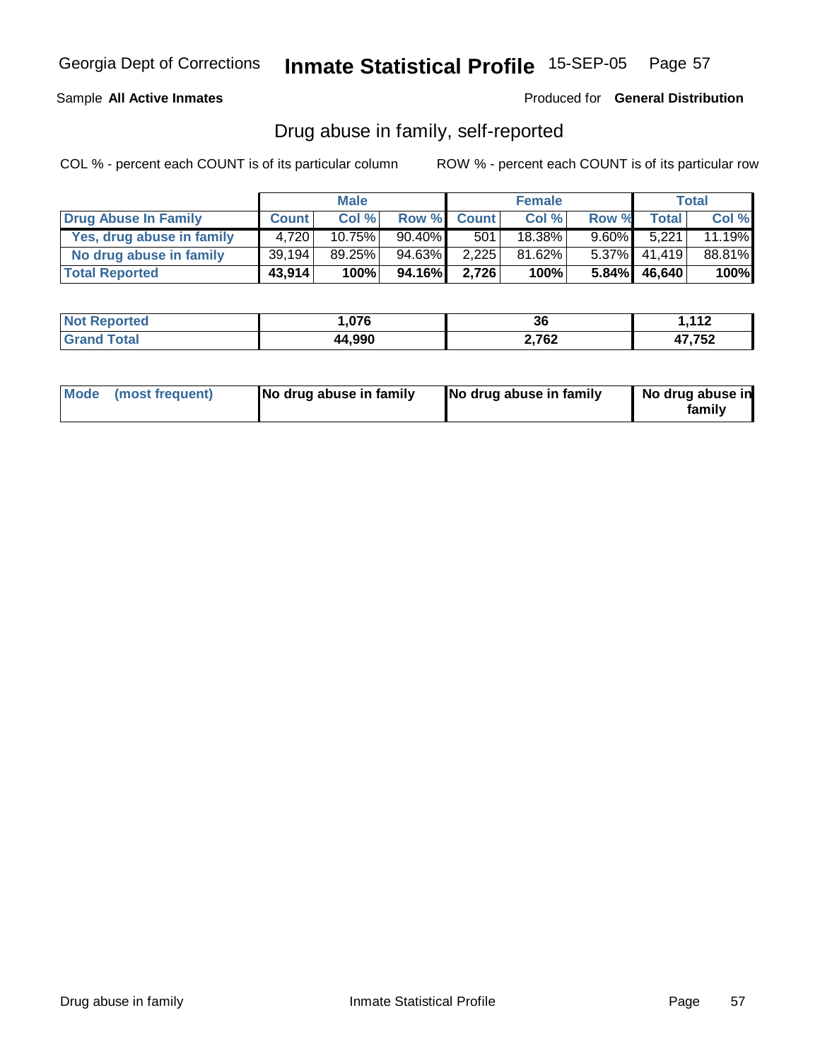Sample **All Active Inmates**

Produced for **General Distribution**

## Drug abuse in family, self-reported

COL % - percent each COUNT is of its particular column

ROW % - percent each COUNT is of its particular row

| | Male | | | Female | | | Total | |
|---|---|---|---|---|---|---|---|---|
| **Drug Abuse In Family** | **Count** | **Col %** | **Row %** | **Count** | **Col %** | **Row %** | **Total** | **Col %** |
| **Yes, drug abuse in family** | 4,720 | 10.75% | 90.40% | 501 | 18.38% | 9.60% | 5,221 | 11.19% |
| **No drug abuse in family** | 39,194 | 89.25% | 94.63% | 2,225 | 81.62% | 5.37% | 41,419 | 88.81% |
| **Total Reported** | **43,914** | **100%** | **94.16%** | **2,726** | **100%** | **5.84%** | **46,640** | **100%** |

| | Male | Female | Total |
|---|---|---|---|
| **Not Reported** | **1,076** | **36** | **1,112** |
| **Grand Total** | **44,990** | **2,762** | **47,752** |

| | Male | Female | Total |
|---|---|---|---|
| **Mode (most frequent)** | **No drug abuse in family** | **No drug abuse in family** | **No drug abuse in family** |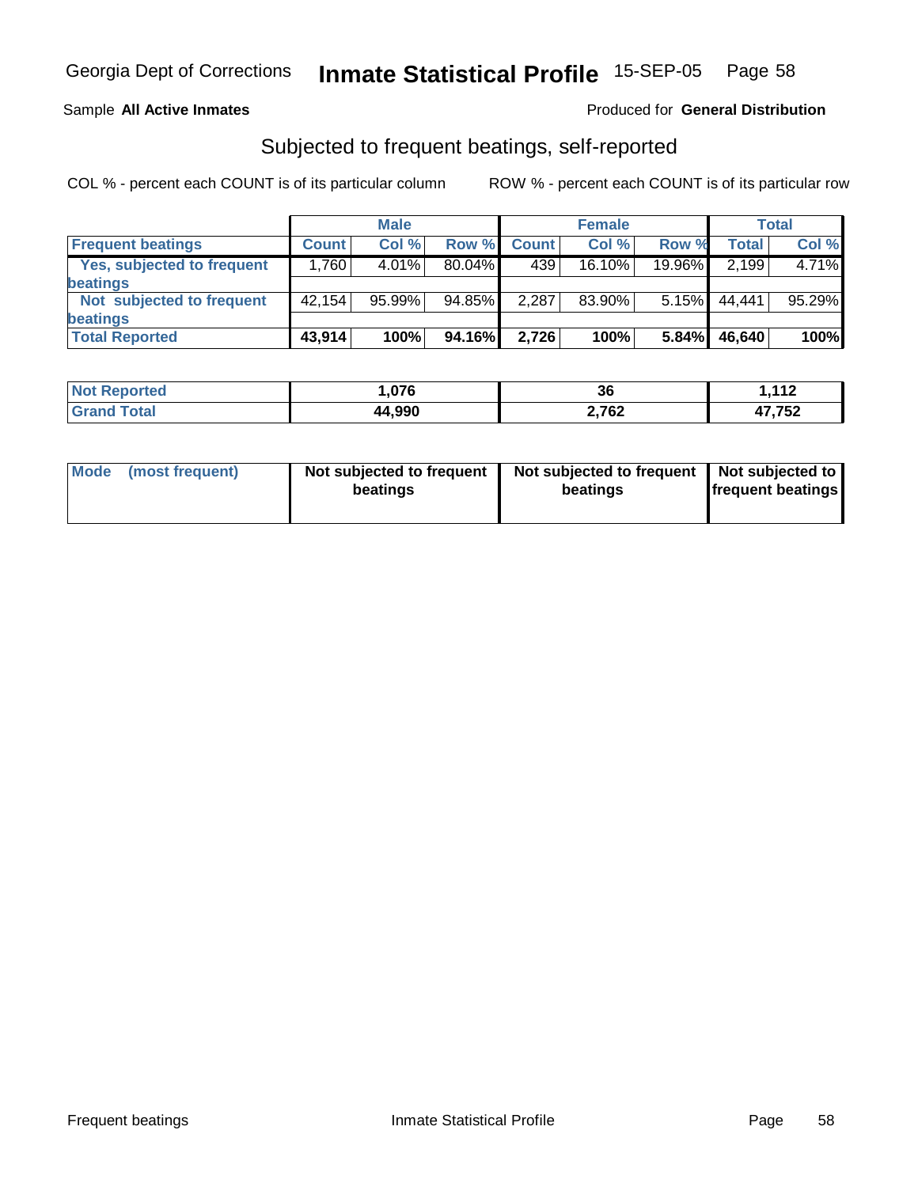Georgia Dept of Corrections **Inmate Statistical Profile** 15-SEP-05

Sample **All Active Inmates**

Produced for **General Distribution**

## Subjected to frequent beatings, self-reported

COL % - percent each COUNT is of its particular column

ROW % - percent each COUNT is of its particular row

| | Male | | | Female | | | Total | |
|---|---|---|---|---|---|---|---|---|
| **Frequent beatings** | **Count** | **Col %** | **Row %** | **Count** | **Col %** | **Row %** | **Total** | **Col %** |
| **Yes, subjected to frequent beatings** | 1,760 | 4.01% | 80.04% | 439 | 16.10% | 19.96% | 2,199 | 4.71% |
| **Not subjected to frequent beatings** | 42,154 | 95.99% | 94.85% | 2,287 | 83.90% | 5.15% | 44,441 | 95.29% |
| **Total Reported** | **43,914** | **100%** | **94.16%** | **2,726** | **100%** | **5.84%** | **46,640** | **100%** |

| | Male | Female | Total |
|---|---|---|---|
| **Not Reported** | **1,076** | **36** | **1,112** |
| **Grand Total** | **44,990** | **2,762** | **47,752** |

| | Male | Female | Total |
|---|---|---|---|
| **Mode (most frequent)** | **Not subjected to frequent beatings** | **Not subjected to frequent beatings** | **Not subjected to frequent beatings** |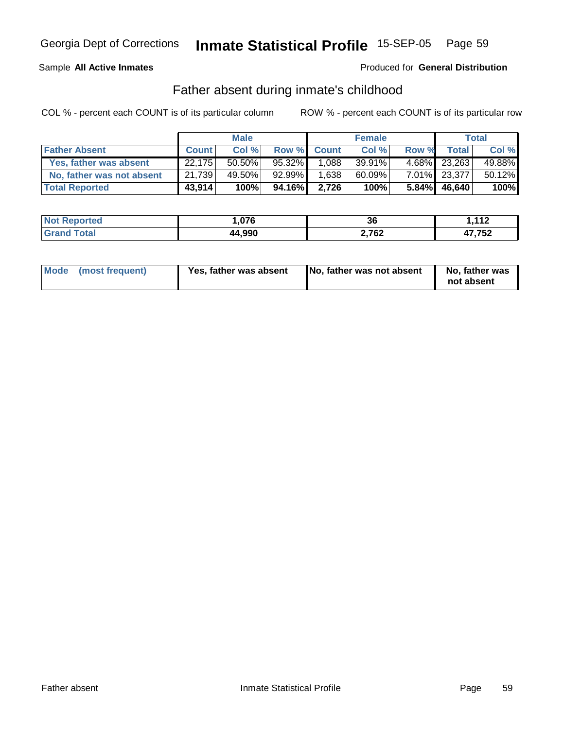Georgia Dept of Corrections **Inmate Statistical Profile** 15-SEP-05

Sample **All Active Inmates**

Produced for **General Distribution**

## Father absent during inmate's childhood

COL % - percent each COUNT is of its particular column

ROW % - percent each COUNT is of its particular row

| | Male | | | Female | | | Total | |
|---|---|---|---|---|---|---|---|---|
| **Father Absent** | **Count** | **Col %** | **Row %** | **Count** | **Col %** | **Row %** | **Total** | **Col %** |
| **Yes, father was absent** | 22,175 | 50.50% | 95.32% | 1,088 | 39.91% | 4.68% | 23,263 | 49.88% |
| **No, father was not absent** | 21,739 | 49.50% | 92.99% | 1,638 | 60.09% | 7.01% | 23,377 | 50.12% |
| **Total Reported** | **43,914** | **100%** | **94.16%** | **2,726** | **100%** | **5.84%** | **46,640** | **100%** |

| | Male | Female | Total |
|---|---|---|---|
| **Not Reported** | **1,076** | **36** | **1,112** |
| **Grand Total** | **44,990** | **2,762** | **47,752** |

| | Male | Female | Total |
|---|---|---|---|
| **Mode (most frequent)** | **Yes, father was absent** | **No, father was not absent** | **No, father was not absent** |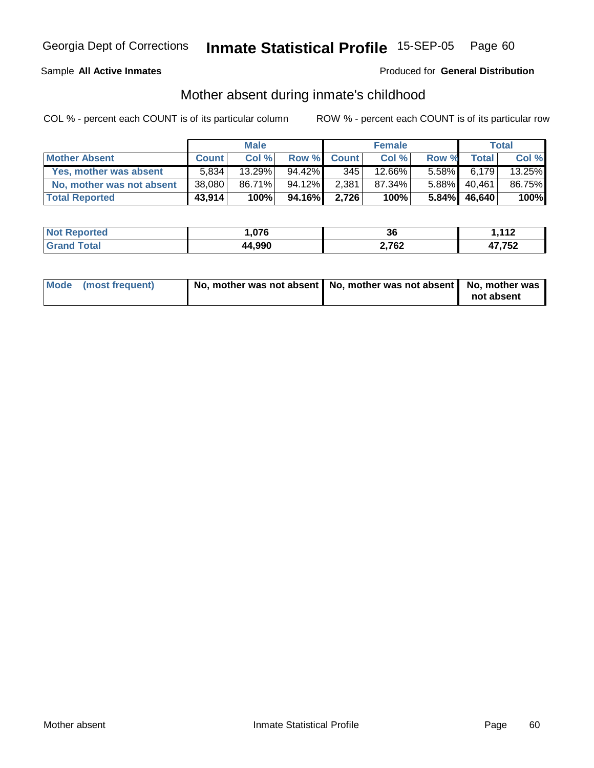Georgia Dept of Corrections **Inmate Statistical Profile** 15-SEP-05 Page 60

Sample **All Active Inmates**

Produced for **General Distribution**

## Mother absent during inmate's childhood

COL % - percent each COUNT is of its particular column

ROW % - percent each COUNT is of its particular row

| | Male | | | Female | | | Total | |
|---|---|---|---|---|---|---|---|---|
| **Mother Absent** | **Count** | **Col %** | **Row %** | **Count** | **Col %** | **Row %** | **Total** | **Col %** |
| **Yes, mother was absent** | 5,834 | 13.29% | 94.42% | 345 | 12.66% | 5.58% | 6,179 | 13.25% |
| **No, mother was not absent** | 38,080 | 86.71% | 94.12% | 2,381 | 87.34% | 5.88% | 40,461 | 86.75% |
| **Total Reported** | **43,914** | **100%** | **94.16%** | **2,726** | **100%** | **5.84%** | **46,640** | **100%** |

| | Male | Female | Total |
|---|---|---|---|
| **Not Reported** | **1,076** | **36** | **1,112** |
| **Grand Total** | **44,990** | **2,762** | **47,752** |

| | Male | Female | Total |
|---|---|---|---|
| **Mode (most frequent)** | **No, mother was not absent** | **No, mother was not absent** | **No, mother was not absent** |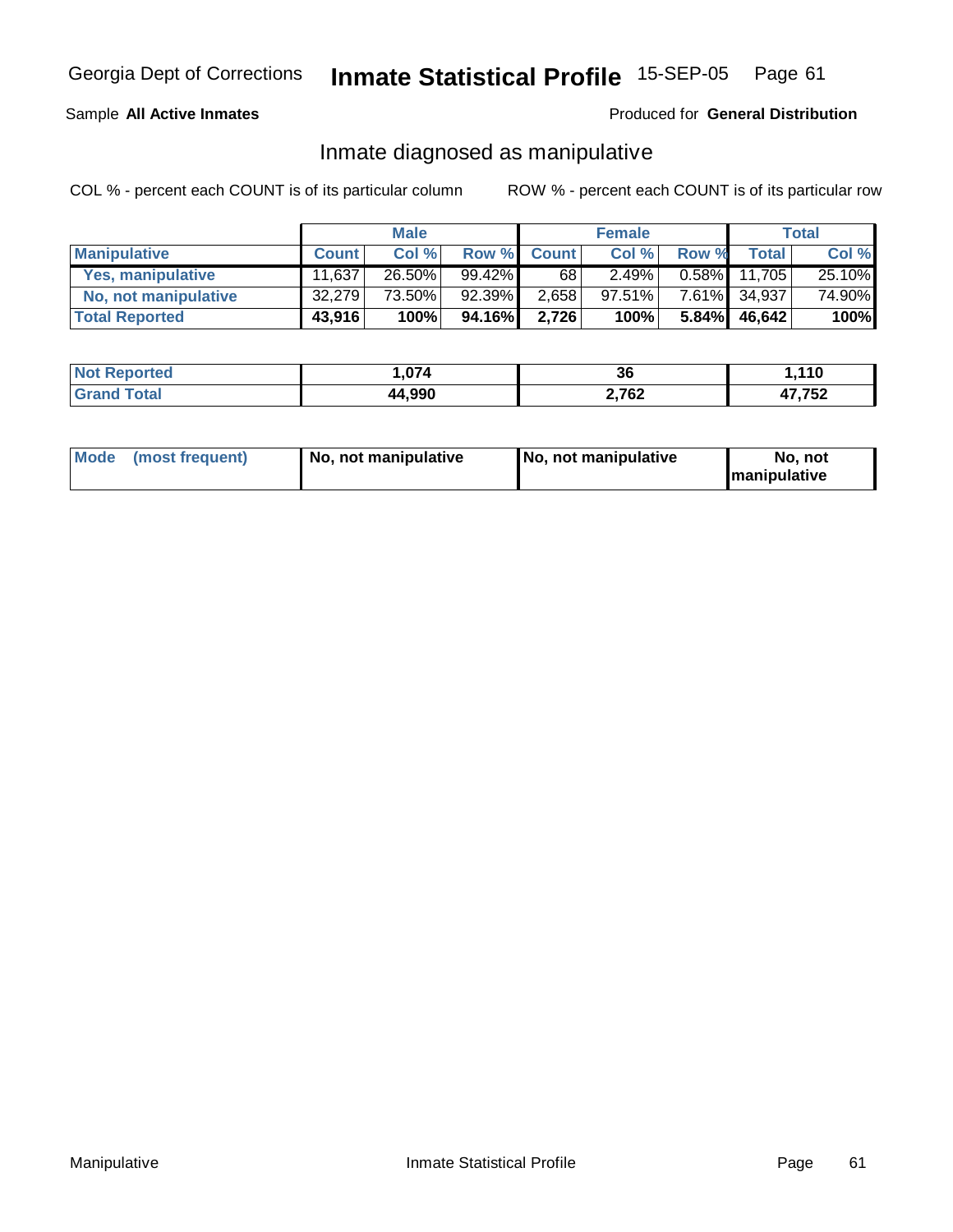Georgia Dept of Corrections **Inmate Statistical Profile** 15-SEP-05

Sample **All Active Inmates** Produced for **General Distribution**

## Inmate diagnosed as manipulative

COL % - percent each COUNT is of its particular column ROW % - percent each COUNT is of its particular row

| | Male | | | Female | | | Total | |
|---|---|---|---|---|---|---|---|---|
| **Manipulative** | **Count** | **Col %** | **Row %** | **Count** | **Col %** | **Row %** | **Total** | **Col %** |
| **Yes, manipulative** | 11,637 | 26.50% | 99.42% | 68 | 2.49% | 0.58% | 11,705 | 25.10% |
| **No, not manipulative** | 32,279 | 73.50% | 92.39% | 2,658 | 97.51% | 7.61% | 34,937 | 74.90% |
| **Total Reported** | **43,916** | **100%** | **94.16%** | **2,726** | **100%** | **5.84%** | **46,642** | **100%** |

| | Male | Female | Total |
|---|---|---|---|
| **Not Reported** | **1,074** | **36** | **1,110** |
| **Grand Total** | **44,990** | **2,762** | **47,752** |

| | Male | Female | Total |
|---|---|---|---|
| **Mode (most frequent)** | **No, not manipulative** | **No, not manipulative** | **No, not manipulative** |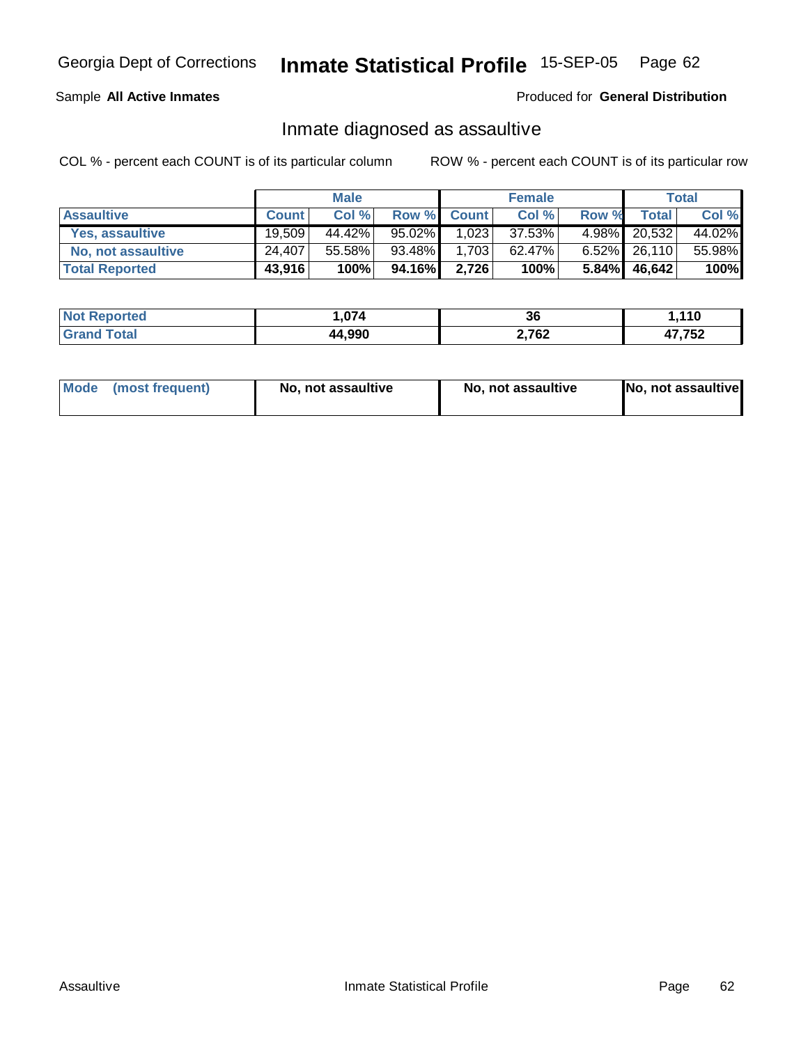Georgia Dept of Corrections **Inmate Statistical Profile** 15-SEP-05

Sample **All Active Inmates**

Produced for **General Distribution**

## Inmate diagnosed as assaultive

COL % - percent each COUNT is of its particular column

ROW % - percent each COUNT is of its particular row

| | Male | | | Female | | | Total | |
|---|---|---|---|---|---|---|---|---|
| **Assaultive** | **Count** | **Col %** | **Row %** | **Count** | **Col %** | **Row %** | **Total** | **Col %** |
| **Yes, assaultive** | 19,509 | 44.42% | 95.02% | 1,023 | 37.53% | 4.98% | 20,532 | 44.02% |
| **No, not assaultive** | 24,407 | 55.58% | 93.48% | 1,703 | 62.47% | 6.52% | 26,110 | 55.98% |
| **Total Reported** | **43,916** | **100%** | **94.16%** | **2,726** | **100%** | **5.84%** | **46,642** | **100%** |

| | Male | Female | Total |
|---|---|---|---|
| **Not Reported** | **1,074** | **36** | **1,110** |
| **Grand Total** | **44,990** | **2,762** | **47,752** |

| | Male | Female | Total |
|---|---|---|---|
| **Mode (most frequent)** | **No, not assaultive** | **No, not assaultive** | **No, not assaultive** |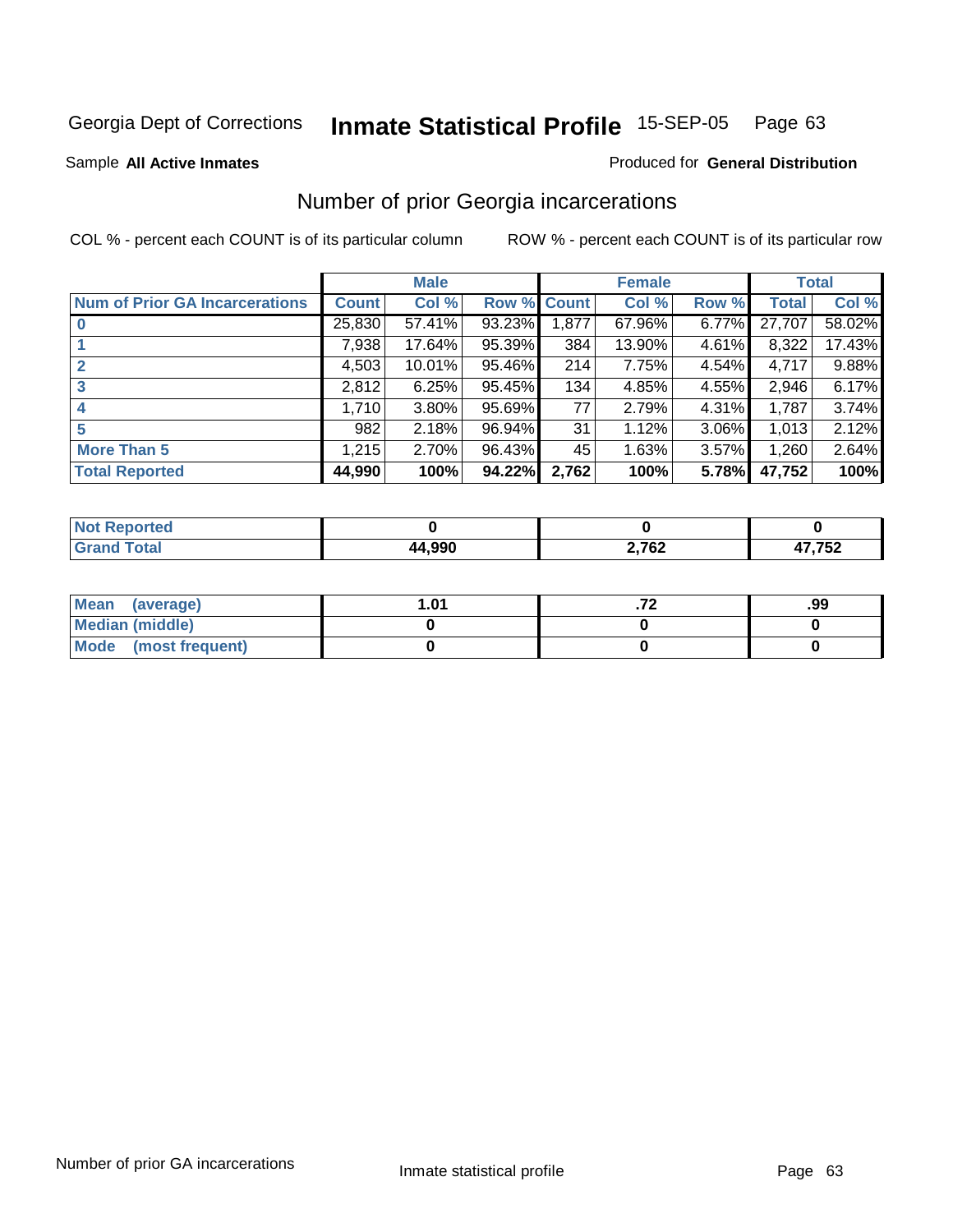Georgia Dept of Corrections **Inmate Statistical Profile** 15-SEP-05

Sample **All Active Inmates**

Produced for **General Distribution**

## Number of prior Georgia incarcerations

COL % - percent each COUNT is of its particular column

ROW % - percent each COUNT is of its particular row

| | Male | | | Female | | | Total | |
|---|---|---|---|---|---|---|---|---|
| **Num of Prior GA Incarcerations** | **Count** | **Col %** | **Row %** | **Count** | **Col %** | **Row %** | **Total** | **Col %** |
| **0** | 25,830 | 57.41% | 93.23% | 1,877 | 67.96% | 6.77% | 27,707 | 58.02% |
| **1** | 7,938 | 17.64% | 95.39% | 384 | 13.90% | 4.61% | 8,322 | 17.43% |
| **2** | 4,503 | 10.01% | 95.46% | 214 | 7.75% | 4.54% | 4,717 | 9.88% |
| **3** | 2,812 | 6.25% | 95.45% | 134 | 4.85% | 4.55% | 2,946 | 6.17% |
| **4** | 1,710 | 3.80% | 95.69% | 77 | 2.79% | 4.31% | 1,787 | 3.74% |
| **5** | 982 | 2.18% | 96.94% | 31 | 1.12% | 3.06% | 1,013 | 2.12% |
| **More Than 5** | 1,215 | 2.70% | 96.43% | 45 | 1.63% | 3.57% | 1,260 | 2.64% |
| **Total Reported** | **44,990** | **100%** | **94.22%** | **2,762** | **100%** | **5.78%** | **47,752** | **100%** |

| | Male | Female | Total |
|---|---|---|---|
| **Not Reported** | **0** | **0** | **0** |
| **Grand Total** | **44,990** | **2,762** | **47,752** |

| | Male | Female | Total |
|---|---|---|---|
| **Mean (average)** | **1.01** | **.72** | **.99** |
| **Median (middle)** | **0** | **0** | **0** |
| **Mode (most frequent)** | **0** | **0** | **0** |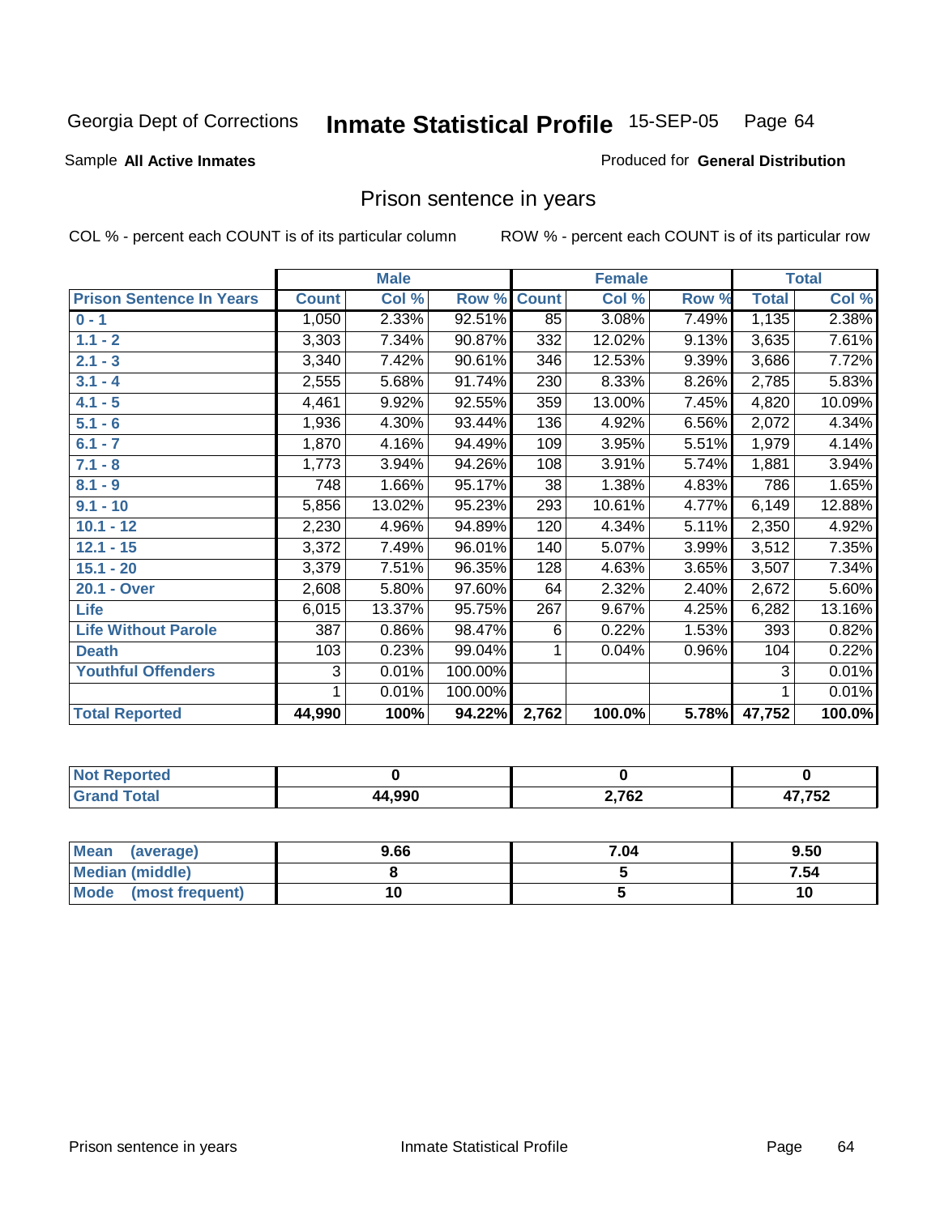Georgia Dept of Corrections **Inmate Statistical Profile** 15-SEP-05 Page 64

Sample **All Active Inmates**

Produced for **General Distribution**

## Prison sentence in years

COL % - percent each COUNT is of its particular column

ROW % - percent each COUNT is of its particular row

| | Male | | | Female | | | Total | |
|---|---|---|---|---|---|---|---|---|
| **Prison Sentence In Years** | **Count** | **Col %** | **Row %** | **Count** | **Col %** | **Row %** | **Total** | **Col %** |
| **0 - 1** | 1,050 | 2.33% | 92.51% | 85 | 3.08% | 7.49% | 1,135 | 2.38% |
| **1.1 - 2** | 3,303 | 7.34% | 90.87% | 332 | 12.02% | 9.13% | 3,635 | 7.61% |
| **2.1 - 3** | 3,340 | 7.42% | 90.61% | 346 | 12.53% | 9.39% | 3,686 | 7.72% |
| **3.1 - 4** | 2,555 | 5.68% | 91.74% | 230 | 8.33% | 8.26% | 2,785 | 5.83% |
| **4.1 - 5** | 4,461 | 9.92% | 92.55% | 359 | 13.00% | 7.45% | 4,820 | 10.09% |
| **5.1 - 6** | 1,936 | 4.30% | 93.44% | 136 | 4.92% | 6.56% | 2,072 | 4.34% |
| **6.1 - 7** | 1,870 | 4.16% | 94.49% | 109 | 3.95% | 5.51% | 1,979 | 4.14% |
| **7.1 - 8** | 1,773 | 3.94% | 94.26% | 108 | 3.91% | 5.74% | 1,881 | 3.94% |
| **8.1 - 9** | 748 | 1.66% | 95.17% | 38 | 1.38% | 4.83% | 786 | 1.65% |
| **9.1 - 10** | 5,856 | 13.02% | 95.23% | 293 | 10.61% | 4.77% | 6,149 | 12.88% |
| **10.1 - 12** | 2,230 | 4.96% | 94.89% | 120 | 4.34% | 5.11% | 2,350 | 4.92% |
| **12.1 - 15** | 3,372 | 7.49% | 96.01% | 140 | 5.07% | 3.99% | 3,512 | 7.35% |
| **15.1 - 20** | 3,379 | 7.51% | 96.35% | 128 | 4.63% | 3.65% | 3,507 | 7.34% |
| **20.1 - Over** | 2,608 | 5.80% | 97.60% | 64 | 2.32% | 2.40% | 2,672 | 5.60% |
| **Life** | 6,015 | 13.37% | 95.75% | 267 | 9.67% | 4.25% | 6,282 | 13.16% |
| **Life Without Parole** | 387 | 0.86% | 98.47% | 6 | 0.22% | 1.53% | 393 | 0.82% |
| **Death** | 103 | 0.23% | 99.04% | 1 | 0.04% | 0.96% | 104 | 0.22% |
| **Youthful Offenders** | 3 | 0.01% | 100.00% | | | | 3 | 0.01% |
| | 1 | 0.01% | 100.00% | | | | 1 | 0.01% |
| **Total Reported** | **44,990** | **100%** | **94.22%** | **2,762** | **100.0%** | **5.78%** | **47,752** | **100.0%** |

| | Male | Female | Total |
|---|---|---|---|
| **Not Reported** | **0** | **0** | **0** |
| **Grand Total** | **44,990** | **2,762** | **47,752** |

| | Male | Female | Total |
|---|---|---|---|
| **Mean (average)** | **9.66** | **7.04** | **9.50** |
| **Median (middle)** | **8** | **5** | **7.54** |
| **Mode (most frequent)** | **10** | **5** | **10** |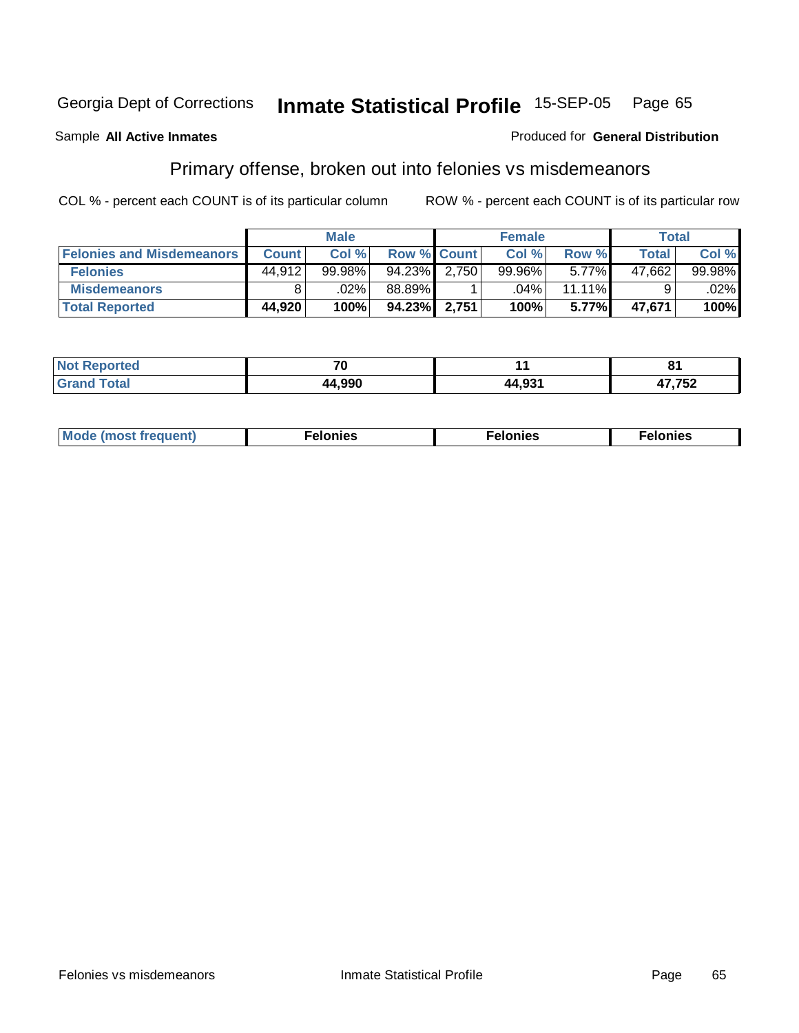Georgia Dept of Corrections **Inmate Statistical Profile** 15-SEP-05 Page 65

Sample **All Active Inmates**

Produced for **General Distribution**

## Primary offense, broken out into felonies vs misdemeanors

COL % - percent each COUNT is of its particular column

ROW % - percent each COUNT is of its particular row

| | Male | | | Female | | | Total | |
|---|---|---|---|---|---|---|---|---|
| **Felonies and Misdemeanors** | **Count** | **Col %** | **Row %** | **Count** | **Col %** | **Row %** | **Total** | **Col %** |
| **Felonies** | 44,912 | 99.98% | 94.23% | 2,750 | 99.96% | 5.77% | 47,662 | 99.98% |
| **Misdemeanors** | 8 | .02% | 88.89% | 1 | .04% | 11.11% | 9 | .02% |
| **Total Reported** | **44,920** | **100%** | **94.23%** | **2,751** | **100%** | **5.77%** | **47,671** | **100%** |

| | Male | Female | Total |
|---|---|---|---|
| **Not Reported** | **70** | **11** | **81** |
| **Grand Total** | **44,990** | **44,931** | **47,752** |

| | Male | Female | Total |
|---|---|---|---|
| **Mode (most frequent)** | **Felonies** | **Felonies** | **Felonies** |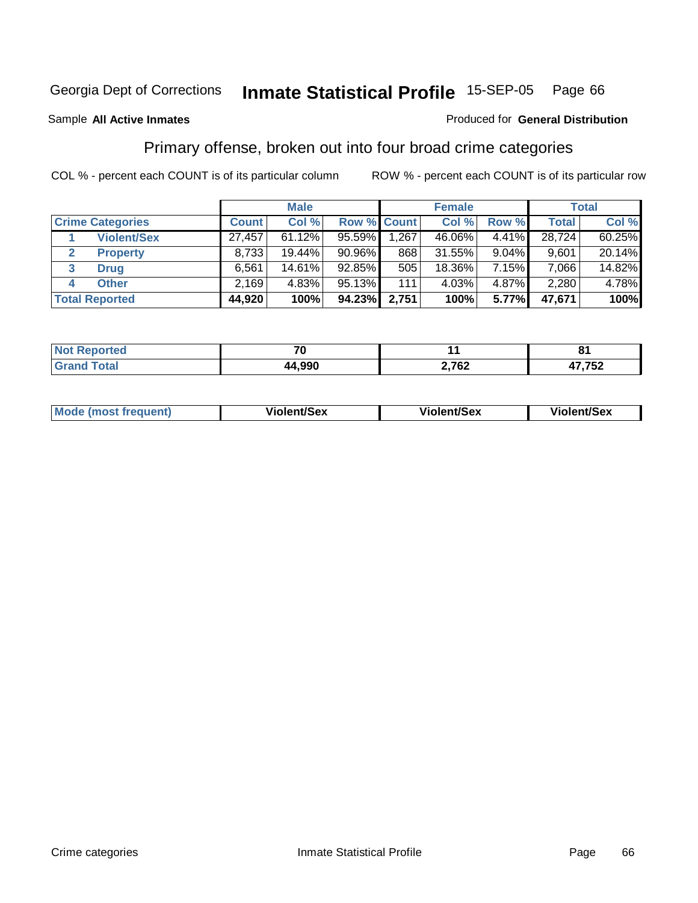Georgia Dept of Corrections **Inmate Statistical Profile** 15-SEP-05 Page 66

Sample **All Active Inmates**

Produced for **General Distribution**

## Primary offense, broken out into four broad crime categories

COL % - percent each COUNT is of its particular column

ROW % - percent each COUNT is of its particular row

| | Male | | | Female | | | Total | |
|---|---|---|---|---|---|---|---|---|
| **Crime Categories** | **Count** | **Col %** | **Row %** | **Count** | **Col %** | **Row %** | **Total** | **Col %** |
| 1 **Violent/Sex** | 27,457 | 61.12% | 95.59% | 1,267 | 46.06% | 4.41% | 28,724 | 60.25% |
| 2 **Property** | 8,733 | 19.44% | 90.96% | 868 | 31.55% | 9.04% | 9,601 | 20.14% |
| 3 **Drug** | 6,561 | 14.61% | 92.85% | 505 | 18.36% | 7.15% | 7,066 | 14.82% |
| 4 **Other** | 2,169 | 4.83% | 95.13% | 111 | 4.03% | 4.87% | 2,280 | 4.78% |
| **Total Reported** | **44,920** | **100%** | **94.23%** | **2,751** | **100%** | **5.77%** | **47,671** | **100%** |

| | Male | Female | Total |
|---|---|---|---|
| **Not Reported** | **70** | **11** | **81** |
| **Grand Total** | **44,990** | **2,762** | **47,752** |

| | Male | Female | Total |
|---|---|---|---|
| **Mode (most frequent)** | **Violent/Sex** | **Violent/Sex** | **Violent/Sex** |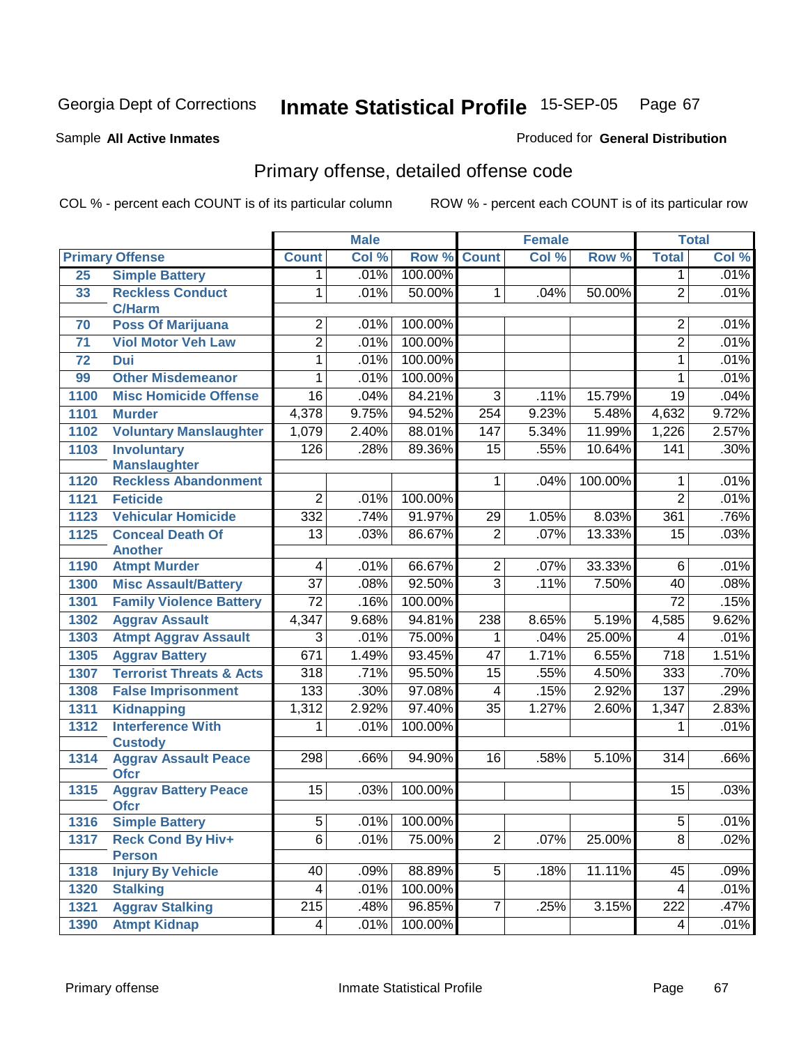Georgia Dept of Corrections **Inmate Statistical Profile** 15-SEP-05

Sample **All Active Inmates**

Produced for **General Distribution**

## Primary offense, detailed offense code

COL % - percent each COUNT is of its particular column

ROW % - percent each COUNT is of its particular row

| Primary Offense | | Male | | | Female | | | Total | |
|---|---|---|---|---|---|---|---|---|---|
| | | Count | Col % | Row % | Count | Col % | Row % | Total | Col % |
| 25 | Simple Battery | 1 | .01% | 100.00% | | | | 1 | .01% |
| 33 | Reckless Conduct C/Harm | 1 | .01% | 50.00% | 1 | .04% | 50.00% | 2 | .01% |
| 70 | Poss Of Marijuana | 2 | .01% | 100.00% | | | | 2 | .01% |
| 71 | Viol Motor Veh Law | 2 | .01% | 100.00% | | | | 2 | .01% |
| 72 | Dui | 1 | .01% | 100.00% | | | | 1 | .01% |
| 99 | Other Misdemeanor | 1 | .01% | 100.00% | | | | 1 | .01% |
| 1100 | Misc Homicide Offense | 16 | .04% | 84.21% | 3 | .11% | 15.79% | 19 | .04% |
| 1101 | Murder | 4,378 | 9.75% | 94.52% | 254 | 9.23% | 5.48% | 4,632 | 9.72% |
| 1102 | Voluntary Manslaughter | 1,079 | 2.40% | 88.01% | 147 | 5.34% | 11.99% | 1,226 | 2.57% |
| 1103 | Involuntary Manslaughter | 126 | .28% | 89.36% | 15 | .55% | 10.64% | 141 | .30% |
| 1120 | Reckless Abandonment | | | | 1 | .04% | 100.00% | 1 | .01% |
| 1121 | Feticide | 2 | .01% | 100.00% | | | | 2 | .01% |
| 1123 | Vehicular Homicide | 332 | .74% | 91.97% | 29 | 1.05% | 8.03% | 361 | .76% |
| 1125 | Conceal Death Of Another | 13 | .03% | 86.67% | 2 | .07% | 13.33% | 15 | .03% |
| 1190 | Atmpt Murder | 4 | .01% | 66.67% | 2 | .07% | 33.33% | 6 | .01% |
| 1300 | Misc Assault/Battery | 37 | .08% | 92.50% | 3 | .11% | 7.50% | 40 | .08% |
| 1301 | Family Violence Battery | 72 | .16% | 100.00% | | | | 72 | .15% |
| 1302 | Aggrav Assault | 4,347 | 9.68% | 94.81% | 238 | 8.65% | 5.19% | 4,585 | 9.62% |
| 1303 | Atmpt Aggrav Assault | 3 | .01% | 75.00% | 1 | .04% | 25.00% | 4 | .01% |
| 1305 | Aggrav Battery | 671 | 1.49% | 93.45% | 47 | 1.71% | 6.55% | 718 | 1.51% |
| 1307 | Terrorist Threats & Acts | 318 | .71% | 95.50% | 15 | .55% | 4.50% | 333 | .70% |
| 1308 | False Imprisonment | 133 | .30% | 97.08% | 4 | .15% | 2.92% | 137 | .29% |
| 1311 | Kidnapping | 1,312 | 2.92% | 97.40% | 35 | 1.27% | 2.60% | 1,347 | 2.83% |
| 1312 | Interference With Custody | 1 | .01% | 100.00% | | | | 1 | .01% |
| 1314 | Aggrav Assault Peace Ofcr | 298 | .66% | 94.90% | 16 | .58% | 5.10% | 314 | .66% |
| 1315 | Aggrav Battery Peace Ofcr | 15 | .03% | 100.00% | | | | 15 | .03% |
| 1316 | Simple Battery | 5 | .01% | 100.00% | | | | 5 | .01% |
| 1317 | Reck Cond By Hiv+ Person | 6 | .01% | 75.00% | 2 | .07% | 25.00% | 8 | .02% |
| 1318 | Injury By Vehicle | 40 | .09% | 88.89% | 5 | .18% | 11.11% | 45 | .09% |
| 1320 | Stalking | 4 | .01% | 100.00% | | | | 4 | .01% |
| 1321 | Aggrav Stalking | 215 | .48% | 96.85% | 7 | .25% | 3.15% | 222 | .47% |
| 1390 | Atmpt Kidnap | 4 | .01% | 100.00% | | | | 4 | .01% |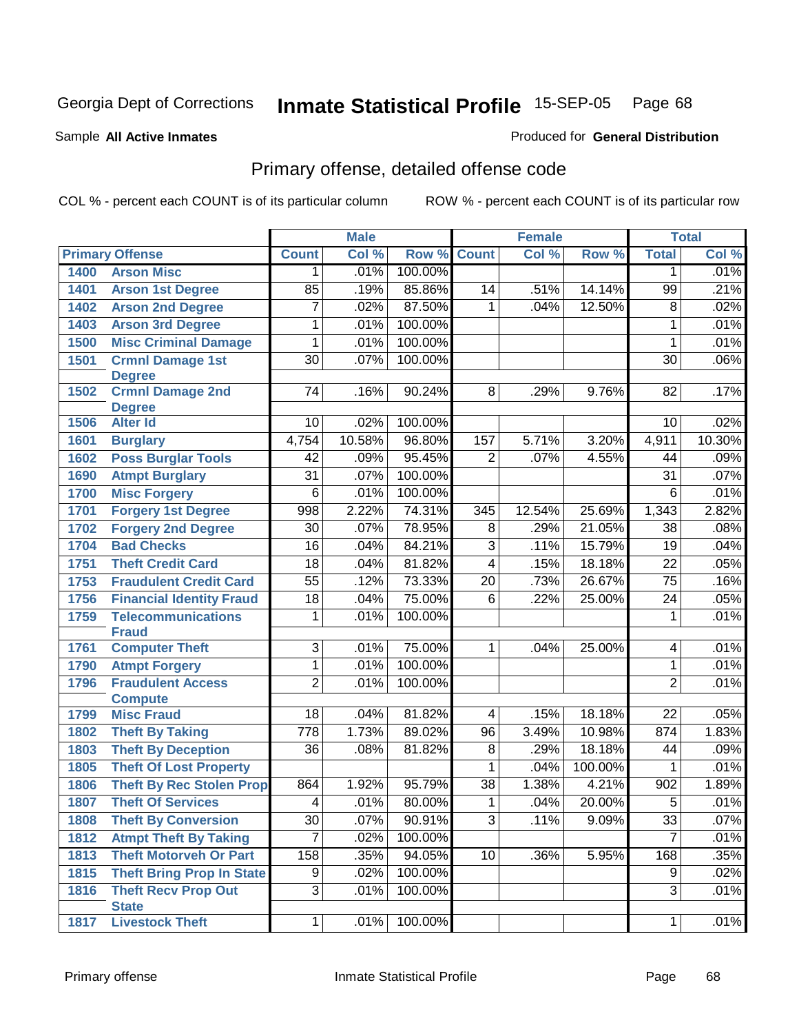Georgia Dept of Corrections **Inmate Statistical Profile** 15-SEP-05

Sample **All Active Inmates**

Produced for **General Distribution**

## Primary offense, detailed offense code

COL % - percent each COUNT is of its particular column

ROW % - percent each COUNT is of its particular row

| Primary Offense | | Male | | | Female | | | Total | |
|---|---|---|---|---|---|---|---|---|---|
| | | Count | Col % | Row % | Count | Col % | Row % | Total | Col % |
| 1400 | Arson Misc | 1 | .01% | 100.00% | | | | 1 | .01% |
| 1401 | Arson 1st Degree | 85 | .19% | 85.86% | 14 | .51% | 14.14% | 99 | .21% |
| 1402 | Arson 2nd Degree | 7 | .02% | 87.50% | 1 | .04% | 12.50% | 8 | .02% |
| 1403 | Arson 3rd Degree | 1 | .01% | 100.00% | | | | 1 | .01% |
| 1500 | Misc Criminal Damage | 1 | .01% | 100.00% | | | | 1 | .01% |
| 1501 | Crmnl Damage 1st Degree | 30 | .07% | 100.00% | | | | 30 | .06% |
| 1502 | Crmnl Damage 2nd Degree | 74 | .16% | 90.24% | 8 | .29% | 9.76% | 82 | .17% |
| 1506 | Alter Id | 10 | .02% | 100.00% | | | | 10 | .02% |
| 1601 | Burglary | 4,754 | 10.58% | 96.80% | 157 | 5.71% | 3.20% | 4,911 | 10.30% |
| 1602 | Poss Burglar Tools | 42 | .09% | 95.45% | 2 | .07% | 4.55% | 44 | .09% |
| 1690 | Atmpt Burglary | 31 | .07% | 100.00% | | | | 31 | .07% |
| 1700 | Misc Forgery | 6 | .01% | 100.00% | | | | 6 | .01% |
| 1701 | Forgery 1st Degree | 998 | 2.22% | 74.31% | 345 | 12.54% | 25.69% | 1,343 | 2.82% |
| 1702 | Forgery 2nd Degree | 30 | .07% | 78.95% | 8 | .29% | 21.05% | 38 | .08% |
| 1704 | Bad Checks | 16 | .04% | 84.21% | 3 | .11% | 15.79% | 19 | .04% |
| 1751 | Theft Credit Card | 18 | .04% | 81.82% | 4 | .15% | 18.18% | 22 | .05% |
| 1753 | Fraudulent Credit Card | 55 | .12% | 73.33% | 20 | .73% | 26.67% | 75 | .16% |
| 1756 | Financial Identity Fraud | 18 | .04% | 75.00% | 6 | .22% | 25.00% | 24 | .05% |
| 1759 | Telecommunications Fraud | 1 | .01% | 100.00% | | | | 1 | .01% |
| 1761 | Computer Theft | 3 | .01% | 75.00% | 1 | .04% | 25.00% | 4 | .01% |
| 1790 | Atmpt Forgery | 1 | .01% | 100.00% | | | | 1 | .01% |
| 1796 | Fraudulent Access Compute | 2 | .01% | 100.00% | | | | 2 | .01% |
| 1799 | Misc Fraud | 18 | .04% | 81.82% | 4 | .15% | 18.18% | 22 | .05% |
| 1802 | Theft By Taking | 778 | 1.73% | 89.02% | 96 | 3.49% | 10.98% | 874 | 1.83% |
| 1803 | Theft By Deception | 36 | .08% | 81.82% | 8 | .29% | 18.18% | 44 | .09% |
| 1805 | Theft Of Lost Property | | | | 1 | .04% | 100.00% | 1 | .01% |
| 1806 | Theft By Rec Stolen Prop | 864 | 1.92% | 95.79% | 38 | 1.38% | 4.21% | 902 | 1.89% |
| 1807 | Theft Of Services | 4 | .01% | 80.00% | 1 | .04% | 20.00% | 5 | .01% |
| 1808 | Theft By Conversion | 30 | .07% | 90.91% | 3 | .11% | 9.09% | 33 | .07% |
| 1812 | Atmpt Theft By Taking | 7 | .02% | 100.00% | | | | 7 | .01% |
| 1813 | Theft Motorveh Or Part | 158 | .35% | 94.05% | 10 | .36% | 5.95% | 168 | .35% |
| 1815 | Theft Bring Prop In State | 9 | .02% | 100.00% | | | | 9 | .02% |
| 1816 | Theft Recv Prop Out State | 3 | .01% | 100.00% | | | | 3 | .01% |
| 1817 | Livestock Theft | 1 | .01% | 100.00% | | | | 1 | .01% |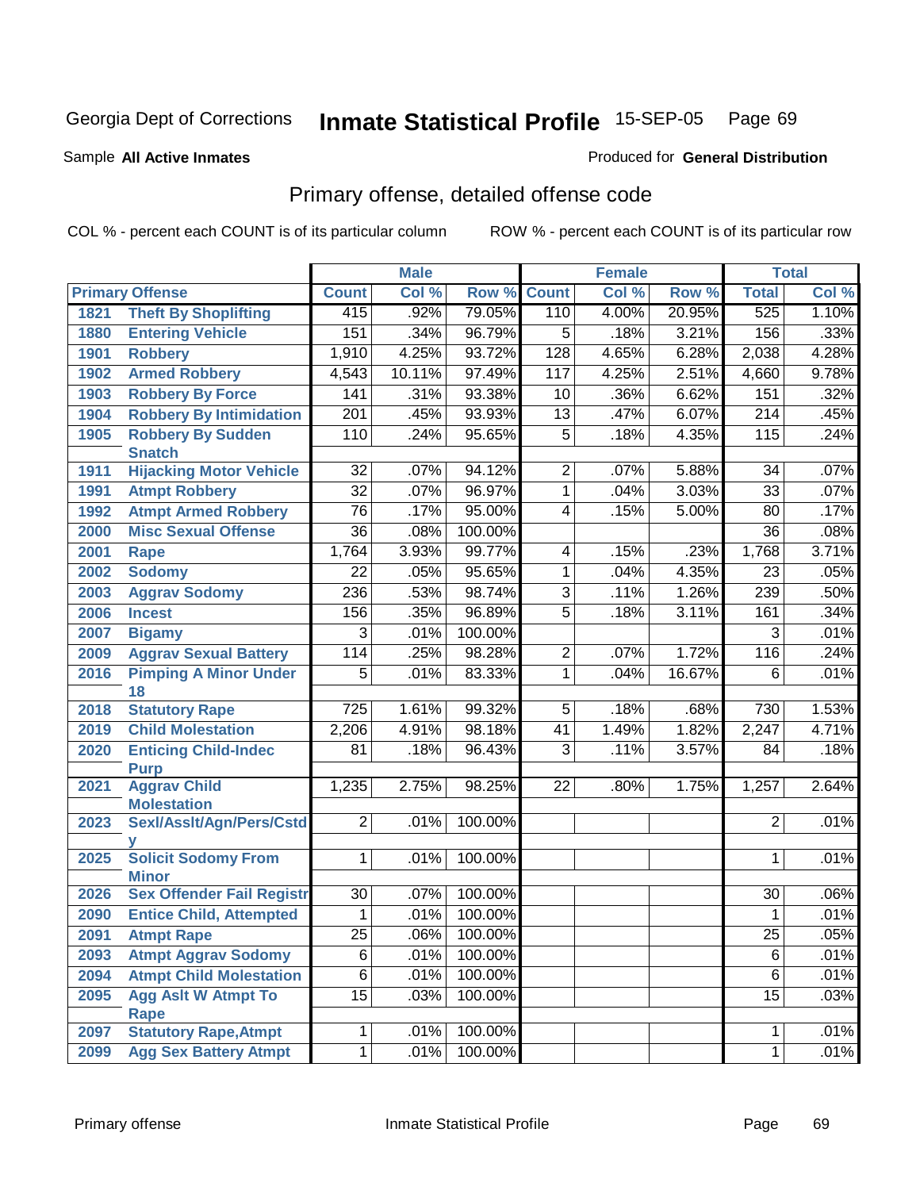Georgia Dept of Corrections **Inmate Statistical Profile** 15-SEP-05

Sample **All Active Inmates**

Produced for **General Distribution**

## Primary offense, detailed offense code

COL % - percent each COUNT is of its particular column

ROW % - percent each COUNT is of its particular row

| Primary Offense | | Male | | | Female | | | Total | |
|---|---|---|---|---|---|---|---|---|---|
| | | Count | Col % | Row % | Count | Col % | Row % | Total | Col % |
| 1821 | Theft By Shoplifting | 415 | .92% | 79.05% | 110 | 4.00% | 20.95% | 525 | 1.10% |
| 1880 | Entering Vehicle | 151 | .34% | 96.79% | 5 | .18% | 3.21% | 156 | .33% |
| 1901 | Robbery | 1,910 | 4.25% | 93.72% | 128 | 4.65% | 6.28% | 2,038 | 4.28% |
| 1902 | Armed Robbery | 4,543 | 10.11% | 97.49% | 117 | 4.25% | 2.51% | 4,660 | 9.78% |
| 1903 | Robbery By Force | 141 | .31% | 93.38% | 10 | .36% | 6.62% | 151 | .32% |
| 1904 | Robbery By Intimidation | 201 | .45% | 93.93% | 13 | .47% | 6.07% | 214 | .45% |
| 1905 | Robbery By Sudden Snatch | 110 | .24% | 95.65% | 5 | .18% | 4.35% | 115 | .24% |
| 1911 | Hijacking Motor Vehicle | 32 | .07% | 94.12% | 2 | .07% | 5.88% | 34 | .07% |
| 1991 | Atmpt Robbery | 32 | .07% | 96.97% | 1 | .04% | 3.03% | 33 | .07% |
| 1992 | Atmpt Armed Robbery | 76 | .17% | 95.00% | 4 | .15% | 5.00% | 80 | .17% |
| 2000 | Misc Sexual Offense | 36 | .08% | 100.00% | | | | 36 | .08% |
| 2001 | Rape | 1,764 | 3.93% | 99.77% | 4 | .15% | .23% | 1,768 | 3.71% |
| 2002 | Sodomy | 22 | .05% | 95.65% | 1 | .04% | 4.35% | 23 | .05% |
| 2003 | Aggrav Sodomy | 236 | .53% | 98.74% | 3 | .11% | 1.26% | 239 | .50% |
| 2006 | Incest | 156 | .35% | 96.89% | 5 | .18% | 3.11% | 161 | .34% |
| 2007 | Bigamy | 3 | .01% | 100.00% | | | | 3 | .01% |
| 2009 | Aggrav Sexual Battery | 114 | .25% | 98.28% | 2 | .07% | 1.72% | 116 | .24% |
| 2016 | Pimping A Minor Under 18 | 5 | .01% | 83.33% | 1 | .04% | 16.67% | 6 | .01% |
| 2018 | Statutory Rape | 725 | 1.61% | 99.32% | 5 | .18% | .68% | 730 | 1.53% |
| 2019 | Child Molestation | 2,206 | 4.91% | 98.18% | 41 | 1.49% | 1.82% | 2,247 | 4.71% |
| 2020 | Enticing Child-Indec Purp | 81 | .18% | 96.43% | 3 | .11% | 3.57% | 84 | .18% |
| 2021 | Aggrav Child Molestation | 1,235 | 2.75% | 98.25% | 22 | .80% | 1.75% | 1,257 | 2.64% |
| 2023 | Sexl/Asslt/Agn/Pers/Cstdy | 2 | .01% | 100.00% | | | | 2 | .01% |
| 2025 | Solicit Sodomy From Minor | 1 | .01% | 100.00% | | | | 1 | .01% |
| 2026 | Sex Offender Fail Registr | 30 | .07% | 100.00% | | | | 30 | .06% |
| 2090 | Entice Child, Attempted | 1 | .01% | 100.00% | | | | 1 | .01% |
| 2091 | Atmpt Rape | 25 | .06% | 100.00% | | | | 25 | .05% |
| 2093 | Atmpt Aggrav Sodomy | 6 | .01% | 100.00% | | | | 6 | .01% |
| 2094 | Atmpt Child Molestation | 6 | .01% | 100.00% | | | | 6 | .01% |
| 2095 | Agg Aslt W Atmpt To Rape | 15 | .03% | 100.00% | | | | 15 | .03% |
| 2097 | Statutory Rape,Atmpt | 1 | .01% | 100.00% | | | | 1 | .01% |
| 2099 | Agg Sex Battery Atmpt | 1 | .01% | 100.00% | | | | 1 | .01% |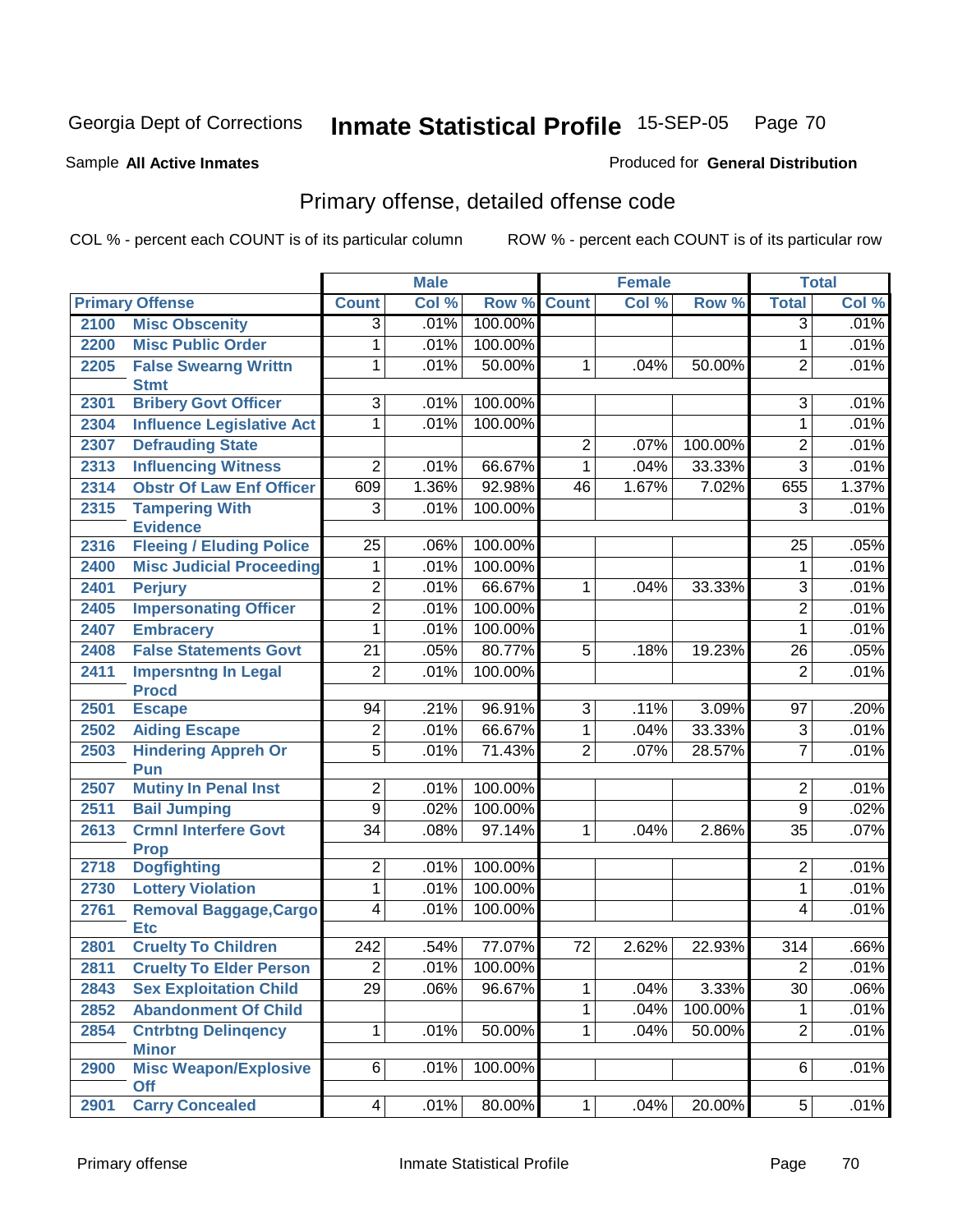Georgia Dept of Corrections **Inmate Statistical Profile** 15-SEP-05

Sample **All Active Inmates**

Produced for **General Distribution**

## Primary offense, detailed offense code

COL % - percent each COUNT is of its particular column

ROW % - percent each COUNT is of its particular row

| Primary Offense | | Male | | | Female | | | Total | |
|---|---|---|---|---|---|---|---|---|---|
| | | Count | Col % | Row % | Count | Col % | Row % | Total | Col % |
| 2100 | Misc Obscenity | 3 | .01% | 100.00% | | | | 3 | .01% |
| 2200 | Misc Public Order | 1 | .01% | 100.00% | | | | 1 | .01% |
| 2205 | False Swearng Writtn Stmt | 1 | .01% | 50.00% | 1 | .04% | 50.00% | 2 | .01% |
| 2301 | Bribery Govt Officer | 3 | .01% | 100.00% | | | | 3 | .01% |
| 2304 | Influence Legislative Act | 1 | .01% | 100.00% | | | | 1 | .01% |
| 2307 | Defrauding State | | | | 2 | .07% | 100.00% | 2 | .01% |
| 2313 | Influencing Witness | 2 | .01% | 66.67% | 1 | .04% | 33.33% | 3 | .01% |
| 2314 | Obstr Of Law Enf Officer | 609 | 1.36% | 92.98% | 46 | 1.67% | 7.02% | 655 | 1.37% |
| 2315 | Tampering With Evidence | 3 | .01% | 100.00% | | | | 3 | .01% |
| 2316 | Fleeing / Eluding Police | 25 | .06% | 100.00% | | | | 25 | .05% |
| 2400 | Misc Judicial Proceeding | 1 | .01% | 100.00% | | | | 1 | .01% |
| 2401 | Perjury | 2 | .01% | 66.67% | 1 | .04% | 33.33% | 3 | .01% |
| 2405 | Impersonating Officer | 2 | .01% | 100.00% | | | | 2 | .01% |
| 2407 | Embracery | 1 | .01% | 100.00% | | | | 1 | .01% |
| 2408 | False Statements Govt | 21 | .05% | 80.77% | 5 | .18% | 19.23% | 26 | .05% |
| 2411 | Impersntng In Legal Procd | 2 | .01% | 100.00% | | | | 2 | .01% |
| 2501 | Escape | 94 | .21% | 96.91% | 3 | .11% | 3.09% | 97 | .20% |
| 2502 | Aiding Escape | 2 | .01% | 66.67% | 1 | .04% | 33.33% | 3 | .01% |
| 2503 | Hindering Appreh Or Pun | 5 | .01% | 71.43% | 2 | .07% | 28.57% | 7 | .01% |
| 2507 | Mutiny In Penal Inst | 2 | .01% | 100.00% | | | | 2 | .01% |
| 2511 | Bail Jumping | 9 | .02% | 100.00% | | | | 9 | .02% |
| 2613 | Crmnl Interfere Govt Prop | 34 | .08% | 97.14% | 1 | .04% | 2.86% | 35 | .07% |
| 2718 | Dogfighting | 2 | .01% | 100.00% | | | | 2 | .01% |
| 2730 | Lottery Violation | 1 | .01% | 100.00% | | | | 1 | .01% |
| 2761 | Removal Baggage,Cargo Etc | 4 | .01% | 100.00% | | | | 4 | .01% |
| 2801 | Cruelty To Children | 242 | .54% | 77.07% | 72 | 2.62% | 22.93% | 314 | .66% |
| 2811 | Cruelty To Elder Person | 2 | .01% | 100.00% | | | | 2 | .01% |
| 2843 | Sex Exploitation Child | 29 | .06% | 96.67% | 1 | .04% | 3.33% | 30 | .06% |
| 2852 | Abandonment Of Child | | | | 1 | .04% | 100.00% | 1 | .01% |
| 2854 | Cntrbtng Delinqency Minor | 1 | .01% | 50.00% | 1 | .04% | 50.00% | 2 | .01% |
| 2900 | Misc Weapon/Explosive Off | 6 | .01% | 100.00% | | | | 6 | .01% |
| 2901 | Carry Concealed | 4 | .01% | 80.00% | 1 | .04% | 20.00% | 5 | .01% |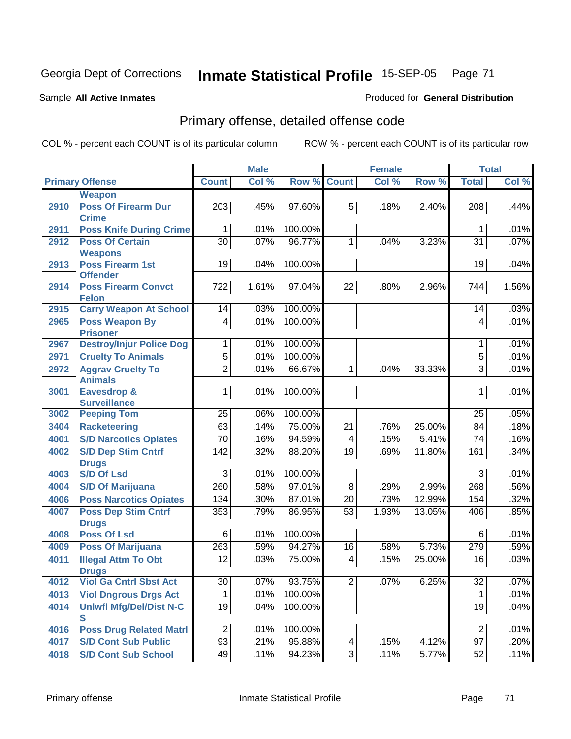Georgia Dept of Corrections **Inmate Statistical Profile** 15-SEP-05 Page 71

Sample **All Active Inmates**

Produced for **General Distribution**

## Primary offense, detailed offense code

COL % - percent each COUNT is of its particular column

ROW % - percent each COUNT is of its particular row

| Primary Offense | | Male | | | Female | | | Total | |
|---|---|---|---|---|---|---|---|---|---|
| | | Count | Col % | Row % | Count | Col % | Row % | Total | Col % |
| | Weapon | | | | | | | | |
| 2910 | Poss Of Firearm Dur Crime | 203 | .45% | 97.60% | 5 | .18% | 2.40% | 208 | .44% |
| 2911 | Poss Knife During Crime | 1 | .01% | 100.00% | | | | 1 | .01% |
| 2912 | Poss Of Certain Weapons | 30 | .07% | 96.77% | 1 | .04% | 3.23% | 31 | .07% |
| 2913 | Poss Firearm 1st Offender | 19 | .04% | 100.00% | | | | 19 | .04% |
| 2914 | Poss Firearm Convct Felon | 722 | 1.61% | 97.04% | 22 | .80% | 2.96% | 744 | 1.56% |
| 2915 | Carry Weapon At School | 14 | .03% | 100.00% | | | | 14 | .03% |
| 2965 | Poss Weapon By Prisoner | 4 | .01% | 100.00% | | | | 4 | .01% |
| 2967 | Destroy/Injur Police Dog | 1 | .01% | 100.00% | | | | 1 | .01% |
| 2971 | Cruelty To Animals | 5 | .01% | 100.00% | | | | 5 | .01% |
| 2972 | Aggrav Cruelty To Animals | 2 | .01% | 66.67% | 1 | .04% | 33.33% | 3 | .01% |
| 3001 | Eavesdrop & Surveillance | 1 | .01% | 100.00% | | | | 1 | .01% |
| 3002 | Peeping Tom | 25 | .06% | 100.00% | | | | 25 | .05% |
| 3404 | Racketeering | 63 | .14% | 75.00% | 21 | .76% | 25.00% | 84 | .18% |
| 4001 | S/D Narcotics Opiates | 70 | .16% | 94.59% | 4 | .15% | 5.41% | 74 | .16% |
| 4002 | S/D Dep Stim Cntrf Drugs | 142 | .32% | 88.20% | 19 | .69% | 11.80% | 161 | .34% |
| 4003 | S/D Of Lsd | 3 | .01% | 100.00% | | | | 3 | .01% |
| 4004 | S/D Of Marijuana | 260 | .58% | 97.01% | 8 | .29% | 2.99% | 268 | .56% |
| 4006 | Poss Narcotics Opiates | 134 | .30% | 87.01% | 20 | .73% | 12.99% | 154 | .32% |
| 4007 | Poss Dep Stim Cntrf Drugs | 353 | .79% | 86.95% | 53 | 1.93% | 13.05% | 406 | .85% |
| 4008 | Poss Of Lsd | 6 | .01% | 100.00% | | | | 6 | .01% |
| 4009 | Poss Of Marijuana | 263 | .59% | 94.27% | 16 | .58% | 5.73% | 279 | .59% |
| 4011 | Illegal Attm To Obt Drugs | 12 | .03% | 75.00% | 4 | .15% | 25.00% | 16 | .03% |
| 4012 | Viol Ga Cntrl Sbst Act | 30 | .07% | 93.75% | 2 | .07% | 6.25% | 32 | .07% |
| 4013 | Viol Dngrous Drgs Act | 1 | .01% | 100.00% | | | | 1 | .01% |
| 4014 | Unlwfl Mfg/Del/Dist N-C S | 19 | .04% | 100.00% | | | | 19 | .04% |
| 4016 | Poss Drug Related Matrl | 2 | .01% | 100.00% | | | | 2 | .01% |
| 4017 | S/D Cont Sub Public | 93 | .21% | 95.88% | 4 | .15% | 4.12% | 97 | .20% |
| 4018 | S/D Cont Sub School | 49 | .11% | 94.23% | 3 | .11% | 5.77% | 52 | .11% |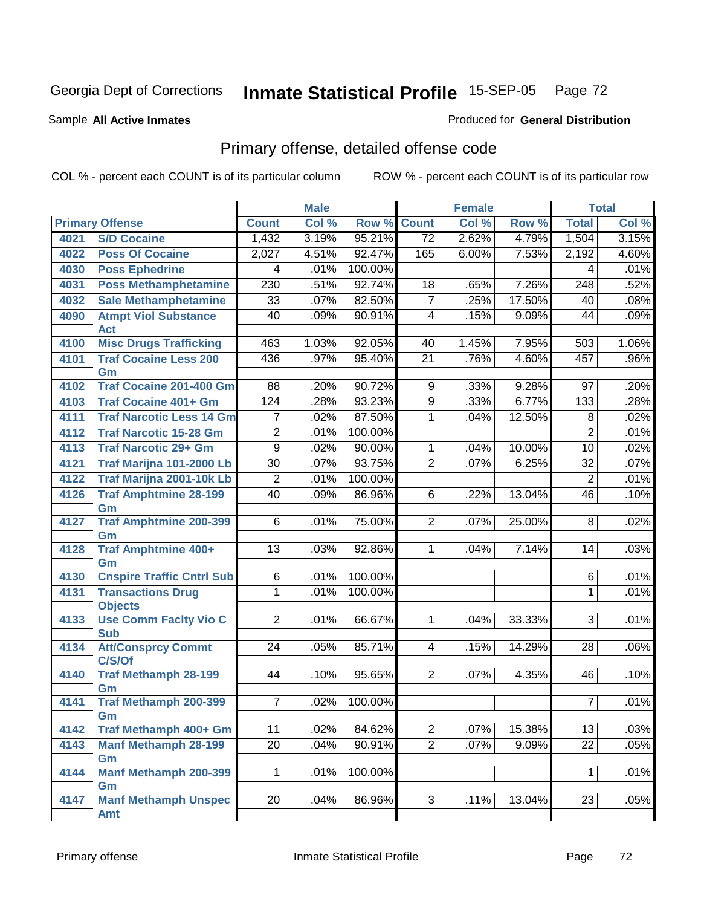Georgia Dept of Corrections **Inmate Statistical Profile** 15-SEP-05

Sample **All Active Inmates**

Produced for **General Distribution**

## Primary offense, detailed offense code

COL % - percent each COUNT is of its particular column

ROW % - percent each COUNT is of its particular row

| Primary Offense | | Male | | | Female | | | Total | |
|---|---|---|---|---|---|---|---|---|---|
| | | Count | Col % | Row % | Count | Col % | Row % | Total | Col % |
| 4021 | S/D Cocaine | 1,432 | 3.19% | 95.21% | 72 | 2.62% | 4.79% | 1,504 | 3.15% |
| 4022 | Poss Of Cocaine | 2,027 | 4.51% | 92.47% | 165 | 6.00% | 7.53% | 2,192 | 4.60% |
| 4030 | Poss Ephedrine | 4 | .01% | 100.00% | | | | 4 | .01% |
| 4031 | Poss Methamphetamine | 230 | .51% | 92.74% | 18 | .65% | 7.26% | 248 | .52% |
| 4032 | Sale Methamphetamine | 33 | .07% | 82.50% | 7 | .25% | 17.50% | 40 | .08% |
| 4090 | Atmpt Viol Substance Act | 40 | .09% | 90.91% | 4 | .15% | 9.09% | 44 | .09% |
| 4100 | Misc Drugs Trafficking | 463 | 1.03% | 92.05% | 40 | 1.45% | 7.95% | 503 | 1.06% |
| 4101 | Traf Cocaine Less 200 Gm | 436 | .97% | 95.40% | 21 | .76% | 4.60% | 457 | .96% |
| 4102 | Traf Cocaine 201-400 Gm | 88 | .20% | 90.72% | 9 | .33% | 9.28% | 97 | .20% |
| 4103 | Traf Cocaine 401+ Gm | 124 | .28% | 93.23% | 9 | .33% | 6.77% | 133 | .28% |
| 4111 | Traf Narcotic Less 14 Gm | 7 | .02% | 87.50% | 1 | .04% | 12.50% | 8 | .02% |
| 4112 | Traf Narcotic 15-28 Gm | 2 | .01% | 100.00% | | | | 2 | .01% |
| 4113 | Traf Narcotic 29+ Gm | 9 | .02% | 90.00% | 1 | .04% | 10.00% | 10 | .02% |
| 4121 | Traf Marijna 101-2000 Lb | 30 | .07% | 93.75% | 2 | .07% | 6.25% | 32 | .07% |
| 4122 | Traf Marijna 2001-10k Lb | 2 | .01% | 100.00% | | | | 2 | .01% |
| 4126 | Traf Amphtmine 28-199 Gm | 40 | .09% | 86.96% | 6 | .22% | 13.04% | 46 | .10% |
| 4127 | Traf Amphtmine 200-399 Gm | 6 | .01% | 75.00% | 2 | .07% | 25.00% | 8 | .02% |
| 4128 | Traf Amphtmine 400+ Gm | 13 | .03% | 92.86% | 1 | .04% | 7.14% | 14 | .03% |
| 4130 | Cnspire Traffic Cntrl Sub | 6 | .01% | 100.00% | | | | 6 | .01% |
| 4131 | Transactions Drug Objects | 1 | .01% | 100.00% | | | | 1 | .01% |
| 4133 | Use Comm Faclty Vio C Sub | 2 | .01% | 66.67% | 1 | .04% | 33.33% | 3 | .01% |
| 4134 | Att/Consprcy Commt C/S/Of | 24 | .05% | 85.71% | 4 | .15% | 14.29% | 28 | .06% |
| 4140 | Traf Methamph 28-199 Gm | 44 | .10% | 95.65% | 2 | .07% | 4.35% | 46 | .10% |
| 4141 | Traf Methamph 200-399 Gm | 7 | .02% | 100.00% | | | | 7 | .01% |
| 4142 | Traf Methamph 400+ Gm | 11 | .02% | 84.62% | 2 | .07% | 15.38% | 13 | .03% |
| 4143 | Manf Methamph 28-199 Gm | 20 | .04% | 90.91% | 2 | .07% | 9.09% | 22 | .05% |
| 4144 | Manf Methamph 200-399 Gm | 1 | .01% | 100.00% | | | | 1 | .01% |
| 4147 | Manf Methamph Unspec Amt | 20 | .04% | 86.96% | 3 | .11% | 13.04% | 23 | .05% |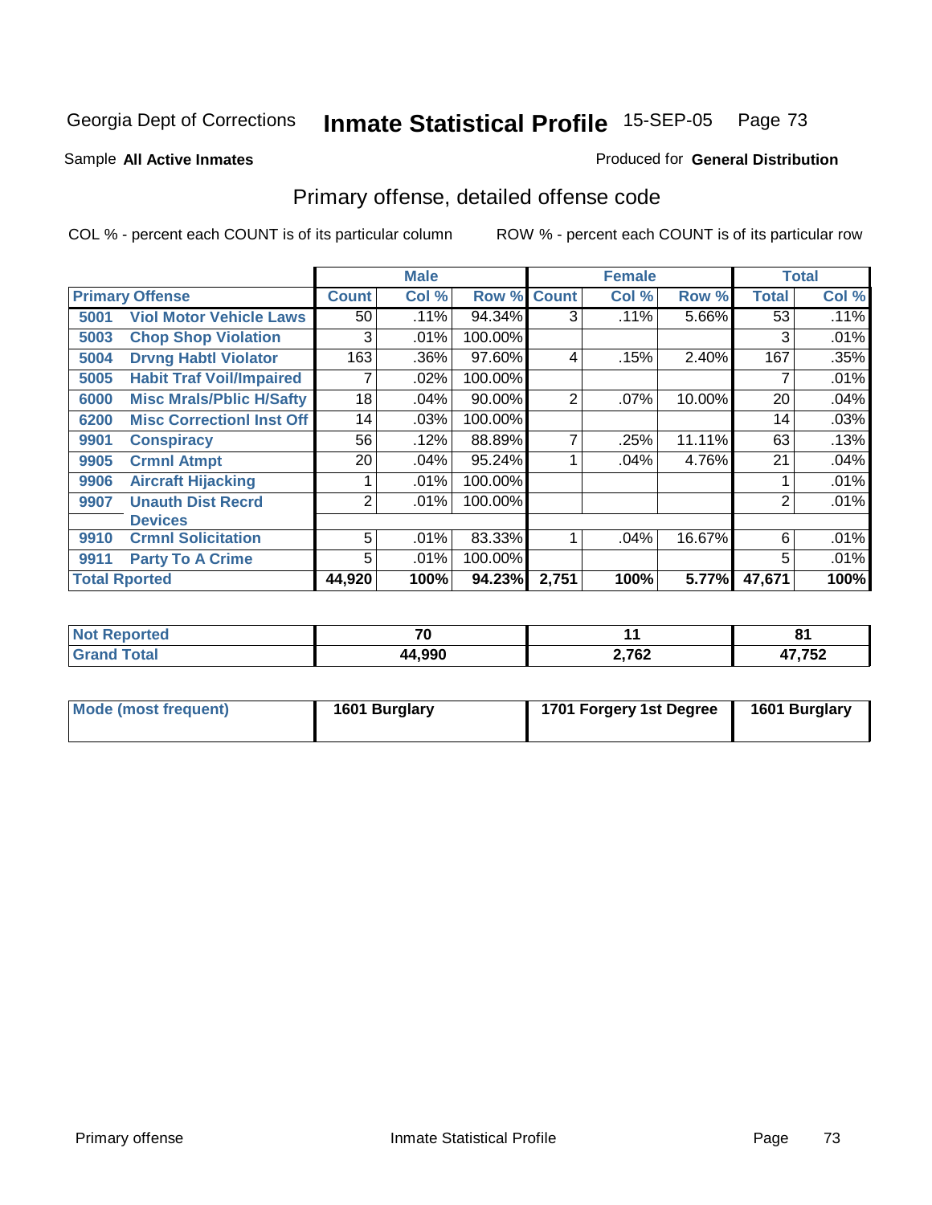Georgia Dept of Corrections **Inmate Statistical Profile** 15-SEP-05

Sample **All Active Inmates**

Produced for **General Distribution**

## Primary offense, detailed offense code

COL % - percent each COUNT is of its particular column

ROW % - percent each COUNT is of its particular row

| Primary Offense | | Male | | | Female | | | Total | |
|---|---|---|---|---|---|---|---|---|---|
| | | Count | Col % | Row % | Count | Col % | Row % | Total | Col % |
| 5001 | Viol Motor Vehicle Laws | 50 | .11% | 94.34% | 3 | .11% | 5.66% | 53 | .11% |
| 5003 | Chop Shop Violation | 3 | .01% | 100.00% | | | | 3 | .01% |
| 5004 | Drvng Habtl Violator | 163 | .36% | 97.60% | 4 | .15% | 2.40% | 167 | .35% |
| 5005 | Habit Traf Voil/Impaired | 7 | .02% | 100.00% | | | | 7 | .01% |
| 6000 | Misc Mrals/Pblic H/Safty | 18 | .04% | 90.00% | 2 | .07% | 10.00% | 20 | .04% |
| 6200 | Misc Correctionl Inst Off | 14 | .03% | 100.00% | | | | 14 | .03% |
| 9901 | Conspiracy | 56 | .12% | 88.89% | 7 | .25% | 11.11% | 63 | .13% |
| 9905 | Crmnl Atmpt | 20 | .04% | 95.24% | 1 | .04% | 4.76% | 21 | .04% |
| 9906 | Aircraft Hijacking | 1 | .01% | 100.00% | | | | 1 | .01% |
| 9907 | Unauth Dist Recrd Devices | 2 | .01% | 100.00% | | | | 2 | .01% |
| 9910 | Crmnl Solicitation | 5 | .01% | 83.33% | 1 | .04% | 16.67% | 6 | .01% |
| 9911 | Party To A Crime | 5 | .01% | 100.00% | | | | 5 | .01% |
| **Total Rported** | | **44,920** | **100%** | **94.23%** | **2,751** | **100%** | **5.77%** | **47,671** | **100%** |

| | Male | Female | Total |
|---|---|---|---|
| Not Reported | 70 | 11 | 81 |
| Grand Total | 44,990 | 2,762 | 47,752 |

| | Male | Female | Total |
|---|---|---|---|
| Mode (most frequent) | 1601 Burglary | 1701 Forgery 1st Degree | 1601 Burglary |

Primary offense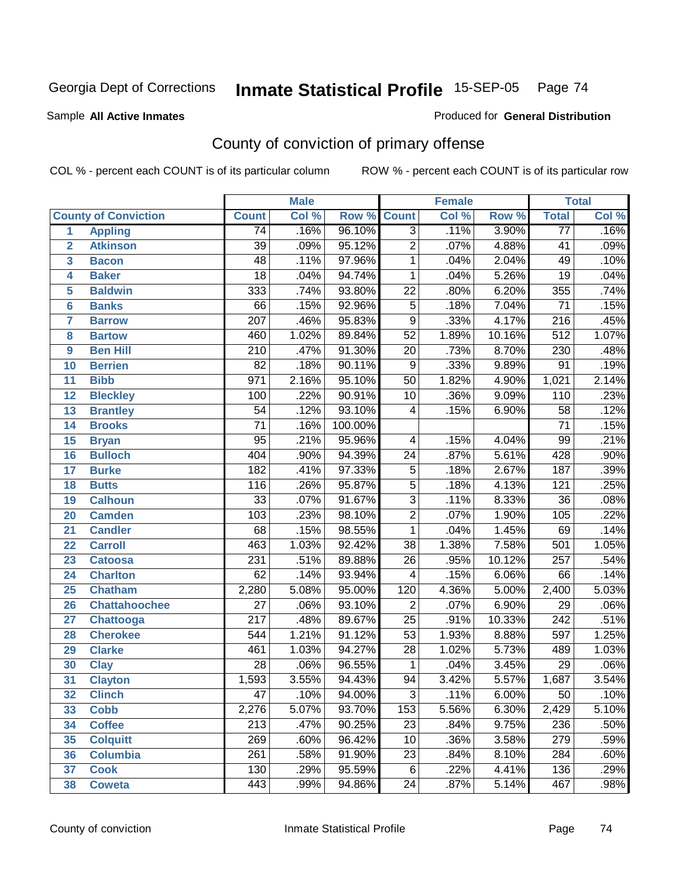Georgia Dept of Corrections **Inmate Statistical Profile** 15-SEP-05

Sample **All Active Inmates**

Produced for **General Distribution**

## County of conviction of primary offense

COL % - percent each COUNT is of its particular column ROW % - percent each COUNT is of its particular row

| | | Male | | | Female | | | Total | |
|---|---|---|---|---|---|---|---|---|---|
| **County of Conviction** | | **Count** | **Col %** | **Row %** | **Count** | **Col %** | **Row %** | **Total** | **Col %** |
| 1 | Appling | 74 | .16% | 96.10% | 3 | .11% | 3.90% | 77 | .16% |
| 2 | Atkinson | 39 | .09% | 95.12% | 2 | .07% | 4.88% | 41 | .09% |
| 3 | Bacon | 48 | .11% | 97.96% | 1 | .04% | 2.04% | 49 | .10% |
| 4 | Baker | 18 | .04% | 94.74% | 1 | .04% | 5.26% | 19 | .04% |
| 5 | Baldwin | 333 | .74% | 93.80% | 22 | .80% | 6.20% | 355 | .74% |
| 6 | Banks | 66 | .15% | 92.96% | 5 | .18% | 7.04% | 71 | .15% |
| 7 | Barrow | 207 | .46% | 95.83% | 9 | .33% | 4.17% | 216 | .45% |
| 8 | Bartow | 460 | 1.02% | 89.84% | 52 | 1.89% | 10.16% | 512 | 1.07% |
| 9 | Ben Hill | 210 | .47% | 91.30% | 20 | .73% | 8.70% | 230 | .48% |
| 10 | Berrien | 82 | .18% | 90.11% | 9 | .33% | 9.89% | 91 | .19% |
| 11 | Bibb | 971 | 2.16% | 95.10% | 50 | 1.82% | 4.90% | 1,021 | 2.14% |
| 12 | Bleckley | 100 | .22% | 90.91% | 10 | .36% | 9.09% | 110 | .23% |
| 13 | Brantley | 54 | .12% | 93.10% | 4 | .15% | 6.90% | 58 | .12% |
| 14 | Brooks | 71 | .16% | 100.00% | | | | 71 | .15% |
| 15 | Bryan | 95 | .21% | 95.96% | 4 | .15% | 4.04% | 99 | .21% |
| 16 | Bulloch | 404 | .90% | 94.39% | 24 | .87% | 5.61% | 428 | .90% |
| 17 | Burke | 182 | .41% | 97.33% | 5 | .18% | 2.67% | 187 | .39% |
| 18 | Butts | 116 | .26% | 95.87% | 5 | .18% | 4.13% | 121 | .25% |
| 19 | Calhoun | 33 | .07% | 91.67% | 3 | .11% | 8.33% | 36 | .08% |
| 20 | Camden | 103 | .23% | 98.10% | 2 | .07% | 1.90% | 105 | .22% |
| 21 | Candler | 68 | .15% | 98.55% | 1 | .04% | 1.45% | 69 | .14% |
| 22 | Carroll | 463 | 1.03% | 92.42% | 38 | 1.38% | 7.58% | 501 | 1.05% |
| 23 | Catoosa | 231 | .51% | 89.88% | 26 | .95% | 10.12% | 257 | .54% |
| 24 | Charlton | 62 | .14% | 93.94% | 4 | .15% | 6.06% | 66 | .14% |
| 25 | Chatham | 2,280 | 5.08% | 95.00% | 120 | 4.36% | 5.00% | 2,400 | 5.03% |
| 26 | Chattahoochee | 27 | .06% | 93.10% | 2 | .07% | 6.90% | 29 | .06% |
| 27 | Chattooga | 217 | .48% | 89.67% | 25 | .91% | 10.33% | 242 | .51% |
| 28 | Cherokee | 544 | 1.21% | 91.12% | 53 | 1.93% | 8.88% | 597 | 1.25% |
| 29 | Clarke | 461 | 1.03% | 94.27% | 28 | 1.02% | 5.73% | 489 | 1.03% |
| 30 | Clay | 28 | .06% | 96.55% | 1 | .04% | 3.45% | 29 | .06% |
| 31 | Clayton | 1,593 | 3.55% | 94.43% | 94 | 3.42% | 5.57% | 1,687 | 3.54% |
| 32 | Clinch | 47 | .10% | 94.00% | 3 | .11% | 6.00% | 50 | .10% |
| 33 | Cobb | 2,276 | 5.07% | 93.70% | 153 | 5.56% | 6.30% | 2,429 | 5.10% |
| 34 | Coffee | 213 | .47% | 90.25% | 23 | .84% | 9.75% | 236 | .50% |
| 35 | Colquitt | 269 | .60% | 96.42% | 10 | .36% | 3.58% | 279 | .59% |
| 36 | Columbia | 261 | .58% | 91.90% | 23 | .84% | 8.10% | 284 | .60% |
| 37 | Cook | 130 | .29% | 95.59% | 6 | .22% | 4.41% | 136 | .29% |
| 38 | Coweta | 443 | .99% | 94.86% | 24 | .87% | 5.14% | 467 | .98% |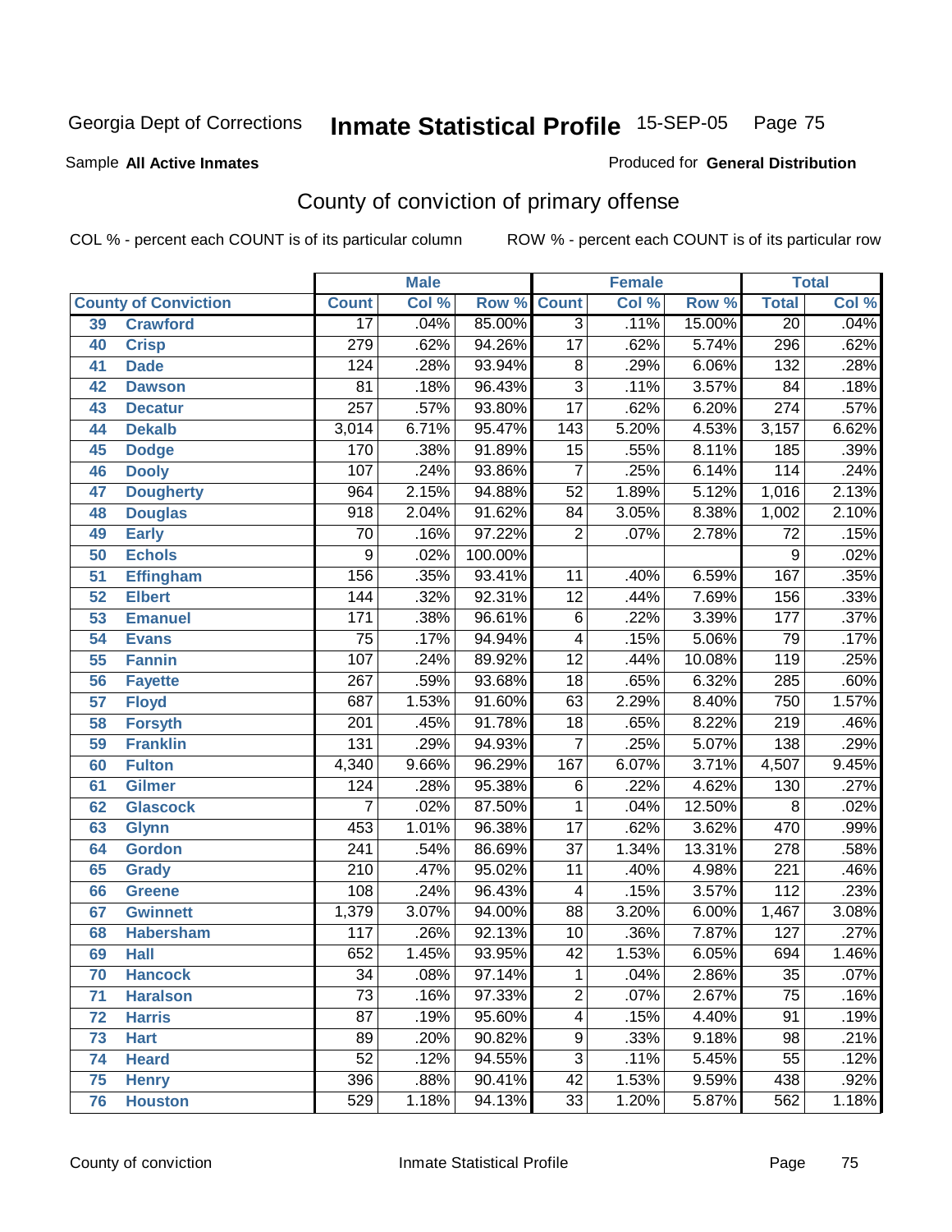Georgia Dept of Corrections **Inmate Statistical Profile** 15-SEP-05

Sample **All Active Inmates**

Produced for **General Distribution**

## County of conviction of primary offense

COL % - percent each COUNT is of its particular column

ROW % - percent each COUNT is of its particular row

| County of Conviction | | Male | | | Female | | | Total | |
|---|---|---|---|---|---|---|---|---|---|
| | | Count | Col % | Row % | Count | Col % | Row % | Total | Col % |
| 39 | Crawford | 17 | .04% | 85.00% | 3 | .11% | 15.00% | 20 | .04% |
| 40 | Crisp | 279 | .62% | 94.26% | 17 | .62% | 5.74% | 296 | .62% |
| 41 | Dade | 124 | .28% | 93.94% | 8 | .29% | 6.06% | 132 | .28% |
| 42 | Dawson | 81 | .18% | 96.43% | 3 | .11% | 3.57% | 84 | .18% |
| 43 | Decatur | 257 | .57% | 93.80% | 17 | .62% | 6.20% | 274 | .57% |
| 44 | Dekalb | 3,014 | 6.71% | 95.47% | 143 | 5.20% | 4.53% | 3,157 | 6.62% |
| 45 | Dodge | 170 | .38% | 91.89% | 15 | .55% | 8.11% | 185 | .39% |
| 46 | Dooly | 107 | .24% | 93.86% | 7 | .25% | 6.14% | 114 | .24% |
| 47 | Dougherty | 964 | 2.15% | 94.88% | 52 | 1.89% | 5.12% | 1,016 | 2.13% |
| 48 | Douglas | 918 | 2.04% | 91.62% | 84 | 3.05% | 8.38% | 1,002 | 2.10% |
| 49 | Early | 70 | .16% | 97.22% | 2 | .07% | 2.78% | 72 | .15% |
| 50 | Echols | 9 | .02% | 100.00% | | | | 9 | .02% |
| 51 | Effingham | 156 | .35% | 93.41% | 11 | .40% | 6.59% | 167 | .35% |
| 52 | Elbert | 144 | .32% | 92.31% | 12 | .44% | 7.69% | 156 | .33% |
| 53 | Emanuel | 171 | .38% | 96.61% | 6 | .22% | 3.39% | 177 | .37% |
| 54 | Evans | 75 | .17% | 94.94% | 4 | .15% | 5.06% | 79 | .17% |
| 55 | Fannin | 107 | .24% | 89.92% | 12 | .44% | 10.08% | 119 | .25% |
| 56 | Fayette | 267 | .59% | 93.68% | 18 | .65% | 6.32% | 285 | .60% |
| 57 | Floyd | 687 | 1.53% | 91.60% | 63 | 2.29% | 8.40% | 750 | 1.57% |
| 58 | Forsyth | 201 | .45% | 91.78% | 18 | .65% | 8.22% | 219 | .46% |
| 59 | Franklin | 131 | .29% | 94.93% | 7 | .25% | 5.07% | 138 | .29% |
| 60 | Fulton | 4,340 | 9.66% | 96.29% | 167 | 6.07% | 3.71% | 4,507 | 9.45% |
| 61 | Gilmer | 124 | .28% | 95.38% | 6 | .22% | 4.62% | 130 | .27% |
| 62 | Glascock | 7 | .02% | 87.50% | 1 | .04% | 12.50% | 8 | .02% |
| 63 | Glynn | 453 | 1.01% | 96.38% | 17 | .62% | 3.62% | 470 | .99% |
| 64 | Gordon | 241 | .54% | 86.69% | 37 | 1.34% | 13.31% | 278 | .58% |
| 65 | Grady | 210 | .47% | 95.02% | 11 | .40% | 4.98% | 221 | .46% |
| 66 | Greene | 108 | .24% | 96.43% | 4 | .15% | 3.57% | 112 | .23% |
| 67 | Gwinnett | 1,379 | 3.07% | 94.00% | 88 | 3.20% | 6.00% | 1,467 | 3.08% |
| 68 | Habersham | 117 | .26% | 92.13% | 10 | .36% | 7.87% | 127 | .27% |
| 69 | Hall | 652 | 1.45% | 93.95% | 42 | 1.53% | 6.05% | 694 | 1.46% |
| 70 | Hancock | 34 | .08% | 97.14% | 1 | .04% | 2.86% | 35 | .07% |
| 71 | Haralson | 73 | .16% | 97.33% | 2 | .07% | 2.67% | 75 | .16% |
| 72 | Harris | 87 | .19% | 95.60% | 4 | .15% | 4.40% | 91 | .19% |
| 73 | Hart | 89 | .20% | 90.82% | 9 | .33% | 9.18% | 98 | .21% |
| 74 | Heard | 52 | .12% | 94.55% | 3 | .11% | 5.45% | 55 | .12% |
| 75 | Henry | 396 | .88% | 90.41% | 42 | 1.53% | 9.59% | 438 | .92% |
| 76 | Houston | 529 | 1.18% | 94.13% | 33 | 1.20% | 5.87% | 562 | 1.18% |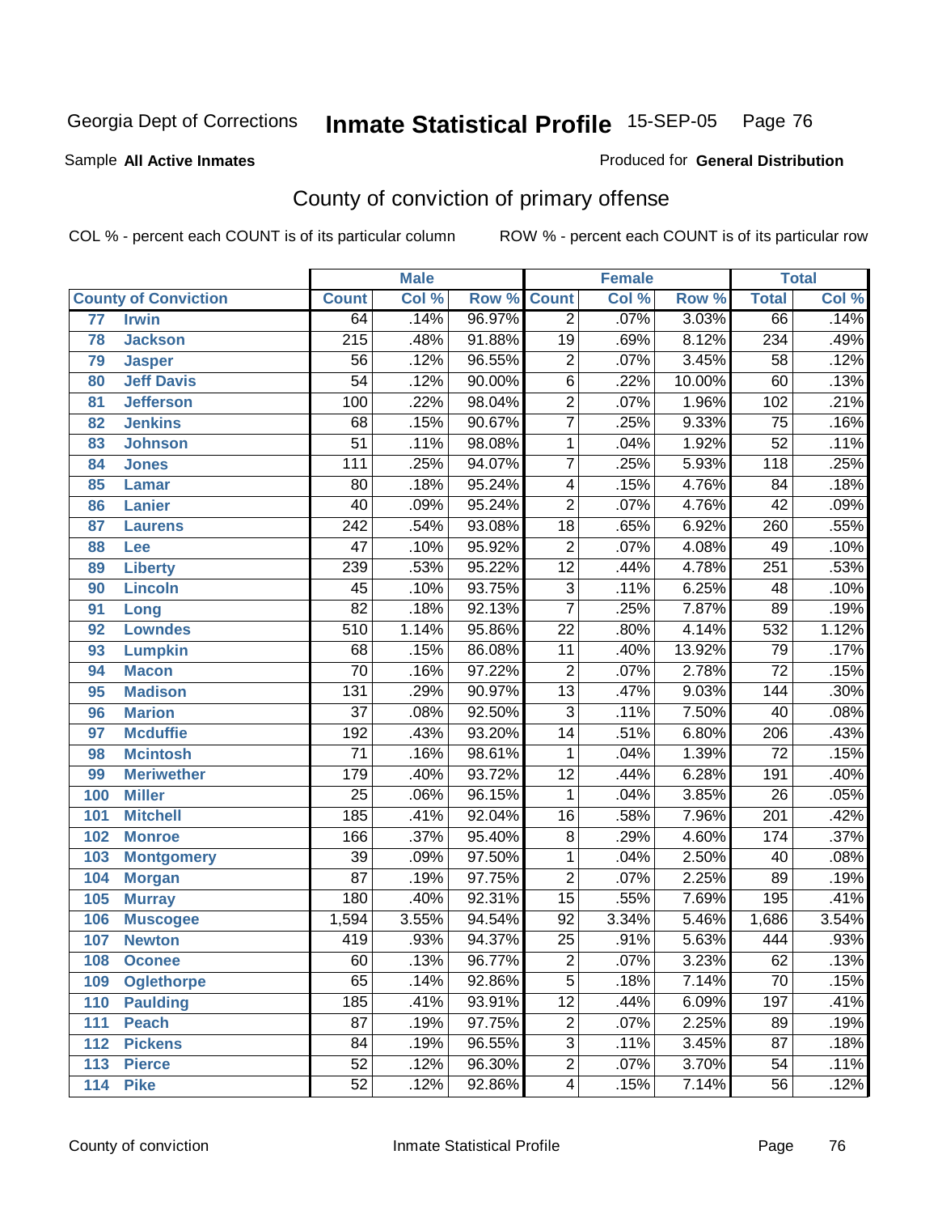Georgia Dept of Corrections **Inmate Statistical Profile** 15-SEP-05 Page 76

Sample **All Active Inmates**

Produced for **General Distribution**

## County of conviction of primary offense

COL % - percent each COUNT is of its particular column ROW % - percent each COUNT is of its particular row

| County of Conviction | | Male | | | Female | | | Total | |
|---|---|---|---|---|---|---|---|---|---|
| | | Count | Col % | Row % | Count | Col % | Row % | Total | Col % |
| 77 | Irwin | 64 | .14% | 96.97% | 2 | .07% | 3.03% | 66 | .14% |
| 78 | Jackson | 215 | .48% | 91.88% | 19 | .69% | 8.12% | 234 | .49% |
| 79 | Jasper | 56 | .12% | 96.55% | 2 | .07% | 3.45% | 58 | .12% |
| 80 | Jeff Davis | 54 | .12% | 90.00% | 6 | .22% | 10.00% | 60 | .13% |
| 81 | Jefferson | 100 | .22% | 98.04% | 2 | .07% | 1.96% | 102 | .21% |
| 82 | Jenkins | 68 | .15% | 90.67% | 7 | .25% | 9.33% | 75 | .16% |
| 83 | Johnson | 51 | .11% | 98.08% | 1 | .04% | 1.92% | 52 | .11% |
| 84 | Jones | 111 | .25% | 94.07% | 7 | .25% | 5.93% | 118 | .25% |
| 85 | Lamar | 80 | .18% | 95.24% | 4 | .15% | 4.76% | 84 | .18% |
| 86 | Lanier | 40 | .09% | 95.24% | 2 | .07% | 4.76% | 42 | .09% |
| 87 | Laurens | 242 | .54% | 93.08% | 18 | .65% | 6.92% | 260 | .55% |
| 88 | Lee | 47 | .10% | 95.92% | 2 | .07% | 4.08% | 49 | .10% |
| 89 | Liberty | 239 | .53% | 95.22% | 12 | .44% | 4.78% | 251 | .53% |
| 90 | Lincoln | 45 | .10% | 93.75% | 3 | .11% | 6.25% | 48 | .10% |
| 91 | Long | 82 | .18% | 92.13% | 7 | .25% | 7.87% | 89 | .19% |
| 92 | Lowndes | 510 | 1.14% | 95.86% | 22 | .80% | 4.14% | 532 | 1.12% |
| 93 | Lumpkin | 68 | .15% | 86.08% | 11 | .40% | 13.92% | 79 | .17% |
| 94 | Macon | 70 | .16% | 97.22% | 2 | .07% | 2.78% | 72 | .15% |
| 95 | Madison | 131 | .29% | 90.97% | 13 | .47% | 9.03% | 144 | .30% |
| 96 | Marion | 37 | .08% | 92.50% | 3 | .11% | 7.50% | 40 | .08% |
| 97 | Mcduffie | 192 | .43% | 93.20% | 14 | .51% | 6.80% | 206 | .43% |
| 98 | Mcintosh | 71 | .16% | 98.61% | 1 | .04% | 1.39% | 72 | .15% |
| 99 | Meriwether | 179 | .40% | 93.72% | 12 | .44% | 6.28% | 191 | .40% |
| 100 | Miller | 25 | .06% | 96.15% | 1 | .04% | 3.85% | 26 | .05% |
| 101 | Mitchell | 185 | .41% | 92.04% | 16 | .58% | 7.96% | 201 | .42% |
| 102 | Monroe | 166 | .37% | 95.40% | 8 | .29% | 4.60% | 174 | .37% |
| 103 | Montgomery | 39 | .09% | 97.50% | 1 | .04% | 2.50% | 40 | .08% |
| 104 | Morgan | 87 | .19% | 97.75% | 2 | .07% | 2.25% | 89 | .19% |
| 105 | Murray | 180 | .40% | 92.31% | 15 | .55% | 7.69% | 195 | .41% |
| 106 | Muscogee | 1,594 | 3.55% | 94.54% | 92 | 3.34% | 5.46% | 1,686 | 3.54% |
| 107 | Newton | 419 | .93% | 94.37% | 25 | .91% | 5.63% | 444 | .93% |
| 108 | Oconee | 60 | .13% | 96.77% | 2 | .07% | 3.23% | 62 | .13% |
| 109 | Oglethorpe | 65 | .14% | 92.86% | 5 | .18% | 7.14% | 70 | .15% |
| 110 | Paulding | 185 | .41% | 93.91% | 12 | .44% | 6.09% | 197 | .41% |
| 111 | Peach | 87 | .19% | 97.75% | 2 | .07% | 2.25% | 89 | .19% |
| 112 | Pickens | 84 | .19% | 96.55% | 3 | .11% | 3.45% | 87 | .18% |
| 113 | Pierce | 52 | .12% | 96.30% | 2 | .07% | 3.70% | 54 | .11% |
| 114 | Pike | 52 | .12% | 92.86% | 4 | .15% | 7.14% | 56 | .12% |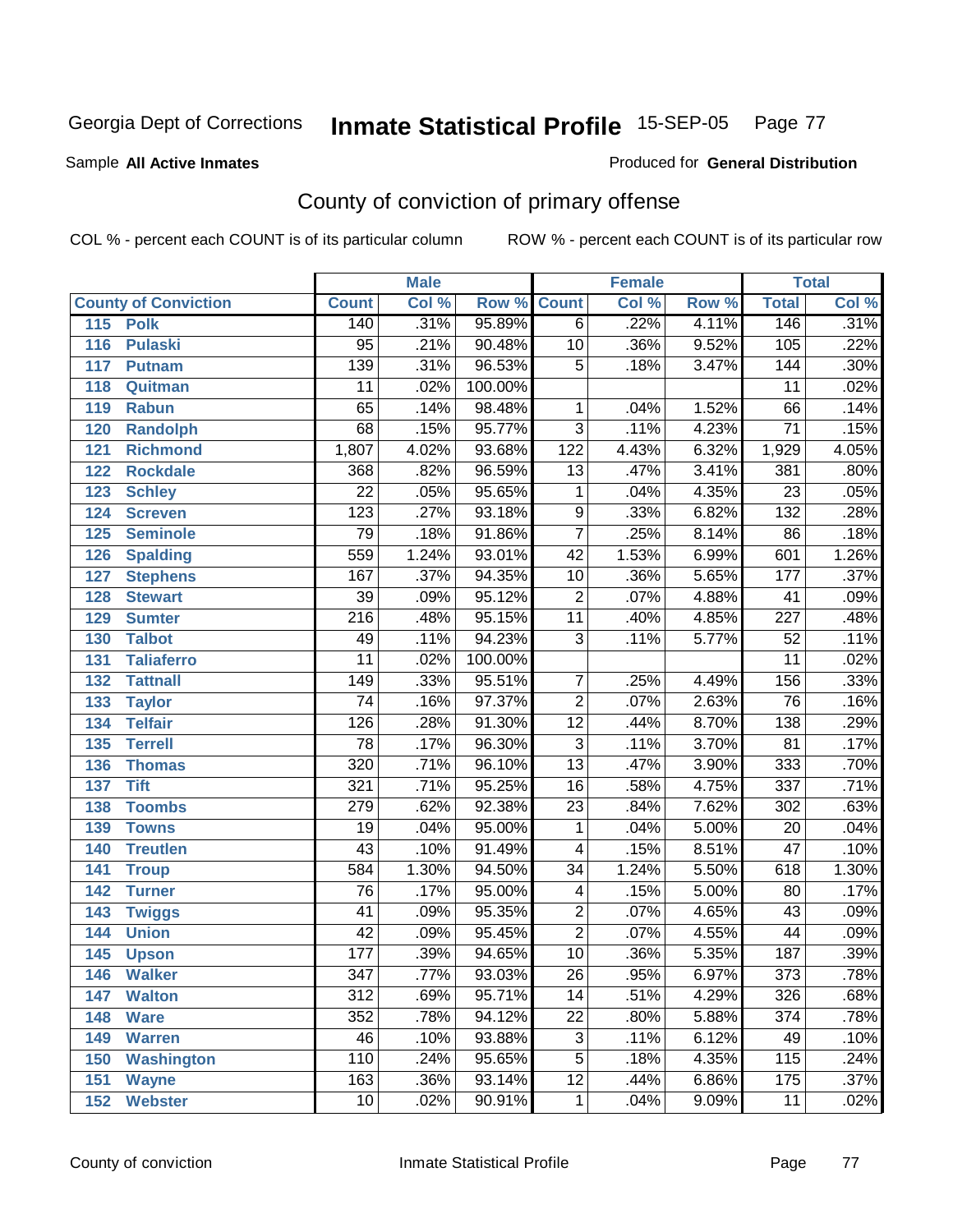# Inmate Statistical Profile

Georgia Dept of Corrections — 15-SEP-05

Sample **All Active Inmates**

Produced for **General Distribution**

## County of conviction of primary offense

COL % - percent each COUNT is of its particular column

ROW % - percent each COUNT is of its particular row

| County of Conviction | | Male | | | Female | | | Total | |
|---|---|---|---|---|---|---|---|---|---|
| | | Count | Col % | Row % | Count | Col % | Row % | Total | Col % |
| 115 | Polk | 140 | .31% | 95.89% | 6 | .22% | 4.11% | 146 | .31% |
| 116 | Pulaski | 95 | .21% | 90.48% | 10 | .36% | 9.52% | 105 | .22% |
| 117 | Putnam | 139 | .31% | 96.53% | 5 | .18% | 3.47% | 144 | .30% |
| 118 | Quitman | 11 | .02% | 100.00% | | | | 11 | .02% |
| 119 | Rabun | 65 | .14% | 98.48% | 1 | .04% | 1.52% | 66 | .14% |
| 120 | Randolph | 68 | .15% | 95.77% | 3 | .11% | 4.23% | 71 | .15% |
| 121 | Richmond | 1,807 | 4.02% | 93.68% | 122 | 4.43% | 6.32% | 1,929 | 4.05% |
| 122 | Rockdale | 368 | .82% | 96.59% | 13 | .47% | 3.41% | 381 | .80% |
| 123 | Schley | 22 | .05% | 95.65% | 1 | .04% | 4.35% | 23 | .05% |
| 124 | Screven | 123 | .27% | 93.18% | 9 | .33% | 6.82% | 132 | .28% |
| 125 | Seminole | 79 | .18% | 91.86% | 7 | .25% | 8.14% | 86 | .18% |
| 126 | Spalding | 559 | 1.24% | 93.01% | 42 | 1.53% | 6.99% | 601 | 1.26% |
| 127 | Stephens | 167 | .37% | 94.35% | 10 | .36% | 5.65% | 177 | .37% |
| 128 | Stewart | 39 | .09% | 95.12% | 2 | .07% | 4.88% | 41 | .09% |
| 129 | Sumter | 216 | .48% | 95.15% | 11 | .40% | 4.85% | 227 | .48% |
| 130 | Talbot | 49 | .11% | 94.23% | 3 | .11% | 5.77% | 52 | .11% |
| 131 | Taliaferro | 11 | .02% | 100.00% | | | | 11 | .02% |
| 132 | Tattnall | 149 | .33% | 95.51% | 7 | .25% | 4.49% | 156 | .33% |
| 133 | Taylor | 74 | .16% | 97.37% | 2 | .07% | 2.63% | 76 | .16% |
| 134 | Telfair | 126 | .28% | 91.30% | 12 | .44% | 8.70% | 138 | .29% |
| 135 | Terrell | 78 | .17% | 96.30% | 3 | .11% | 3.70% | 81 | .17% |
| 136 | Thomas | 320 | .71% | 96.10% | 13 | .47% | 3.90% | 333 | .70% |
| 137 | Tift | 321 | .71% | 95.25% | 16 | .58% | 4.75% | 337 | .71% |
| 138 | Toombs | 279 | .62% | 92.38% | 23 | .84% | 7.62% | 302 | .63% |
| 139 | Towns | 19 | .04% | 95.00% | 1 | .04% | 5.00% | 20 | .04% |
| 140 | Treutlen | 43 | .10% | 91.49% | 4 | .15% | 8.51% | 47 | .10% |
| 141 | Troup | 584 | 1.30% | 94.50% | 34 | 1.24% | 5.50% | 618 | 1.30% |
| 142 | Turner | 76 | .17% | 95.00% | 4 | .15% | 5.00% | 80 | .17% |
| 143 | Twiggs | 41 | .09% | 95.35% | 2 | .07% | 4.65% | 43 | .09% |
| 144 | Union | 42 | .09% | 95.45% | 2 | .07% | 4.55% | 44 | .09% |
| 145 | Upson | 177 | .39% | 94.65% | 10 | .36% | 5.35% | 187 | .39% |
| 146 | Walker | 347 | .77% | 93.03% | 26 | .95% | 6.97% | 373 | .78% |
| 147 | Walton | 312 | .69% | 95.71% | 14 | .51% | 4.29% | 326 | .68% |
| 148 | Ware | 352 | .78% | 94.12% | 22 | .80% | 5.88% | 374 | .78% |
| 149 | Warren | 46 | .10% | 93.88% | 3 | .11% | 6.12% | 49 | .10% |
| 150 | Washington | 110 | .24% | 95.65% | 5 | .18% | 4.35% | 115 | .24% |
| 151 | Wayne | 163 | .36% | 93.14% | 12 | .44% | 6.86% | 175 | .37% |
| 152 | Webster | 10 | .02% | 90.91% | 1 | .04% | 9.09% | 11 | .02% |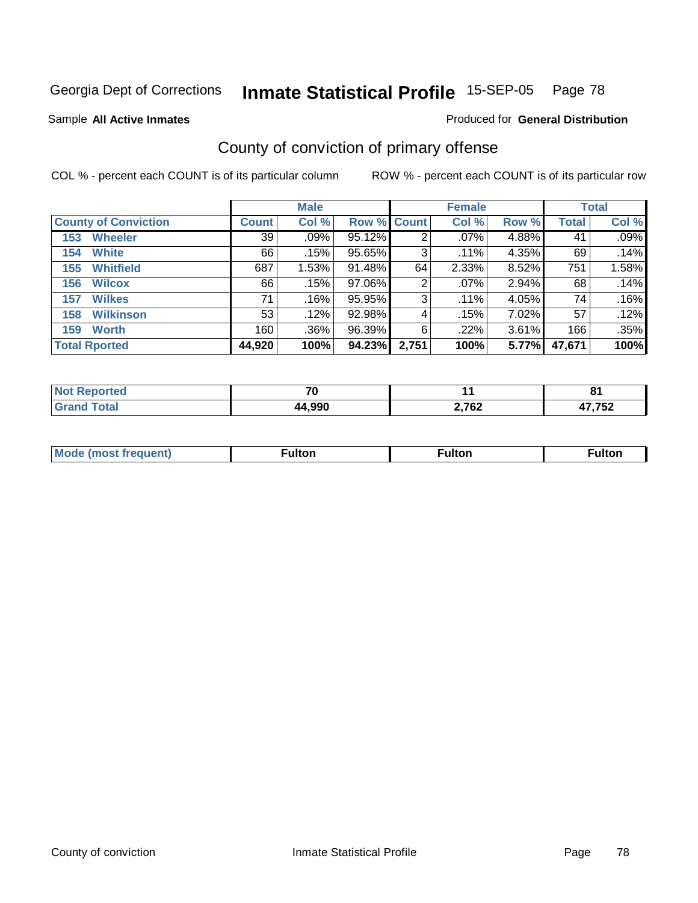Georgia Dept of Corrections **Inmate Statistical Profile** 15-SEP-05

Sample **All Active Inmates**

Produced for **General Distribution**

## County of conviction of primary offense

COL % - percent each COUNT is of its particular column

ROW % - percent each COUNT is of its particular row

| County of Conviction | Male | | | Female | | | Total | |
|---|---|---|---|---|---|---|---|---|
| | Count | Col % | Row % | Count | Col % | Row % | Total | Col % |
| 153 Wheeler | 39 | .09% | 95.12% | 2 | .07% | 4.88% | 41 | .09% |
| 154 White | 66 | .15% | 95.65% | 3 | .11% | 4.35% | 69 | .14% |
| 155 Whitfield | 687 | 1.53% | 91.48% | 64 | 2.33% | 8.52% | 751 | 1.58% |
| 156 Wilcox | 66 | .15% | 97.06% | 2 | .07% | 2.94% | 68 | .14% |
| 157 Wilkes | 71 | .16% | 95.95% | 3 | .11% | 4.05% | 74 | .16% |
| 158 Wilkinson | 53 | .12% | 92.98% | 4 | .15% | 7.02% | 57 | .12% |
| 159 Worth | 160 | .36% | 96.39% | 6 | .22% | 3.61% | 166 | .35% |
| **Total Rported** | **44,920** | **100%** | **94.23%** | **2,751** | **100%** | **5.77%** | **47,671** | **100%** |

| | Male | Female | Total |
|---|---|---|---|
| Not Reported | 70 | 11 | 81 |
| Grand Total | 44,990 | 2,762 | 47,752 |

| | Male | Female | Total |
|---|---|---|---|
| Mode (most frequent) | Fulton | Fulton | Fulton |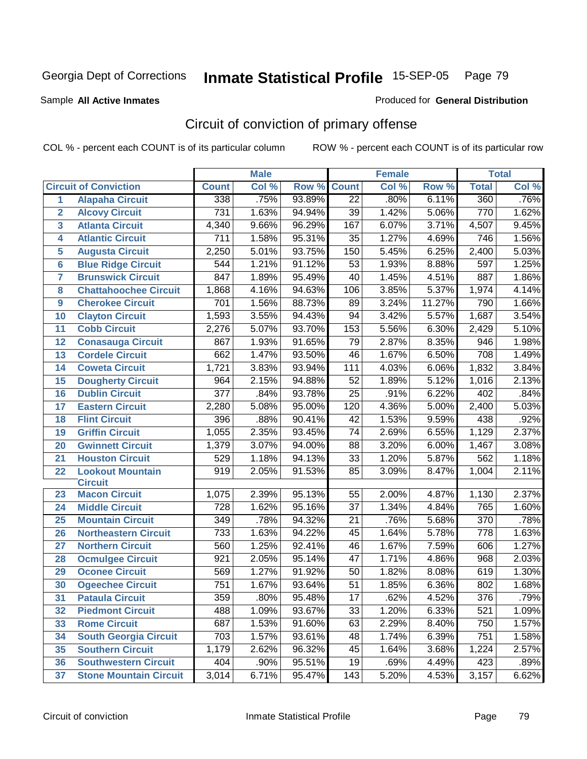Georgia Dept of Corrections **Inmate Statistical Profile** 15-SEP-05

Sample **All Active Inmates**

Produced for **General Distribution**

## Circuit of conviction of primary offense

COL % - percent each COUNT is of its particular column

ROW % - percent each COUNT is of its particular row

| | | Male | | | Female | | | Total | |
|---|---|---|---|---|---|---|---|---|---|
| | **Circuit of Conviction** | **Count** | **Col %** | **Row %** | **Count** | **Col %** | **Row %** | **Total** | **Col %** |
| 1 | **Alapaha Circuit** | 338 | .75% | 93.89% | 22 | .80% | 6.11% | 360 | .76% |
| 2 | **Alcovy Circuit** | 731 | 1.63% | 94.94% | 39 | 1.42% | 5.06% | 770 | 1.62% |
| 3 | **Atlanta Circuit** | 4,340 | 9.66% | 96.29% | 167 | 6.07% | 3.71% | 4,507 | 9.45% |
| 4 | **Atlantic Circuit** | 711 | 1.58% | 95.31% | 35 | 1.27% | 4.69% | 746 | 1.56% |
| 5 | **Augusta Circuit** | 2,250 | 5.01% | 93.75% | 150 | 5.45% | 6.25% | 2,400 | 5.03% |
| 6 | **Blue Ridge Circuit** | 544 | 1.21% | 91.12% | 53 | 1.93% | 8.88% | 597 | 1.25% |
| 7 | **Brunswick Circuit** | 847 | 1.89% | 95.49% | 40 | 1.45% | 4.51% | 887 | 1.86% |
| 8 | **Chattahoochee Circuit** | 1,868 | 4.16% | 94.63% | 106 | 3.85% | 5.37% | 1,974 | 4.14% |
| 9 | **Cherokee Circuit** | 701 | 1.56% | 88.73% | 89 | 3.24% | 11.27% | 790 | 1.66% |
| 10 | **Clayton Circuit** | 1,593 | 3.55% | 94.43% | 94 | 3.42% | 5.57% | 1,687 | 3.54% |
| 11 | **Cobb Circuit** | 2,276 | 5.07% | 93.70% | 153 | 5.56% | 6.30% | 2,429 | 5.10% |
| 12 | **Conasauga Circuit** | 867 | 1.93% | 91.65% | 79 | 2.87% | 8.35% | 946 | 1.98% |
| 13 | **Cordele Circuit** | 662 | 1.47% | 93.50% | 46 | 1.67% | 6.50% | 708 | 1.49% |
| 14 | **Coweta Circuit** | 1,721 | 3.83% | 93.94% | 111 | 4.03% | 6.06% | 1,832 | 3.84% |
| 15 | **Dougherty Circuit** | 964 | 2.15% | 94.88% | 52 | 1.89% | 5.12% | 1,016 | 2.13% |
| 16 | **Dublin Circuit** | 377 | .84% | 93.78% | 25 | .91% | 6.22% | 402 | .84% |
| 17 | **Eastern Circuit** | 2,280 | 5.08% | 95.00% | 120 | 4.36% | 5.00% | 2,400 | 5.03% |
| 18 | **Flint Circuit** | 396 | .88% | 90.41% | 42 | 1.53% | 9.59% | 438 | .92% |
| 19 | **Griffin Circuit** | 1,055 | 2.35% | 93.45% | 74 | 2.69% | 6.55% | 1,129 | 2.37% |
| 20 | **Gwinnett Circuit** | 1,379 | 3.07% | 94.00% | 88 | 3.20% | 6.00% | 1,467 | 3.08% |
| 21 | **Houston Circuit** | 529 | 1.18% | 94.13% | 33 | 1.20% | 5.87% | 562 | 1.18% |
| 22 | **Lookout Mountain Circuit** | 919 | 2.05% | 91.53% | 85 | 3.09% | 8.47% | 1,004 | 2.11% |
| 23 | **Macon Circuit** | 1,075 | 2.39% | 95.13% | 55 | 2.00% | 4.87% | 1,130 | 2.37% |
| 24 | **Middle Circuit** | 728 | 1.62% | 95.16% | 37 | 1.34% | 4.84% | 765 | 1.60% |
| 25 | **Mountain Circuit** | 349 | .78% | 94.32% | 21 | .76% | 5.68% | 370 | .78% |
| 26 | **Northeastern Circuit** | 733 | 1.63% | 94.22% | 45 | 1.64% | 5.78% | 778 | 1.63% |
| 27 | **Northern Circuit** | 560 | 1.25% | 92.41% | 46 | 1.67% | 7.59% | 606 | 1.27% |
| 28 | **Ocmulgee Circuit** | 921 | 2.05% | 95.14% | 47 | 1.71% | 4.86% | 968 | 2.03% |
| 29 | **Oconee Circuit** | 569 | 1.27% | 91.92% | 50 | 1.82% | 8.08% | 619 | 1.30% |
| 30 | **Ogeechee Circuit** | 751 | 1.67% | 93.64% | 51 | 1.85% | 6.36% | 802 | 1.68% |
| 31 | **Pataula Circuit** | 359 | .80% | 95.48% | 17 | .62% | 4.52% | 376 | .79% |
| 32 | **Piedmont Circuit** | 488 | 1.09% | 93.67% | 33 | 1.20% | 6.33% | 521 | 1.09% |
| 33 | **Rome Circuit** | 687 | 1.53% | 91.60% | 63 | 2.29% | 8.40% | 750 | 1.57% |
| 34 | **South Georgia Circuit** | 703 | 1.57% | 93.61% | 48 | 1.74% | 6.39% | 751 | 1.58% |
| 35 | **Southern Circuit** | 1,179 | 2.62% | 96.32% | 45 | 1.64% | 3.68% | 1,224 | 2.57% |
| 36 | **Southwestern Circuit** | 404 | .90% | 95.51% | 19 | .69% | 4.49% | 423 | .89% |
| 37 | **Stone Mountain Circuit** | 3,014 | 6.71% | 95.47% | 143 | 5.20% | 4.53% | 3,157 | 6.62% |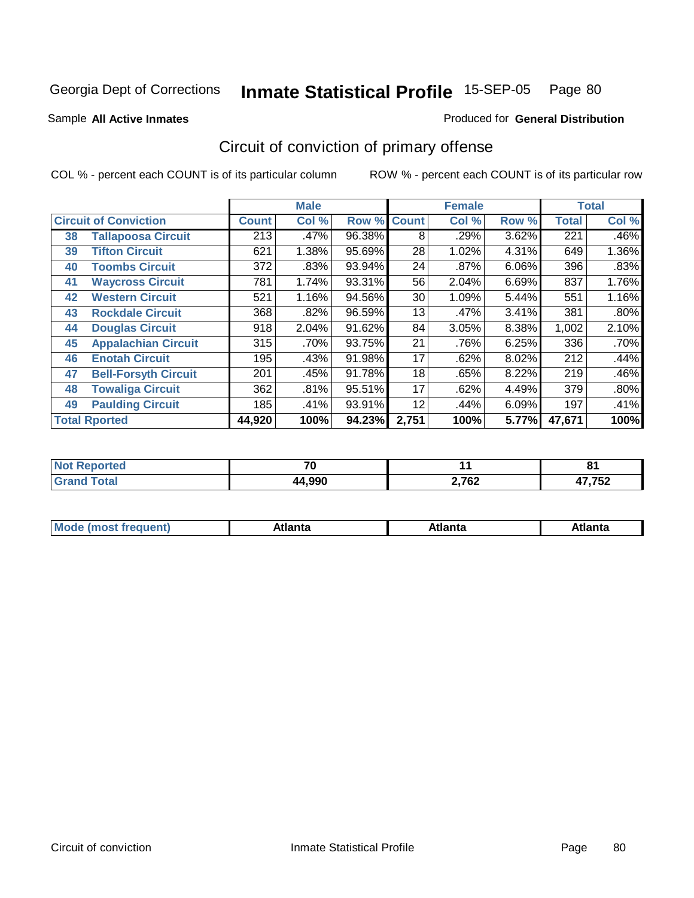Georgia Dept of Corrections **Inmate Statistical Profile** 15-SEP-05

Sample **All Active Inmates**

Produced for **General Distribution**

## Circuit of conviction of primary offense

COL % - percent each COUNT is of its particular column

ROW % - percent each COUNT is of its particular row

| Circuit of Conviction | | Male | | | Female | | | Total | |
|---|---|---|---|---|---|---|---|---|---|
| | | Count | Col % | Row % | Count | Col % | Row % | Total | Col % |
| 38 | Tallapoosa Circuit | 213 | .47% | 96.38% | 8 | .29% | 3.62% | 221 | .46% |
| 39 | Tifton Circuit | 621 | 1.38% | 95.69% | 28 | 1.02% | 4.31% | 649 | 1.36% |
| 40 | Toombs Circuit | 372 | .83% | 93.94% | 24 | .87% | 6.06% | 396 | .83% |
| 41 | Waycross Circuit | 781 | 1.74% | 93.31% | 56 | 2.04% | 6.69% | 837 | 1.76% |
| 42 | Western Circuit | 521 | 1.16% | 94.56% | 30 | 1.09% | 5.44% | 551 | 1.16% |
| 43 | Rockdale Circuit | 368 | .82% | 96.59% | 13 | .47% | 3.41% | 381 | .80% |
| 44 | Douglas Circuit | 918 | 2.04% | 91.62% | 84 | 3.05% | 8.38% | 1,002 | 2.10% |
| 45 | Appalachian Circuit | 315 | .70% | 93.75% | 21 | .76% | 6.25% | 336 | .70% |
| 46 | Enotah Circuit | 195 | .43% | 91.98% | 17 | .62% | 8.02% | 212 | .44% |
| 47 | Bell-Forsyth Circuit | 201 | .45% | 91.78% | 18 | .65% | 8.22% | 219 | .46% |
| 48 | Towaliga Circuit | 362 | .81% | 95.51% | 17 | .62% | 4.49% | 379 | .80% |
| 49 | Paulding Circuit | 185 | .41% | 93.91% | 12 | .44% | 6.09% | 197 | .41% |
| **Total Rported** | | **44,920** | **100%** | **94.23%** | **2,751** | **100%** | **5.77%** | **47,671** | **100%** |

| | Male | Female | Total |
|---|---|---|---|
| Not Reported | 70 | 11 | 81 |
| Grand Total | 44,990 | 2,762 | 47,752 |

| | Male | Female | Total |
|---|---|---|---|
| Mode (most frequent) | Atlanta | Atlanta | Atlanta |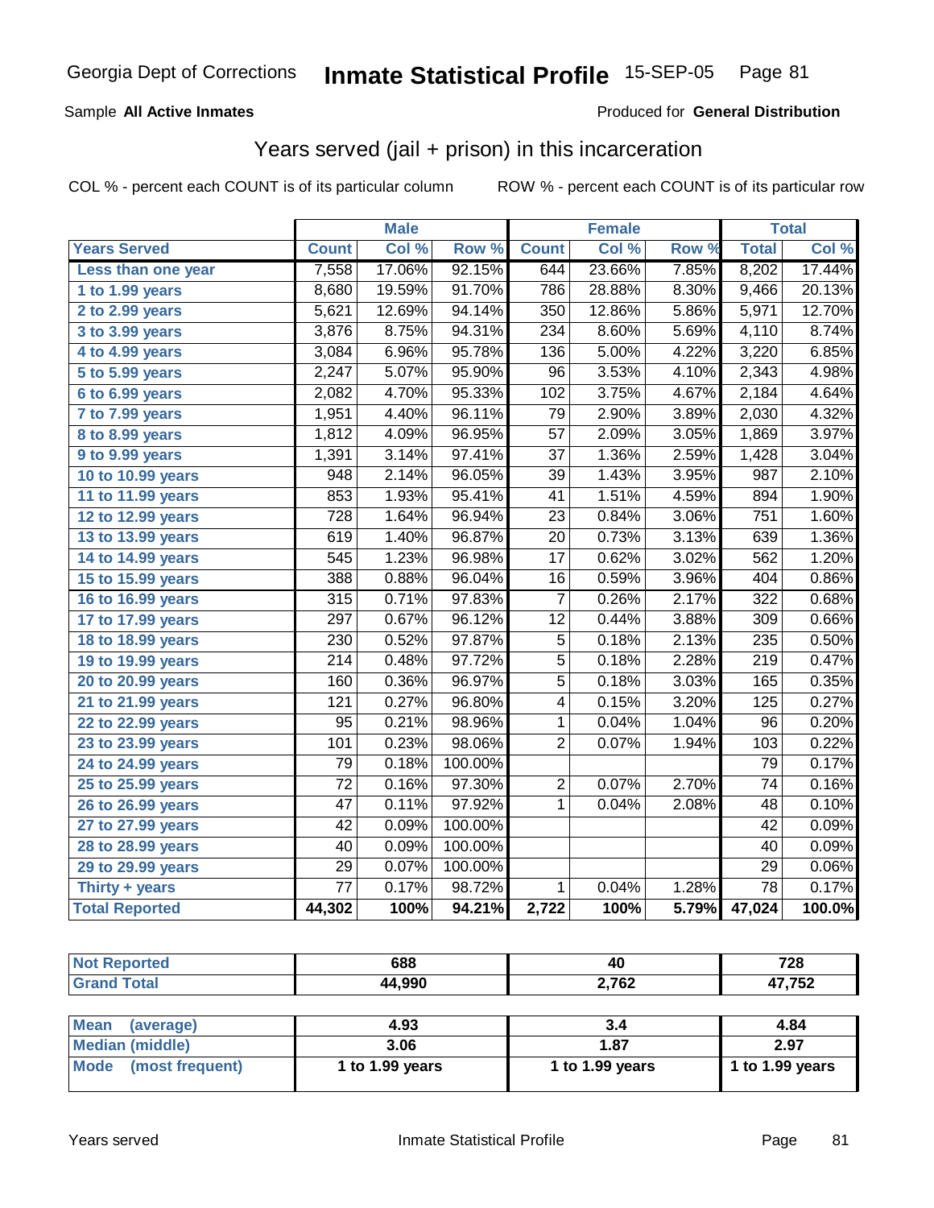Georgia Dept of Corrections **Inmate Statistical Profile** 15-SEP-05

Sample **All Active Inmates** Produced for **General Distribution**

## Years served (jail + prison) in this incarceration

COL % - percent each COUNT is of its particular column ROW % - percent each COUNT is of its particular row

| | Male | | | Female | | | Total | |
|---|---|---|---|---|---|---|---|---|
| **Years Served** | **Count** | **Col %** | **Row %** | **Count** | **Col %** | **Row %** | **Total** | **Col %** |
| Less than one year | 7,558 | 17.06% | 92.15% | 644 | 23.66% | 7.85% | 8,202 | 17.44% |
| 1 to 1.99 years | 8,680 | 19.59% | 91.70% | 786 | 28.88% | 8.30% | 9,466 | 20.13% |
| 2 to 2.99 years | 5,621 | 12.69% | 94.14% | 350 | 12.86% | 5.86% | 5,971 | 12.70% |
| 3 to 3.99 years | 3,876 | 8.75% | 94.31% | 234 | 8.60% | 5.69% | 4,110 | 8.74% |
| 4 to 4.99 years | 3,084 | 6.96% | 95.78% | 136 | 5.00% | 4.22% | 3,220 | 6.85% |
| 5 to 5.99 years | 2,247 | 5.07% | 95.90% | 96 | 3.53% | 4.10% | 2,343 | 4.98% |
| 6 to 6.99 years | 2,082 | 4.70% | 95.33% | 102 | 3.75% | 4.67% | 2,184 | 4.64% |
| 7 to 7.99 years | 1,951 | 4.40% | 96.11% | 79 | 2.90% | 3.89% | 2,030 | 4.32% |
| 8 to 8.99 years | 1,812 | 4.09% | 96.95% | 57 | 2.09% | 3.05% | 1,869 | 3.97% |
| 9 to 9.99 years | 1,391 | 3.14% | 97.41% | 37 | 1.36% | 2.59% | 1,428 | 3.04% |
| 10 to 10.99 years | 948 | 2.14% | 96.05% | 39 | 1.43% | 3.95% | 987 | 2.10% |
| 11 to 11.99 years | 853 | 1.93% | 95.41% | 41 | 1.51% | 4.59% | 894 | 1.90% |
| 12 to 12.99 years | 728 | 1.64% | 96.94% | 23 | 0.84% | 3.06% | 751 | 1.60% |
| 13 to 13.99 years | 619 | 1.40% | 96.87% | 20 | 0.73% | 3.13% | 639 | 1.36% |
| 14 to 14.99 years | 545 | 1.23% | 96.98% | 17 | 0.62% | 3.02% | 562 | 1.20% |
| 15 to 15.99 years | 388 | 0.88% | 96.04% | 16 | 0.59% | 3.96% | 404 | 0.86% |
| 16 to 16.99 years | 315 | 0.71% | 97.83% | 7 | 0.26% | 2.17% | 322 | 0.68% |
| 17 to 17.99 years | 297 | 0.67% | 96.12% | 12 | 0.44% | 3.88% | 309 | 0.66% |
| 18 to 18.99 years | 230 | 0.52% | 97.87% | 5 | 0.18% | 2.13% | 235 | 0.50% |
| 19 to 19.99 years | 214 | 0.48% | 97.72% | 5 | 0.18% | 2.28% | 219 | 0.47% |
| 20 to 20.99 years | 160 | 0.36% | 96.97% | 5 | 0.18% | 3.03% | 165 | 0.35% |
| 21 to 21.99 years | 121 | 0.27% | 96.80% | 4 | 0.15% | 3.20% | 125 | 0.27% |
| 22 to 22.99 years | 95 | 0.21% | 98.96% | 1 | 0.04% | 1.04% | 96 | 0.20% |
| 23 to 23.99 years | 101 | 0.23% | 98.06% | 2 | 0.07% | 1.94% | 103 | 0.22% |
| 24 to 24.99 years | 79 | 0.18% | 100.00% | | | | 79 | 0.17% |
| 25 to 25.99 years | 72 | 0.16% | 97.30% | 2 | 0.07% | 2.70% | 74 | 0.16% |
| 26 to 26.99 years | 47 | 0.11% | 97.92% | 1 | 0.04% | 2.08% | 48 | 0.10% |
| 27 to 27.99 years | 42 | 0.09% | 100.00% | | | | 42 | 0.09% |
| 28 to 28.99 years | 40 | 0.09% | 100.00% | | | | 40 | 0.09% |
| 29 to 29.99 years | 29 | 0.07% | 100.00% | | | | 29 | 0.06% |
| Thirty + years | 77 | 0.17% | 98.72% | 1 | 0.04% | 1.28% | 78 | 0.17% |
| **Total Reported** | **44,302** | **100%** | **94.21%** | **2,722** | **100%** | **5.79%** | **47,024** | **100.0%** |

| | Male | Female | Total |
|---|---|---|---|
| Not Reported | 688 | 40 | 728 |
| Grand Total | 44,990 | 2,762 | 47,752 |

| | Male | Female | Total |
|---|---|---|---|
| Mean (average) | 4.93 | 3.4 | 4.84 |
| Median (middle) | 3.06 | 1.87 | 2.97 |
| Mode (most frequent) | 1 to 1.99 years | 1 to 1.99 years | 1 to 1.99 years |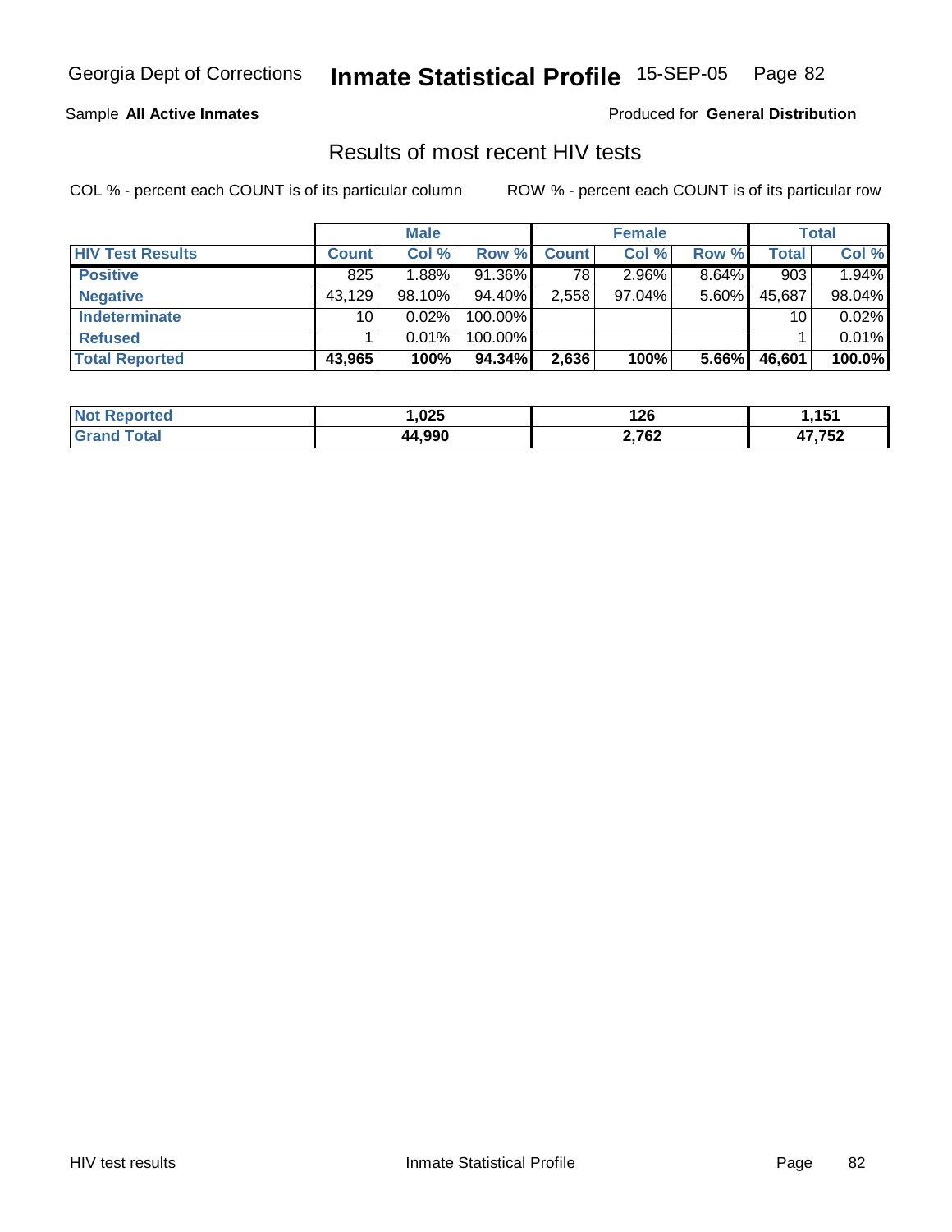Georgia Dept of Corrections **Inmate Statistical Profile** 15-SEP-05

Sample **All Active Inmates**

Produced for **General Distribution**

## Results of most recent HIV tests

COL % - percent each COUNT is of its particular column  ROW % - percent each COUNT is of its particular row

| | Male | | | Female | | | Total | |
|---|---|---|---|---|---|---|---|---|
| **HIV Test Results** | **Count** | **Col %** | **Row %** | **Count** | **Col %** | **Row %** | **Total** | **Col %** |
| **Positive** | 825 | 1.88% | 91.36% | 78 | 2.96% | 8.64% | 903 | 1.94% |
| **Negative** | 43,129 | 98.10% | 94.40% | 2,558 | 97.04% | 5.60% | 45,687 | 98.04% |
| **Indeterminate** | 10 | 0.02% | 100.00% | | | | 10 | 0.02% |
| **Refused** | 1 | 0.01% | 100.00% | | | | 1 | 0.01% |
| **Total Reported** | **43,965** | **100%** | **94.34%** | **2,636** | **100%** | **5.66%** | **46,601** | **100.0%** |

| | Male | Female | Total |
|---|---|---|---|
| **Not Reported** | **1,025** | **126** | **1,151** |
| **Grand Total** | **44,990** | **2,762** | **47,752** |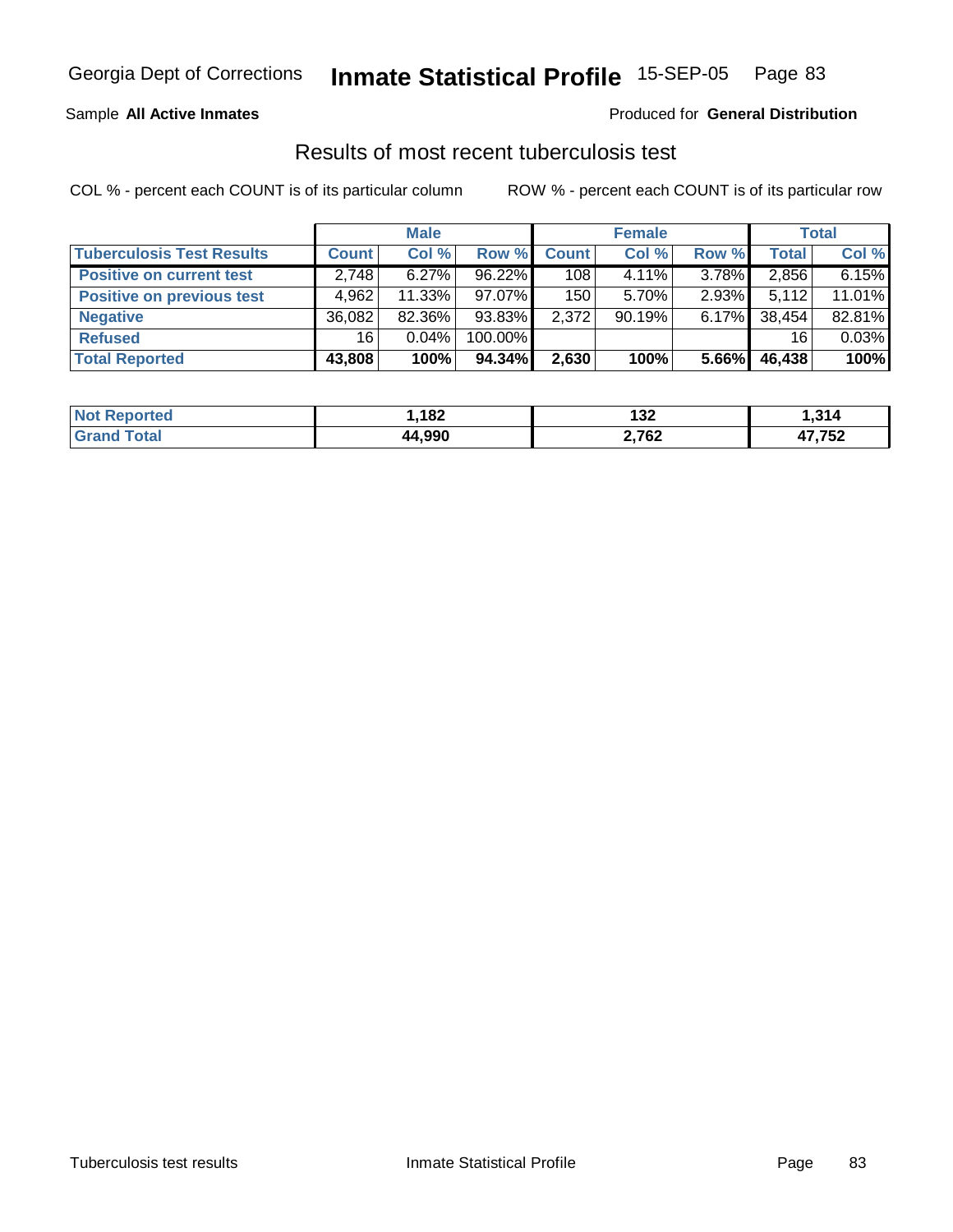Sample **All Active Inmates**

Produced for **General Distribution**

## Results of most recent tuberculosis test

COL % - percent each COUNT is of its particular column

ROW % - percent each COUNT is of its particular row

| | Male | | | Female | | | Total | |
|---|---|---|---|---|---|---|---|---|
| **Tuberculosis Test Results** | **Count** | **Col %** | **Row %** | **Count** | **Col %** | **Row %** | **Total** | **Col %** |
| **Positive on current test** | 2,748 | 6.27% | 96.22% | 108 | 4.11% | 3.78% | 2,856 | 6.15% |
| **Positive on previous test** | 4,962 | 11.33% | 97.07% | 150 | 5.70% | 2.93% | 5,112 | 11.01% |
| **Negative** | 36,082 | 82.36% | 93.83% | 2,372 | 90.19% | 6.17% | 38,454 | 82.81% |
| **Refused** | 16 | 0.04% | 100.00% | | | | 16 | 0.03% |
| **Total Reported** | **43,808** | **100%** | **94.34%** | **2,630** | **100%** | **5.66%** | **46,438** | **100%** |

| | Male | Female | Total |
|---|---|---|---|
| **Not Reported** | **1,182** | **132** | **1,314** |
| **Grand Total** | **44,990** | **2,762** | **47,752** |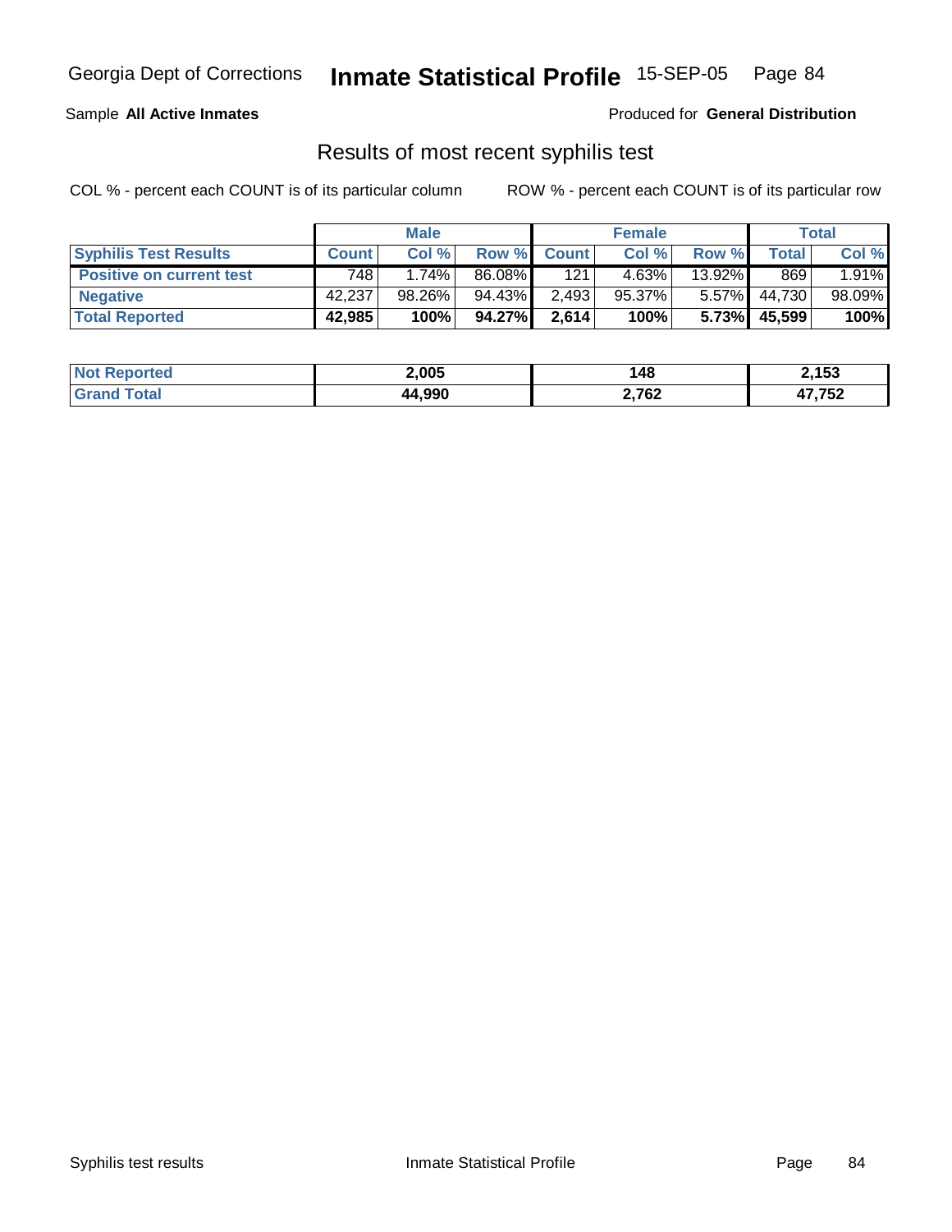Georgia Dept of Corrections **Inmate Statistical Profile** 15-SEP-05

Sample **All Active Inmates**

Produced for **General Distribution**

## Results of most recent syphilis test

COL % - percent each COUNT is of its particular column

ROW % - percent each COUNT is of its particular row

| | Male | | | Female | | | Total | |
|---|---|---|---|---|---|---|---|---|
| **Syphilis Test Results** | **Count** | **Col %** | **Row %** | **Count** | **Col %** | **Row %** | **Total** | **Col %** |
| **Positive on current test** | 748 | 1.74% | 86.08% | 121 | 4.63% | 13.92% | 869 | 1.91% |
| **Negative** | 42,237 | 98.26% | 94.43% | 2,493 | 95.37% | 5.57% | 44,730 | 98.09% |
| **Total Reported** | **42,985** | **100%** | **94.27%** | **2,614** | **100%** | **5.73%** | **45,599** | **100%** |

| | Male | Female | Total |
|---|---|---|---|
| **Not Reported** | **2,005** | **148** | **2,153** |
| **Grand Total** | **44,990** | **2,762** | **47,752** |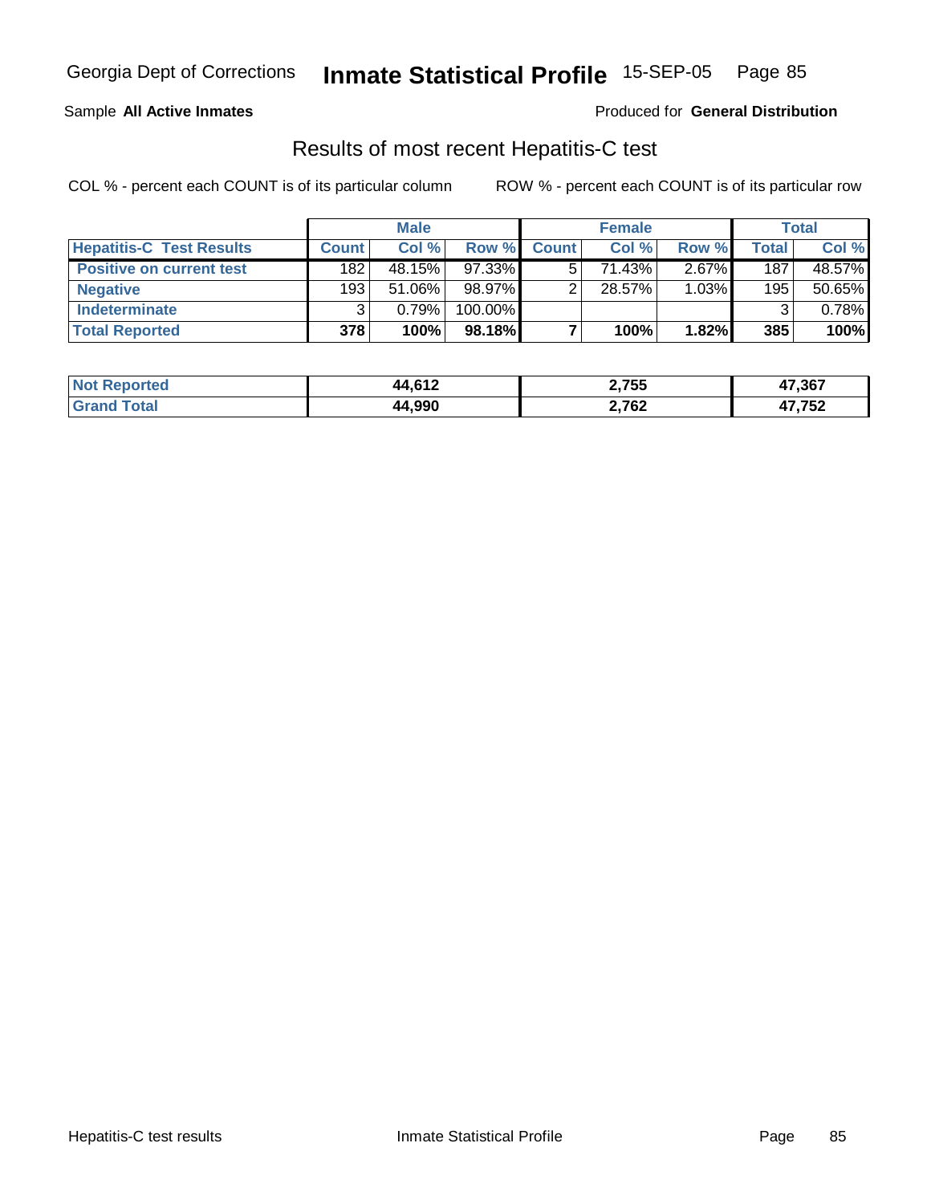Georgia Dept of Corrections **Inmate Statistical Profile** 15-SEP-05

Sample **All Active Inmates**

Produced for **General Distribution**

## Results of most recent Hepatitis-C test

COL % - percent each COUNT is of its particular column

ROW % - percent each COUNT is of its particular row

| | Male | | | Female | | | Total | |
|---|---|---|---|---|---|---|---|---|
| **Hepatitis-C Test Results** | **Count** | **Col %** | **Row %** | **Count** | **Col %** | **Row %** | **Total** | **Col %** |
| **Positive on current test** | 182 | 48.15% | 97.33% | 5 | 71.43% | 2.67% | 187 | 48.57% |
| **Negative** | 193 | 51.06% | 98.97% | 2 | 28.57% | 1.03% | 195 | 50.65% |
| **Indeterminate** | 3 | 0.79% | 100.00% | | | | 3 | 0.78% |
| **Total Reported** | **378** | **100%** | **98.18%** | **7** | **100%** | **1.82%** | **385** | **100%** |

| | Male | Female | Total |
|---|---|---|---|
| **Not Reported** | **44,612** | **2,755** | **47,367** |
| **Grand Total** | **44,990** | **2,762** | **47,752** |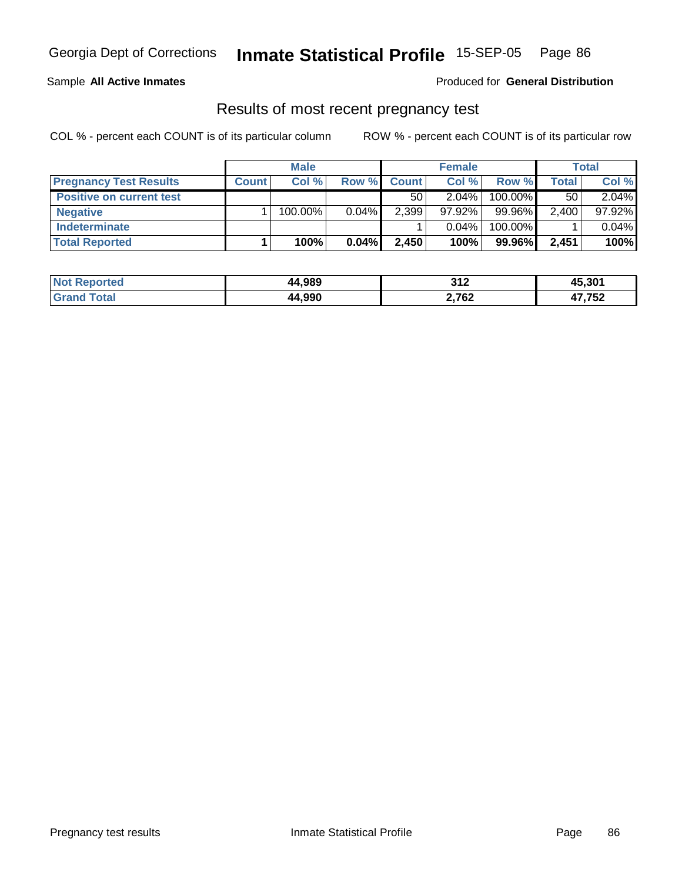## Results of most recent pregnancy test

COL % - percent each COUNT is of its particular column

ROW % - percent each COUNT is of its particular row

| | Male | | | Female | | | Total | |
|---|---|---|---|---|---|---|---|---|
| **Pregnancy Test Results** | **Count** | **Col %** | **Row %** | **Count** | **Col %** | **Row %** | **Total** | **Col %** |
| **Positive on current test** | | | | 50 | 2.04% | 100.00% | 50 | 2.04% |
| **Negative** | 1 | 100.00% | 0.04% | 2,399 | 97.92% | 99.96% | 2,400 | 97.92% |
| **Indeterminate** | | | | 1 | 0.04% | 100.00% | 1 | 0.04% |
| **Total Reported** | **1** | **100%** | **0.04%** | **2,450** | **100%** | **99.96%** | **2,451** | **100%** |

| | Male | Female | Total |
|---|---|---|---|
| **Not Reported** | **44,989** | **312** | **45,301** |
| **Grand Total** | **44,990** | **2,762** | **47,752** |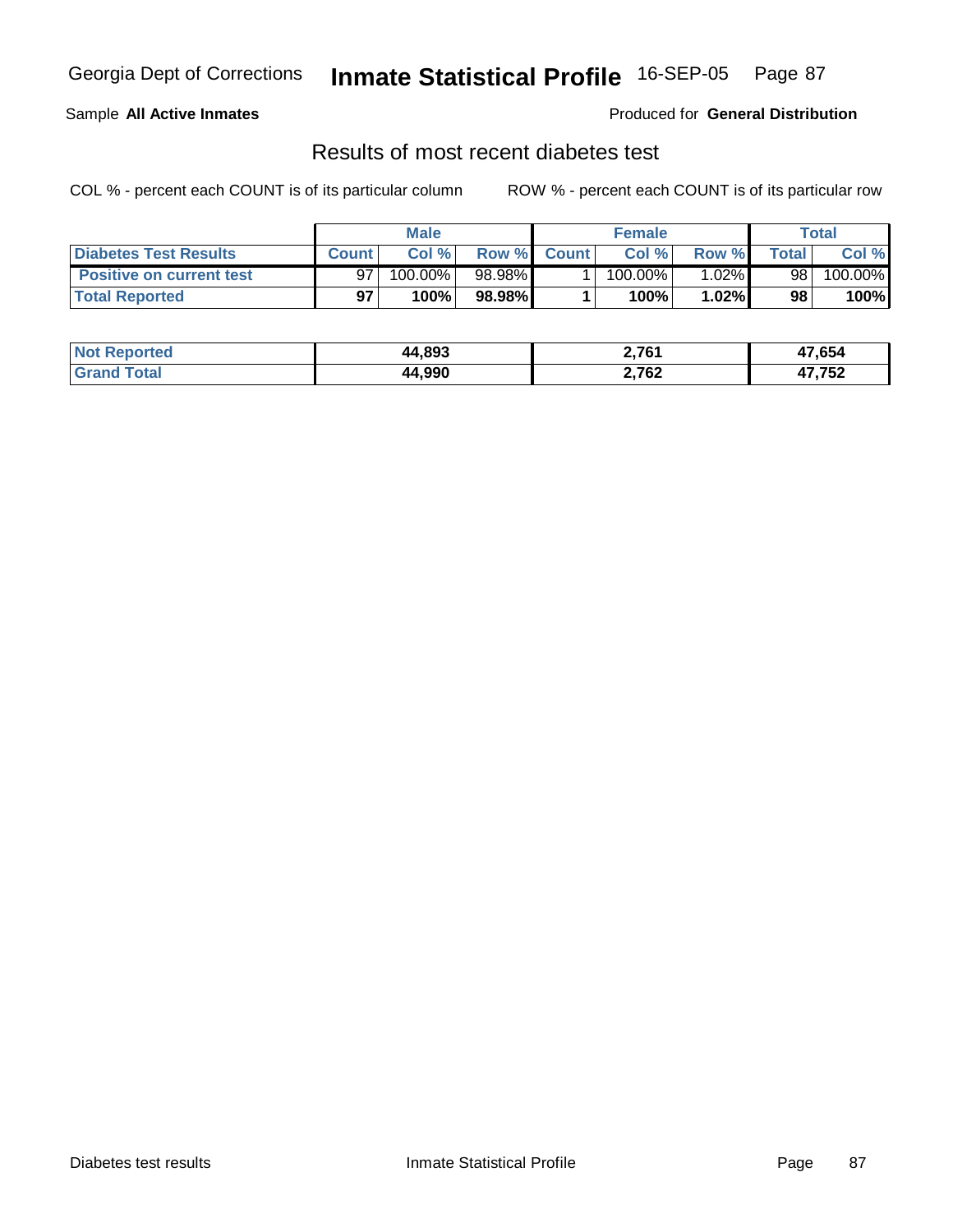Georgia Dept of Corrections **Inmate Statistical Profile** 16-SEP-05 Page 87

Sample **All Active Inmates**

Produced for **General Distribution**

## Results of most recent diabetes test

COL % - percent each COUNT is of its particular column

ROW % - percent each COUNT is of its particular row

| | Male | | | Female | | | Total | |
|---|---|---|---|---|---|---|---|---|
| **Diabetes Test Results** | **Count** | **Col %** | **Row %** | **Count** | **Col %** | **Row %** | **Total** | **Col %** |
| **Positive on current test** | 97 | 100.00% | 98.98% | 1 | 100.00% | 1.02% | 98 | 100.00% |
| **Total Reported** | **97** | **100%** | **98.98%** | **1** | **100%** | **1.02%** | **98** | **100%** |

| | Male | Female | Total |
|---|---|---|---|
| **Not Reported** | **44,893** | **2,761** | **47,654** |
| **Grand Total** | **44,990** | **2,762** | **47,752** |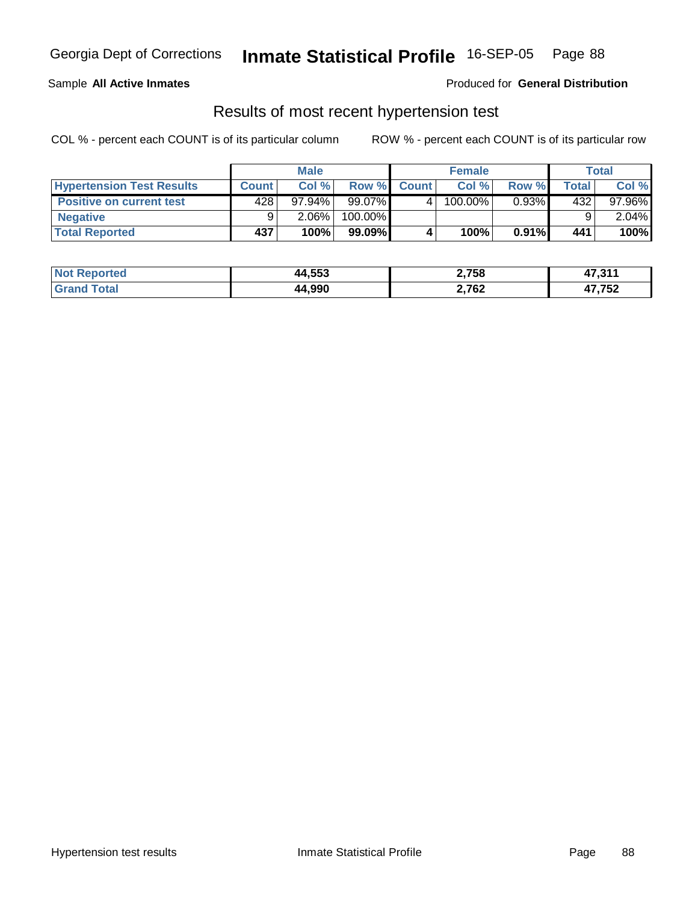Sample **All Active Inmates**

Produced for **General Distribution**

## Results of most recent hypertension test

COL % - percent each COUNT is of its particular column

ROW % - percent each COUNT is of its particular row

| | Male | | | Female | | | Total | |
|---|---|---|---|---|---|---|---|---|
| **Hypertension Test Results** | **Count** | **Col %** | **Row %** | **Count** | **Col %** | **Row %** | **Total** | **Col %** |
| **Positive on current test** | 428 | 97.94% | 99.07% | 4 | 100.00% | 0.93% | 432 | 97.96% |
| **Negative** | 9 | 2.06% | 100.00% | | | | 9 | 2.04% |
| **Total Reported** | **437** | **100%** | **99.09%** | **4** | **100%** | **0.91%** | **441** | **100%** |

| | Male | Female | Total |
|---|---|---|---|
| **Not Reported** | **44,553** | **2,758** | **47,311** |
| **Grand Total** | **44,990** | **2,762** | **47,752** |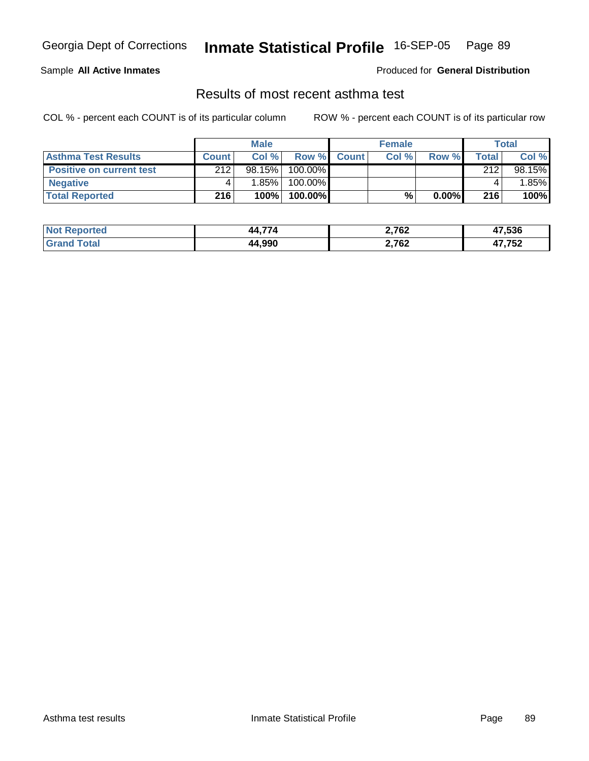Georgia Dept of Corrections **Inmate Statistical Profile** 16-SEP-05

Sample **All Active Inmates**

Produced for **General Distribution**

## Results of most recent asthma test

COL % - percent each COUNT is of its particular column

ROW % - percent each COUNT is of its particular row

| | Male | | | Female | | | Total | |
|---|---|---|---|---|---|---|---|---|
| **Asthma Test Results** | **Count** | **Col %** | **Row %** | **Count** | **Col %** | **Row %** | **Total** | **Col %** |
| **Positive on current test** | 212 | 98.15% | 100.00% | | | | 212 | 98.15% |
| **Negative** | 4 | 1.85% | 100.00% | | | | 4 | 1.85% |
| **Total Reported** | **216** | **100%** | **100.00%** | | **%** | **0.00%** | **216** | **100%** |

| | Male | Female | Total |
|---|---|---|---|
| **Not Reported** | **44,774** | **2,762** | **47,536** |
| **Grand Total** | **44,990** | **2,762** | **47,752** |